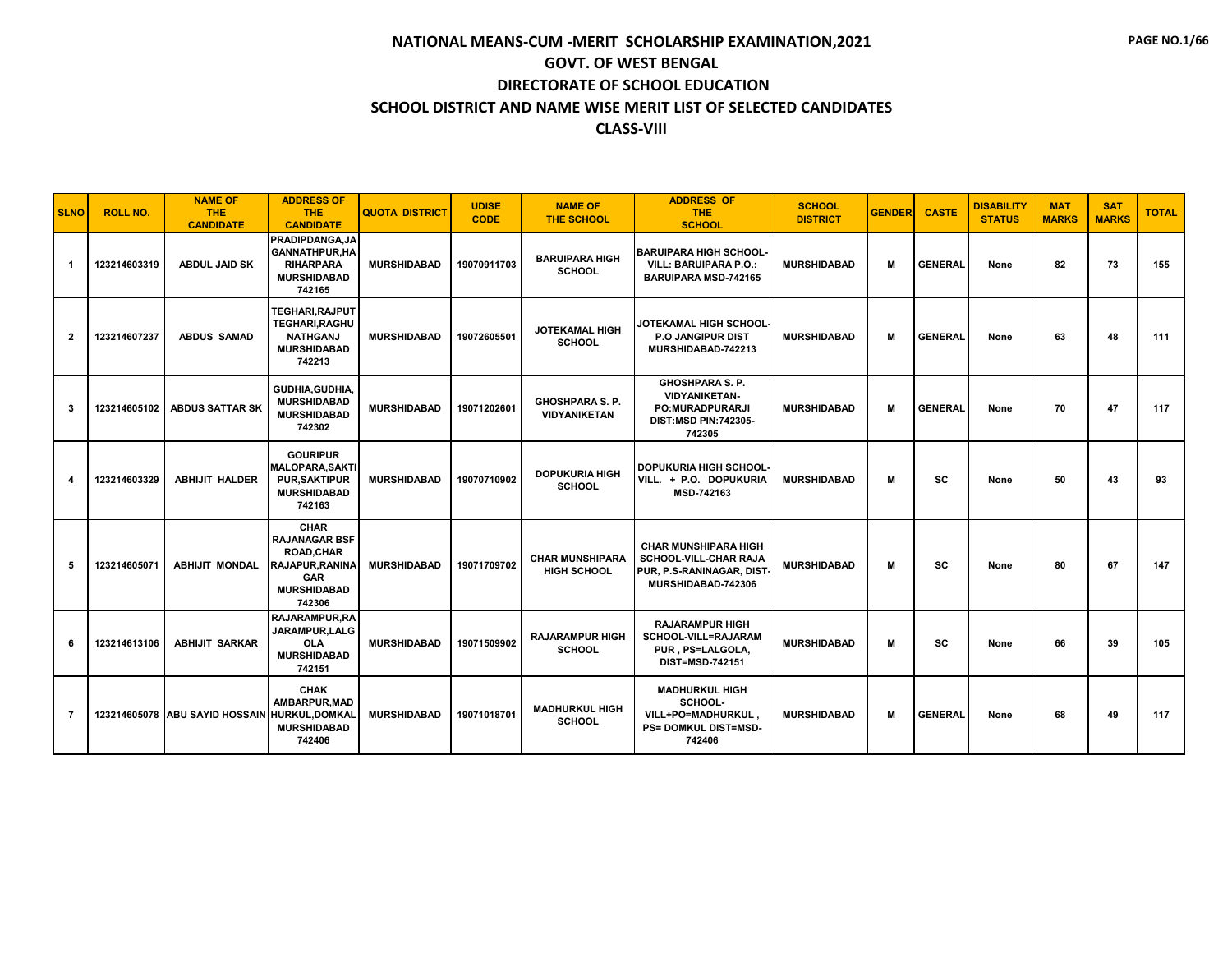# NATIONAL MEANS-CUM -MERIT SCHOLARSHIP EXAMINATION,2021

## GOVT. OF WEST BENGAL

## DIRECTORATE OF SCHOOL EDUCATION

## SCHOOL DISTRICT AND NAME WISE MERIT LIST OF SELECTED CANDIDATES

## CLASS-VIII

| SLNO | ROLL NO. | NAME OF THE CANDIDATE | ADDRESS OF THE CANDIDATE | QUOTA DISTRICT | UDISE CODE | NAME OF THE SCHOOL | ADDRESS OF THE SCHOOL | SCHOOL DISTRICT | GENDER | CASTE | DISABILITY STATUS | MAT MARKS | SAT MARKS | TOTAL |
|---|---|---|---|---|---|---|---|---|---|---|---|---|---|---|
| 1 | 123214603319 | ABDUL JAID SK | PRADIPDANGA,JAGANNATHPUR,HARIHARPARA MURSHIDABAD 742165 | MURSHIDABAD | 19070911703 | BARUIPARA HIGH SCHOOL | BARUIPARA HIGH SCHOOL-VILL: BARUIPARA P.O.: BARUIPARA MSD-742165 | MURSHIDABAD | M | GENERAL | None | 82 | 73 | 155 |
| 2 | 123214607237 | ABDUS SAMAD | TEGHARI,RAJPUT TEGHARI,RAGHUNATHGANJ MURSHIDABAD 742213 | MURSHIDABAD | 19072605501 | JOTEKAMAL HIGH SCHOOL | JOTEKAMAL HIGH SCHOOL-P.O JANGIPUR DIST MURSHIDABAD-742213 | MURSHIDABAD | M | GENERAL | None | 63 | 48 | 111 |
| 3 | 123214605102 | ABDUS SATTAR SK | GUDHIA,GUDHIA,MURSHIDABAD MURSHIDABAD 742302 | MURSHIDABAD | 19071202601 | GHOSHPARA S. P. VIDYANIKETAN | GHOSHPARA S. P. VIDYANIKETAN-PO:MURADPURARJI DIST:MSD PIN:742305-742305 | MURSHIDABAD | M | GENERAL | None | 70 | 47 | 117 |
| 4 | 123214603329 | ABHIJIT HALDER | GOURIPUR MALOPARA,SAKTIPUR,SAKTIPUR MURSHIDABAD 742163 | MURSHIDABAD | 19070710902 | DOPUKURIA HIGH SCHOOL | DOPUKURIA HIGH SCHOOL-VILL. + P.O. DOPUKURIA MSD-742163 | MURSHIDABAD | M | SC | None | 50 | 43 | 93 |
| 5 | 123214605071 | ABHIJIT MONDAL | CHAR RAJANAGAR BSF ROAD,CHAR RAJAPUR,RANINAGAR MURSHIDABAD 742306 | MURSHIDABAD | 19071709702 | CHAR MUNSHIPARA HIGH SCHOOL | CHAR MUNSHIPARA HIGH SCHOOL-VILL-CHAR RAJA PUR, P.S-RANINAGAR, DIST-MURSHIDABAD-742306 | MURSHIDABAD | M | SC | None | 80 | 67 | 147 |
| 6 | 123214613106 | ABHIJIT SARKAR | RAJARAMPUR,RAJARAMPUR,LALGOLA MURSHIDABAD 742151 | MURSHIDABAD | 19071509902 | RAJARAMPUR HIGH SCHOOL | RAJARAMPUR HIGH SCHOOL-VILL=RAJARAMPUR , PS=LALGOLA, DIST=MSD-742151 | MURSHIDABAD | M | SC | None | 66 | 39 | 105 |
| 7 | 123214605078 | ABU SAYID HOSSAIN | CHAK AMBARPUR,MADHURKUL,DOMKAL MURSHIDABAD 742406 | MURSHIDABAD | 19071018701 | MADHURKUL HIGH SCHOOL | MADHURKUL HIGH SCHOOL-VILL+PO=MADHURKUL , PS= DOMKUL DIST=MSD-742406 | MURSHIDABAD | M | GENERAL | None | 68 | 49 | 117 |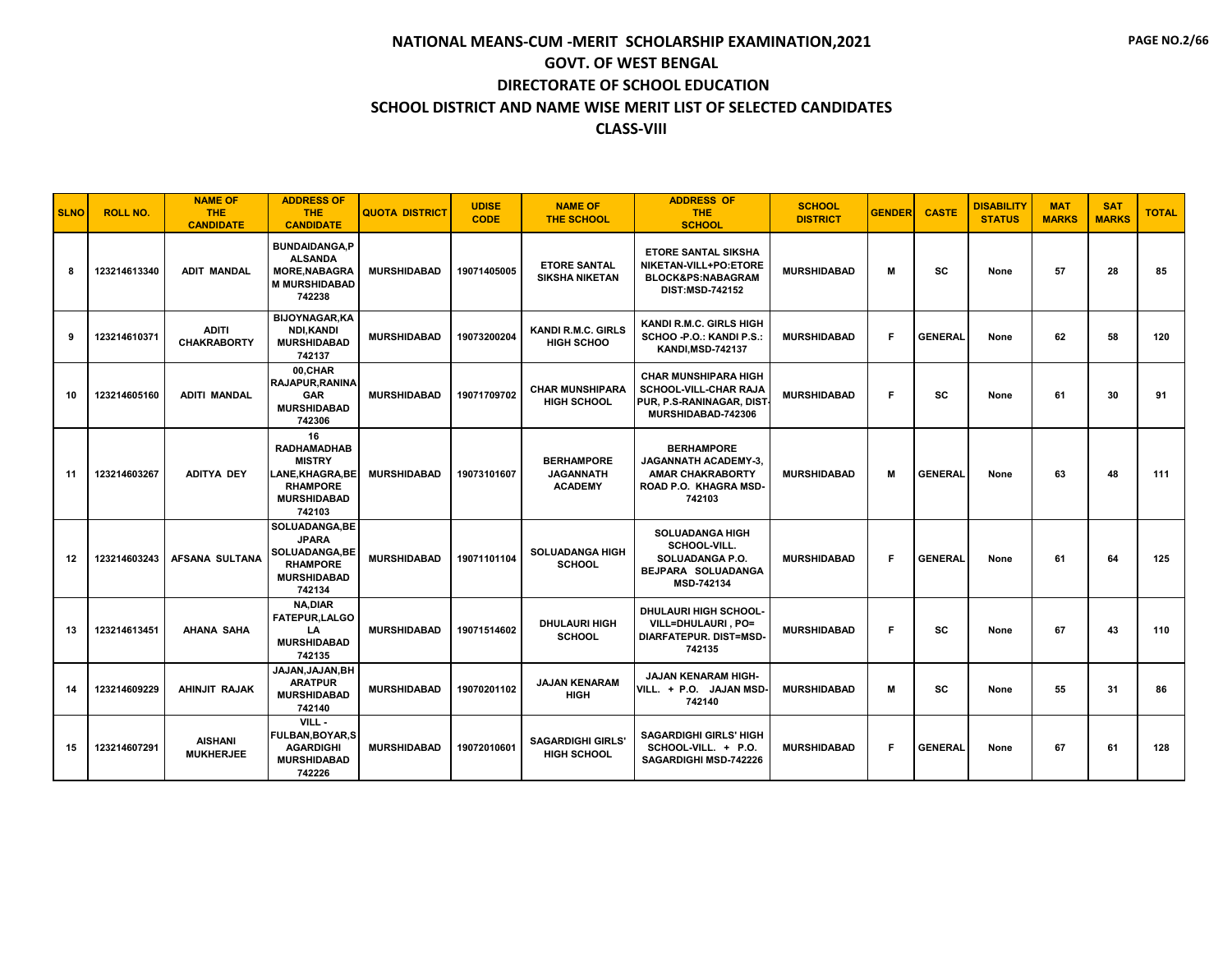# NATIONAL MEANS-CUM -MERIT SCHOLARSHIP EXAMINATION,2021

## GOVT. OF WEST BENGAL

## DIRECTORATE OF SCHOOL EDUCATION

## SCHOOL DISTRICT AND NAME WISE MERIT LIST OF SELECTED CANDIDATES

## CLASS-VIII

| SLNO | ROLL NO. | NAME OF THE CANDIDATE | ADDRESS OF THE CANDIDATE | QUOTA DISTRICT | UDISE CODE | NAME OF THE SCHOOL | ADDRESS OF THE SCHOOL | SCHOOL DISTRICT | GENDER | CASTE | DISABILITY STATUS | MAT MARKS | SAT MARKS | TOTAL |
|---|---|---|---|---|---|---|---|---|---|---|---|---|---|---|
| 8 | 123214613340 | ADIT MANDAL | BUNDAIDANGA,PALSANDA MORE,NABAGRAM MURSHIDABAD 742238 | MURSHIDABAD | 19071405005 | ETORE SANTAL SIKSHA NIKETAN | ETORE SANTAL SIKSHA NIKETAN-VILL+PO:ETORE BLOCK&PS:NABAGRAM DIST:MSD-742152 | MURSHIDABAD | M | SC | None | 57 | 28 | 85 |
| 9 | 123214610371 | ADITI CHAKRABORTY | BIJOYNAGAR,KANDI,KANDI MURSHIDABAD 742137 | MURSHIDABAD | 19073200204 | KANDI R.M.C. GIRLS HIGH SCHOO | KANDI R.M.C. GIRLS HIGH SCHOO -P.O.: KANDI P.S.: KANDI,MSD-742137 | MURSHIDABAD | F | GENERAL | None | 62 | 58 | 120 |
| 10 | 123214605160 | ADITI MANDAL | 00,CHAR RAJAPUR,RANINAGAR MURSHIDABAD 742306 | MURSHIDABAD | 19071709702 | CHAR MUNSHIPARA HIGH SCHOOL | CHAR MUNSHIPARA HIGH SCHOOL-VILL-CHAR RAJA PUR, P.S-RANINAGAR, DIST-MURSHIDABAD-742306 | MURSHIDABAD | F | SC | None | 61 | 30 | 91 |
| 11 | 123214603267 | ADITYA DEY | 16 RADHAMADHAB MISTRY LANE,KHAGRA,BERHAMPORE MURSHIDABAD 742103 | MURSHIDABAD | 19073101607 | BERHAMPORE JAGANNATH ACADEMY | BERHAMPORE JAGANNATH ACADEMY-3, AMAR CHAKRABORTY ROAD P.O. KHAGRA MSD-742103 | MURSHIDABAD | M | GENERAL | None | 63 | 48 | 111 |
| 12 | 123214603243 | AFSANA SULTANA | SOLUADANGA,BEJPARA SOLUADANGA,BERHAMPORE MURSHIDABAD 742134 | MURSHIDABAD | 19071101104 | SOLUADANGA HIGH SCHOOL | SOLUADANGA HIGH SCHOOL-VILL. SOLUADANGA P.O. BEJPARA SOLUADANGA MSD-742134 | MURSHIDABAD | F | GENERAL | None | 61 | 64 | 125 |
| 13 | 123214613451 | AHANA SAHA | NA,DIAR FATEPUR,LALGOLA MURSHIDABAD 742135 | MURSHIDABAD | 19071514602 | DHULAURI HIGH SCHOOL | DHULAURI HIGH SCHOOL-VILL=DHULAURI , PO= DIARFATEPUR. DIST=MSD-742135 | MURSHIDABAD | F | SC | None | 67 | 43 | 110 |
| 14 | 123214609229 | AHINJIT RAJAK | JAJAN,JAJAN,BHARATPUR MURSHIDABAD 742140 | MURSHIDABAD | 19070201102 | JAJAN KENARAM HIGH | JAJAN KENARAM HIGH-VILL. + P.O. JAJAN MSD-742140 | MURSHIDABAD | M | SC | None | 55 | 31 | 86 |
| 15 | 123214607291 | AISHANI MUKHERJEE | VILL - FULBAN,BOYAR,SAGARDIGHI MURSHIDABAD 742226 | MURSHIDABAD | 19072010601 | SAGARDIGHI GIRLS' HIGH SCHOOL | SAGARDIGHI GIRLS' HIGH SCHOOL-VILL. + P.O. SAGARDIGHI MSD-742226 | MURSHIDABAD | F | GENERAL | None | 67 | 61 | 128 |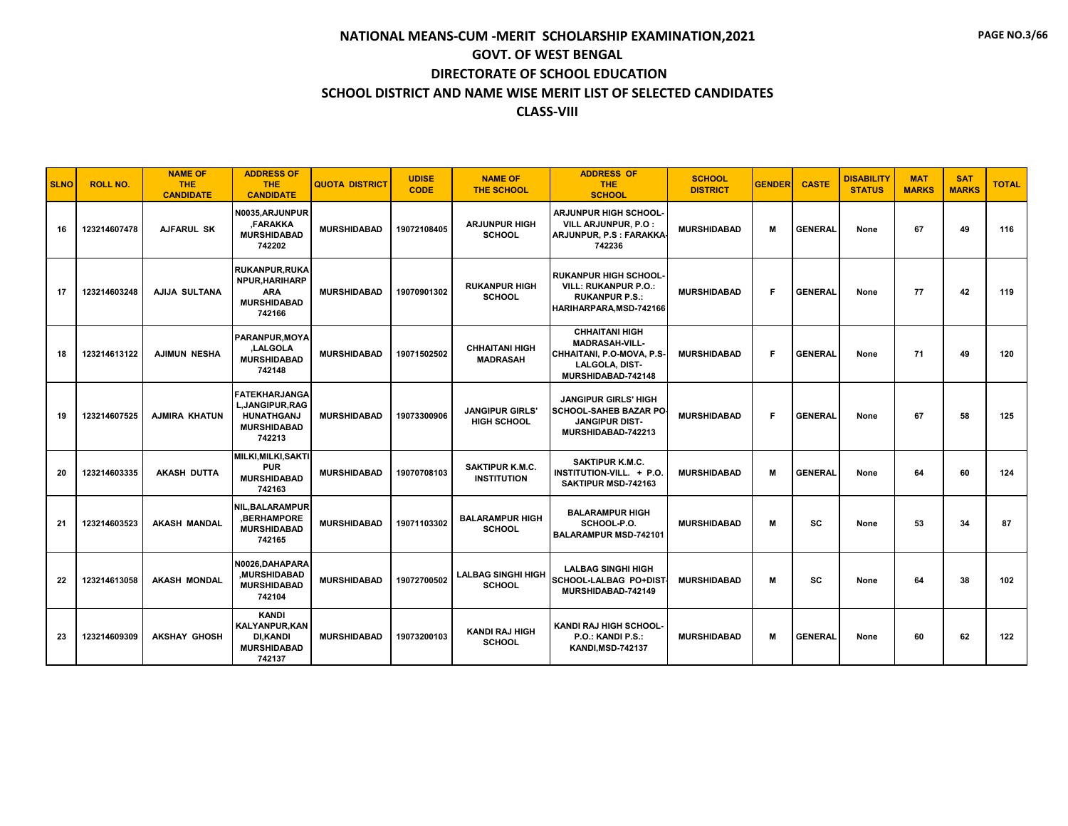# NATIONAL MEANS-CUM -MERIT SCHOLARSHIP EXAMINATION,2021

## GOVT. OF WEST BENGAL

## DIRECTORATE OF SCHOOL EDUCATION

## SCHOOL DISTRICT AND NAME WISE MERIT LIST OF SELECTED CANDIDATES

## CLASS-VIII

| SLNO | ROLL NO. | NAME OF THE CANDIDATE | ADDRESS OF THE CANDIDATE | QUOTA DISTRICT | UDISE CODE | NAME OF THE SCHOOL | ADDRESS OF THE SCHOOL | SCHOOL DISTRICT | GENDER | CASTE | DISABILITY STATUS | MAT MARKS | SAT MARKS | TOTAL |
|---|---|---|---|---|---|---|---|---|---|---|---|---|---|---|
| 16 | 123214607478 | AJFARUL SK | N0035,ARJUNPUR ,FARAKKA MURSHIDABAD 742202 | MURSHIDABAD | 19072108405 | ARJUNPUR HIGH SCHOOL | ARJUNPUR HIGH SCHOOL-VILL ARJUNPUR, P.O : ARJUNPUR, P.S : FARAKKA-742236 | MURSHIDABAD | M | GENERAL | None | 67 | 49 | 116 |
| 17 | 123214603248 | AJIJA SULTANA | RUKANPUR,RUKANPUR,HARIHARPARA MURSHIDABAD 742166 | MURSHIDABAD | 19070901302 | RUKANPUR HIGH SCHOOL | RUKANPUR HIGH SCHOOL-VILL: RUKANPUR P.O.: RUKANPUR P.S.: HARIHARPARA,MSD-742166 | MURSHIDABAD | F | GENERAL | None | 77 | 42 | 119 |
| 18 | 123214613122 | AJIMUN NESHA | PARANPUR,MOYA ,LALGOLA MURSHIDABAD 742148 | MURSHIDABAD | 19071502502 | CHHAITANI HIGH MADRASAH | CHHAITANI HIGH MADRASAH-VILL-CHHAITANI, P.O-MOVA, P.S-LALGOLA, DIST-MURSHIDABAD-742148 | MURSHIDABAD | F | GENERAL | None | 71 | 49 | 120 |
| 19 | 123214607525 | AJMIRA KHATUN | FATEKHARJANGAL,JANGIPUR,RAGHUNATHGANJ MURSHIDABAD 742213 | MURSHIDABAD | 19073300906 | JANGIPUR GIRLS' HIGH SCHOOL | JANGIPUR GIRLS' HIGH SCHOOL-SAHEB BAZAR PO-JANGIPUR DIST-MURSHIDABAD-742213 | MURSHIDABAD | F | GENERAL | None | 67 | 58 | 125 |
| 20 | 123214603335 | AKASH DUTTA | MILKI,MILKI,SAKTIPUR MURSHIDABAD 742163 | MURSHIDABAD | 19070708103 | SAKTIPUR K.M.C. INSTITUTION | SAKTIPUR K.M.C. INSTITUTION-VILL. + P.O. SAKTIPUR MSD-742163 | MURSHIDABAD | M | GENERAL | None | 64 | 60 | 124 |
| 21 | 123214603523 | AKASH MANDAL | NIL,BALARAMPUR ,BERHAMPORE MURSHIDABAD 742165 | MURSHIDABAD | 19071103302 | BALARAMPUR HIGH SCHOOL | BALARAMPUR HIGH SCHOOL-P.O. BALARAMPUR MSD-742101 | MURSHIDABAD | M | SC | None | 53 | 34 | 87 |
| 22 | 123214613058 | AKASH MONDAL | N0026,DAHAPARA ,MURSHIDABAD MURSHIDABAD 742104 | MURSHIDABAD | 19072700502 | LALBAG SINGHI HIGH SCHOOL | LALBAG SINGHI HIGH SCHOOL-LALBAG PO+DIST-MURSHIDABAD-742149 | MURSHIDABAD | M | SC | None | 64 | 38 | 102 |
| 23 | 123214609309 | AKSHAY GHOSH | KANDI KALYANPUR,KANDI,KANDI MURSHIDABAD 742137 | MURSHIDABAD | 19073200103 | KANDI RAJ HIGH SCHOOL | KANDI RAJ HIGH SCHOOL-P.O.: KANDI P.S.: KANDI,MSD-742137 | MURSHIDABAD | M | GENERAL | None | 60 | 62 | 122 |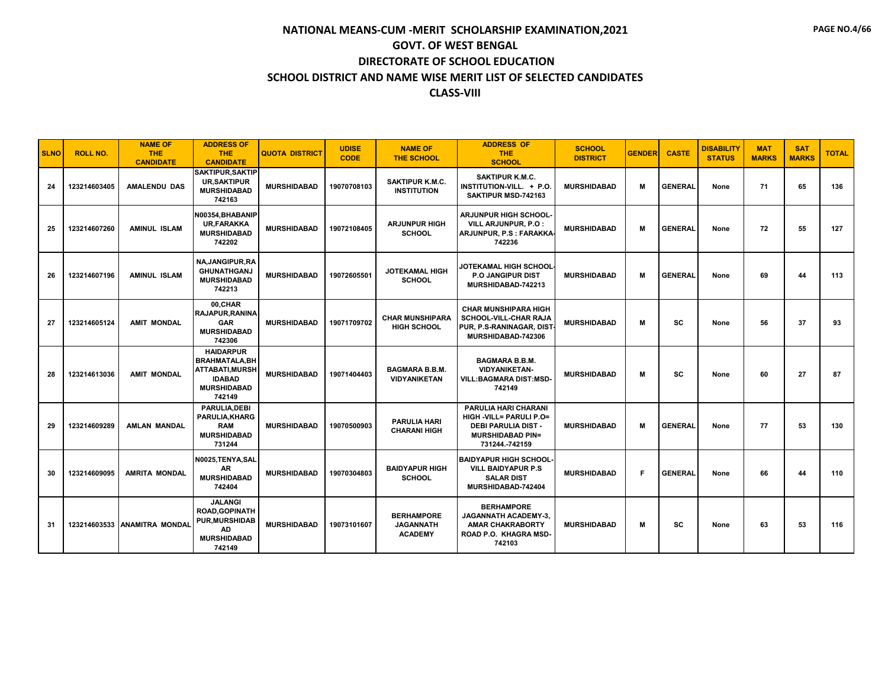# NATIONAL MEANS-CUM -MERIT SCHOLARSHIP EXAMINATION,2021
## GOVT. OF WEST BENGAL
## DIRECTORATE OF SCHOOL EDUCATION
## SCHOOL DISTRICT AND NAME WISE MERIT LIST OF SELECTED CANDIDATES
## CLASS-VIII

| SLNO | ROLL NO. | NAME OF THE CANDIDATE | ADDRESS OF THE CANDIDATE | QUOTA DISTRICT | UDISE CODE | NAME OF THE SCHOOL | ADDRESS OF THE SCHOOL | SCHOOL DISTRICT | GENDER | CASTE | DISABILITY STATUS | MAT MARKS | SAT MARKS | TOTAL |
|---|---|---|---|---|---|---|---|---|---|---|---|---|---|---|
| 24 | 123214603405 | AMALENDU DAS | SAKTIPUR,SAKTIPUR,SAKTIPUR MURSHIDABAD 742163 | MURSHIDABAD | 19070708103 | SAKTIPUR K.M.C. INSTITUTION | SAKTIPUR K.M.C. INSTITUTION-VILL. + P.O. SAKTIPUR MSD-742163 | MURSHIDABAD | M | GENERAL | None | 71 | 65 | 136 |
| 25 | 123214607260 | AMINUL ISLAM | N00354,BHABANIPUR,FARAKKA MURSHIDABAD 742202 | MURSHIDABAD | 19072108405 | ARJUNPUR HIGH SCHOOL | ARJUNPUR HIGH SCHOOL-VILL ARJUNPUR, P.O : ARJUNPUR, P.S : FARAKKA-742236 | MURSHIDABAD | M | GENERAL | None | 72 | 55 | 127 |
| 26 | 123214607196 | AMINUL ISLAM | NA,JANGIPUR,RAGHUNATHGANJ MURSHIDABAD 742213 | MURSHIDABAD | 19072605501 | JOTEKAMAL HIGH SCHOOL | JOTEKAMAL HIGH SCHOOL-P.O JANGIPUR DIST MURSHIDABAD-742213 | MURSHIDABAD | M | GENERAL | None | 69 | 44 | 113 |
| 27 | 123214605124 | AMIT MONDAL | 00,CHAR RAJAPUR,RANINAGAR MURSHIDABAD 742306 | MURSHIDABAD | 19071709702 | CHAR MUNSHIPARA HIGH SCHOOL | CHAR MUNSHIPARA HIGH SCHOOL-VILL-CHAR RAJA PUR, P.S-RANINAGAR, DIST-MURSHIDABAD-742306 | MURSHIDABAD | M | SC | None | 56 | 37 | 93 |
| 28 | 123214613036 | AMIT MONDAL | HAIDARPUR BRAHMATALA,BHATTABATI,MURSHIDABAD MURSHIDABAD 742149 | MURSHIDABAD | 19071404403 | BAGMARA B.B.M. VIDYANIKETAN | BAGMARA B.B.M. VIDYANIKETAN-VILL:BAGMARA DIST:MSD-742149 | MURSHIDABAD | M | SC | None | 60 | 27 | 87 |
| 29 | 123214609289 | AMLAN MANDAL | PARULIA,DEBI PARULIA,KHARGRAM MURSHIDABAD 731244 | MURSHIDABAD | 19070500903 | PARULIA HARI CHARANI HIGH | PARULIA HARI CHARANI HIGH -VILL= PARULI P.O= DEBI PARULIA DIST - MURSHIDABAD PIN= 731244.-742159 | MURSHIDABAD | M | GENERAL | None | 77 | 53 | 130 |
| 30 | 123214609095 | AMRITA MONDAL | N0025,TENYA,SALAR MURSHIDABAD 742404 | MURSHIDABAD | 19070304803 | BAIDYAPUR HIGH SCHOOL | BAIDYAPUR HIGH SCHOOL-VILL BAIDYAPUR P.S SALAR DIST MURSHIDABAD-742404 | MURSHIDABAD | F | GENERAL | None | 66 | 44 | 110 |
| 31 | 123214603533 | ANAMITRA MONDAL | JALANGI ROAD,GOPINATHPUR,MURSHIDABAD MURSHIDABAD 742149 | MURSHIDABAD | 19073101607 | BERHAMPORE JAGANNATH ACADEMY | BERHAMPORE JAGANNATH ACADEMY-3, AMAR CHAKRABORTY ROAD P.O. KHAGRA MSD-742103 | MURSHIDABAD | M | SC | None | 63 | 53 | 116 |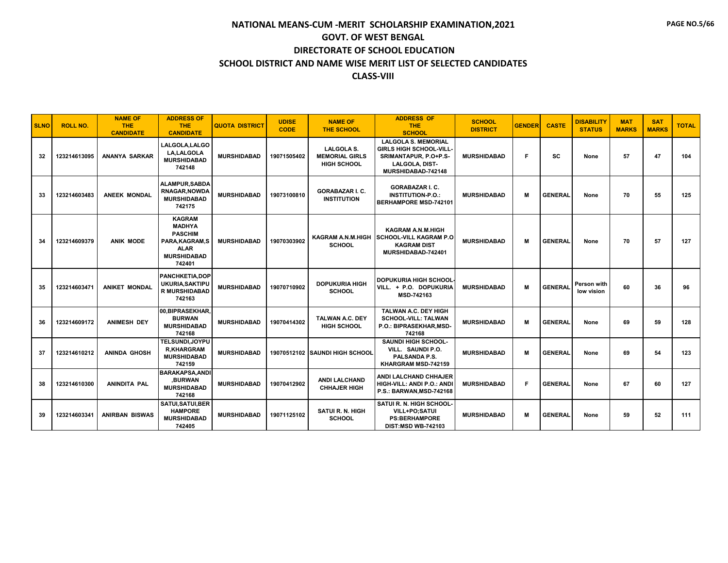# NATIONAL MEANS-CUM -MERIT SCHOLARSHIP EXAMINATION,2021
## GOVT. OF WEST BENGAL
## DIRECTORATE OF SCHOOL EDUCATION
## SCHOOL DISTRICT AND NAME WISE MERIT LIST OF SELECTED CANDIDATES
## CLASS-VIII

| SLNO | ROLL NO. | NAME OF THE CANDIDATE | ADDRESS OF THE CANDIDATE | QUOTA DISTRICT | UDISE CODE | NAME OF THE SCHOOL | ADDRESS OF THE SCHOOL | SCHOOL DISTRICT | GENDER | CASTE | DISABILITY STATUS | MAT MARKS | SAT MARKS | TOTAL |
|---|---|---|---|---|---|---|---|---|---|---|---|---|---|---|
| 32 | 123214613095 | ANANYA SARKAR | LALGOLA,LALGOLA,LALGOLA MURSHIDABAD 742148 | MURSHIDABAD | 19071505402 | LALGOLA S. MEMORIAL GIRLS HIGH SCHOOL | LALGOLA S. MEMORIAL GIRLS HIGH SCHOOL-VILL-SRIMANTAPUR, P.O+P.S-LALGOLA, DIST-MURSHIDABAD-742148 | MURSHIDABAD | F | SC | None | 57 | 47 | 104 |
| 33 | 123214603483 | ANEEK MONDAL | ALAMPUR,SABDARNAGAR,NOWDA MURSHIDABAD 742175 | MURSHIDABAD | 19073100810 | GORABAZAR I. C. INSTITUTION | GORABAZAR I. C. INSTITUTION-P.O.: BERHAMPORE MSD-742101 | MURSHIDABAD | M | GENERAL | None | 70 | 55 | 125 |
| 34 | 123214609379 | ANIK MODE | KAGRAM MADHYA PASCHIM PARA,KAGRAM,SALAR MURSHIDABAD 742401 | MURSHIDABAD | 19070303902 | KAGRAM A.N.M.HIGH SCHOOL | KAGRAM A.N.M.HIGH SCHOOL-VILL KAGRAM P.O KAGRAM DIST MURSHIDABAD-742401 | MURSHIDABAD | M | GENERAL | None | 70 | 57 | 127 |
| 35 | 123214603471 | ANIKET MONDAL | PANCHKETIA,DOPUKURIA,SAKTIPUR MURSHIDABAD 742163 | MURSHIDABAD | 19070710902 | DOPUKURIA HIGH SCHOOL | DOPUKURIA HIGH SCHOOL-VILL. + P.O. DOPUKURIA MSD-742163 | MURSHIDABAD | M | GENERAL | Person with low vision | 60 | 36 | 96 |
| 36 | 123214609172 | ANIMESH DEY | 00,BIPRASEKHAR,BURWAN MURSHIDABAD 742168 | MURSHIDABAD | 19070414302 | TALWAN A.C. DEY HIGH SCHOOL | TALWAN A.C. DEY HIGH SCHOOL-VILL: TALWAN P.O.: BIPRASEKHAR,MSD-742168 | MURSHIDABAD | M | GENERAL | None | 69 | 59 | 128 |
| 37 | 123214610212 | ANINDA GHOSH | TELSUNDI,JOYPUR,KHARGRAM MURSHIDABAD 742159 | MURSHIDABAD | 19070512102 | SAUNDI HIGH SCHOOL | SAUNDI HIGH SCHOOL-VILL. SAUNDI P.O. PALSANDA P.S. KHARGRAM MSD-742159 | MURSHIDABAD | M | GENERAL | None | 69 | 54 | 123 |
| 38 | 123214610300 | ANINDITA PAL | BARAKAPSA,ANDI,BURWAN MURSHIDABAD 742168 | MURSHIDABAD | 19070412902 | ANDI LALCHAND CHHAJER HIGH | ANDI LALCHAND CHHAJER HIGH-VILL: ANDI P.O.: ANDI P.S.: BARWAN,MSD-742168 | MURSHIDABAD | F | GENERAL | None | 67 | 60 | 127 |
| 39 | 123214603341 | ANIRBAN BISWAS | SATUI,SATUI,BERHAMPORE MURSHIDABAD 742405 | MURSHIDABAD | 19071125102 | SATUI R. N. HIGH SCHOOL | SATUI R. N. HIGH SCHOOL-VILL+PO;SATUI PS:BERHAMPORE DIST:MSD WB-742103 | MURSHIDABAD | M | GENERAL | None | 59 | 52 | 111 |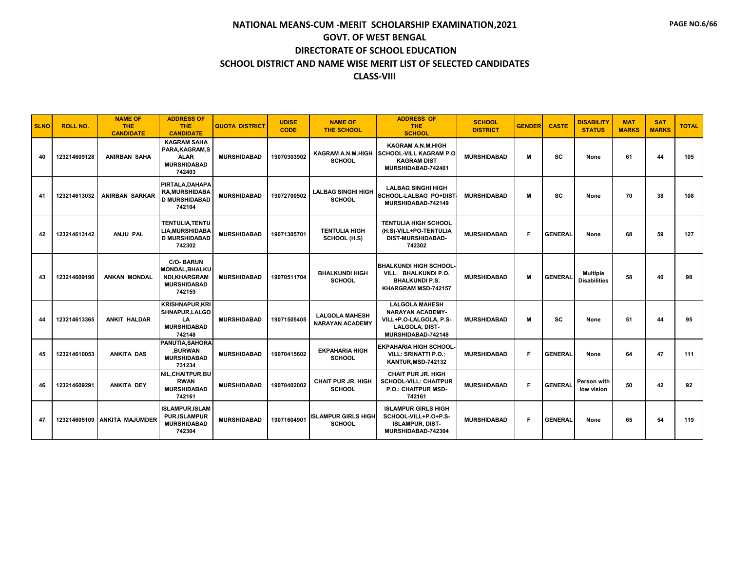# NATIONAL MEANS-CUM -MERIT SCHOLARSHIP EXAMINATION,2021

## GOVT. OF WEST BENGAL

## DIRECTORATE OF SCHOOL EDUCATION

## SCHOOL DISTRICT AND NAME WISE MERIT LIST OF SELECTED CANDIDATES

## CLASS-VIII

| SLNO | ROLL NO. | NAME OF THE CANDIDATE | ADDRESS OF THE CANDIDATE | QUOTA DISTRICT | UDISE CODE | NAME OF THE SCHOOL | ADDRESS OF THE SCHOOL | SCHOOL DISTRICT | GENDER | CASTE | DISABILITY STATUS | MAT MARKS | SAT MARKS | TOTAL |
|---|---|---|---|---|---|---|---|---|---|---|---|---|---|---|
| 40 | 123214609128 | ANIRBAN SAHA | KAGRAM SAHA PARA,KAGRAM,SALAR MURSHIDABAD 742403 | MURSHIDABAD | 19070303902 | KAGRAM A.N.M.HIGH SCHOOL | KAGRAM A.N.M.HIGH SCHOOL-VILL KAGRAM P.O KAGRAM DIST MURSHIDABAD-742401 | MURSHIDABAD | M | SC | None | 61 | 44 | 105 |
| 41 | 123214613032 | ANIRBAN SARKAR | PIRTALA,DAHAPARA,MURSHIDABAD MURSHIDABAD 742104 | MURSHIDABAD | 19072700502 | LALBAG SINGHI HIGH SCHOOL | LALBAG SINGHI HIGH SCHOOL-LALBAG PO+DIST-MURSHIDABAD-742149 | MURSHIDABAD | M | SC | None | 70 | 38 | 108 |
| 42 | 123214613142 | ANJU PAL | TENTULIA,TENTULIA,MURSHIDABAD MURSHIDABAD 742302 | MURSHIDABAD | 19071305701 | TENTULIA HIGH SCHOOL (H.S) | TENTULIA HIGH SCHOOL (H.S)-VILL+PO-TENTULIA DIST-MURSHIDABAD-742302 | MURSHIDABAD | F | GENERAL | None | 68 | 59 | 127 |
| 43 | 123214609190 | ANKAN MONDAL | C/O- BARUN MONDAL,BHALKUNDI,KHARGRAM MURSHIDABAD 742159 | MURSHIDABAD | 19070511704 | BHALKUNDI HIGH SCHOOL | BHALKUNDI HIGH SCHOOL-VILL. BHALKUNDI P.O. BHALKUNDI P.S. KHARGRAM MSD-742157 | MURSHIDABAD | M | GENERAL | Multiple Disabilities | 58 | 40 | 98 |
| 44 | 123214613365 | ANKIT HALDAR | KRISHNAPUR,KRISHNAPUR,LALGOLA MURSHIDABAD 742148 | MURSHIDABAD | 19071505405 | LALGOLA MAHESH NARAYAN ACADEMY | LALGOLA MAHESH NARAYAN ACADEMY-VILL+P.O-LALGOLA, P.S-LALGOLA, DIST-MURSHIDABAD-742148 | MURSHIDABAD | M | SC | None | 51 | 44 | 95 |
| 45 | 123214610053 | ANKITA DAS | PANUTIA,SAHORA,BURWAN MURSHIDABAD 731234 | MURSHIDABAD | 19070415602 | EKPAHARIA HIGH SCHOOL | EKPAHARIA HIGH SCHOOL-VILL: SRINATTI P.O.: KANTUR,MSD-742132 | MURSHIDABAD | F | GENERAL | None | 64 | 47 | 111 |
| 46 | 123214609291 | ANKITA DEY | NIL,CHAITPUR,BURWAN MURSHIDABAD 742161 | MURSHIDABAD | 19070402002 | CHAIT PUR JR. HIGH SCHOOL | CHAIT PUR JR. HIGH SCHOOL-VILL: CHAITPUR P.O.: CHAITPUR MSD-742161 | MURSHIDABAD | F | GENERAL | Person with low vision | 50 | 42 | 92 |
| 47 | 123214605109 | ANKITA MAJUMDER | ISLAMPUR,ISLAMPUR,ISLAMPUR MURSHIDABAD 742304 | MURSHIDABAD | 19071604901 | ISLAMPUR GIRLS HIGH SCHOOL | ISLAMPUR GIRLS HIGH SCHOOL-VILL+P.O+P.S-ISLAMPUR, DIST-MURSHIDABAD-742304 | MURSHIDABAD | F | GENERAL | None | 65 | 54 | 119 |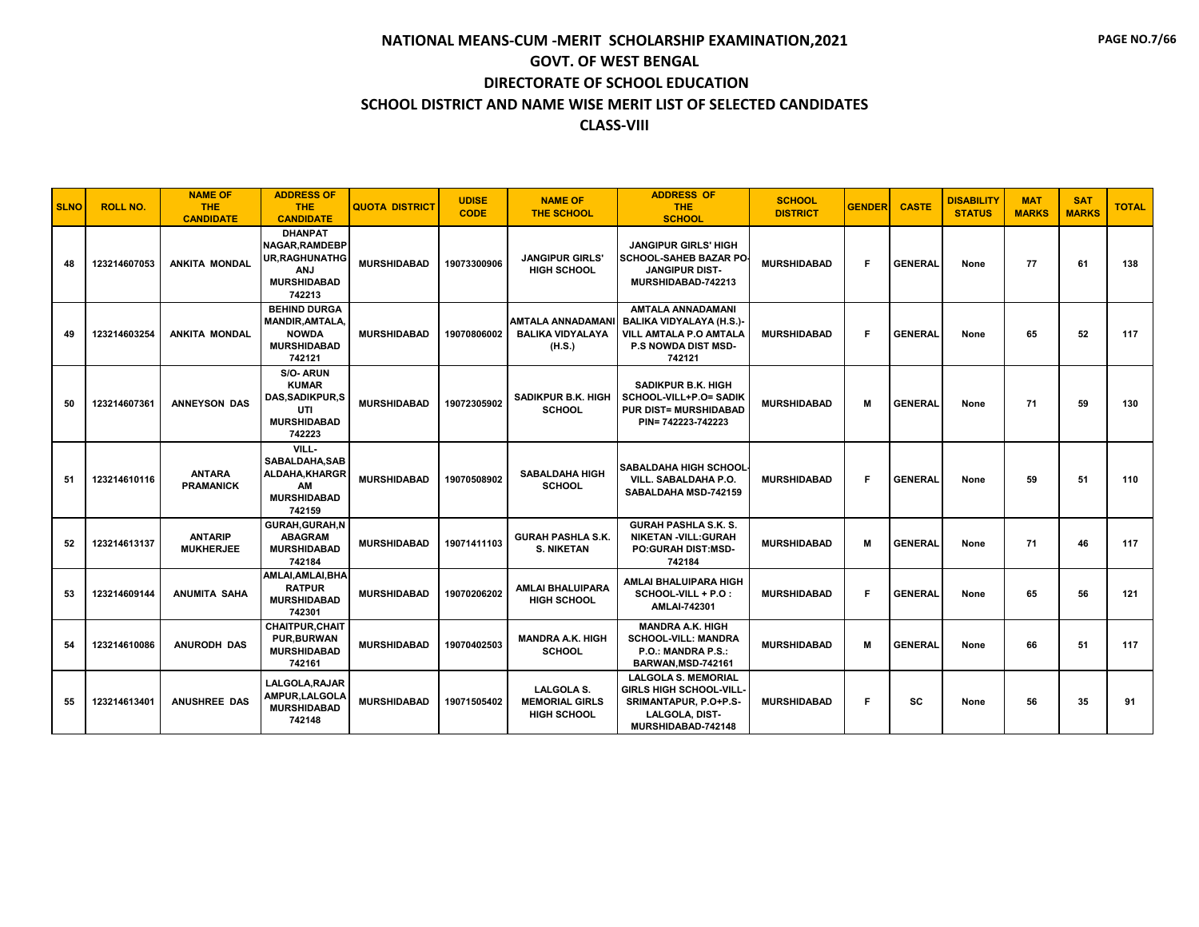# NATIONAL MEANS-CUM -MERIT SCHOLARSHIP EXAMINATION,2021

## GOVT. OF WEST BENGAL

## DIRECTORATE OF SCHOOL EDUCATION

## SCHOOL DISTRICT AND NAME WISE MERIT LIST OF SELECTED CANDIDATES

## CLASS-VIII

| SLNO | ROLL NO. | NAME OF THE CANDIDATE | ADDRESS OF THE CANDIDATE | QUOTA DISTRICT | UDISE CODE | NAME OF THE SCHOOL | ADDRESS OF THE SCHOOL | SCHOOL DISTRICT | GENDER | CASTE | DISABILITY STATUS | MAT MARKS | SAT MARKS | TOTAL |
|---|---|---|---|---|---|---|---|---|---|---|---|---|---|---|
| 48 | 123214607053 | ANKITA MONDAL | DHANPAT NAGAR,RAMDEBPUR,RAGHUNATHGANJ MURSHIDABAD 742213 | MURSHIDABAD | 19073300906 | JANGIPUR GIRLS' HIGH SCHOOL | JANGIPUR GIRLS' HIGH SCHOOL-SAHEB BAZAR PO-JANGIPUR DIST-MURSHIDABAD-742213 | MURSHIDABAD | F | GENERAL | None | 77 | 61 | 138 |
| 49 | 123214603254 | ANKITA MONDAL | BEHIND DURGA MANDIR,AMTALA,NOWDA MURSHIDABAD 742121 | MURSHIDABAD | 19070806002 | AMTALA ANNADAMANI BALIKA VIDYALAYA (H.S.) | AMTALA ANNADAMANI BALIKA VIDYALAYA (H.S.)-VILL AMTALA P.O AMTALA P.S NOWDA DIST MSD-742121 | MURSHIDABAD | F | GENERAL | None | 65 | 52 | 117 |
| 50 | 123214607361 | ANNEYSON DAS | S/O- ARUN KUMAR DAS,SADIKPUR,SUTI MURSHIDABAD 742223 | MURSHIDABAD | 19072305902 | SADIKPUR B.K. HIGH SCHOOL | SADIKPUR B.K. HIGH SCHOOL-VILL+P.O= SADIKPUR DIST= MURSHIDABAD PIN= 742223-742223 | MURSHIDABAD | M | GENERAL | None | 71 | 59 | 130 |
| 51 | 123214610116 | ANTARA PRAMANICK | VILL-SABALDAHA,SABALDAHA,KHARGRAM MURSHIDABAD 742159 | MURSHIDABAD | 19070508902 | SABALDAHA HIGH SCHOOL | SABALDAHA HIGH SCHOOL-VILL. SABALDAHA P.O. SABALDAHA MSD-742159 | MURSHIDABAD | F | GENERAL | None | 59 | 51 | 110 |
| 52 | 123214613137 | ANTARIP MUKHERJEE | GURAH,GURAH,NABAGRAM MURSHIDABAD 742184 | MURSHIDABAD | 19071411103 | GURAH PASHLA S.K. S. NIKETAN | GURAH PASHLA S.K. S. NIKETAN -VILL:GURAH PO:GURAH DIST:MSD-742184 | MURSHIDABAD | M | GENERAL | None | 71 | 46 | 117 |
| 53 | 123214609144 | ANUMITA SAHA | AMLAI,AMLAI,BHARATPUR MURSHIDABAD 742301 | MURSHIDABAD | 19070206202 | AMLAI BHALUIPARA HIGH SCHOOL | AMLAI BHALUIPARA HIGH SCHOOL-VILL + P.O : AMLAI-742301 | MURSHIDABAD | F | GENERAL | None | 65 | 56 | 121 |
| 54 | 123214610086 | ANURODH DAS | CHAITPUR,CHAITPUR,BURWAN MURSHIDABAD 742161 | MURSHIDABAD | 19070402503 | MANDRA A.K. HIGH SCHOOL | MANDRA A.K. HIGH SCHOOL-VILL: MANDRA P.O.: MANDRA P.S.: BARWAN,MSD-742161 | MURSHIDABAD | M | GENERAL | None | 66 | 51 | 117 |
| 55 | 123214613401 | ANUSHREE DAS | LALGOLA,RAJARAMPUR,LALGOLA MURSHIDABAD 742148 | MURSHIDABAD | 19071505402 | LALGOLA S. MEMORIAL GIRLS HIGH SCHOOL | LALGOLA S. MEMORIAL GIRLS HIGH SCHOOL-VILL-SRIMANTAPUR, P.O+P.S-LALGOLA, DIST-MURSHIDABAD-742148 | MURSHIDABAD | F | SC | None | 56 | 35 | 91 |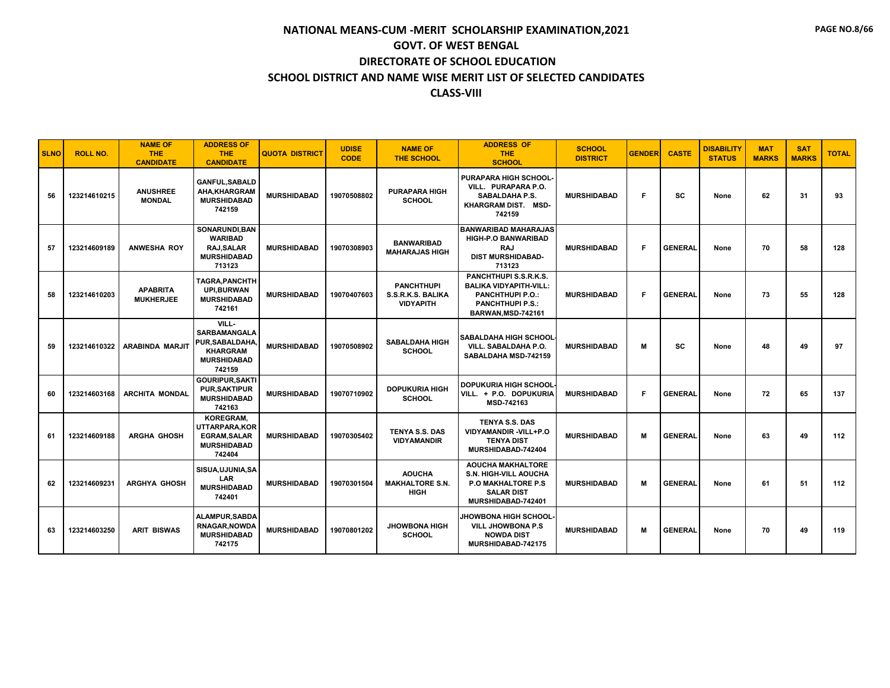# NATIONAL MEANS-CUM -MERIT SCHOLARSHIP EXAMINATION,2021

## GOVT. OF WEST BENGAL

## DIRECTORATE OF SCHOOL EDUCATION

## SCHOOL DISTRICT AND NAME WISE MERIT LIST OF SELECTED CANDIDATES

## CLASS-VIII

| SLNO | ROLL NO. | NAME OF THE CANDIDATE | ADDRESS OF THE CANDIDATE | QUOTA DISTRICT | UDISE CODE | NAME OF THE SCHOOL | ADDRESS OF THE SCHOOL | SCHOOL DISTRICT | GENDER | CASTE | DISABILITY STATUS | MAT MARKS | SAT MARKS | TOTAL |
|---|---|---|---|---|---|---|---|---|---|---|---|---|---|---|
| 56 | 123214610215 | ANUSHREE MONDAL | GANFUL,SABALDAHA,KHARGRAM MURSHIDABAD 742159 | MURSHIDABAD | 19070508802 | PURAPARA HIGH SCHOOL | PURAPARA HIGH SCHOOL-VILL. PURAPARA P.O. SABALDAHA P.S. KHARGRAM DIST. MSD-742159 | MURSHIDABAD | F | SC | None | 62 | 31 | 93 |
| 57 | 123214609189 | ANWESHA ROY | SONARUNDI,BANWARIBAD RAJ,SALAR MURSHIDABAD 713123 | MURSHIDABAD | 19070308903 | BANWARIBAD MAHARAJAS HIGH | BANWARIBAD MAHARAJAS HIGH-P.O BANWARIBAD RAJ DIST MURSHIDABAD-713123 | MURSHIDABAD | F | GENERAL | None | 70 | 58 | 128 |
| 58 | 123214610203 | APABRITA MUKHERJEE | TAGRA,PANCHTHUPI,BURWAN MURSHIDABAD 742161 | MURSHIDABAD | 19070407603 | PANCHTHUPI S.S.R.K.S. BALIKA VIDYAPITH | PANCHTHUPI S.S.R.K.S. BALIKA VIDYAPITH-VILL: PANCHTHUPI P.O.: PANCHTHUPI P.S.: BARWAN,MSD-742161 | MURSHIDABAD | F | GENERAL | None | 73 | 55 | 128 |
| 59 | 123214610322 | ARABINDA MARJIT | VILL-SARBAMANGALAPUR,SABALDAHA,KHARGRAM MURSHIDABAD 742159 | MURSHIDABAD | 19070508902 | SABALDAHA HIGH SCHOOL | SABALDAHA HIGH SCHOOL-VILL. SABALDAHA P.O. SABALDAHA MSD-742159 | MURSHIDABAD | M | SC | None | 48 | 49 | 97 |
| 60 | 123214603168 | ARCHITA MONDAL | GOURIPUR,SAKTIPUR,SAKTIPUR MURSHIDABAD 742163 | MURSHIDABAD | 19070710902 | DOPUKURIA HIGH SCHOOL | DOPUKURIA HIGH SCHOOL-VILL. + P.O. DOPUKURIA MSD-742163 | MURSHIDABAD | F | GENERAL | None | 72 | 65 | 137 |
| 61 | 123214609188 | ARGHA GHOSH | KOREGRAM, UTTARPARA,KOREGRAM,SALAR MURSHIDABAD 742404 | MURSHIDABAD | 19070305402 | TENYA S.S. DAS VIDYAMANDIR | TENYA S.S. DAS VIDYAMANDIR -VILL+P.O TENYA DIST MURSHIDABAD-742404 | MURSHIDABAD | M | GENERAL | None | 63 | 49 | 112 |
| 62 | 123214609231 | ARGHYA GHOSH | SISUA,UJUNIA,SALAR MURSHIDABAD 742401 | MURSHIDABAD | 19070301504 | AOUCHA MAKHALTORE S.N. HIGH | AOUCHA MAKHALTORE S.N. HIGH-VILL AOUCHA P.O MAKHALTORE P.S SALAR DIST MURSHIDABAD-742401 | MURSHIDABAD | M | GENERAL | None | 61 | 51 | 112 |
| 63 | 123214603250 | ARIT BISWAS | ALAMPUR,SABDARNAGAR,NOWDA MURSHIDABAD 742175 | MURSHIDABAD | 19070801202 | JHOWBONA HIGH SCHOOL | JHOWBONA HIGH SCHOOL-VILL JHOWBONA P.S NOWDA DIST MURSHIDABAD-742175 | MURSHIDABAD | M | GENERAL | None | 70 | 49 | 119 |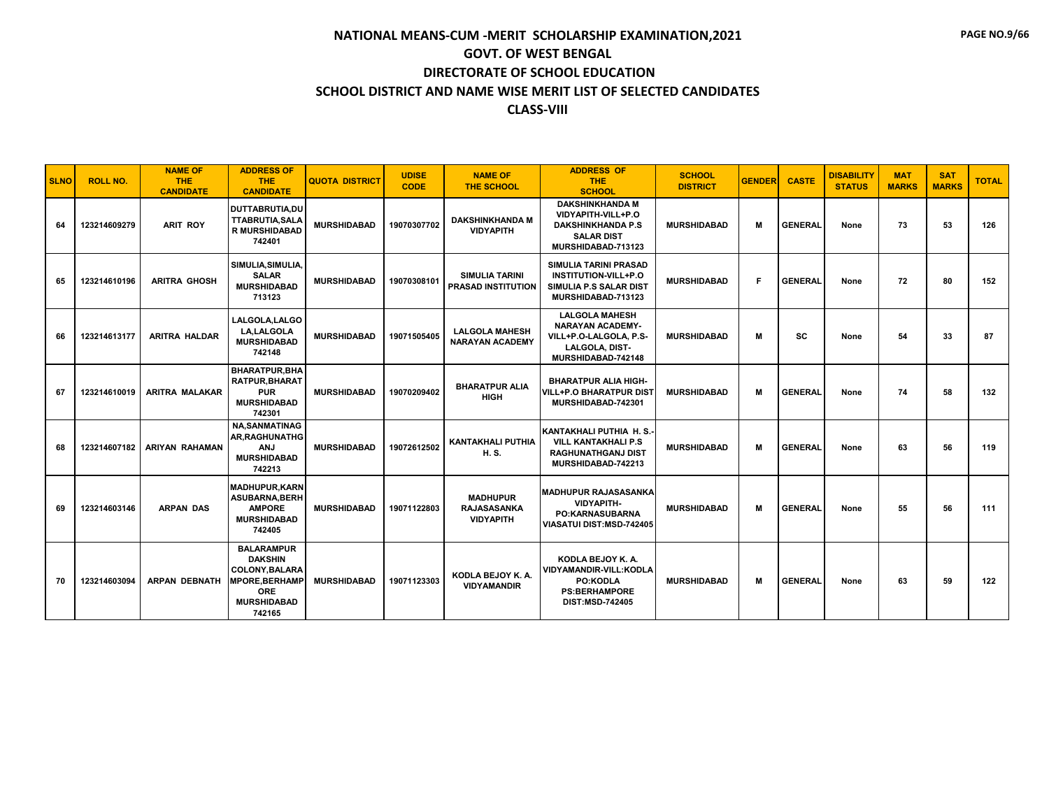# NATIONAL MEANS-CUM -MERIT SCHOLARSHIP EXAMINATION,2021

## GOVT. OF WEST BENGAL

## DIRECTORATE OF SCHOOL EDUCATION

## SCHOOL DISTRICT AND NAME WISE MERIT LIST OF SELECTED CANDIDATES

## CLASS-VIII

| SLNO | ROLL NO. | NAME OF THE CANDIDATE | ADDRESS OF THE CANDIDATE | QUOTA DISTRICT | UDISE CODE | NAME OF THE SCHOOL | ADDRESS OF THE SCHOOL | SCHOOL DISTRICT | GENDER | CASTE | DISABILITY STATUS | MAT MARKS | SAT MARKS | TOTAL |
|---|---|---|---|---|---|---|---|---|---|---|---|---|---|---|
| 64 | 123214609279 | ARIT ROY | DUTTABRUTIA,DUTTABRUTIA,SALAR MURSHIDABAD 742401 | MURSHIDABAD | 19070307702 | DAKSHINKHANDA M VIDYAPITH | DAKSHINKHANDA M VIDYAPITH-VILL+P.O DAKSHINKHANDA P.S SALAR DIST MURSHIDABAD-713123 | MURSHIDABAD | M | GENERAL | None | 73 | 53 | 126 |
| 65 | 123214610196 | ARITRA GHOSH | SIMULIA,SIMULIA,SALAR MURSHIDABAD 713123 | MURSHIDABAD | 19070308101 | SIMULIA TARINI PRASAD INSTITUTION | SIMULIA TARINI PRASAD INSTITUTION-VILL+P.O SIMULIA P.S SALAR DIST MURSHIDABAD-713123 | MURSHIDABAD | F | GENERAL | None | 72 | 80 | 152 |
| 66 | 123214613177 | ARITRA HALDAR | LALGOLA,LALGOLA,LALGOLA MURSHIDABAD 742148 | MURSHIDABAD | 19071505405 | LALGOLA MAHESH NARAYAN ACADEMY | LALGOLA MAHESH NARAYAN ACADEMY-VILL+P.O-LALGOLA, P.S-LALGOLA, DIST-MURSHIDABAD-742148 | MURSHIDABAD | M | SC | None | 54 | 33 | 87 |
| 67 | 123214610019 | ARITRA MALAKAR | BHARATPUR,BHARATPUR,BHARATPUR MURSHIDABAD 742301 | MURSHIDABAD | 19070209402 | BHARATPUR ALIA HIGH | BHARATPUR ALIA HIGH-VILL+P.O BHARATPUR DIST MURSHIDABAD-742301 | MURSHIDABAD | M | GENERAL | None | 74 | 58 | 132 |
| 68 | 123214607182 | ARIYAN RAHAMAN | NA,SANMATINAGAR,RAGHUNATHGANJ MURSHIDABAD 742213 | MURSHIDABAD | 19072612502 | KANTAKHALI PUTHIA H. S. | KANTAKHALI PUTHIA H. S.-VILL KANTAKHALI P.S RAGHUNATHGANJ DIST MURSHIDABAD-742213 | MURSHIDABAD | M | GENERAL | None | 63 | 56 | 119 |
| 69 | 123214603146 | ARPAN DAS | MADHUPUR,KARNASUBARNA,BERHAMPORE MURSHIDABAD 742405 | MURSHIDABAD | 19071122803 | MADHUPUR RAJASASANKA VIDYAPITH | MADHUPUR RAJASASANKA VIDYAPITH-PO:KARNASUBARNA VIASATUI DIST:MSD-742405 | MURSHIDABAD | M | GENERAL | None | 55 | 56 | 111 |
| 70 | 123214603094 | ARPAN DEBNATH | BALARAMPUR DAKSHIN COLONY,BALARAMPORE,BERHAMPORE MURSHIDABAD 742165 | MURSHIDABAD | 19071123303 | KODLA BEJOY K. A. VIDYAMANDIR | KODLA BEJOY K. A. VIDYAMANDIR-VILL:KODLA PO:KODLA PS:BERHAMPORE DIST:MSD-742405 | MURSHIDABAD | M | GENERAL | None | 63 | 59 | 122 |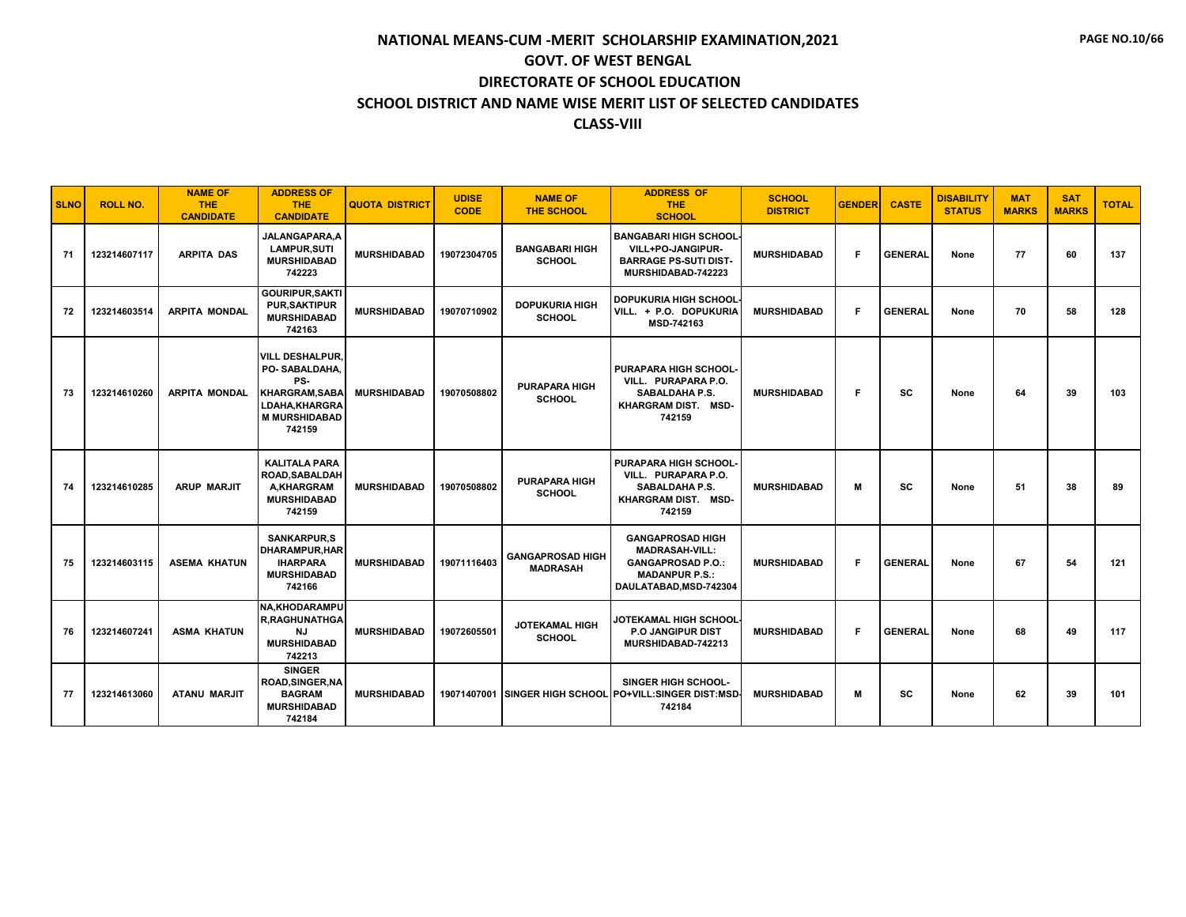# NATIONAL MEANS-CUM -MERIT SCHOLARSHIP EXAMINATION,2021

## GOVT. OF WEST BENGAL

## DIRECTORATE OF SCHOOL EDUCATION

## SCHOOL DISTRICT AND NAME WISE MERIT LIST OF SELECTED CANDIDATES

## CLASS-VIII

| SLNO | ROLL NO. | NAME OF THE CANDIDATE | ADDRESS OF THE CANDIDATE | QUOTA DISTRICT | UDISE CODE | NAME OF THE SCHOOL | ADDRESS OF THE SCHOOL | SCHOOL DISTRICT | GENDER | CASTE | DISABILITY STATUS | MAT MARKS | SAT MARKS | TOTAL |
|---|---|---|---|---|---|---|---|---|---|---|---|---|---|---|
| 71 | 123214607117 | ARPITA DAS | JALANGAPARA,A LAMPUR,SUTI MURSHIDABAD 742223 | MURSHIDABAD | 19072304705 | BANGABARI HIGH SCHOOL | BANGABARI HIGH SCHOOL-VILL+PO-JANGIPUR-BARRAGE PS-SUTI DIST-MURSHIDABAD-742223 | MURSHIDABAD | F | GENERAL | None | 77 | 60 | 137 |
| 72 | 123214603514 | ARPITA MONDAL | GOURIPUR,SAKTI PUR,SAKTIPUR MURSHIDABAD 742163 | MURSHIDABAD | 19070710902 | DOPUKURIA HIGH SCHOOL | DOPUKURIA HIGH SCHOOL-VILL. + P.O. DOPUKURIA MSD-742163 | MURSHIDABAD | F | GENERAL | None | 70 | 58 | 128 |
| 73 | 123214610260 | ARPITA MONDAL | VILL DESHALPUR, PO- SABALDAHA, PS-KHARGRAM,SABA LDAHA,KHARGRA M MURSHIDABAD 742159 | MURSHIDABAD | 19070508802 | PURAPARA HIGH SCHOOL | PURAPARA HIGH SCHOOL-VILL. PURAPARA P.O. SABALDAHA P.S. KHARGRAM DIST. MSD-742159 | MURSHIDABAD | F | SC | None | 64 | 39 | 103 |
| 74 | 123214610285 | ARUP MARJIT | KALITALA PARA ROAD,SABALDAH A,KHARGRAM MURSHIDABAD 742159 | MURSHIDABAD | 19070508802 | PURAPARA HIGH SCHOOL | PURAPARA HIGH SCHOOL-VILL. PURAPARA P.O. SABALDAHA P.S. KHARGRAM DIST. MSD-742159 | MURSHIDABAD | M | SC | None | 51 | 38 | 89 |
| 75 | 123214603115 | ASEMA KHATUN | SANKARPUR,S DHARAMPUR,HAR IHARPARA MURSHIDABAD 742166 | MURSHIDABAD | 19071116403 | GANGAPROSAD HIGH MADRASAH | GANGAPROSAD HIGH MADRASAH-VILL: GANGAPROSAD P.O.: MADANPUR P.S.: DAULATABAD,MSD-742304 | MURSHIDABAD | F | GENERAL | None | 67 | 54 | 121 |
| 76 | 123214607241 | ASMA KHATUN | NA,KHODARAMPU R,RAGHUNATHGA NJ MURSHIDABAD 742213 | MURSHIDABAD | 19072605501 | JOTEKAMAL HIGH SCHOOL | JOTEKAMAL HIGH SCHOOL-P.O JANGIPUR DIST MURSHIDABAD-742213 | MURSHIDABAD | F | GENERAL | None | 68 | 49 | 117 |
| 77 | 123214613060 | ATANU MARJIT | SINGER ROAD,SINGER,NA BAGRAM MURSHIDABAD 742184 | MURSHIDABAD | 19071407001 | SINGER HIGH SCHOOL | SINGER HIGH SCHOOL-PO+VILL:SINGER DIST:MSD-742184 | MURSHIDABAD | M | SC | None | 62 | 39 | 101 |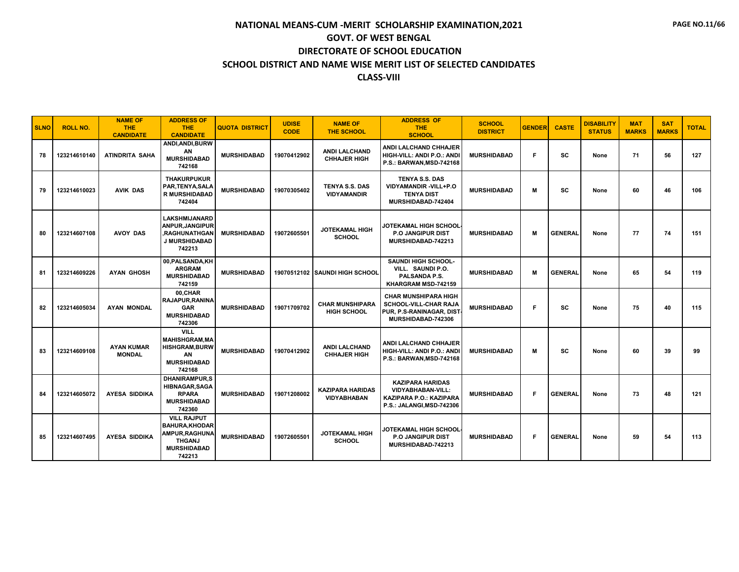# NATIONAL MEANS-CUM -MERIT SCHOLARSHIP EXAMINATION,2021

## GOVT. OF WEST BENGAL

## DIRECTORATE OF SCHOOL EDUCATION

## SCHOOL DISTRICT AND NAME WISE MERIT LIST OF SELECTED CANDIDATES

## CLASS-VIII

| SLNO | ROLL NO. | NAME OF THE CANDIDATE | ADDRESS OF THE CANDIDATE | QUOTA DISTRICT | UDISE CODE | NAME OF THE SCHOOL | ADDRESS OF THE SCHOOL | SCHOOL DISTRICT | GENDER | CASTE | DISABILITY STATUS | MAT MARKS | SAT MARKS | TOTAL |
|---|---|---|---|---|---|---|---|---|---|---|---|---|---|---|
| 78 | 123214610140 | ATINDRITA SAHA | ANDI,ANDI,BURWAN MURSHIDABAD 742168 | MURSHIDABAD | 19070412902 | ANDI LALCHAND CHHAJER HIGH | ANDI LALCHAND CHHAJER HIGH-VILL: ANDI P.O.: ANDI P.S.: BARWAN,MSD-742168 | MURSHIDABAD | F | SC | None | 71 | 56 | 127 |
| 79 | 123214610023 | AVIK DAS | THAKURPUKUR PAR,TENYA,SALAR MURSHIDABAD 742404 | MURSHIDABAD | 19070305402 | TENYA S.S. DAS VIDYAMANDIR | TENYA S.S. DAS VIDYAMANDIR -VILL+P.O TENYA DIST MURSHIDABAD-742404 | MURSHIDABAD | M | SC | None | 60 | 46 | 106 |
| 80 | 123214607108 | AVOY DAS | LAKSHMIJANARDANPUR,JANGIPUR,RAGHUNATHGANJ MURSHIDABAD 742213 | MURSHIDABAD | 19072605501 | JOTEKAMAL HIGH SCHOOL | JOTEKAMAL HIGH SCHOOL-P.O JANGIPUR DIST MURSHIDABAD-742213 | MURSHIDABAD | M | GENERAL | None | 77 | 74 | 151 |
| 81 | 123214609226 | AYAN GHOSH | 00,PALSANDA,KHARGRAM MURSHIDABAD 742159 | MURSHIDABAD | 19070512102 | SAUNDI HIGH SCHOOL | SAUNDI HIGH SCHOOL-VILL. SAUNDI P.O. PALSANDA P.S. KHARGRAM MSD-742159 | MURSHIDABAD | M | GENERAL | None | 65 | 54 | 119 |
| 82 | 123214605034 | AYAN MONDAL | 00,CHAR RAJAPUR,RANINAGAR MURSHIDABAD 742306 | MURSHIDABAD | 19071709702 | CHAR MUNSHIPARA HIGH SCHOOL | CHAR MUNSHIPARA HIGH SCHOOL-VILL-CHAR RAJA PUR, P.S-RANINAGAR, DIST-MURSHIDABAD-742306 | MURSHIDABAD | F | SC | None | 75 | 40 | 115 |
| 83 | 123214609108 | AYAN KUMAR MONDAL | VILL MAHISHGRAM,MAHISHGRAM,BURWAN MURSHIDABAD 742168 | MURSHIDABAD | 19070412902 | ANDI LALCHAND CHHAJER HIGH | ANDI LALCHAND CHHAJER HIGH-VILL: ANDI P.O.: ANDI P.S.: BARWAN,MSD-742168 | MURSHIDABAD | M | SC | None | 60 | 39 | 99 |
| 84 | 123214605072 | AYESA SIDDIKA | DHANIRAMPUR,SHIBNAGAR,SAGARPARA MURSHIDABAD 742360 | MURSHIDABAD | 19071208002 | KAZIPARA HARIDAS VIDYABHABAN | KAZIPARA HARIDAS VIDYABHABAN-VILL: KAZIPARA P.O.: KAZIPARA P.S.: JALANGI,MSD-742306 | MURSHIDABAD | F | GENERAL | None | 73 | 48 | 121 |
| 85 | 123214607495 | AYESA SIDDIKA | VILL RAJPUT BAHURA,KHODARAMPUR,RAGHUNATHGANJ MURSHIDABAD 742213 | MURSHIDABAD | 19072605501 | JOTEKAMAL HIGH SCHOOL | JOTEKAMAL HIGH SCHOOL-P.O JANGIPUR DIST MURSHIDABAD-742213 | MURSHIDABAD | F | GENERAL | None | 59 | 54 | 113 |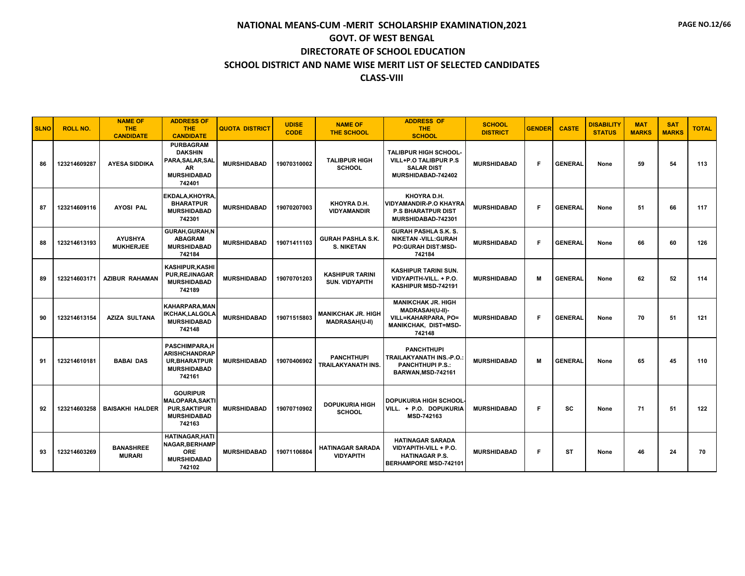# NATIONAL MEANS-CUM -MERIT SCHOLARSHIP EXAMINATION,2021

## GOVT. OF WEST BENGAL

## DIRECTORATE OF SCHOOL EDUCATION

## SCHOOL DISTRICT AND NAME WISE MERIT LIST OF SELECTED CANDIDATES

## CLASS-VIII

| SLNO | ROLL NO. | NAME OF THE CANDIDATE | ADDRESS OF THE CANDIDATE | QUOTA DISTRICT | UDISE CODE | NAME OF THE SCHOOL | ADDRESS OF THE SCHOOL | SCHOOL DISTRICT | GENDER | CASTE | DISABILITY STATUS | MAT MARKS | SAT MARKS | TOTAL |
|---|---|---|---|---|---|---|---|---|---|---|---|---|---|---|
| 86 | 123214609287 | AYESA SIDDIKA | PURBAGRAM DAKSHIN PARA,SALAR,SALAR MURSHIDABAD 742401 | MURSHIDABAD | 19070310002 | TALIBPUR HIGH SCHOOL | TALIBPUR HIGH SCHOOL-VILL+P.O TALIBPUR P.S SALAR DIST MURSHIDABAD-742402 | MURSHIDABAD | F | GENERAL | None | 59 | 54 | 113 |
| 87 | 123214609116 | AYOSI PAL | EKDALA,KHOYRA,BHARATPUR MURSHIDABAD 742301 | MURSHIDABAD | 19070207003 | KHOYRA D.H. VIDYAMANDIR | KHOYRA D.H. VIDYAMANDIR-P.O KHAYRA P.S BHARATPUR DIST MURSHIDABAD-742301 | MURSHIDABAD | F | GENERAL | None | 51 | 66 | 117 |
| 88 | 123214613193 | AYUSHYA MUKHERJEE | GURAH,GURAH,NABAGRAM MURSHIDABAD 742184 | MURSHIDABAD | 19071411103 | GURAH PASHLA S.K. S. NIKETAN | GURAH PASHLA S.K. S. NIKETAN -VILL:GURAH PO:GURAH DIST:MSD-742184 | MURSHIDABAD | F | GENERAL | None | 66 | 60 | 126 |
| 89 | 123214603171 | AZIBUR RAHAMAN | KASHIPUR,KASHIPUR,REJINAGAR MURSHIDABAD 742189 | MURSHIDABAD | 19070701203 | KASHIPUR TARINI SUN. VIDYAPITH | KASHIPUR TARINI SUN. VIDYAPITH-VILL. + P.O. KASHIPUR MSD-742191 | MURSHIDABAD | M | GENERAL | None | 62 | 52 | 114 |
| 90 | 123214613154 | AZIZA SULTANA | KAHARPARA,MANIKCHAK,LALGOLA MURSHIDABAD 742148 | MURSHIDABAD | 19071515803 | MANIKCHAK JR. HIGH MADRASAH(U-II) | MANIKCHAK JR. HIGH MADRASAH(U-II)-VILL=KAHARPARA, PO=MANIKCHAK, DIST=MSD-742148 | MURSHIDABAD | F | GENERAL | None | 70 | 51 | 121 |
| 91 | 123214610181 | BABAI DAS | PASCHIMPARA,HARISHCHANDRAPUR,BHARATPUR MURSHIDABAD 742161 | MURSHIDABAD | 19070406902 | PANCHTHUPI TRAILAKYANATH INS. | PANCHTHUPI TRAILAKYANATH INS.-P.O.: PANCHTHUPI P.S.: BARWAN,MSD-742161 | MURSHIDABAD | M | GENERAL | None | 65 | 45 | 110 |
| 92 | 123214603258 | BAISAKHI HALDER | GOURIPUR MALOPARA,SAKTIPUR,SAKTIPUR MURSHIDABAD 742163 | MURSHIDABAD | 19070710902 | DOPUKURIA HIGH SCHOOL | DOPUKURIA HIGH SCHOOL-VILL. + P.O. DOPUKURIA MSD-742163 | MURSHIDABAD | F | SC | None | 71 | 51 | 122 |
| 93 | 123214603269 | BANASHREE MURARI | HATINAGAR,HATINAGAR,BERHAMPORE MURSHIDABAD 742102 | MURSHIDABAD | 19071106804 | HATINAGAR SARADA VIDYAPITH | HATINAGAR SARADA VIDYAPITH-VILL + P.O. HATINAGAR P.S. BERHAMPORE MSD-742101 | MURSHIDABAD | F | ST | None | 46 | 24 | 70 |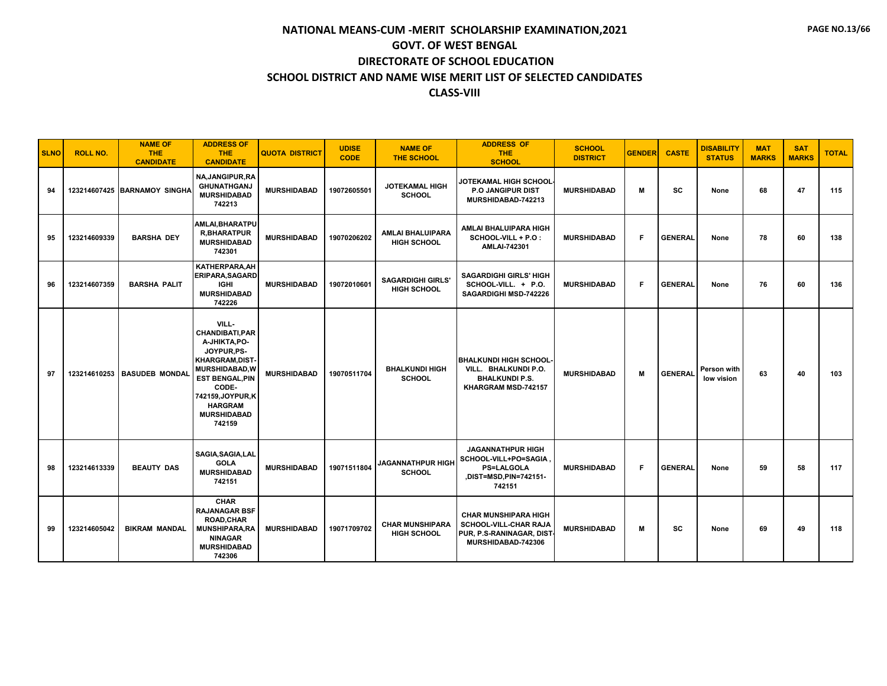# NATIONAL MEANS-CUM -MERIT SCHOLARSHIP EXAMINATION,2021

## GOVT. OF WEST BENGAL

## DIRECTORATE OF SCHOOL EDUCATION

## SCHOOL DISTRICT AND NAME WISE MERIT LIST OF SELECTED CANDIDATES

## CLASS-VIII

| SLNO | ROLL NO. | NAME OF THE CANDIDATE | ADDRESS OF THE CANDIDATE | QUOTA DISTRICT | UDISE CODE | NAME OF THE SCHOOL | ADDRESS OF THE SCHOOL | SCHOOL DISTRICT | GENDER | CASTE | DISABILITY STATUS | MAT MARKS | SAT MARKS | TOTAL |
|---|---|---|---|---|---|---|---|---|---|---|---|---|---|---|
| 94 | 123214607425 | BARNAMOY SINGHA | NA,JANGIPUR,RAGHUNATHGANJ MURSHIDABAD 742213 | MURSHIDABAD | 19072605501 | JOTEKAMAL HIGH SCHOOL | JOTEKAMAL HIGH SCHOOL-P.O JANGIPUR DIST MURSHIDABAD-742213 | MURSHIDABAD | M | SC | None | 68 | 47 | 115 |
| 95 | 123214609339 | BARSHA DEY | AMLAI,BHARATPUR,BHARATPUR MURSHIDABAD 742301 | MURSHIDABAD | 19070206202 | AMLAI BHALUIPARA HIGH SCHOOL | AMLAI BHALUIPARA HIGH SCHOOL-VILL + P.O : AMLAI-742301 | MURSHIDABAD | F | GENERAL | None | 78 | 60 | 138 |
| 96 | 123214607359 | BARSHA PALIT | KATHERPARA,AHERIPARA,SAGARDIGHI MURSHIDABAD 742226 | MURSHIDABAD | 19072010601 | SAGARDIGHI GIRLS' HIGH SCHOOL | SAGARDIGHI GIRLS' HIGH SCHOOL. + P.O. SAGARDIGHI MSD-742226 | MURSHIDABAD | F | GENERAL | None | 76 | 60 | 136 |
| 97 | 123214610253 | BASUDEB MONDAL | VILL-CHANDIBATI,PARA-JHIKTA,PO-JOYPUR,PS-KHARGRAM,DIST-MURSHIDABAD,WEST BENGAL,PIN CODE-742159,JOYPUR,KHARGRAM MURSHIDABAD 742159 | MURSHIDABAD | 19070511704 | BHALKUNDI HIGH SCHOOL | BHALKUNDI HIGH SCHOOL-VILL. BHALKUNDI P.O. BHALKUNDI P.S. KHARGRAM MSD-742157 | MURSHIDABAD | M | GENERAL | Person with low vision | 63 | 40 | 103 |
| 98 | 123214613339 | BEAUTY DAS | SAGIA,SAGIA,LALGOLA MURSHIDABAD 742151 | MURSHIDABAD | 19071511804 | JAGANNATHPUR HIGH SCHOOL | JAGANNATHPUR HIGH SCHOOL-VILL+PO=SAGIA , PS=LALGOLA ,DIST=MSD,PIN=742151-742151 | MURSHIDABAD | F | GENERAL | None | 59 | 58 | 117 |
| 99 | 123214605042 | BIKRAM MANDAL | CHAR RAJANAGAR BSF ROAD,CHAR MUNSHIPARA,RANINAGAR MURSHIDABAD 742306 | MURSHIDABAD | 19071709702 | CHAR MUNSHIPARA HIGH SCHOOL | CHAR MUNSHIPARA HIGH SCHOOL-VILL-CHAR RAJA PUR, P.S-RANINAGAR, DIST-MURSHIDABAD-742306 | MURSHIDABAD | M | SC | None | 69 | 49 | 118 |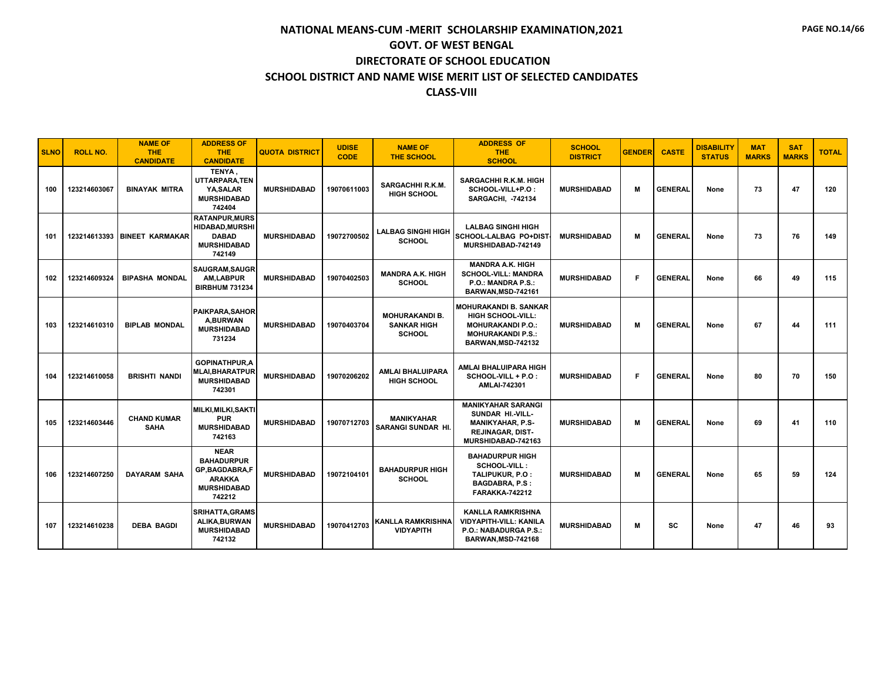# NATIONAL MEANS-CUM -MERIT SCHOLARSHIP EXAMINATION,2021

## GOVT. OF WEST BENGAL

## DIRECTORATE OF SCHOOL EDUCATION

## SCHOOL DISTRICT AND NAME WISE MERIT LIST OF SELECTED CANDIDATES

## CLASS-VIII

| SLNO | ROLL NO. | NAME OF THE CANDIDATE | ADDRESS OF THE CANDIDATE | QUOTA DISTRICT | UDISE CODE | NAME OF THE SCHOOL | ADDRESS OF THE SCHOOL | SCHOOL DISTRICT | GENDER | CASTE | DISABILITY STATUS | MAT MARKS | SAT MARKS | TOTAL |
|---|---|---|---|---|---|---|---|---|---|---|---|---|---|---|
| 100 | 123214603067 | BINAYAK MITRA | TENYA , UTTARPARA,TENYA,SALAR MURSHIDABAD 742404 | MURSHIDABAD | 19070611003 | SARGACHHI R.K.M. HIGH SCHOOL | SARGACHHI R.K.M. HIGH SCHOOL-VILL+P.O : SARGACHI, -742134 | MURSHIDABAD | M | GENERAL | None | 73 | 47 | 120 |
| 101 | 123214613393 | BINEET KARMAKAR | RATANPUR,MURSHIDABAD,MURSHIDABAD MURSHIDABAD 742149 | MURSHIDABAD | 19072700502 | LALBAG SINGHI HIGH SCHOOL | LALBAG SINGHI HIGH SCHOOL-LALBAG PO+DIST-MURSHIDABAD-742149 | MURSHIDABAD | M | GENERAL | None | 73 | 76 | 149 |
| 102 | 123214609324 | BIPASHA MONDAL | SAUGRAM,SAUGRAM,LABPUR BIRBHUM 731234 | MURSHIDABAD | 19070402503 | MANDRA A.K. HIGH SCHOOL | MANDRA A.K. HIGH SCHOOL-VILL: MANDRA P.O.: MANDRA P.S.: BARWAN,MSD-742161 | MURSHIDABAD | F | GENERAL | None | 66 | 49 | 115 |
| 103 | 123214610310 | BIPLAB MONDAL | PAIKPARA,SAHORA,BURWAN MURSHIDABAD 731234 | MURSHIDABAD | 19070403704 | MOHURAKANDI B. SANKAR HIGH SCHOOL | MOHURAKANDI B. SANKAR HIGH SCHOOL-VILL: MOHURAKANDI P.O.: MOHURAKANDI P.S.: BARWAN,MSD-742132 | MURSHIDABAD | M | GENERAL | None | 67 | 44 | 111 |
| 104 | 123214610058 | BRISHTI NANDI | GOPINATHPUR,AMLAI,BHARATPUR MURSHIDABAD 742301 | MURSHIDABAD | 19070206202 | AMLAI BHALUIPARA HIGH SCHOOL | AMLAI BHALUIPARA HIGH SCHOOL-VILL + P.O : AMLAI-742301 | MURSHIDABAD | F | GENERAL | None | 80 | 70 | 150 |
| 105 | 123214603446 | CHAND KUMAR SAHA | MILKI,MILKI,SAKTIPUR MURSHIDABAD 742163 | MURSHIDABAD | 19070712703 | MANIKYAHAR SARANGI SUNDAR HI. | MANIKYAHAR SARANGI SUNDAR HI.-VILL-MANIKYAHAR, P.S-REJINAGAR, DIST-MURSHIDABAD-742163 | MURSHIDABAD | M | GENERAL | None | 69 | 41 | 110 |
| 106 | 123214607250 | DAYARAM SAHA | NEAR BAHADURPUR GP,BAGDABRA,FARAKKA MURSHIDABAD 742212 | MURSHIDABAD | 19072104101 | BAHADURPUR HIGH SCHOOL | BAHADURPUR HIGH SCHOOL-VILL : TALIPUKUR, P.O : BAGDABRA, P.S : FARAKKA-742212 | MURSHIDABAD | M | GENERAL | None | 65 | 59 | 124 |
| 107 | 123214610238 | DEBA BAGDI | SRIHATTA,GRAMSALIKA,BURWAN MURSHIDABAD 742132 | MURSHIDABAD | 19070412703 | KANLLA RAMKRISHNA VIDYAPITH | KANLLA RAMKRISHNA VIDYAPITH-VILL: KANILA P.O.: NABADURGA P.S.: BARWAN,MSD-742168 | MURSHIDABAD | M | SC | None | 47 | 46 | 93 |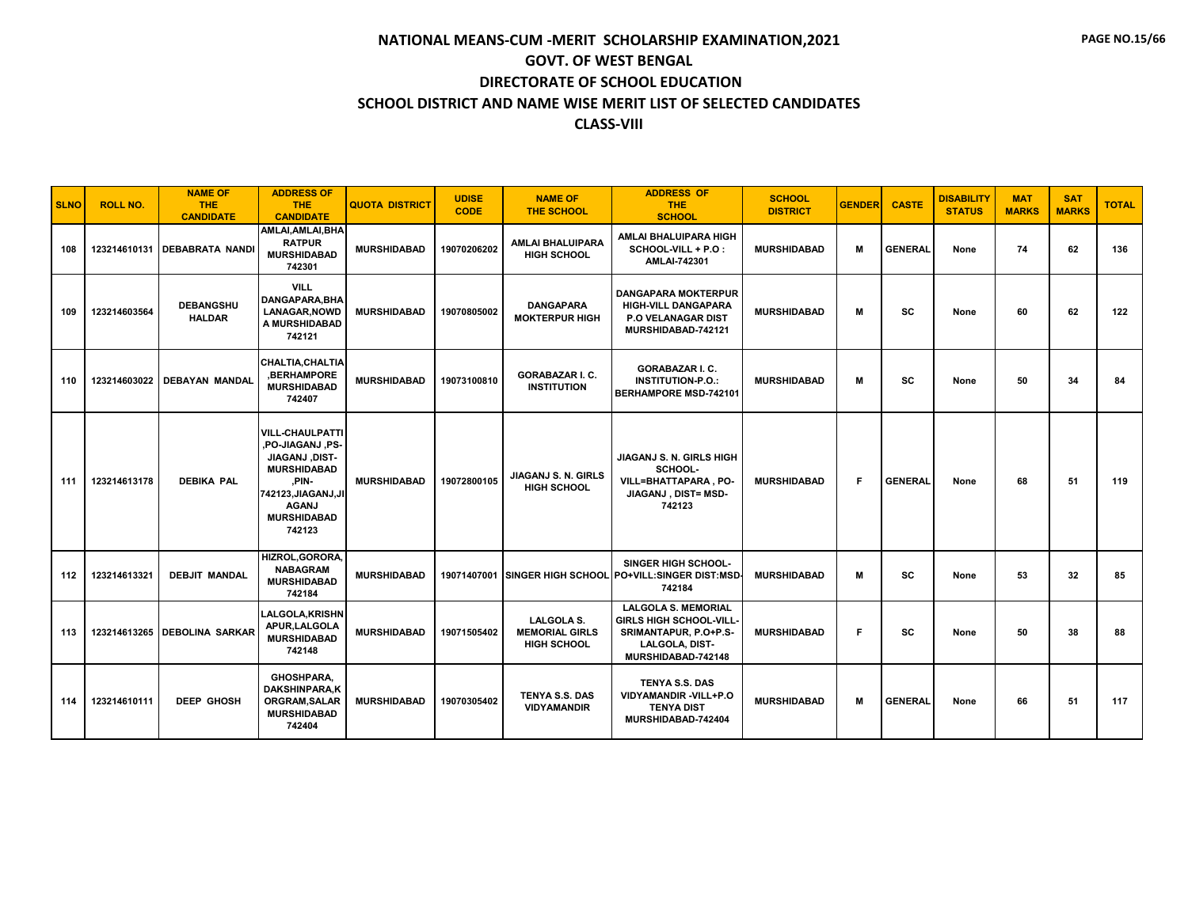# NATIONAL MEANS-CUM -MERIT SCHOLARSHIP EXAMINATION,2021

## GOVT. OF WEST BENGAL

## DIRECTORATE OF SCHOOL EDUCATION

## SCHOOL DISTRICT AND NAME WISE MERIT LIST OF SELECTED CANDIDATES

## CLASS-VIII

| SLNO | ROLL NO. | NAME OF THE CANDIDATE | ADDRESS OF THE CANDIDATE | QUOTA DISTRICT | UDISE CODE | NAME OF THE SCHOOL | ADDRESS OF THE SCHOOL | SCHOOL DISTRICT | GENDER | CASTE | DISABILITY STATUS | MAT MARKS | SAT MARKS | TOTAL |
|---|---|---|---|---|---|---|---|---|---|---|---|---|---|---|
| 108 | 123214610131 | DEBABRATA NANDI | AMLAI,AMLAI,BHARATPUR MURSHIDABAD 742301 | MURSHIDABAD | 19070206202 | AMLAI BHALUIPARA HIGH SCHOOL | AMLAI BHALUIPARA HIGH SCHOOL-VILL + P.O : AMLAI-742301 | MURSHIDABAD | M | GENERAL | None | 74 | 62 | 136 |
| 109 | 123214603564 | DEBANGSHU HALDAR | VILL DANGAPARA,BHALANAGAR,NOWDA MURSHIDABAD 742121 | MURSHIDABAD | 19070805002 | DANGAPARA MOKTERPUR HIGH | DANGAPARA MOKTERPUR HIGH-VILL DANGAPARA P.O VELANAGAR DIST MURSHIDABAD-742121 | MURSHIDABAD | M | SC | None | 60 | 62 | 122 |
| 110 | 123214603022 | DEBAYAN MANDAL | CHALTIA,CHALTIA,BERHAMPORE MURSHIDABAD 742407 | MURSHIDABAD | 19073100810 | GORABAZAR I. C. INSTITUTION | GORABAZAR I. C. INSTITUTION-P.O.: BERHAMPORE MSD-742101 | MURSHIDABAD | M | SC | None | 50 | 34 | 84 |
| 111 | 123214613178 | DEBIKA PAL | VILL-CHAULPATTI,PO-JIAGANJ ,PS-JIAGANJ ,DIST-MURSHIDABAD ,PIN-742123,JIAGANJ,JIAGANJ MURSHIDABAD 742123 | MURSHIDABAD | 19072800105 | JIAGANJ S. N. GIRLS HIGH SCHOOL | JIAGANJ S. N. GIRLS HIGH SCHOOL-VILL=BHATTAPARA , PO-JIAGANJ , DIST= MSD-742123 | MURSHIDABAD | F | GENERAL | None | 68 | 51 | 119 |
| 112 | 123214613321 | DEBJIT MANDAL | HIZROL,GORORA,NABAGRAM MURSHIDABAD 742184 | MURSHIDABAD | 19071407001 | SINGER HIGH SCHOOL | SINGER HIGH SCHOOL-PO+VILL:SINGER DIST:MSD-742184 | MURSHIDABAD | M | SC | None | 53 | 32 | 85 |
| 113 | 123214613265 | DEBOLINA SARKAR | LALGOLA,KRISHNAPUR,LALGOLA MURSHIDABAD 742148 | MURSHIDABAD | 19071505402 | LALGOLA S. MEMORIAL GIRLS HIGH SCHOOL | LALGOLA S. MEMORIAL GIRLS HIGH SCHOOL-VILL-SRIMANTAPUR, P.O+P.S-LALGOLA, DIST-MURSHIDABAD-742148 | MURSHIDABAD | F | SC | None | 50 | 38 | 88 |
| 114 | 123214610111 | DEEP GHOSH | GHOSHPARA, DAKSHINPARA,KORGRAM,SALAR MURSHIDABAD 742404 | MURSHIDABAD | 19070305402 | TENYA S.S. DAS VIDYAMANDIR | TENYA S.S. DAS VIDYAMANDIR -VILL+P.O TENYA DIST MURSHIDABAD-742404 | MURSHIDABAD | M | GENERAL | None | 66 | 51 | 117 |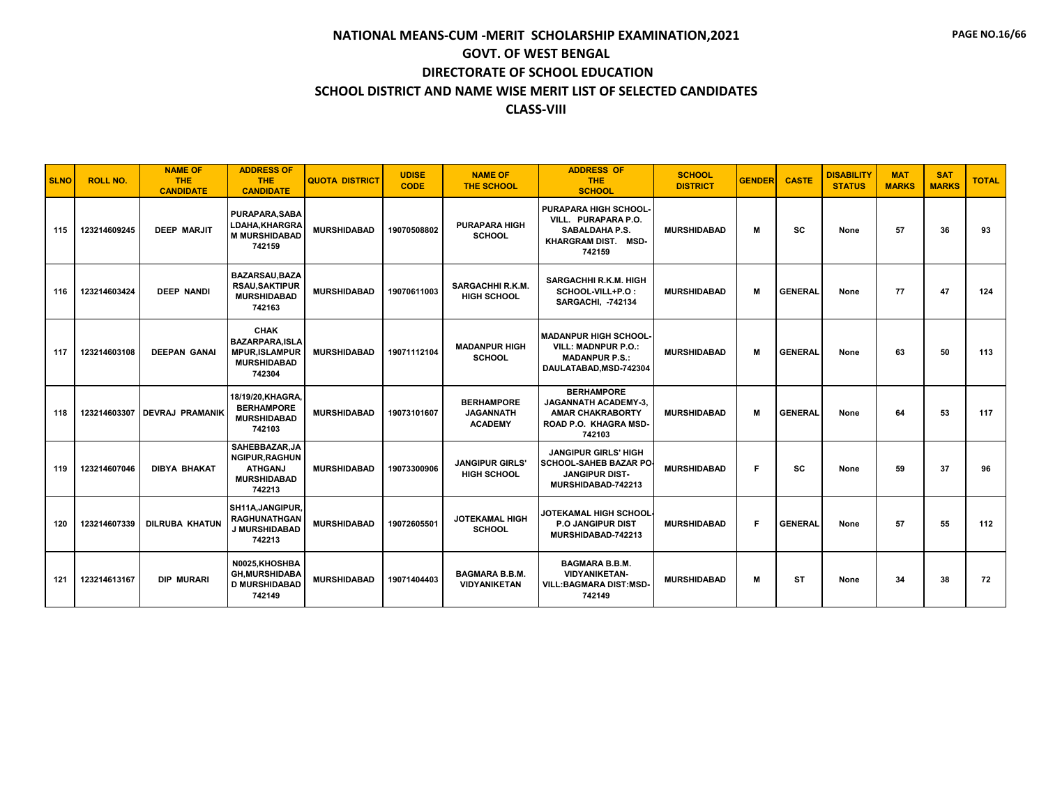# NATIONAL MEANS-CUM -MERIT SCHOLARSHIP EXAMINATION,2021

## GOVT. OF WEST BENGAL

## DIRECTORATE OF SCHOOL EDUCATION

## SCHOOL DISTRICT AND NAME WISE MERIT LIST OF SELECTED CANDIDATES

## CLASS-VIII

| SLNO | ROLL NO. | NAME OF THE CANDIDATE | ADDRESS OF THE CANDIDATE | QUOTA DISTRICT | UDISE CODE | NAME OF THE SCHOOL | ADDRESS OF THE SCHOOL | SCHOOL DISTRICT | GENDER | CASTE | DISABILITY STATUS | MAT MARKS | SAT MARKS | TOTAL |
|---|---|---|---|---|---|---|---|---|---|---|---|---|---|---|
| 115 | 123214609245 | DEEP MARJIT | PURAPARA,SABALDAHA,KHARGRAM MURSHIDABAD 742159 | MURSHIDABAD | 19070508802 | PURAPARA HIGH SCHOOL | PURAPARA HIGH SCHOOL-VILL. PURAPARA P.O. SABALDAHA P.S. KHARGRAM DIST. MSD-742159 | MURSHIDABAD | M | SC | None | 57 | 36 | 93 |
| 116 | 123214603424 | DEEP NANDI | BAZARSAU,BAZARSAU,SAKTIPUR MURSHIDABAD 742163 | MURSHIDABAD | 19070611003 | SARGACHHI R.K.M. HIGH SCHOOL | SARGACHHI R.K.M. HIGH SCHOOL-VILL+P.O : SARGACHI, -742134 | MURSHIDABAD | M | GENERAL | None | 77 | 47 | 124 |
| 117 | 123214603108 | DEEPAN GANAI | CHAK BAZARPARA,ISLAMPUR,ISLAMPUR MURSHIDABAD 742304 | MURSHIDABAD | 19071112104 | MADANPUR HIGH SCHOOL | MADANPUR HIGH SCHOOL-VILL: MADNPUR P.O.: MADANPUR P.S.: DAULATABAD,MSD-742304 | MURSHIDABAD | M | GENERAL | None | 63 | 50 | 113 |
| 118 | 123214603307 | DEVRAJ PRAMANIK | 18/19/20,KHAGRA,BERHAMPORE MURSHIDABAD 742103 | MURSHIDABAD | 19073101607 | BERHAMPORE JAGANNATH ACADEMY | BERHAMPORE JAGANNATH ACADEMY-3, AMAR CHAKRABORTY ROAD P.O. KHAGRA MSD-742103 | MURSHIDABAD | M | GENERAL | None | 64 | 53 | 117 |
| 119 | 123214607046 | DIBYA BHAKAT | SAHEBBAZAR,JANGIPUR,RAGHUNATHGANJ MURSHIDABAD 742213 | MURSHIDABAD | 19073300906 | JANGIPUR GIRLS' HIGH SCHOOL | JANGIPUR GIRLS' HIGH SCHOOL-SAHEB BAZAR PO-JANGIPUR DIST-MURSHIDABAD-742213 | MURSHIDABAD | F | SC | None | 59 | 37 | 96 |
| 120 | 123214607339 | DILRUBA KHATUN | SH11A,JANGIPUR,RAGHUNATHGANJ MURSHIDABAD 742213 | MURSHIDABAD | 19072605501 | JOTEKAMAL HIGH SCHOOL | JOTEKAMAL HIGH SCHOOL-P.O JANGIPUR DIST MURSHIDABAD-742213 | MURSHIDABAD | F | GENERAL | None | 57 | 55 | 112 |
| 121 | 123214613167 | DIP MURARI | N0025,KHOSHBAGH,MURSHIDABAD MURSHIDABAD 742149 | MURSHIDABAD | 19071404403 | BAGMARA B.B.M. VIDYANIKETAN | BAGMARA B.B.M. VIDYANIKETAN-VILL:BAGMARA DIST:MSD-742149 | MURSHIDABAD | M | ST | None | 34 | 38 | 72 |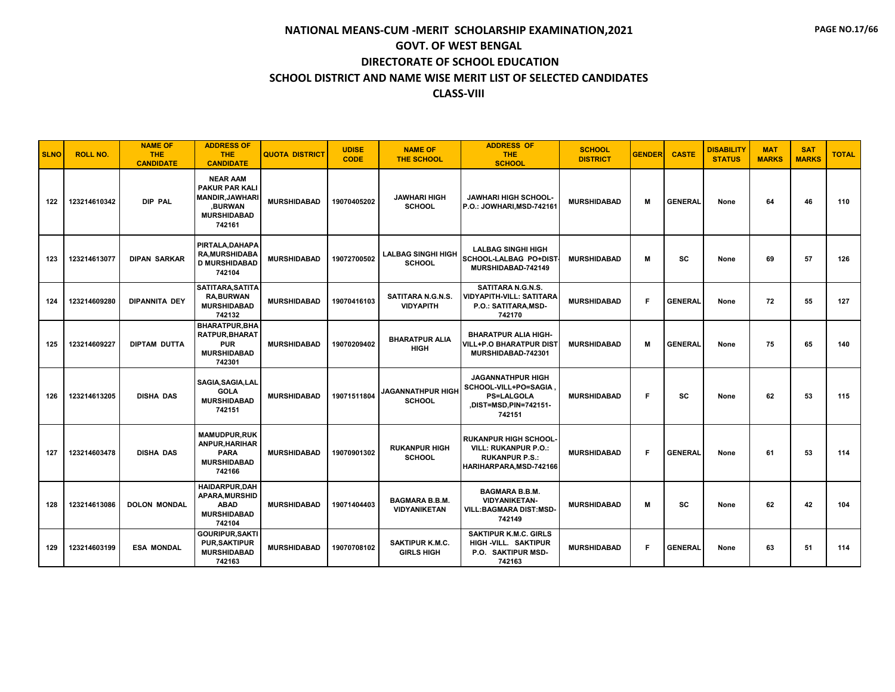# NATIONAL MEANS-CUM -MERIT SCHOLARSHIP EXAMINATION,2021
## GOVT. OF WEST BENGAL
## DIRECTORATE OF SCHOOL EDUCATION
## SCHOOL DISTRICT AND NAME WISE MERIT LIST OF SELECTED CANDIDATES
## CLASS-VIII

| SLNO | ROLL NO. | NAME OF THE CANDIDATE | ADDRESS OF THE CANDIDATE | QUOTA DISTRICT | UDISE CODE | NAME OF THE SCHOOL | ADDRESS OF THE SCHOOL | SCHOOL DISTRICT | GENDER | CASTE | DISABILITY STATUS | MAT MARKS | SAT MARKS | TOTAL |
|---|---|---|---|---|---|---|---|---|---|---|---|---|---|---|
| 122 | 123214610342 | DIP PAL | NEAR AAM PAKUR PAR KALI MANDIR,JAWHARI ,BURWAN MURSHIDABAD 742161 | MURSHIDABAD | 19070405202 | JAWHARI HIGH SCHOOL | JAWHARI HIGH SCHOOL-P.O.: JOWHARI,MSD-742161 | MURSHIDABAD | M | GENERAL | None | 64 | 46 | 110 |
| 123 | 123214613077 | DIPAN SARKAR | PIRTALA,DAHAPARA,MURSHIDABAD MURSHIDABAD 742104 | MURSHIDABAD | 19072700502 | LALBAG SINGHI HIGH SCHOOL | LALBAG SINGHI HIGH SCHOOL-LALBAG PO+DIST-MURSHIDABAD-742149 | MURSHIDABAD | M | SC | None | 69 | 57 | 126 |
| 124 | 123214609280 | DIPANNITA DEY | SATITARA,SATITARA,BURWAN MURSHIDABAD 742132 | MURSHIDABAD | 19070416103 | SATITARA N.G.N.S. VIDYAPITH | SATITARA N.G.N.S. VIDYAPITH-VILL: SATITARA P.O.: SATITARA,MSD-742170 | MURSHIDABAD | F | GENERAL | None | 72 | 55 | 127 |
| 125 | 123214609227 | DIPTAM DUTTA | BHARATPUR,BHARATPUR,BHARATPUR MURSHIDABAD 742301 | MURSHIDABAD | 19070209402 | BHARATPUR ALIA HIGH | BHARATPUR ALIA HIGH-VILL+P.O BHARATPUR DIST MURSHIDABAD-742301 | MURSHIDABAD | M | GENERAL | None | 75 | 65 | 140 |
| 126 | 123214613205 | DISHA DAS | SAGIA,SAGIA,LALGOLA MURSHIDABAD 742151 | MURSHIDABAD | 19071511804 | JAGANNATHPUR HIGH SCHOOL | JAGANNATHPUR HIGH SCHOOL-VILL+PO=SAGIA , PS=LALGOLA ,DIST=MSD,PIN=742151-742151 | MURSHIDABAD | F | SC | None | 62 | 53 | 115 |
| 127 | 123214603478 | DISHA DAS | MAMUDPUR,RUKANPUR,HARIHARPARA MURSHIDABAD 742166 | MURSHIDABAD | 19070901302 | RUKANPUR HIGH SCHOOL | RUKANPUR HIGH SCHOOL-VILL: RUKANPUR P.O.: RUKANPUR P.S.: HARIHARPARA,MSD-742166 | MURSHIDABAD | F | GENERAL | None | 61 | 53 | 114 |
| 128 | 123214613086 | DOLON MONDAL | HAIDARPUR,DAHAPARA,MURSHIDABAD MURSHIDABAD 742104 | MURSHIDABAD | 19071404403 | BAGMARA B.B.M. VIDYANIKETAN | BAGMARA B.B.M. VIDYANIKETAN-VILL:BAGMARA DIST:MSD-742149 | MURSHIDABAD | M | SC | None | 62 | 42 | 104 |
| 129 | 123214603199 | ESA MONDAL | GOURIPUR,SAKTIPUR,SAKTIPUR MURSHIDABAD 742163 | MURSHIDABAD | 19070708102 | SAKTIPUR K.M.C. GIRLS HIGH | SAKTIPUR K.M.C. GIRLS HIGH -VILL. SAKTIPUR P.O. SAKTIPUR MSD-742163 | MURSHIDABAD | F | GENERAL | None | 63 | 51 | 114 |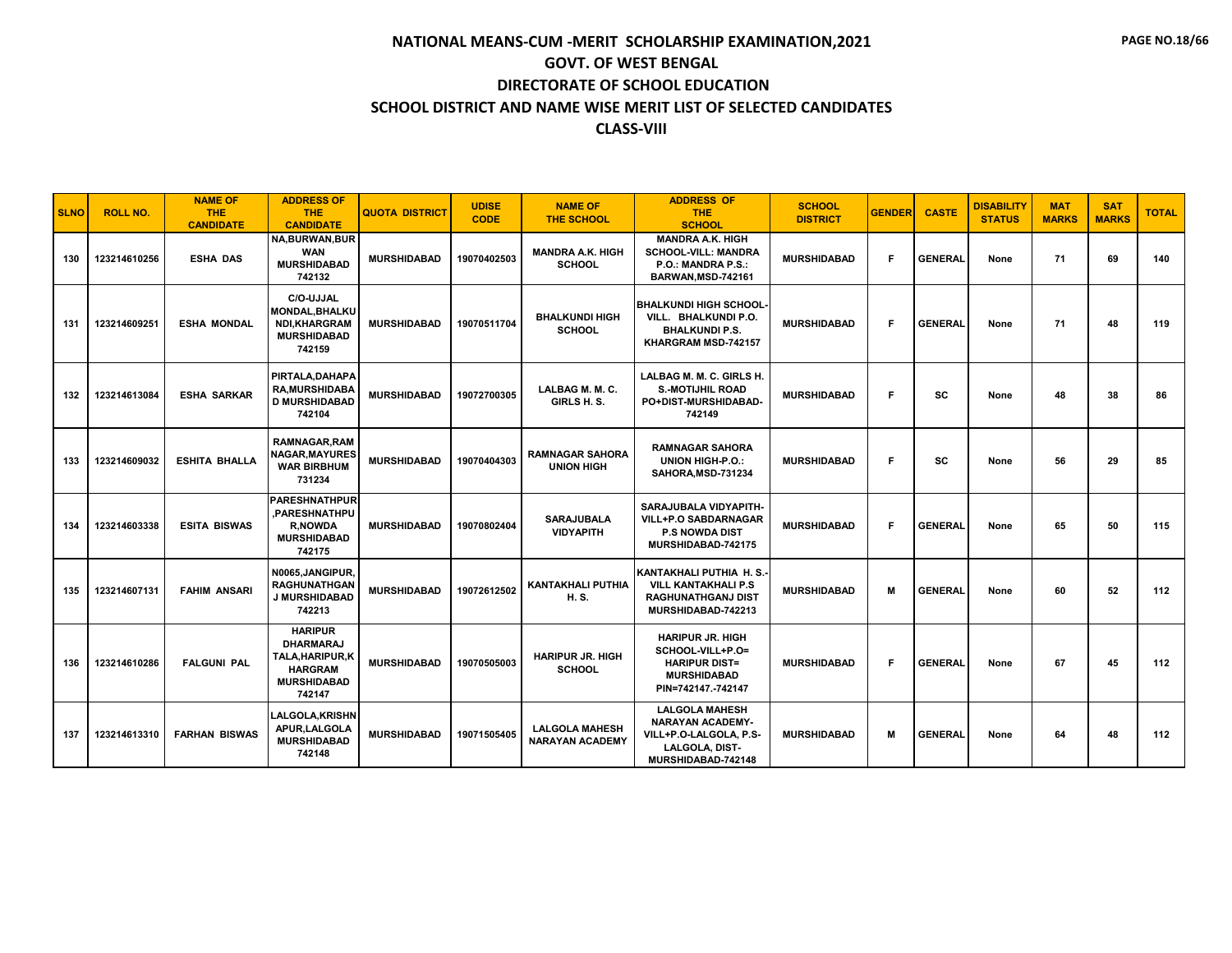# NATIONAL MEANS-CUM -MERIT SCHOLARSHIP EXAMINATION,2021

## GOVT. OF WEST BENGAL

## DIRECTORATE OF SCHOOL EDUCATION

## SCHOOL DISTRICT AND NAME WISE MERIT LIST OF SELECTED CANDIDATES

## CLASS-VIII

| SLNO | ROLL NO. | NAME OF THE CANDIDATE | ADDRESS OF THE CANDIDATE | QUOTA DISTRICT | UDISE CODE | NAME OF THE SCHOOL | ADDRESS OF THE SCHOOL | SCHOOL DISTRICT | GENDER | CASTE | DISABILITY STATUS | MAT MARKS | SAT MARKS | TOTAL |
|---|---|---|---|---|---|---|---|---|---|---|---|---|---|---|
| 130 | 123214610256 | ESHA DAS | NA,BURWAN,BURWAN MURSHIDABAD 742132 | MURSHIDABAD | 19070402503 | MANDRA A.K. HIGH SCHOOL | MANDRA A.K. HIGH SCHOOL-VILL: MANDRA P.O.: MANDRA P.S.: BARWAN,MSD-742161 | MURSHIDABAD | F | GENERAL | None | 71 | 69 | 140 |
| 131 | 123214609251 | ESHA MONDAL | C/O-UJJAL MONDAL,BHALKUNDI,KHARGRAM MURSHIDABAD 742159 | MURSHIDABAD | 19070511704 | BHALKUNDI HIGH SCHOOL | BHALKUNDI HIGH SCHOOL-VILL. BHALKUNDI P.O. BHALKUNDI P.S. KHARGRAM MSD-742157 | MURSHIDABAD | F | GENERAL | None | 71 | 48 | 119 |
| 132 | 123214613084 | ESHA SARKAR | PIRTALA,DAHAPARA,MURSHIDABAD MURSHIDABAD 742104 | MURSHIDABAD | 19072700305 | LALBAG M. M. C. GIRLS H. S. | LALBAG M. M. C. GIRLS H. S.-MOTIJHIL ROAD PO+DIST-MURSHIDABAD-742149 | MURSHIDABAD | F | SC | None | 48 | 38 | 86 |
| 133 | 123214609032 | ESHITA BHALLA | RAMNAGAR,RAMNAGAR,MAYURESWAR BIRBHUM 731234 | MURSHIDABAD | 19070404303 | RAMNAGAR SAHORA UNION HIGH | RAMNAGAR SAHORA UNION HIGH-P.O.: SAHORA,MSD-731234 | MURSHIDABAD | F | SC | None | 56 | 29 | 85 |
| 134 | 123214603338 | ESITA BISWAS | PARESHNATHPUR,PARESHNATHPUR,NOWDA MURSHIDABAD 742175 | MURSHIDABAD | 19070802404 | SARAJUBALA VIDYAPITH | SARAJUBALA VIDYAPITH-VILL+P.O SABDARNAGAR P.S NOWDA DIST MURSHIDABAD-742175 | MURSHIDABAD | F | GENERAL | None | 65 | 50 | 115 |
| 135 | 123214607131 | FAHIM ANSARI | N0065,JANGIPUR,RAGHUNATHGANJ MURSHIDABAD 742213 | MURSHIDABAD | 19072612502 | KANTAKHALI PUTHIA H. S. | KANTAKHALI PUTHIA H. S.-VILL KANTAKHALI P.S RAGHUNATHGANJ DIST MURSHIDABAD-742213 | MURSHIDABAD | M | GENERAL | None | 60 | 52 | 112 |
| 136 | 123214610286 | FALGUNI PAL | HARIPUR DHARMARAJ TALA,HARIPUR,KHARGRAM MURSHIDABAD 742147 | MURSHIDABAD | 19070505003 | HARIPUR JR. HIGH SCHOOL | HARIPUR JR. HIGH SCHOOL-VILL+P.O= HARIPUR DIST= MURSHIDABAD PIN=742147.-742147 | MURSHIDABAD | F | GENERAL | None | 67 | 45 | 112 |
| 137 | 123214613310 | FARHAN BISWAS | LALGOLA,KRISHNAPUR,LALGOLA MURSHIDABAD 742148 | MURSHIDABAD | 19071505405 | LALGOLA MAHESH NARAYAN ACADEMY | LALGOLA MAHESH NARAYAN ACADEMY-VILL+P.O-LALGOLA, P.S-LALGOLA, DIST-MURSHIDABAD-742148 | MURSHIDABAD | M | GENERAL | None | 64 | 48 | 112 |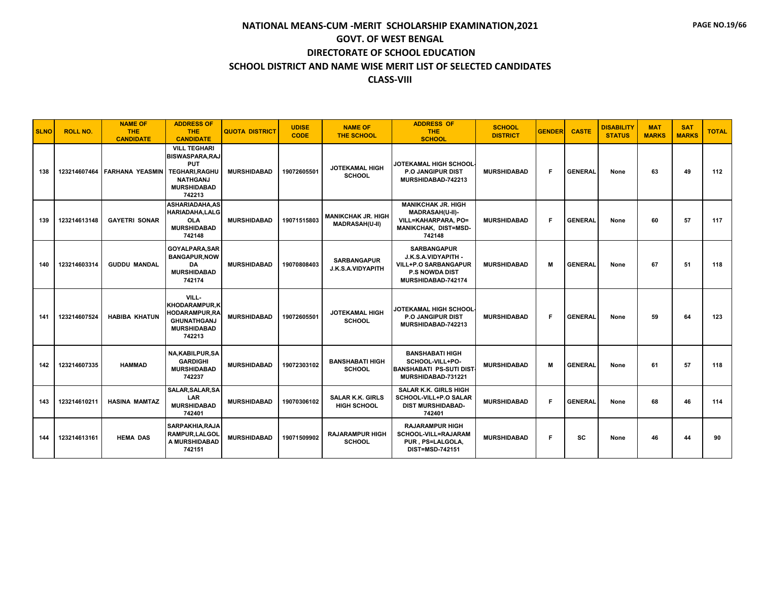# NATIONAL MEANS-CUM -MERIT SCHOLARSHIP EXAMINATION,2021
## GOVT. OF WEST BENGAL
## DIRECTORATE OF SCHOOL EDUCATION
## SCHOOL DISTRICT AND NAME WISE MERIT LIST OF SELECTED CANDIDATES
## CLASS-VIII

| SLNO | ROLL NO. | NAME OF THE CANDIDATE | ADDRESS OF THE CANDIDATE | QUOTA DISTRICT | UDISE CODE | NAME OF THE SCHOOL | ADDRESS OF THE SCHOOL | SCHOOL DISTRICT | GENDER | CASTE | DISABILITY STATUS | MAT MARKS | SAT MARKS | TOTAL |
|---|---|---|---|---|---|---|---|---|---|---|---|---|---|---|
| 138 | 123214607464 | FARHANA YEASMIN | VILL TEGHARI BISWASPARA,RAJ PUT TEGHARI,RAGHU NATHGANJ MURSHIDABAD 742213 | MURSHIDABAD | 19072605501 | JOTEKAMAL HIGH SCHOOL | JOTEKAMAL HIGH SCHOOL-P.O JANGIPUR DIST MURSHIDABAD-742213 | MURSHIDABAD | F | GENERAL | None | 63 | 49 | 112 |
| 139 | 123214613148 | GAYETRI SONAR | ASHARIADAHA,AS HARIADAHA,LALG OLA MURSHIDABAD 742148 | MURSHIDABAD | 19071515803 | MANIKCHAK JR. HIGH MADRASAH(U-II) | MANIKCHAK JR. HIGH MADRASAH(U-II)-VILL=KAHARPARA, PO= MANIKCHAK, DIST=MSD-742148 | MURSHIDABAD | F | GENERAL | None | 60 | 57 | 117 |
| 140 | 123214603314 | GUDDU MANDAL | GOYALPARA,SAR BANGAPUR,NOW DA MURSHIDABAD 742174 | MURSHIDABAD | 19070808403 | SARBANGAPUR J.K.S.A.VIDYAPITH | SARBANGAPUR J.K.S.A.VIDYAPITH - VILL+P.O SARBANGAPUR P.S NOWDA DIST MURSHIDABAD-742174 | MURSHIDABAD | M | GENERAL | None | 67 | 51 | 118 |
| 141 | 123214607524 | HABIBA KHATUN | VILL-KHODARAMPUR,K HODARAMPUR,RA GHUNATHGANJ MURSHIDABAD 742213 | MURSHIDABAD | 19072605501 | JOTEKAMAL HIGH SCHOOL | JOTEKAMAL HIGH SCHOOL-P.O JANGIPUR DIST MURSHIDABAD-742213 | MURSHIDABAD | F | GENERAL | None | 59 | 64 | 123 |
| 142 | 123214607335 | HAMMAD | NA,KABILPUR,SA GARDIGHI MURSHIDABAD 742237 | MURSHIDABAD | 19072303102 | BANSHABATI HIGH SCHOOL | BANSHABATI HIGH SCHOOL-VILL+PO-BANSHABATI PS-SUTI DIST-MURSHIDABAD-731221 | MURSHIDABAD | M | GENERAL | None | 61 | 57 | 118 |
| 143 | 123214610211 | HASINA MAMTAZ | SALAR,SALAR,SA LAR MURSHIDABAD 742401 | MURSHIDABAD | 19070306102 | SALAR K.K. GIRLS HIGH SCHOOL | SALAR K.K. GIRLS HIGH SCHOOL-VILL+P.O SALAR DIST MURSHIDABAD-742401 | MURSHIDABAD | F | GENERAL | None | 68 | 46 | 114 |
| 144 | 123214613161 | HEMA DAS | SARPAKHIA,RAJA RAMPUR,LALGOL A MURSHIDABAD 742151 | MURSHIDABAD | 19071509902 | RAJARAMPUR HIGH SCHOOL | RAJARAMPUR HIGH SCHOOL-VILL=RAJARAM PUR , PS=LALGOLA, DIST=MSD-742151 | MURSHIDABAD | F | SC | None | 46 | 44 | 90 |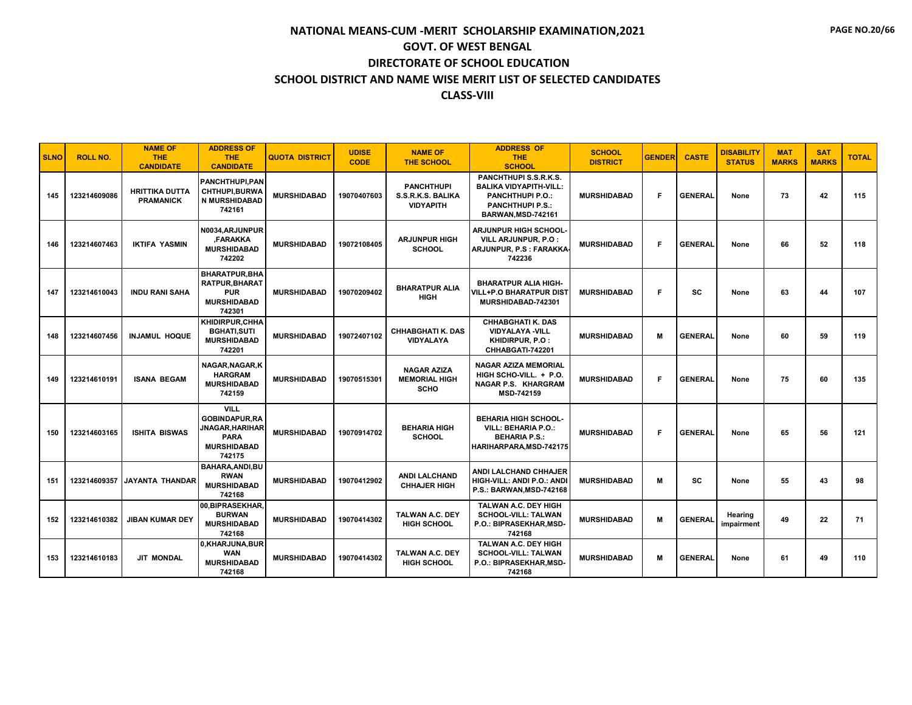# NATIONAL MEANS-CUM -MERIT SCHOLARSHIP EXAMINATION,2021
## GOVT. OF WEST BENGAL
## DIRECTORATE OF SCHOOL EDUCATION
## SCHOOL DISTRICT AND NAME WISE MERIT LIST OF SELECTED CANDIDATES
## CLASS-VIII

| SLNO | ROLL NO. | NAME OF THE CANDIDATE | ADDRESS OF THE CANDIDATE | QUOTA DISTRICT | UDISE CODE | NAME OF THE SCHOOL | ADDRESS OF THE SCHOOL | SCHOOL DISTRICT | GENDER | CASTE | DISABILITY STATUS | MAT MARKS | SAT MARKS | TOTAL |
|---|---|---|---|---|---|---|---|---|---|---|---|---|---|---|
| 145 | 123214609086 | HRITTIKA DUTTA PRAMANICK | PANCHTHUPI,PANCHTHUPI,BURWAN MURSHIDABAD 742161 | MURSHIDABAD | 19070407603 | PANCHTHUPI S.S.R.K.S. BALIKA VIDYAPITH | PANCHTHUPI S.S.R.K.S. BALIKA VIDYAPITH-VILL: PANCHTHUPI P.O.: PANCHTHUPI P.S.: BARWAN,MSD-742161 | MURSHIDABAD | F | GENERAL | None | 73 | 42 | 115 |
| 146 | 123214607463 | IKTIFA YASMIN | N0034,ARJUNPUR ,FARAKKA MURSHIDABAD 742202 | MURSHIDABAD | 19072108405 | ARJUNPUR HIGH SCHOOL | ARJUNPUR HIGH SCHOOL-VILL ARJUNPUR, P.O : ARJUNPUR, P.S : FARAKKA-742236 | MURSHIDABAD | F | GENERAL | None | 66 | 52 | 118 |
| 147 | 123214610043 | INDU RANI SAHA | BHARATPUR,BHARATPUR,BHARATPUR MURSHIDABAD 742301 | MURSHIDABAD | 19070209402 | BHARATPUR ALIA HIGH | BHARATPUR ALIA HIGH-VILL+P.O BHARATPUR DIST MURSHIDABAD-742301 | MURSHIDABAD | F | SC | None | 63 | 44 | 107 |
| 148 | 123214607456 | INJAMUL HOQUE | KHIDIRPUR,CHHABGHATI,SUTI MURSHIDABAD 742201 | MURSHIDABAD | 19072407102 | CHHABGHATI K. DAS VIDYALAYA | CHHABGHATI K. DAS VIDYALAYA -VILL KHIDIRPUR, P.O : CHHABGATI-742201 | MURSHIDABAD | M | GENERAL | None | 60 | 59 | 119 |
| 149 | 123214610191 | ISANA BEGAM | NAGAR,NAGAR,KHARGRAM MURSHIDABAD 742159 | MURSHIDABAD | 19070515301 | NAGAR AZIZA MEMORIAL HIGH SCHO | NAGAR AZIZA MEMORIAL HIGH SCHO-VILL. + P.O. NAGAR P.S. KHARGRAM MSD-742159 | MURSHIDABAD | F | GENERAL | None | 75 | 60 | 135 |
| 150 | 123214603165 | ISHITA BISWAS | VILL GOBINDAPUR,RAJNAGAR,HARIHARPARA MURSHIDABAD 742175 | MURSHIDABAD | 19070914702 | BEHARIA HIGH SCHOOL | BEHARIA HIGH SCHOOL-VILL: BEHARIA P.O.: BEHARIA P.S.: HARIHARPARA,MSD-742175 | MURSHIDABAD | F | GENERAL | None | 65 | 56 | 121 |
| 151 | 123214609357 | JAYANTA THANDAR | BAHARA,ANDI,BURWAN MURSHIDABAD 742168 | MURSHIDABAD | 19070412902 | ANDI LALCHAND CHHAJER HIGH | ANDI LALCHAND CHHAJER HIGH-VILL: ANDI P.O.: ANDI P.S.: BARWAN,MSD-742168 | MURSHIDABAD | M | SC | None | 55 | 43 | 98 |
| 152 | 123214610382 | JIBAN KUMAR DEY | 00,BIPRASEKHAR,BURWAN MURSHIDABAD 742168 | MURSHIDABAD | 19070414302 | TALWAN A.C. DEY HIGH SCHOOL | TALWAN A.C. DEY HIGH SCHOOL-VILL: TALWAN P.O.: BIPRASEKHAR,MSD-742168 | MURSHIDABAD | M | GENERAL | Hearing impairment | 49 | 22 | 71 |
| 153 | 123214610183 | JIT MONDAL | 0,KHARJUNA,BURWAN MURSHIDABAD 742168 | MURSHIDABAD | 19070414302 | TALWAN A.C. DEY HIGH SCHOOL | TALWAN A.C. DEY HIGH SCHOOL-VILL: TALWAN P.O.: BIPRASEKHAR,MSD-742168 | MURSHIDABAD | M | GENERAL | None | 61 | 49 | 110 |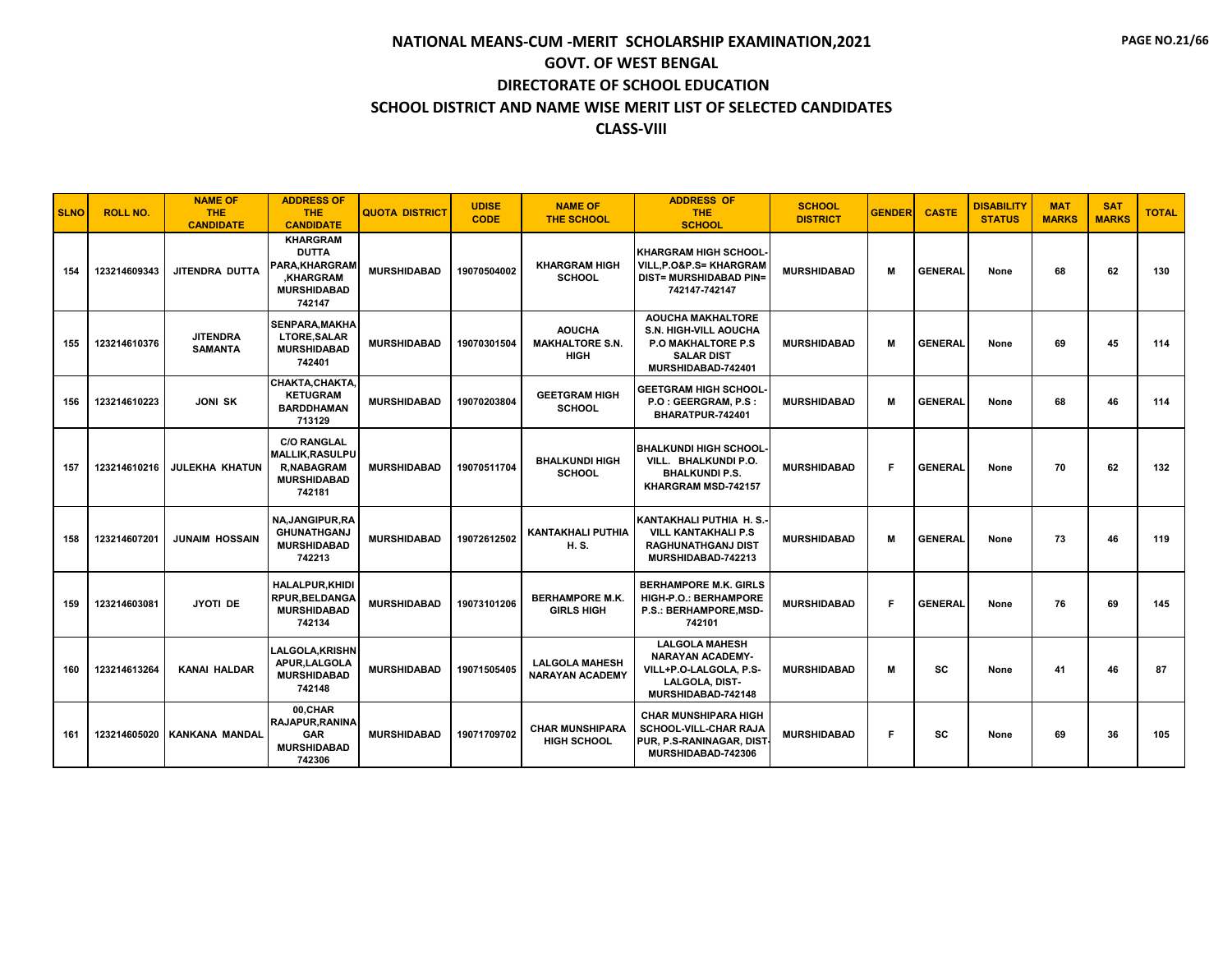# NATIONAL MEANS-CUM -MERIT SCHOLARSHIP EXAMINATION,2021
## GOVT. OF WEST BENGAL
## DIRECTORATE OF SCHOOL EDUCATION
## SCHOOL DISTRICT AND NAME WISE MERIT LIST OF SELECTED CANDIDATES
## CLASS-VIII

| SLNO | ROLL NO. | NAME OF THE CANDIDATE | ADDRESS OF THE CANDIDATE | QUOTA DISTRICT | UDISE CODE | NAME OF THE SCHOOL | ADDRESS OF THE SCHOOL | SCHOOL DISTRICT | GENDER | CASTE | DISABILITY STATUS | MAT MARKS | SAT MARKS | TOTAL |
|---|---|---|---|---|---|---|---|---|---|---|---|---|---|---|
| 154 | 123214609343 | JITENDRA DUTTA | KHARGRAM DUTTA PARA,KHARGRAM ,KHARGRAM MURSHIDABAD 742147 | MURSHIDABAD | 19070504002 | KHARGRAM HIGH SCHOOL | KHARGRAM HIGH SCHOOL-VILL,P.O&P.S= KHARGRAM DIST= MURSHIDABAD PIN= 742147-742147 | MURSHIDABAD | M | GENERAL | None | 68 | 62 | 130 |
| 155 | 123214610376 | JITENDRA SAMANTA | SENPARA,MAKHA LTORE,SALAR MURSHIDABAD 742401 | MURSHIDABAD | 19070301504 | AOUCHA MAKHALTORE S.N. HIGH | AOUCHA MAKHALTORE S.N. HIGH-VILL AOUCHA P.O MAKHALTORE P.S SALAR DIST MURSHIDABAD-742401 | MURSHIDABAD | M | GENERAL | None | 69 | 45 | 114 |
| 156 | 123214610223 | JONI SK | CHAKTA,CHAKTA, KETUGRAM BARDDHAMAN 713129 | MURSHIDABAD | 19070203804 | GEETGRAM HIGH SCHOOL | GEETGRAM HIGH SCHOOL-P.O : GEERGRAM, P.S : BHARATPUR-742401 | MURSHIDABAD | M | GENERAL | None | 68 | 46 | 114 |
| 157 | 123214610216 | JULEKHA KHATUN | C/O RANGLAL MALLIK,RASULPU R,NABAGRAM MURSHIDABAD 742181 | MURSHIDABAD | 19070511704 | BHALKUNDI HIGH SCHOOL | BHALKUNDI HIGH SCHOOL-VILL. BHALKUNDI P.O. BHALKUNDI P.S. KHARGRAM MSD-742157 | MURSHIDABAD | F | GENERAL | None | 70 | 62 | 132 |
| 158 | 123214607201 | JUNAIM HOSSAIN | NA,JANGIPUR,RA GHUNATHGANJ MURSHIDABAD 742213 | MURSHIDABAD | 19072612502 | KANTAKHALI PUTHIA H. S. | KANTAKHALI PUTHIA H. S.-VILL KANTAKHALI P.S RAGHUNATHGANJ DIST MURSHIDABAD-742213 | MURSHIDABAD | M | GENERAL | None | 73 | 46 | 119 |
| 159 | 123214603081 | JYOTI DE | HALALPUR,KHIDI RPUR,BELDANGA MURSHIDABAD 742134 | MURSHIDABAD | 19073101206 | BERHAMPORE M.K. GIRLS HIGH | BERHAMPORE M.K. GIRLS HIGH-P.O.: BERHAMPORE P.S.: BERHAMPORE,MSD-742101 | MURSHIDABAD | F | GENERAL | None | 76 | 69 | 145 |
| 160 | 123214613264 | KANAI HALDAR | LALGOLA,KRISHN APUR,LALGOLA MURSHIDABAD 742148 | MURSHIDABAD | 19071505405 | LALGOLA MAHESH NARAYAN ACADEMY | LALGOLA MAHESH NARAYAN ACADEMY-VILL+P.O-LALGOLA, P.S-LALGOLA, DIST-MURSHIDABAD-742148 | MURSHIDABAD | M | SC | None | 41 | 46 | 87 |
| 161 | 123214605020 | KANKANA MANDAL | 00,CHAR RAJAPUR,RANINA GAR MURSHIDABAD 742306 | MURSHIDABAD | 19071709702 | CHAR MUNSHIPARA HIGH SCHOOL | CHAR MUNSHIPARA HIGH SCHOOL-VILL-CHAR RAJA PUR, P.S-RANINAGAR, DIST-MURSHIDABAD-742306 | MURSHIDABAD | F | SC | None | 69 | 36 | 105 |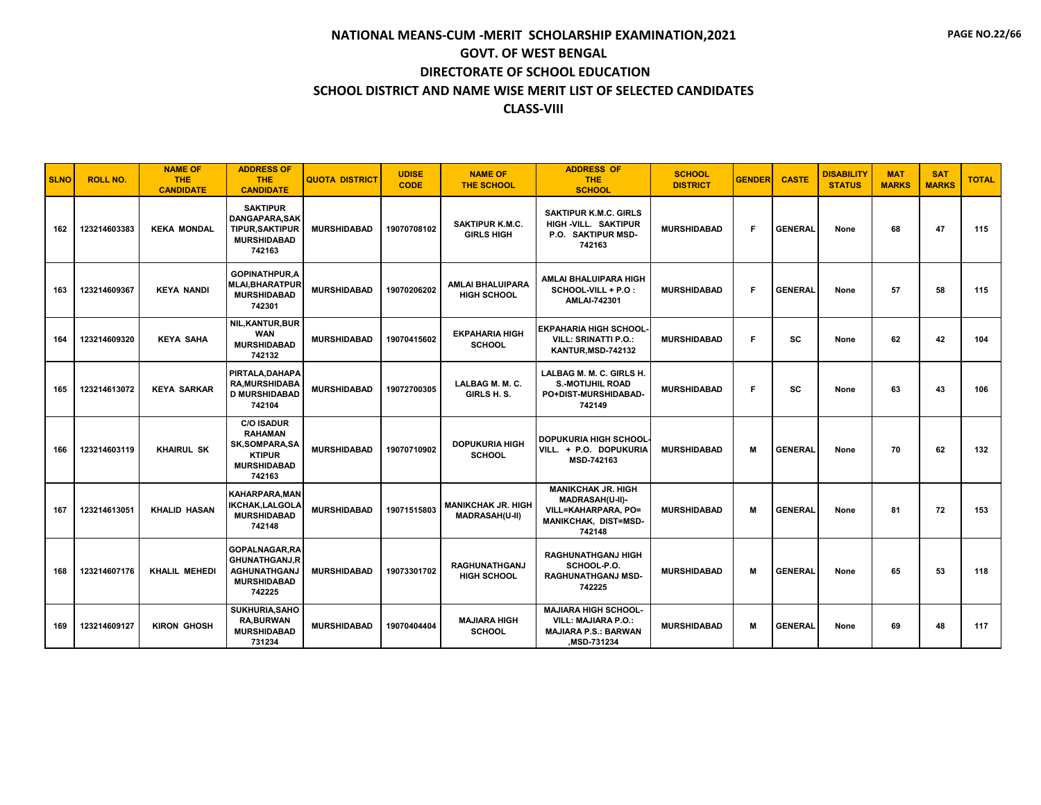# NATIONAL MEANS-CUM -MERIT SCHOLARSHIP EXAMINATION,2021
## GOVT. OF WEST BENGAL
## DIRECTORATE OF SCHOOL EDUCATION
## SCHOOL DISTRICT AND NAME WISE MERIT LIST OF SELECTED CANDIDATES
## CLASS-VIII

| SLNO | ROLL NO. | NAME OF THE CANDIDATE | ADDRESS OF THE CANDIDATE | QUOTA DISTRICT | UDISE CODE | NAME OF THE SCHOOL | ADDRESS OF THE SCHOOL | SCHOOL DISTRICT | GENDER | CASTE | DISABILITY STATUS | MAT MARKS | SAT MARKS | TOTAL |
|---|---|---|---|---|---|---|---|---|---|---|---|---|---|---|
| 162 | 123214603383 | KEKA MONDAL | SAKTIPUR DANGAPARA,SAKTIPUR,SAKTIPUR MURSHIDABAD 742163 | MURSHIDABAD | 19070708102 | SAKTIPUR K.M.C. GIRLS HIGH | SAKTIPUR K.M.C. GIRLS HIGH -VILL. SAKTIPUR P.O. SAKTIPUR MSD-742163 | MURSHIDABAD | F | GENERAL | None | 68 | 47 | 115 |
| 163 | 123214609367 | KEYA NANDI | GOPINATHPUR,AMLAI,BHARATPUR MURSHIDABAD 742301 | MURSHIDABAD | 19070206202 | AMLAI BHALUIPARA HIGH SCHOOL | AMLAI BHALUIPARA HIGH SCHOOL-VILL + P.O : AMLAI-742301 | MURSHIDABAD | F | GENERAL | None | 57 | 58 | 115 |
| 164 | 123214609320 | KEYA SAHA | NIL,KANTUR,BURWAN MURSHIDABAD 742132 | MURSHIDABAD | 19070415602 | EKPAHARIA HIGH SCHOOL | EKPAHARIA HIGH SCHOOL-VILL: SRINATTI P.O.: KANTUR,MSD-742132 | MURSHIDABAD | F | SC | None | 62 | 42 | 104 |
| 165 | 123214613072 | KEYA SARKAR | PIRTALA,DAHAPARA,MURSHIDABAD MURSHIDABAD 742104 | MURSHIDABAD | 19072700305 | LALBAG M. M. C. GIRLS H. S. | LALBAG M. M. C. GIRLS H. S.-MOTIJHIL ROAD PO+DIST-MURSHIDABAD-742149 | MURSHIDABAD | F | SC | None | 63 | 43 | 106 |
| 166 | 123214603119 | KHAIRUL SK | C/O ISADUR RAHAMAN SK,SOMPARA,SAKTIPUR MURSHIDABAD 742163 | MURSHIDABAD | 19070710902 | DOPUKURIA HIGH SCHOOL | DOPUKURIA HIGH SCHOOL-VILL. + P.O. DOPUKURIA MSD-742163 | MURSHIDABAD | M | GENERAL | None | 70 | 62 | 132 |
| 167 | 123214613051 | KHALID HASAN | KAHARPARA,MANIKCHAK,LALGOLA MURSHIDABAD 742148 | MURSHIDABAD | 19071515803 | MANIKCHAK JR. HIGH MADRASAH(U-II) | MANIKCHAK JR. HIGH MADRASAH(U-II)-VILL=KAHARPARA, PO= MANIKCHAK, DIST=MSD-742148 | MURSHIDABAD | M | GENERAL | None | 81 | 72 | 153 |
| 168 | 123214607176 | KHALIL MEHEDI | GOPALNAGAR,RAGHUNATHGANJ,RAGHUNATHGANJ MURSHIDABAD 742225 | MURSHIDABAD | 19073301702 | RAGHUNATHGANJ HIGH SCHOOL | RAGHUNATHGANJ HIGH SCHOOL-P.O. RAGHUNATHGANJ MSD-742225 | MURSHIDABAD | M | GENERAL | None | 65 | 53 | 118 |
| 169 | 123214609127 | KIRON GHOSH | SUKHURIA,SAHORA,BURWAN MURSHIDABAD 731234 | MURSHIDABAD | 19070404404 | MAJIARA HIGH SCHOOL | MAJIARA HIGH SCHOOL-VILL: MAJIARA P.O.: MAJIARA P.S.: BARWAN ,MSD-731234 | MURSHIDABAD | M | GENERAL | None | 69 | 48 | 117 |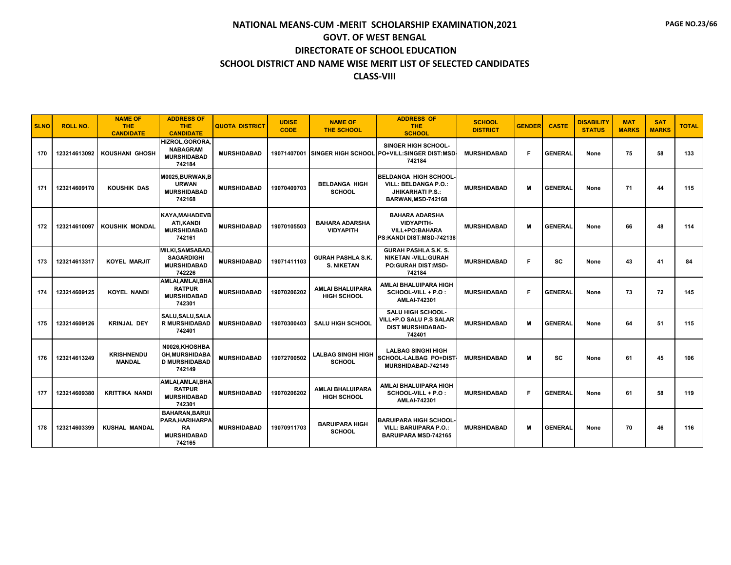# NATIONAL MEANS-CUM -MERIT SCHOLARSHIP EXAMINATION,2021

## GOVT. OF WEST BENGAL

## DIRECTORATE OF SCHOOL EDUCATION

## SCHOOL DISTRICT AND NAME WISE MERIT LIST OF SELECTED CANDIDATES

## CLASS-VIII

| SLNO | ROLL NO. | NAME OF THE CANDIDATE | ADDRESS OF THE CANDIDATE | QUOTA DISTRICT | UDISE CODE | NAME OF THE SCHOOL | ADDRESS OF THE SCHOOL | SCHOOL DISTRICT | GENDER | CASTE | DISABILITY STATUS | MAT MARKS | SAT MARKS | TOTAL |
|---|---|---|---|---|---|---|---|---|---|---|---|---|---|---|
| 170 | 123214613092 | KOUSHANI GHOSH | HIZROL,GORORA, NABAGRAM MURSHIDABAD 742184 | MURSHIDABAD | 19071407001 | SINGER HIGH SCHOOL | SINGER HIGH SCHOOL-PO+VILL:SINGER DIST:MSD-742184 | MURSHIDABAD | F | GENERAL | None | 75 | 58 | 133 |
| 171 | 123214609170 | KOUSHIK DAS | M0025,BURWAN,BURWAN MURSHIDABAD 742168 | MURSHIDABAD | 19070409703 | BELDANGA HIGH SCHOOL | BELDANGA HIGH SCHOOL-VILL: BELDANGA P.O.: JHIKARHATI P.S.: BARWAN,MSD-742168 | MURSHIDABAD | M | GENERAL | None | 71 | 44 | 115 |
| 172 | 123214610097 | KOUSHIK MONDAL | KAYA,MAHADEVBATI,KANDI MURSHIDABAD 742161 | MURSHIDABAD | 19070105503 | BAHARA ADARSHA VIDYAPITH | BAHARA ADARSHA VIDYAPITH-VILL+PO:BAHARA PS:KANDI DIST:MSD-742138 | MURSHIDABAD | M | GENERAL | None | 66 | 48 | 114 |
| 173 | 123214613317 | KOYEL MARJIT | MILKI,SAMSABAD, SAGARDIGHI MURSHIDABAD 742226 | MURSHIDABAD | 19071411103 | GURAH PASHLA S.K. S. NIKETAN | GURAH PASHLA S.K. S. NIKETAN -VILL:GURAH PO:GURAH DIST:MSD-742184 | MURSHIDABAD | F | SC | None | 43 | 41 | 84 |
| 174 | 123214609125 | KOYEL NANDI | AMLAI,AMLAI,BHARATPUR MURSHIDABAD 742301 | MURSHIDABAD | 19070206202 | AMLAI BHALUIPARA HIGH SCHOOL | AMLAI BHALUIPARA HIGH SCHOOL-VILL + P.O : AMLAI-742301 | MURSHIDABAD | F | GENERAL | None | 73 | 72 | 145 |
| 175 | 123214609126 | KRINJAL DEY | SALU,SALU,SALAR MURSHIDABAD 742401 | MURSHIDABAD | 19070300403 | SALU HIGH SCHOOL | SALU HIGH SCHOOL-VILL+P.O SALU P.S SALAR DIST MURSHIDABAD-742401 | MURSHIDABAD | M | GENERAL | None | 64 | 51 | 115 |
| 176 | 123214613249 | KRISHNENDU MANDAL | N0026,KHOSHBAGH,MURSHIDABAD MURSHIDABAD 742149 | MURSHIDABAD | 19072700502 | LALBAG SINGHI HIGH SCHOOL | LALBAG SINGHI HIGH SCHOOL-LALBAG PO+DIST-MURSHIDABAD-742149 | MURSHIDABAD | M | SC | None | 61 | 45 | 106 |
| 177 | 123214609380 | KRITTIKA NANDI | AMLAI,AMLAI,BHARATPUR MURSHIDABAD 742301 | MURSHIDABAD | 19070206202 | AMLAI BHALUIPARA HIGH SCHOOL | AMLAI BHALUIPARA HIGH SCHOOL-VILL + P.O : AMLAI-742301 | MURSHIDABAD | F | GENERAL | None | 61 | 58 | 119 |
| 178 | 123214603399 | KUSHAL MANDAL | BAHARAN,BARUIPARA,HARIHARPARA MURSHIDABAD 742165 | MURSHIDABAD | 19070911703 | BARUIPARA HIGH SCHOOL | BARUIPARA HIGH SCHOOL-VILL: BARUIPARA P.O.: BARUIPARA MSD-742165 | MURSHIDABAD | M | GENERAL | None | 70 | 46 | 116 |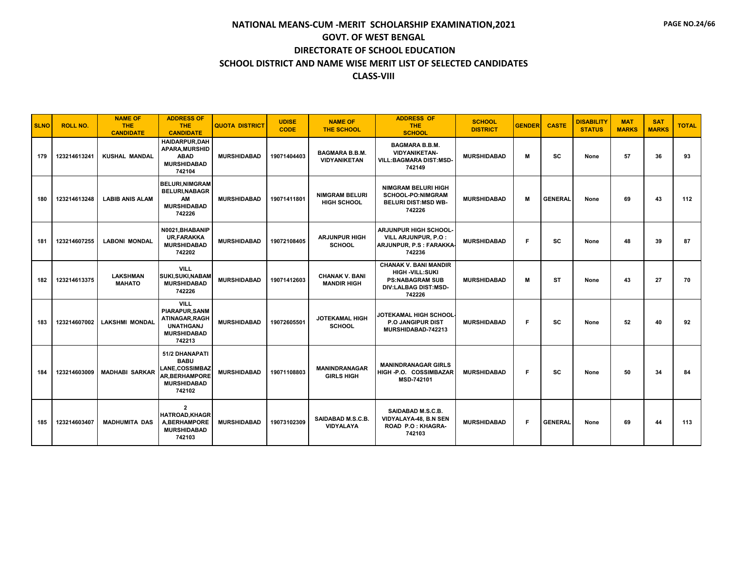# NATIONAL MEANS-CUM -MERIT SCHOLARSHIP EXAMINATION,2021

## GOVT. OF WEST BENGAL

## DIRECTORATE OF SCHOOL EDUCATION

## SCHOOL DISTRICT AND NAME WISE MERIT LIST OF SELECTED CANDIDATES

## CLASS-VIII

| SLNO | ROLL NO. | NAME OF THE CANDIDATE | ADDRESS OF THE CANDIDATE | QUOTA DISTRICT | UDISE CODE | NAME OF THE SCHOOL | ADDRESS OF THE SCHOOL | SCHOOL DISTRICT | GENDER | CASTE | DISABILITY STATUS | MAT MARKS | SAT MARKS | TOTAL |
|---|---|---|---|---|---|---|---|---|---|---|---|---|---|---|
| 179 | 123214613241 | KUSHAL MANDAL | HAIDARPUR,DAHAPARA,MURSHIDABAD MURSHIDABAD 742104 | MURSHIDABAD | 19071404403 | BAGMARA B.B.M. VIDYANIKETAN | BAGMARA B.B.M. VIDYANIKETAN-VILL:BAGMARA DIST:MSD-742149 | MURSHIDABAD | M | SC | None | 57 | 36 | 93 |
| 180 | 123214613248 | LABIB ANIS ALAM | BELURI,NIMGRAM BELURI,NABAGRAM MURSHIDABAD 742226 | MURSHIDABAD | 19071411801 | NIMGRAM BELURI HIGH SCHOOL | NIMGRAM BELURI HIGH SCHOOL-PO:NIMGRAM BELURI DIST:MSD WB-742226 | MURSHIDABAD | M | GENERAL | None | 69 | 43 | 112 |
| 181 | 123214607255 | LABONI MONDAL | N0021,BHABANIPUR,FARAKKA MURSHIDABAD 742202 | MURSHIDABAD | 19072108405 | ARJUNPUR HIGH SCHOOL | ARJUNPUR HIGH SCHOOL-VILL ARJUNPUR, P.O : ARJUNPUR, P.S : FARAKKA-742236 | MURSHIDABAD | F | SC | None | 48 | 39 | 87 |
| 182 | 123214613375 | LAKSHMAN MAHATO | VILL SUKI,SUKI,NABAM MURSHIDABAD 742226 | MURSHIDABAD | 19071412603 | CHANAK V. BANI MANDIR HIGH | CHANAK V. BANI MANDIR HIGH -VILL:SUKI PS:NABAGRAM SUB DIV:LALBAG DIST:MSD-742226 | MURSHIDABAD | M | ST | None | 43 | 27 | 70 |
| 183 | 123214607002 | LAKSHMI MONDAL | VILL PIARAPUR,SANMATINAGAR,RAGHUNATHGANJ MURSHIDABAD 742213 | MURSHIDABAD | 19072605501 | JOTEKAMAL HIGH SCHOOL | JOTEKAMAL HIGH SCHOOL-P.O JANGIPUR DIST MURSHIDABAD-742213 | MURSHIDABAD | F | SC | None | 52 | 40 | 92 |
| 184 | 123214603009 | MADHABI SARKAR | 51/2 DHANAPATI BABU LANE,COSSIMBAZAR,BERHAMPORE MURSHIDABAD 742102 | MURSHIDABAD | 19071108803 | MANINDRANAGAR GIRLS HIGH | MANINDRANAGAR GIRLS HIGH -P.O. COSSIMBAZAR MSD-742101 | MURSHIDABAD | F | SC | None | 50 | 34 | 84 |
| 185 | 123214603407 | MADHUMITA DAS | 2 HATROAD,KHAGRA,BERHAMPORE MURSHIDABAD 742103 | MURSHIDABAD | 19073102309 | SAIDABAD M.S.C.B. VIDYALAYA | SAIDABAD M.S.C.B. VIDYALAYA-48, B.N SEN ROAD P.O : KHAGRA-742103 | MURSHIDABAD | F | GENERAL | None | 69 | 44 | 113 |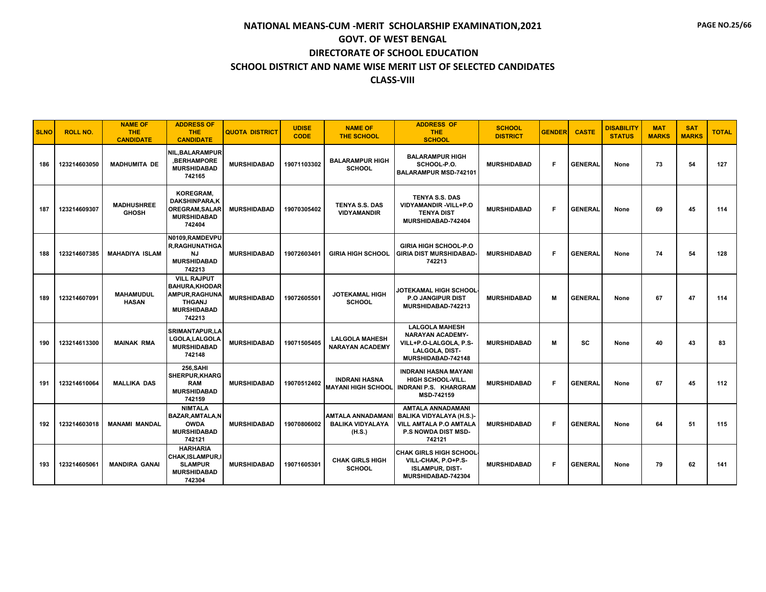# NATIONAL MEANS-CUM -MERIT SCHOLARSHIP EXAMINATION,2021
## GOVT. OF WEST BENGAL
## DIRECTORATE OF SCHOOL EDUCATION
## SCHOOL DISTRICT AND NAME WISE MERIT LIST OF SELECTED CANDIDATES
## CLASS-VIII

| SLNO | ROLL NO. | NAME OF THE CANDIDATE | ADDRESS OF THE CANDIDATE | QUOTA DISTRICT | UDISE CODE | NAME OF THE SCHOOL | ADDRESS OF THE SCHOOL | SCHOOL DISTRICT | GENDER | CASTE | DISABILITY STATUS | MAT MARKS | SAT MARKS | TOTAL |
|---|---|---|---|---|---|---|---|---|---|---|---|---|---|---|
| 186 | 123214603050 | MADHUMITA DE | NIL,BALARAMPUR ,BERHAMPORE MURSHIDABAD 742165 | MURSHIDABAD | 19071103302 | BALARAMPUR HIGH SCHOOL | BALARAMPUR HIGH SCHOOL-P.O. BALARAMPUR MSD-742101 | MURSHIDABAD | F | GENERAL | None | 73 | 54 | 127 |
| 187 | 123214609307 | MADHUSHREE GHOSH | KOREGRAM, DAKSHINPARA,KOREGRAM,SALAR MURSHIDABAD 742404 | MURSHIDABAD | 19070305402 | TENYA S.S. DAS VIDYAMANDIR | TENYA S.S. DAS VIDYAMANDIR -VILL+P.O TENYA DIST MURSHIDABAD-742404 | MURSHIDABAD | F | GENERAL | None | 69 | 45 | 114 |
| 188 | 123214607385 | MAHADIYA ISLAM | N0109,RAMDEVPUR,RAGHUNATHGANJ MURSHIDABAD 742213 | MURSHIDABAD | 19072603401 | GIRIA HIGH SCHOOL | GIRIA HIGH SCHOOL-P.O GIRIA DIST MURSHIDABAD-742213 | MURSHIDABAD | F | GENERAL | None | 74 | 54 | 128 |
| 189 | 123214607091 | MAHAMUDUL HASAN | VILL RAJPUT BAHURA,KHODARAMPUR,RAGHUNATHGANJ MURSHIDABAD 742213 | MURSHIDABAD | 19072605501 | JOTEKAMAL HIGH SCHOOL | JOTEKAMAL HIGH SCHOOL-P.O JANGIPUR DIST MURSHIDABAD-742213 | MURSHIDABAD | M | GENERAL | None | 67 | 47 | 114 |
| 190 | 123214613300 | MAINAK RMA | SRIMANTAPUR,LALGOLA,LALGOLA MURSHIDABAD 742148 | MURSHIDABAD | 19071505405 | LALGOLA MAHESH NARAYAN ACADEMY | LALGOLA MAHESH NARAYAN ACADEMY-VILL+P.O-LALGOLA, P.S-LALGOLA, DIST-MURSHIDABAD-742148 | MURSHIDABAD | M | SC | None | 40 | 43 | 83 |
| 191 | 123214610064 | MALLIKA DAS | 256,SAHI SHERPUR,KHARGRAM MURSHIDABAD 742159 | MURSHIDABAD | 19070512402 | INDRANI HASNA MAYANI HIGH SCHOOL | INDRANI HASNA MAYANI HIGH SCHOOL-VILL. INDRANI P.S. KHARGRAM MSD-742159 | MURSHIDABAD | F | GENERAL | None | 67 | 45 | 112 |
| 192 | 123214603018 | MANAMI MANDAL | NIMTALA BAZAR,AMTALA,NOWDA MURSHIDABAD 742121 | MURSHIDABAD | 19070806002 | AMTALA ANNADAMANI BALIKA VIDYALAYA (H.S.) | AMTALA ANNADAMANI BALIKA VIDYALAYA (H.S.)-VILL AMTALA P.O AMTALA P.S NOWDA DIST MSD-742121 | MURSHIDABAD | F | GENERAL | None | 64 | 51 | 115 |
| 193 | 123214605061 | MANDIRA GANAI | HARHARIA CHAK,ISLAMPUR,ISLAMPUR MURSHIDABAD 742304 | MURSHIDABAD | 19071605301 | CHAK GIRLS HIGH SCHOOL | CHAK GIRLS HIGH SCHOOL-VILL-CHAK, P.O+P.S-ISLAMPUR, DIST-MURSHIDABAD-742304 | MURSHIDABAD | F | GENERAL | None | 79 | 62 | 141 |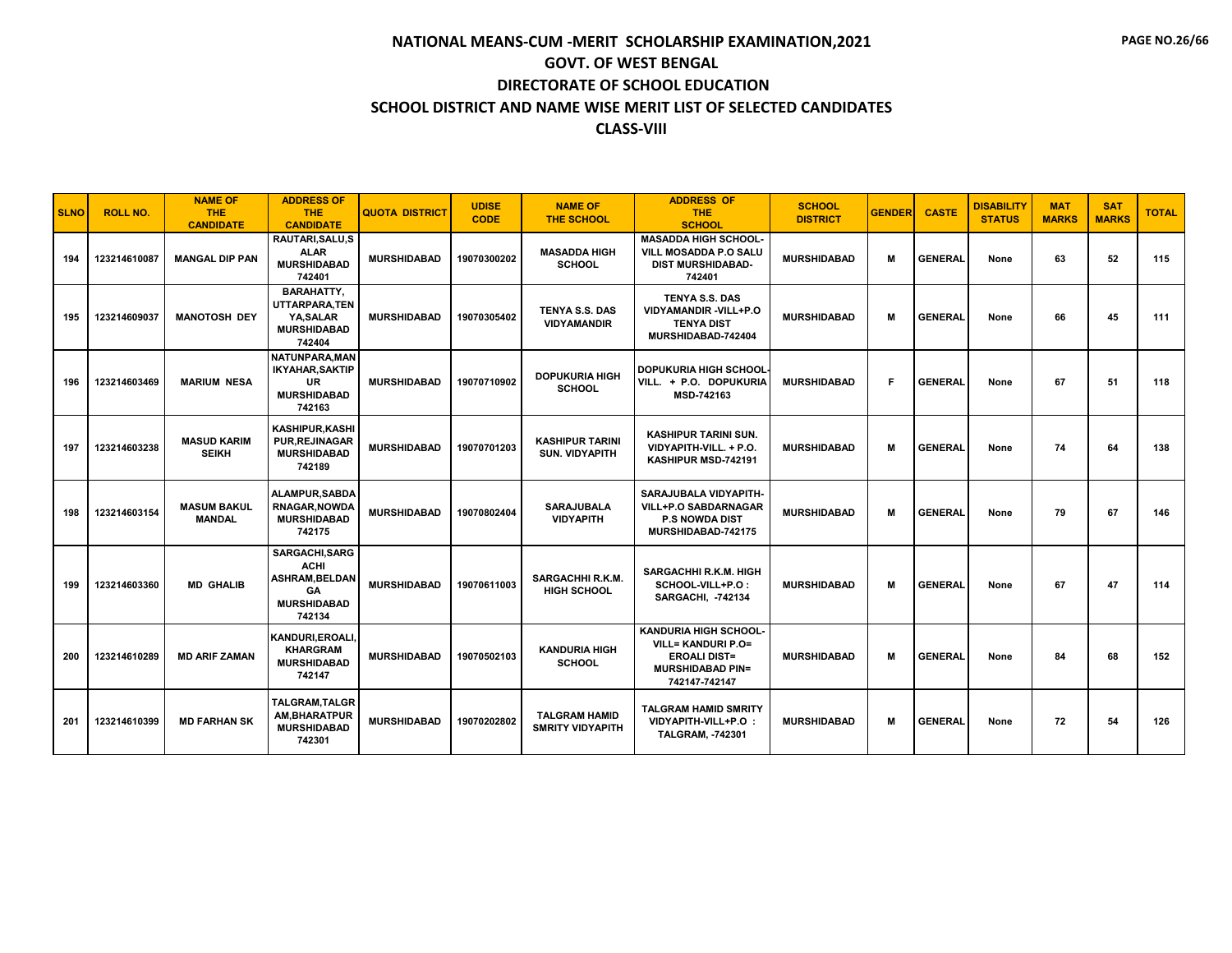# NATIONAL MEANS-CUM -MERIT SCHOLARSHIP EXAMINATION,2021

## GOVT. OF WEST BENGAL

## DIRECTORATE OF SCHOOL EDUCATION

## SCHOOL DISTRICT AND NAME WISE MERIT LIST OF SELECTED CANDIDATES

## CLASS-VIII

| SLNO | ROLL NO. | NAME OF THE CANDIDATE | ADDRESS OF THE CANDIDATE | QUOTA DISTRICT | UDISE CODE | NAME OF THE SCHOOL | ADDRESS OF THE SCHOOL | SCHOOL DISTRICT | GENDER | CASTE | DISABILITY STATUS | MAT MARKS | SAT MARKS | TOTAL |
|---|---|---|---|---|---|---|---|---|---|---|---|---|---|---|
| 194 | 123214610087 | MANGAL DIP PAN | RAUTARI,SALU,SALAR MURSHIDABAD 742401 | MURSHIDABAD | 19070300202 | MASADDA HIGH SCHOOL | MASADDA HIGH SCHOOL-VILL MOSADDA P.O SALU DIST MURSHIDABAD-742401 | MURSHIDABAD | M | GENERAL | None | 63 | 52 | 115 |
| 195 | 123214609037 | MANOTOSH DEY | BARAHATTY, UTTARPARA,TENYA,SALAR MURSHIDABAD 742404 | MURSHIDABAD | 19070305402 | TENYA S.S. DAS VIDYAMANDIR | TENYA S.S. DAS VIDYAMANDIR -VILL+P.O TENYA DIST MURSHIDABAD-742404 | MURSHIDABAD | M | GENERAL | None | 66 | 45 | 111 |
| 196 | 123214603469 | MARIUM NESA | NATUNPARA,MANIKYAHAR,SAKTIPUR MURSHIDABAD 742163 | MURSHIDABAD | 19070710902 | DOPUKURIA HIGH SCHOOL | DOPUKURIA HIGH SCHOOL-VILL. + P.O. DOPUKURIA MSD-742163 | MURSHIDABAD | F | GENERAL | None | 67 | 51 | 118 |
| 197 | 123214603238 | MASUD KARIM SEIKH | KASHIPUR,KASHIPUR,REJINAGAR MURSHIDABAD 742189 | MURSHIDABAD | 19070701203 | KASHIPUR TARINI SUN. VIDYAPITH | KASHIPUR TARINI SUN. VIDYAPITH-VILL. + P.O. KASHIPUR MSD-742191 | MURSHIDABAD | M | GENERAL | None | 74 | 64 | 138 |
| 198 | 123214603154 | MASUM BAKUL MANDAL | ALAMPUR,SABDARNAGAR,NOWDA MURSHIDABAD 742175 | MURSHIDABAD | 19070802404 | SARAJUBALA VIDYAPITH | SARAJUBALA VIDYAPITH-VILL+P.O SABDARNAGAR P.S NOWDA DIST MURSHIDABAD-742175 | MURSHIDABAD | M | GENERAL | None | 79 | 67 | 146 |
| 199 | 123214603360 | MD GHALIB | SARGACHI,SARGACHI ASHRAM,BELDANGA MURSHIDABAD 742134 | MURSHIDABAD | 19070611003 | SARGACHHI R.K.M. HIGH SCHOOL | SARGACHHI R.K.M. HIGH SCHOOL-VILL+P.O : SARGACHI, -742134 | MURSHIDABAD | M | GENERAL | None | 67 | 47 | 114 |
| 200 | 123214610289 | MD ARIF ZAMAN | KANDURI,EROALI,KHARGRAM MURSHIDABAD 742147 | MURSHIDABAD | 19070502103 | KANDURIA HIGH SCHOOL | KANDURIA HIGH SCHOOL-VILL= KANDURI P.O= EROALI DIST= MURSHIDABAD PIN= 742147-742147 | MURSHIDABAD | M | GENERAL | None | 84 | 68 | 152 |
| 201 | 123214610399 | MD FARHAN SK | TALGRAM,TALGRAM,BHARATPUR MURSHIDABAD 742301 | MURSHIDABAD | 19070202802 | TALGRAM HAMID SMRITY VIDYAPITH | TALGRAM HAMID SMRITY VIDYAPITH-VILL+P.O : TALGRAM, -742301 | MURSHIDABAD | M | GENERAL | None | 72 | 54 | 126 |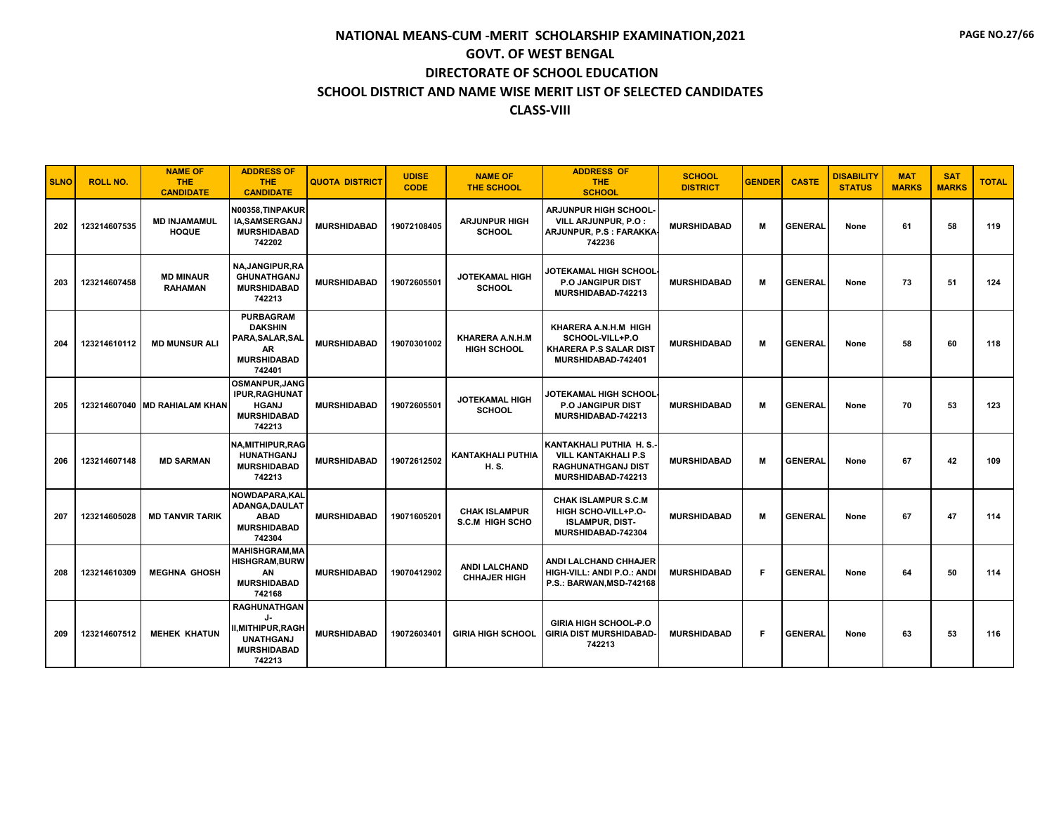# NATIONAL MEANS-CUM -MERIT SCHOLARSHIP EXAMINATION,2021
## GOVT. OF WEST BENGAL
## DIRECTORATE OF SCHOOL EDUCATION
## SCHOOL DISTRICT AND NAME WISE MERIT LIST OF SELECTED CANDIDATES
## CLASS-VIII

| SLNO | ROLL NO. | NAME OF THE CANDIDATE | ADDRESS OF THE CANDIDATE | QUOTA DISTRICT | UDISE CODE | NAME OF THE SCHOOL | ADDRESS OF THE SCHOOL | SCHOOL DISTRICT | GENDER | CASTE | DISABILITY STATUS | MAT MARKS | SAT MARKS | TOTAL |
|---|---|---|---|---|---|---|---|---|---|---|---|---|---|---|
| 202 | 123214607535 | MD INJAMAMUL HOQUE | N00358,TINPAKURIA,SAMSERGANJ MURSHIDABAD 742202 | MURSHIDABAD | 19072108405 | ARJUNPUR HIGH SCHOOL | ARJUNPUR HIGH SCHOOL-VILL ARJUNPUR, P.O : ARJUNPUR, P.S : FARAKKA-742236 | MURSHIDABAD | M | GENERAL | None | 61 | 58 | 119 |
| 203 | 123214607458 | MD MINAUR RAHAMAN | NA,JANGIPUR,RAGHUNATHGANJ MURSHIDABAD 742213 | MURSHIDABAD | 19072605501 | JOTEKAMAL HIGH SCHOOL | JOTEKAMAL HIGH SCHOOL-P.O JANGIPUR DIST MURSHIDABAD-742213 | MURSHIDABAD | M | GENERAL | None | 73 | 51 | 124 |
| 204 | 123214610112 | MD MUNSUR ALI | PURBAGRAM DAKSHIN PARA,SALAR,SALAR MURSHIDABAD 742401 | MURSHIDABAD | 19070301002 | KHARERA A.N.H.M HIGH SCHOOL | KHARERA A.N.H.M HIGH SCHOOL-VILL+P.O KHARERA P.S SALAR DIST MURSHIDABAD-742401 | MURSHIDABAD | M | GENERAL | None | 58 | 60 | 118 |
| 205 | 123214607040 | MD RAHIALAM KHAN | OSMANPUR,JANGIPUR,RAGHUNATHGANJ MURSHIDABAD 742213 | MURSHIDABAD | 19072605501 | JOTEKAMAL HIGH SCHOOL | JOTEKAMAL HIGH SCHOOL-P.O JANGIPUR DIST MURSHIDABAD-742213 | MURSHIDABAD | M | GENERAL | None | 70 | 53 | 123 |
| 206 | 123214607148 | MD SARMAN | NA,MITHIPUR,RAGHUNATHGANJ MURSHIDABAD 742213 | MURSHIDABAD | 19072612502 | KANTAKHALI PUTHIA H. S. | KANTAKHALI PUTHIA H. S.-VILL KANTAKHALI P.S RAGHUNATHGANJ DIST MURSHIDABAD-742213 | MURSHIDABAD | M | GENERAL | None | 67 | 42 | 109 |
| 207 | 123214605028 | MD TANVIR TARIK | NOWDAPARA,KALADANGA,DAULATABAD MURSHIDABAD 742304 | MURSHIDABAD | 19071605201 | CHAK ISLAMPUR S.C.M HIGH SCHO | CHAK ISLAMPUR S.C.M HIGH SCHO-VILL+P.O-ISLAMPUR, DIST-MURSHIDABAD-742304 | MURSHIDABAD | M | GENERAL | None | 67 | 47 | 114 |
| 208 | 123214610309 | MEGHNA GHOSH | MAHISHGRAM,MAHISHGRAM,BURWAN MURSHIDABAD 742168 | MURSHIDABAD | 19070412902 | ANDI LALCHAND CHHAJER HIGH | ANDI LALCHAND CHHAJER HIGH-VILL: ANDI P.O.: ANDI P.S.: BARWAN,MSD-742168 | MURSHIDABAD | F | GENERAL | None | 64 | 50 | 114 |
| 209 | 123214607512 | MEHEK KHATUN | RAGHUNATHGANJ-II,MITHIPUR,RAGHUNATHGANJ MURSHIDABAD 742213 | MURSHIDABAD | 19072603401 | GIRIA HIGH SCHOOL | GIRIA HIGH SCHOOL-P.O GIRIA DIST MURSHIDABAD-742213 | MURSHIDABAD | F | GENERAL | None | 63 | 53 | 116 |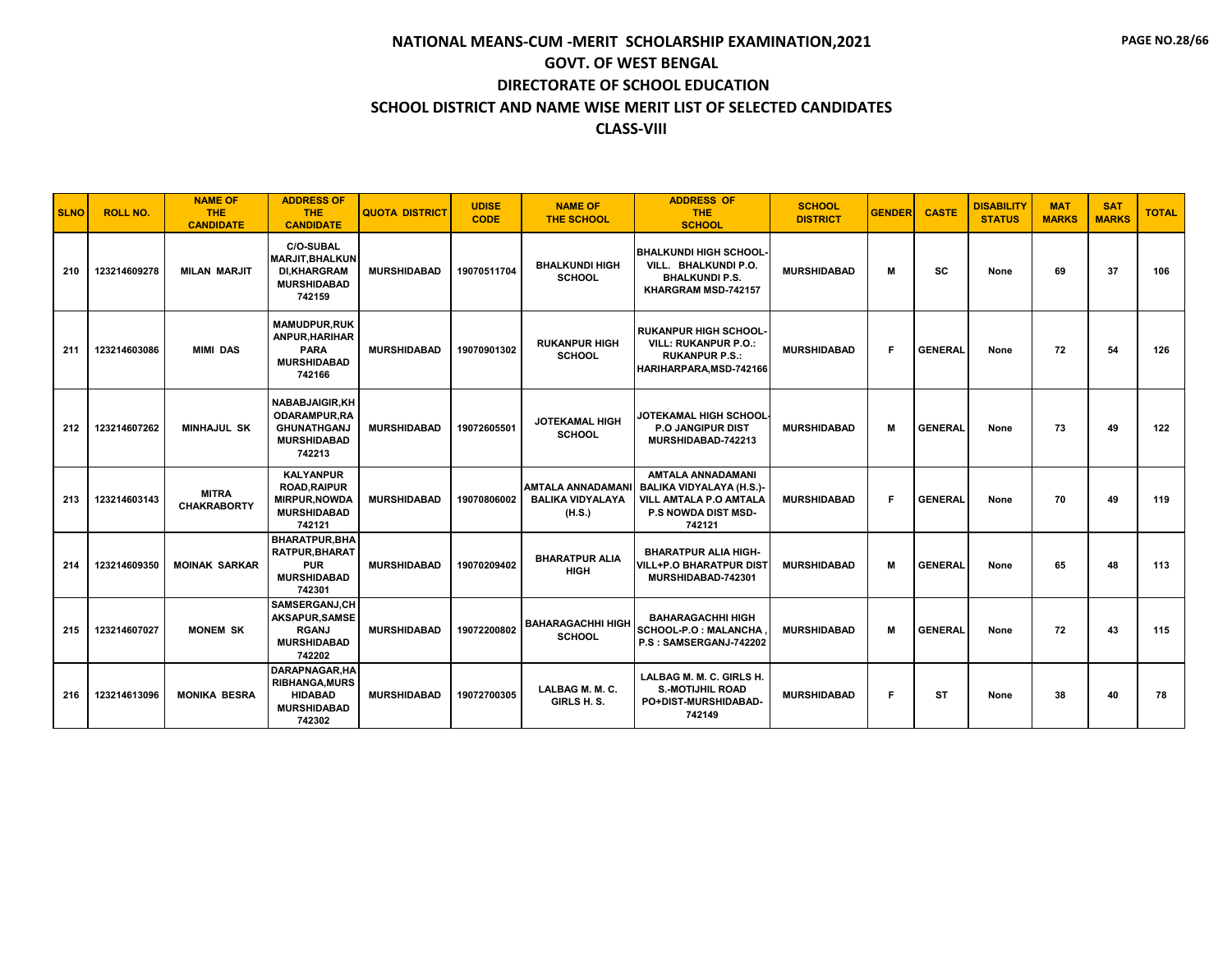# NATIONAL MEANS-CUM -MERIT SCHOLARSHIP EXAMINATION,2021

## GOVT. OF WEST BENGAL

## DIRECTORATE OF SCHOOL EDUCATION

## SCHOOL DISTRICT AND NAME WISE MERIT LIST OF SELECTED CANDIDATES

## CLASS-VIII

| SLNO | ROLL NO. | NAME OF THE CANDIDATE | ADDRESS OF THE CANDIDATE | QUOTA DISTRICT | UDISE CODE | NAME OF THE SCHOOL | ADDRESS OF THE SCHOOL | SCHOOL DISTRICT | GENDER | CASTE | DISABILITY STATUS | MAT MARKS | SAT MARKS | TOTAL |
|---|---|---|---|---|---|---|---|---|---|---|---|---|---|---|
| 210 | 123214609278 | MILAN MARJIT | C/O-SUBAL MARJIT,BHALKUNDI,KHARGRAM MURSHIDABAD 742159 | MURSHIDABAD | 19070511704 | BHALKUNDI HIGH SCHOOL | BHALKUNDI HIGH SCHOOL-VILL. BHALKUNDI P.O. BHALKUNDI P.S. KHARGRAM MSD-742157 | MURSHIDABAD | M | SC | None | 69 | 37 | 106 |
| 211 | 123214603086 | MIMI DAS | MAMUDPUR,RUKANPUR,HARIHARPARA MURSHIDABAD 742166 | MURSHIDABAD | 19070901302 | RUKANPUR HIGH SCHOOL | RUKANPUR HIGH SCHOOL-VILL: RUKANPUR P.O.: RUKANPUR P.S.: HARIHARPARA,MSD-742166 | MURSHIDABAD | F | GENERAL | None | 72 | 54 | 126 |
| 212 | 123214607262 | MINHAJUL SK | NABABJAIGIR,KHODARAMPUR,RAGHUNATHGANJ MURSHIDABAD 742213 | MURSHIDABAD | 19072605501 | JOTEKAMAL HIGH SCHOOL | JOTEKAMAL HIGH SCHOOL-P.O JANGIPUR DIST MURSHIDABAD-742213 | MURSHIDABAD | M | GENERAL | None | 73 | 49 | 122 |
| 213 | 123214603143 | MITRA CHAKRABORTY | KALYANPUR ROAD,RAIPUR MIRPUR,NOWDA MURSHIDABAD 742121 | MURSHIDABAD | 19070806002 | AMTALA ANNADAMANI BALIKA VIDYALAYA (H.S.) | AMTALA ANNADAMANI BALIKA VIDYALAYA (H.S.)-VILL AMTALA P.O AMTALA P.S NOWDA DIST MSD-742121 | MURSHIDABAD | F | GENERAL | None | 70 | 49 | 119 |
| 214 | 123214609350 | MOINAK SARKAR | BHARATPUR,BHARATPUR,BHARATPUR MURSHIDABAD 742301 | MURSHIDABAD | 19070209402 | BHARATPUR ALIA HIGH | BHARATPUR ALIA HIGH-VILL+P.O BHARATPUR DIST MURSHIDABAD-742301 | MURSHIDABAD | M | GENERAL | None | 65 | 48 | 113 |
| 215 | 123214607027 | MONEM SK | SAMSERGANJ,CHAKSAPUR,SAMSERGANJ MURSHIDABAD 742202 | MURSHIDABAD | 19072200802 | BAHARAGACHHI HIGH SCHOOL | BAHARAGACHHI HIGH SCHOOL-P.O : MALANCHA , P.S : SAMSERGANJ-742202 | MURSHIDABAD | M | GENERAL | None | 72 | 43 | 115 |
| 216 | 123214613096 | MONIKA BESRA | DARAPNAGAR,HARIBHANGA,MURSHIDABAD MURSHIDABAD 742302 | MURSHIDABAD | 19072700305 | LALBAG M. M. C. GIRLS H. S. | LALBAG M. M. C. GIRLS H. S.-MOTIJHIL ROAD PO+DIST-MURSHIDABAD-742149 | MURSHIDABAD | F | ST | None | 38 | 40 | 78 |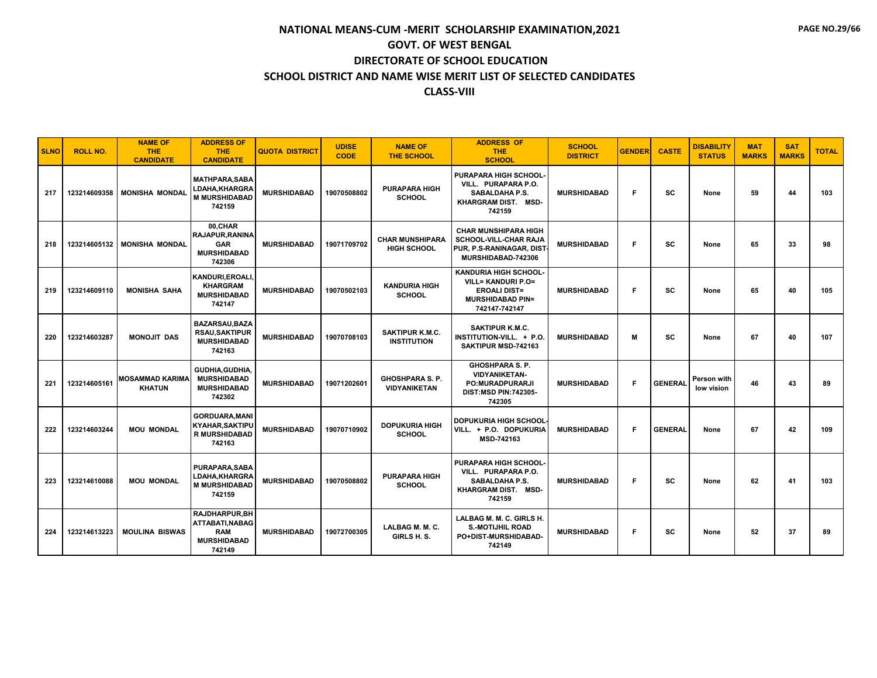# NATIONAL MEANS-CUM -MERIT SCHOLARSHIP EXAMINATION,2021

## GOVT. OF WEST BENGAL

## DIRECTORATE OF SCHOOL EDUCATION

## SCHOOL DISTRICT AND NAME WISE MERIT LIST OF SELECTED CANDIDATES

## CLASS-VIII

| SLNO | ROLL NO. | NAME OF THE CANDIDATE | ADDRESS OF THE CANDIDATE | QUOTA DISTRICT | UDISE CODE | NAME OF THE SCHOOL | ADDRESS OF THE SCHOOL | SCHOOL DISTRICT | GENDER | CASTE | DISABILITY STATUS | MAT MARKS | SAT MARKS | TOTAL |
|---|---|---|---|---|---|---|---|---|---|---|---|---|---|---|
| 217 | 123214609358 | MONISHA MONDAL | MATHPARA,SABALDAHA,KHARGRAM MURSHIDABAD 742159 | MURSHIDABAD | 19070508802 | PURAPARA HIGH SCHOOL | PURAPARA HIGH SCHOOL-VILL. PURAPARA P.O. SABALDAHA P.S. KHARGRAM DIST. MSD-742159 | MURSHIDABAD | F | SC | None | 59 | 44 | 103 |
| 218 | 123214605132 | MONISHA MONDAL | 00,CHAR RAJAPUR,RANINAGAR MURSHIDABAD 742306 | MURSHIDABAD | 19071709702 | CHAR MUNSHIPARA HIGH SCHOOL | CHAR MUNSHIPARA HIGH SCHOOL-VILL-CHAR RAJA PUR, P.S-RANINAGAR, DIST-MURSHIDABAD-742306 | MURSHIDABAD | F | SC | None | 65 | 33 | 98 |
| 219 | 123214609110 | MONISHA SAHA | KANDURI,EROALI,KHARGRAM MURSHIDABAD 742147 | MURSHIDABAD | 19070502103 | KANDURIA HIGH SCHOOL | KANDURIA HIGH SCHOOL-VILL= KANDURI P.O= EROALI DIST= MURSHIDABAD PIN= 742147-742147 | MURSHIDABAD | F | SC | None | 65 | 40 | 105 |
| 220 | 123214603287 | MONOJIT DAS | BAZARSAU,BAZARSAU,SAKTIPUR MURSHIDABAD 742163 | MURSHIDABAD | 19070708103 | SAKTIPUR K.M.C. INSTITUTION | SAKTIPUR K.M.C. INSTITUTION-VILL. + P.O. SAKTIPUR MSD-742163 | MURSHIDABAD | M | SC | None | 67 | 40 | 107 |
| 221 | 123214605161 | MOSAMMAD KARIMA KHATUN | GUDHIA,GUDHIA,MURSHIDABAD MURSHIDABAD 742302 | MURSHIDABAD | 19071202601 | GHOSHPARA S. P. VIDYANIKETAN | GHOSHPARA S. P. VIDYANIKETAN-PO:MURADPURARJI DIST:MSD PIN:742305-742305 | MURSHIDABAD | F | GENERAL | Person with low vision | 46 | 43 | 89 |
| 222 | 123214603244 | MOU MONDAL | GORDUARA,MANIKYAHAR,SAKTIPUR MURSHIDABAD 742163 | MURSHIDABAD | 19070710902 | DOPUKURIA HIGH SCHOOL | DOPUKURIA HIGH SCHOOL-VILL. + P.O. DOPUKURIA MSD-742163 | MURSHIDABAD | F | GENERAL | None | 67 | 42 | 109 |
| 223 | 123214610088 | MOU MONDAL | PURAPARA,SABALDAHA,KHARGRAM MURSHIDABAD 742159 | MURSHIDABAD | 19070508802 | PURAPARA HIGH SCHOOL | PURAPARA HIGH SCHOOL-VILL. PURAPARA P.O. SABALDAHA P.S. KHARGRAM DIST. MSD-742159 | MURSHIDABAD | F | SC | None | 62 | 41 | 103 |
| 224 | 123214613223 | MOULINA BISWAS | RAJDHARPUR,BHATTABATI,NABAGRAM MURSHIDABAD 742149 | MURSHIDABAD | 19072700305 | LALBAG M. M. C. GIRLS H. S. | LALBAG M. M. C. GIRLS H. S.-MOTIJHIL ROAD PO+DIST-MURSHIDABAD-742149 | MURSHIDABAD | F | SC | None | 52 | 37 | 89 |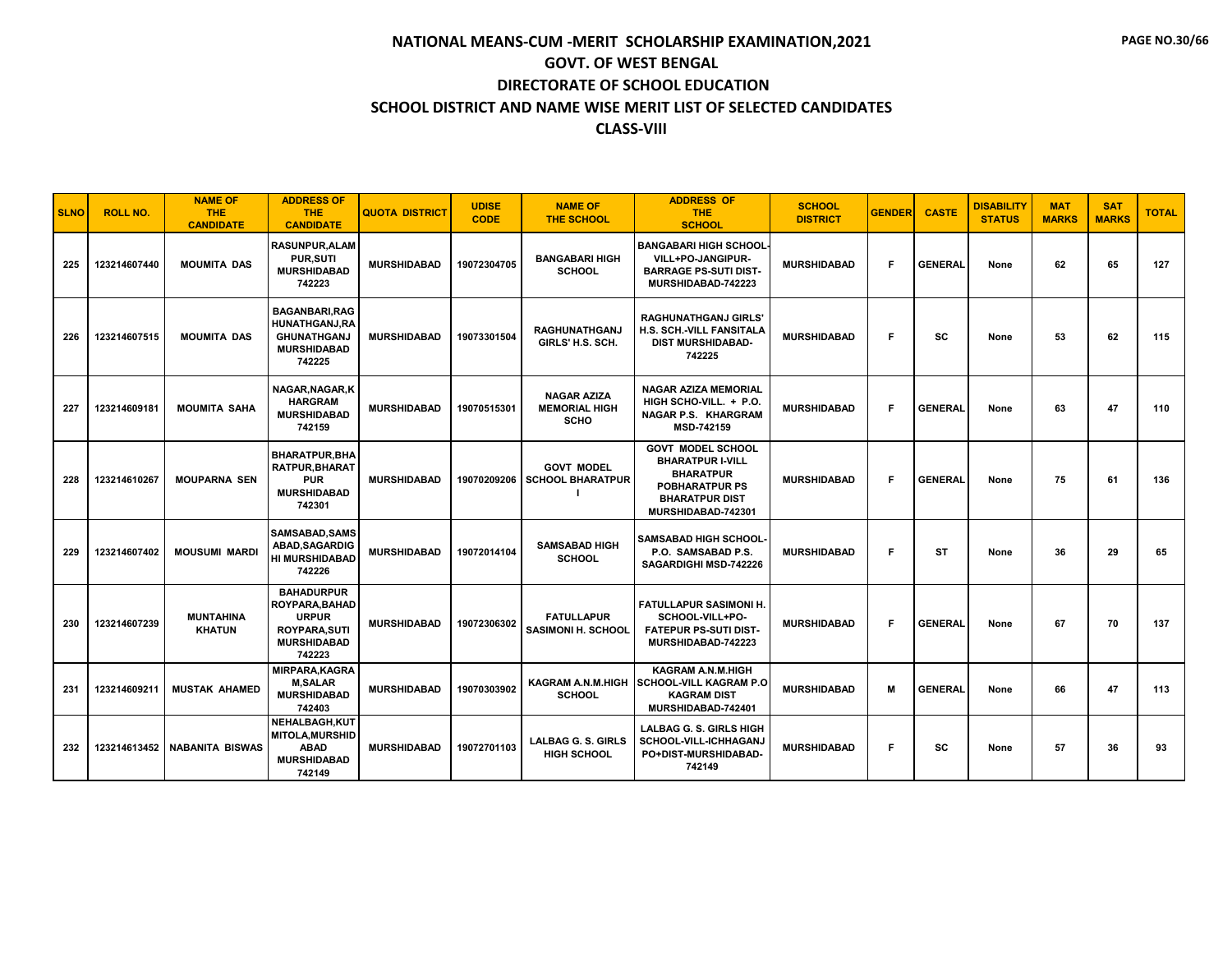# NATIONAL MEANS-CUM -MERIT SCHOLARSHIP EXAMINATION,2021
## GOVT. OF WEST BENGAL
## DIRECTORATE OF SCHOOL EDUCATION
## SCHOOL DISTRICT AND NAME WISE MERIT LIST OF SELECTED CANDIDATES
## CLASS-VIII

| SLNO | ROLL NO. | NAME OF THE CANDIDATE | ADDRESS OF THE CANDIDATE | QUOTA DISTRICT | UDISE CODE | NAME OF THE SCHOOL | ADDRESS OF THE SCHOOL | SCHOOL DISTRICT | GENDER | CASTE | DISABILITY STATUS | MAT MARKS | SAT MARKS | TOTAL |
|---|---|---|---|---|---|---|---|---|---|---|---|---|---|---|
| 225 | 123214607440 | MOUMITA DAS | RASUNPUR,ALAMPUR,SUTI MURSHIDABAD 742223 | MURSHIDABAD | 19072304705 | BANGABARI HIGH SCHOOL | BANGABARI HIGH SCHOOL-VILL+PO-JANGIPUR-BARRAGE PS-SUTI DIST-MURSHIDABAD-742223 | MURSHIDABAD | F | GENERAL | None | 62 | 65 | 127 |
| 226 | 123214607515 | MOUMITA DAS | BAGANBARI,RAGHUNATHGANJ,RAGHUNATHGANJ MURSHIDABAD 742225 | MURSHIDABAD | 19073301504 | RAGHUNATHGANJ GIRLS' H.S. SCH. | RAGHUNATHGANJ GIRLS' H.S. SCH.-VILL FANSITALA DIST MURSHIDABAD-742225 | MURSHIDABAD | F | SC | None | 53 | 62 | 115 |
| 227 | 123214609181 | MOUMITA SAHA | NAGAR,NAGAR,KHARGRAM MURSHIDABAD 742159 | MURSHIDABAD | 19070515301 | NAGAR AZIZA MEMORIAL HIGH SCHO | NAGAR AZIZA MEMORIAL HIGH SCHO-VILL. + P.O. NAGAR P.S. KHARGRAM MSD-742159 | MURSHIDABAD | F | GENERAL | None | 63 | 47 | 110 |
| 228 | 123214610267 | MOUPARNA SEN | BHARATPUR,BHARATPUR,BHARATPUR MURSHIDABAD 742301 | MURSHIDABAD | 19070209206 | GOVT MODEL SCHOOL BHARATPUR I | GOVT MODEL SCHOOL BHARATPUR I-VILL BHARATPUR POBHARATPUR PS BHARATPUR DIST MURSHIDABAD-742301 | MURSHIDABAD | F | GENERAL | None | 75 | 61 | 136 |
| 229 | 123214607402 | MOUSUMI MARDI | SAMSABAD,SAMSABAD,SAGARDIGHI MURSHIDABAD 742226 | MURSHIDABAD | 19072014104 | SAMSABAD HIGH SCHOOL | SAMSABAD HIGH SCHOOL-P.O. SAMSABAD P.S. SAGARDIGHI MSD-742226 | MURSHIDABAD | F | ST | None | 36 | 29 | 65 |
| 230 | 123214607239 | MUNTAHINA KHATUN | BAHADURPUR ROYPARA,BAHADURPUR ROYPARA,SUTI MURSHIDABAD 742223 | MURSHIDABAD | 19072306302 | FATULLAPUR SASIMONI H. SCHOOL | FATULLAPUR SASIMONI H. SCHOOL-VILL+PO-FATEPUR PS-SUTI DIST-MURSHIDABAD-742223 | MURSHIDABAD | F | GENERAL | None | 67 | 70 | 137 |
| 231 | 123214609211 | MUSTAK AHAMED | MIRPARA,KAGRAM,SALAR MURSHIDABAD 742403 | MURSHIDABAD | 19070303902 | KAGRAM A.N.M.HIGH SCHOOL | KAGRAM A.N.M.HIGH SCHOOL-VILL KAGRAM P.O KAGRAM DIST MURSHIDABAD-742401 | MURSHIDABAD | M | GENERAL | None | 66 | 47 | 113 |
| 232 | 123214613452 | NABANITA BISWAS | NEHALBAGH,KUTMITOLA,MURSHIDABAD MURSHIDABAD 742149 | MURSHIDABAD | 19072701103 | LALBAG G. S. GIRLS HIGH SCHOOL | LALBAG G. S. GIRLS HIGH SCHOOL-VILL-ICHHAGANJ PO+DIST-MURSHIDABAD-742149 | MURSHIDABAD | F | SC | None | 57 | 36 | 93 |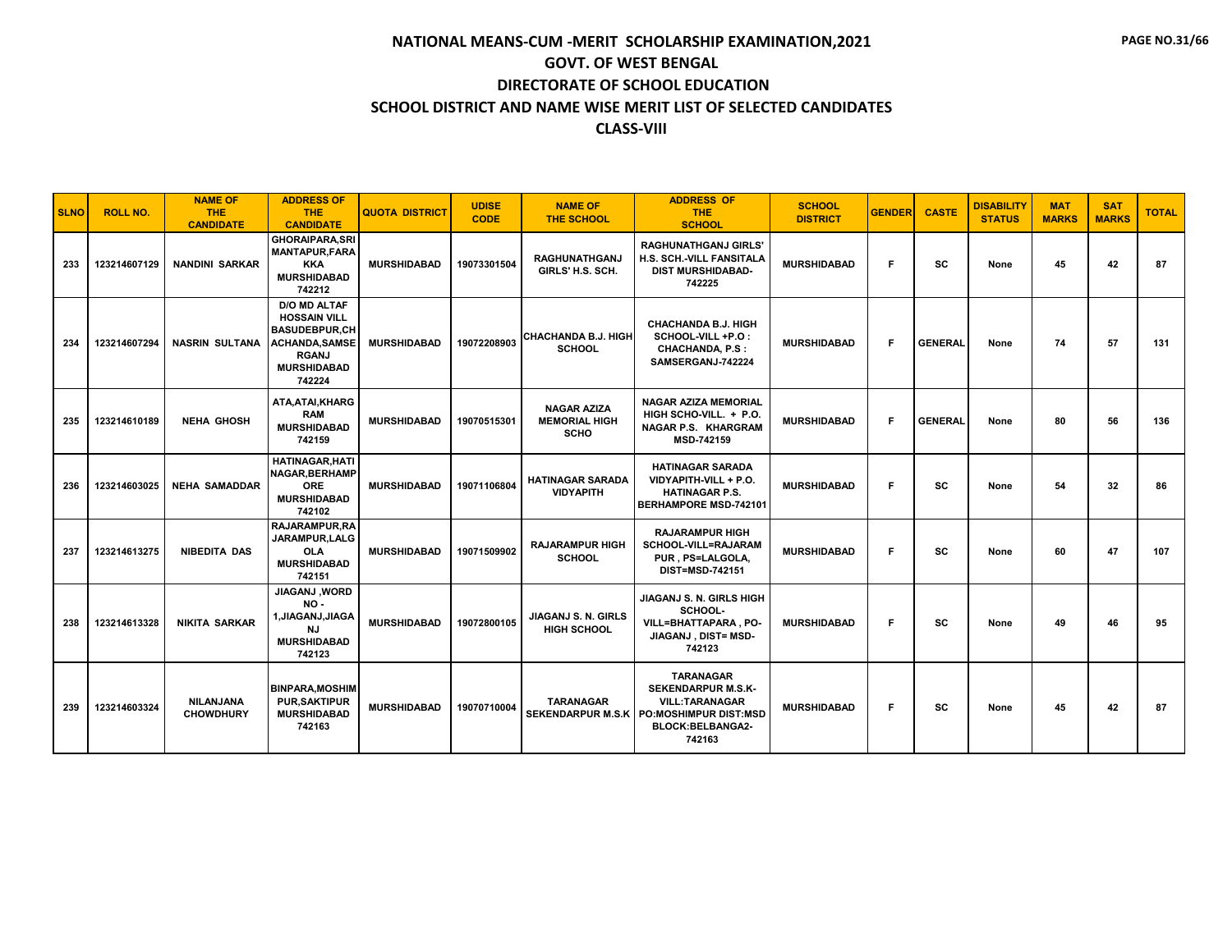# NATIONAL MEANS-CUM -MERIT SCHOLARSHIP EXAMINATION,2021

## GOVT. OF WEST BENGAL

## DIRECTORATE OF SCHOOL EDUCATION

## SCHOOL DISTRICT AND NAME WISE MERIT LIST OF SELECTED CANDIDATES

## CLASS-VIII

| SLNO | ROLL NO. | NAME OF THE CANDIDATE | ADDRESS OF THE CANDIDATE | QUOTA DISTRICT | UDISE CODE | NAME OF THE SCHOOL | ADDRESS OF THE SCHOOL | SCHOOL DISTRICT | GENDER | CASTE | DISABILITY STATUS | MAT MARKS | SAT MARKS | TOTAL |
|---|---|---|---|---|---|---|---|---|---|---|---|---|---|---|
| 233 | 123214607129 | NANDINI SARKAR | GHORAIPARA,SRI MANTAPUR,FARAKKA MURSHIDABAD 742212 | MURSHIDABAD | 19073301504 | RAGHUNATHGANJ GIRLS' H.S. SCH. | RAGHUNATHGANJ GIRLS' H.S. SCH.-VILL FANSITALA DIST MURSHIDABAD-742225 | MURSHIDABAD | F | SC | None | 45 | 42 | 87 |
| 234 | 123214607294 | NASRIN SULTANA | D/O MD ALTAF HOSSAIN VILL BASUDEBPUR,CHACHANDA,SAMSERGANJ MURSHIDABAD 742224 | MURSHIDABAD | 19072208903 | CHACHANDA B.J. HIGH SCHOOL | CHACHANDA B.J. HIGH SCHOOL-VILL +P.O : CHACHANDA, P.S : SAMSERGANJ-742224 | MURSHIDABAD | F | GENERAL | None | 74 | 57 | 131 |
| 235 | 123214610189 | NEHA GHOSH | ATA,ATAI,KHARGRAM MURSHIDABAD 742159 | MURSHIDABAD | 19070515301 | NAGAR AZIZA MEMORIAL HIGH SCHO | NAGAR AZIZA MEMORIAL HIGH SCHO-VILL. + P.O. NAGAR P.S. KHARGRAM MSD-742159 | MURSHIDABAD | F | GENERAL | None | 80 | 56 | 136 |
| 236 | 123214603025 | NEHA SAMADDAR | HATINAGAR,HATINAGAR,BERHAMPORE MURSHIDABAD 742102 | MURSHIDABAD | 19071106804 | HATINAGAR SARADA VIDYAPITH | HATINAGAR SARADA VIDYAPITH-VILL + P.O. HATINAGAR P.S. BERHAMPORE MSD-742101 | MURSHIDABAD | F | SC | None | 54 | 32 | 86 |
| 237 | 123214613275 | NIBEDITA DAS | RAJARAMPUR,RAJARAMPUR,LALGOLA MURSHIDABAD 742151 | MURSHIDABAD | 19071509902 | RAJARAMPUR HIGH SCHOOL | RAJARAMPUR HIGH SCHOOL-VILL=RAJARAMPUR , PS=LALGOLA, DIST=MSD-742151 | MURSHIDABAD | F | SC | None | 60 | 47 | 107 |
| 238 | 123214613328 | NIKITA SARKAR | JIAGANJ ,WORD NO - 1,JIAGANJ,JIAGANJ MURSHIDABAD 742123 | MURSHIDABAD | 19072800105 | JIAGANJ S. N. GIRLS HIGH SCHOOL | JIAGANJ S. N. GIRLS HIGH SCHOOL-VILL=BHATTAPARA , PO-JIAGANJ , DIST= MSD-742123 | MURSHIDABAD | F | SC | None | 49 | 46 | 95 |
| 239 | 123214603324 | NILANJANA CHOWDHURY | BINPARA,MOSHIMPUR,SAKTIPUR MURSHIDABAD 742163 | MURSHIDABAD | 19070710004 | TARANAGAR SEKENDARPUR M.S.K | TARANAGAR SEKENDARPUR M.S.K-VILL:TARANAGAR PO:MOSHIMPUR DIST:MSD BLOCK:BELBANGA2-742163 | MURSHIDABAD | F | SC | None | 45 | 42 | 87 |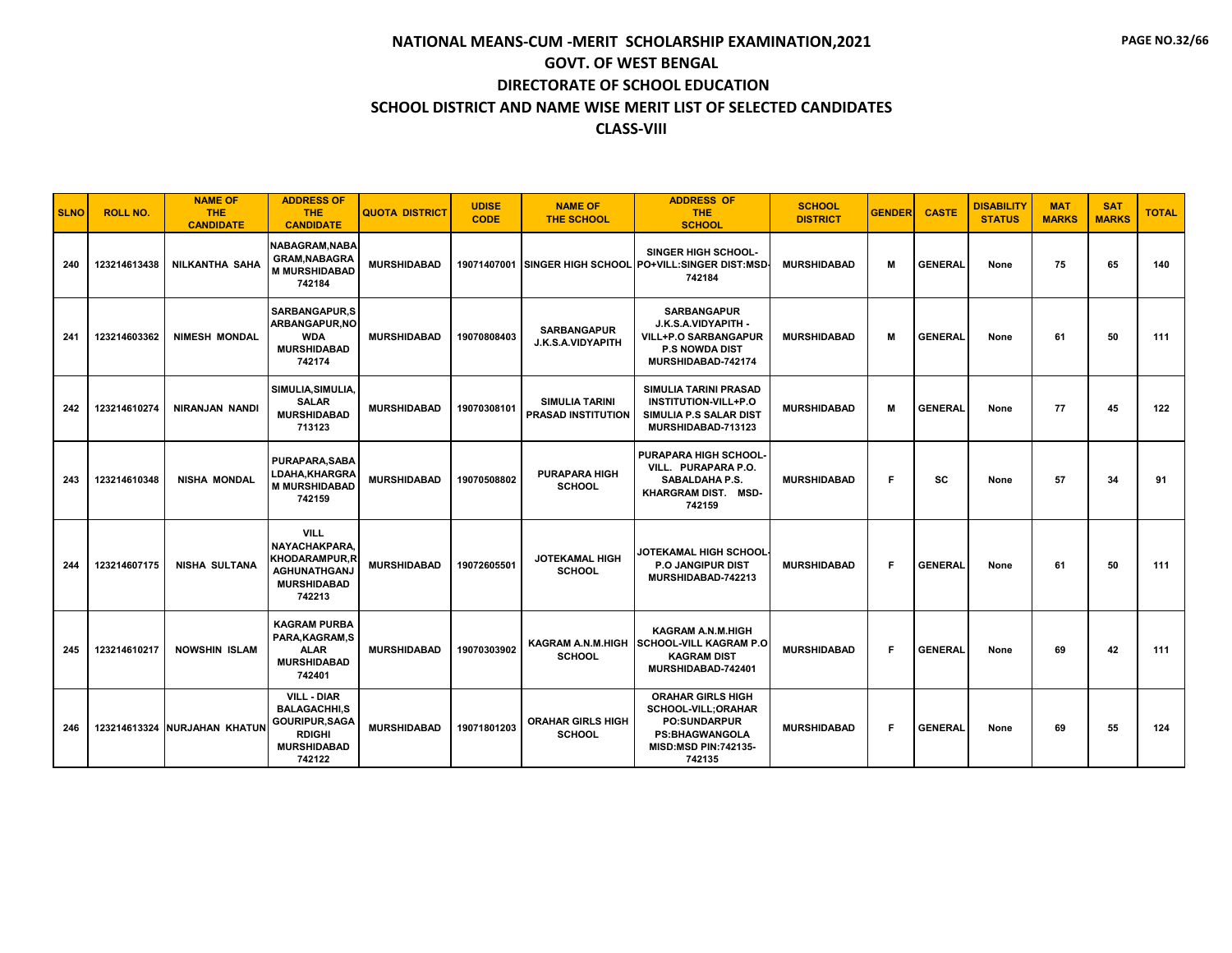# NATIONAL MEANS-CUM -MERIT SCHOLARSHIP EXAMINATION,2021
## GOVT. OF WEST BENGAL
## DIRECTORATE OF SCHOOL EDUCATION
## SCHOOL DISTRICT AND NAME WISE MERIT LIST OF SELECTED CANDIDATES
## CLASS-VIII

| SLNO | ROLL NO. | NAME OF THE CANDIDATE | ADDRESS OF THE CANDIDATE | QUOTA DISTRICT | UDISE CODE | NAME OF THE SCHOOL | ADDRESS OF THE SCHOOL | SCHOOL DISTRICT | GENDER | CASTE | DISABILITY STATUS | MAT MARKS | SAT MARKS | TOTAL |
|---|---|---|---|---|---|---|---|---|---|---|---|---|---|---|
| 240 | 123214613438 | NILKANTHA SAHA | NABAGRAM,NABAGRAM,NABAGRAM MURSHIDABAD 742184 | MURSHIDABAD | 19071407001 | SINGER HIGH SCHOOL | SINGER HIGH SCHOOL-PO+VILL:SINGER DIST:MSD-742184 | MURSHIDABAD | M | GENERAL | None | 75 | 65 | 140 |
| 241 | 123214603362 | NIMESH MONDAL | SARBANGAPUR,SARBANGAPUR,NOWDA MURSHIDABAD 742174 | MURSHIDABAD | 19070808403 | SARBANGAPUR J.K.S.A.VIDYAPITH | SARBANGAPUR J.K.S.A.VIDYAPITH - VILL+P.O SARBANGAPUR P.S NOWDA DIST MURSHIDABAD-742174 | MURSHIDABAD | M | GENERAL | None | 61 | 50 | 111 |
| 242 | 123214610274 | NIRANJAN NANDI | SIMULIA,SIMULIA,SALAR MURSHIDABAD 713123 | MURSHIDABAD | 19070308101 | SIMULIA TARINI PRASAD INSTITUTION | SIMULIA TARINI PRASAD INSTITUTION-VILL+P.O SIMULIA P.S SALAR DIST MURSHIDABAD-713123 | MURSHIDABAD | M | GENERAL | None | 77 | 45 | 122 |
| 243 | 123214610348 | NISHA MONDAL | PURAPARA,SABALDAHA,KHARGRAM MURSHIDABAD 742159 | MURSHIDABAD | 19070508802 | PURAPARA HIGH SCHOOL | PURAPARA HIGH SCHOOL-VILL. PURAPARA P.O. SABALDAHA P.S. KHARGRAM DIST. MSD-742159 | MURSHIDABAD | F | SC | None | 57 | 34 | 91 |
| 244 | 123214607175 | NISHA SULTANA | VILL NAYACHAKPARA,KHODARAMPUR,RAGHUNATHGANJ MURSHIDABAD 742213 | MURSHIDABAD | 19072605501 | JOTEKAMAL HIGH SCHOOL | JOTEKAMAL HIGH SCHOOL-P.O JANGIPUR DIST MURSHIDABAD-742213 | MURSHIDABAD | F | GENERAL | None | 61 | 50 | 111 |
| 245 | 123214610217 | NOWSHIN ISLAM | KAGRAM PURBA PARA,KAGRAM,SALAR MURSHIDABAD 742401 | MURSHIDABAD | 19070303902 | KAGRAM A.N.M.HIGH SCHOOL | KAGRAM A.N.M.HIGH SCHOOL-VILL KAGRAM P.O KAGRAM DIST MURSHIDABAD-742401 | MURSHIDABAD | F | GENERAL | None | 69 | 42 | 111 |
| 246 | 123214613324 | NURJAHAN KHATUN | VILL - DIAR BALAGACHHI,SGOURIPUR,SAGARDIGHI MURSHIDABAD 742122 | MURSHIDABAD | 19071801203 | ORAHAR GIRLS HIGH SCHOOL | ORAHAR GIRLS HIGH SCHOOL-VILL;ORAHAR PO:SUNDARPUR PS:BHAGWANGOLA MSD:MSD PIN:742135-742135 | MURSHIDABAD | F | GENERAL | None | 69 | 55 | 124 |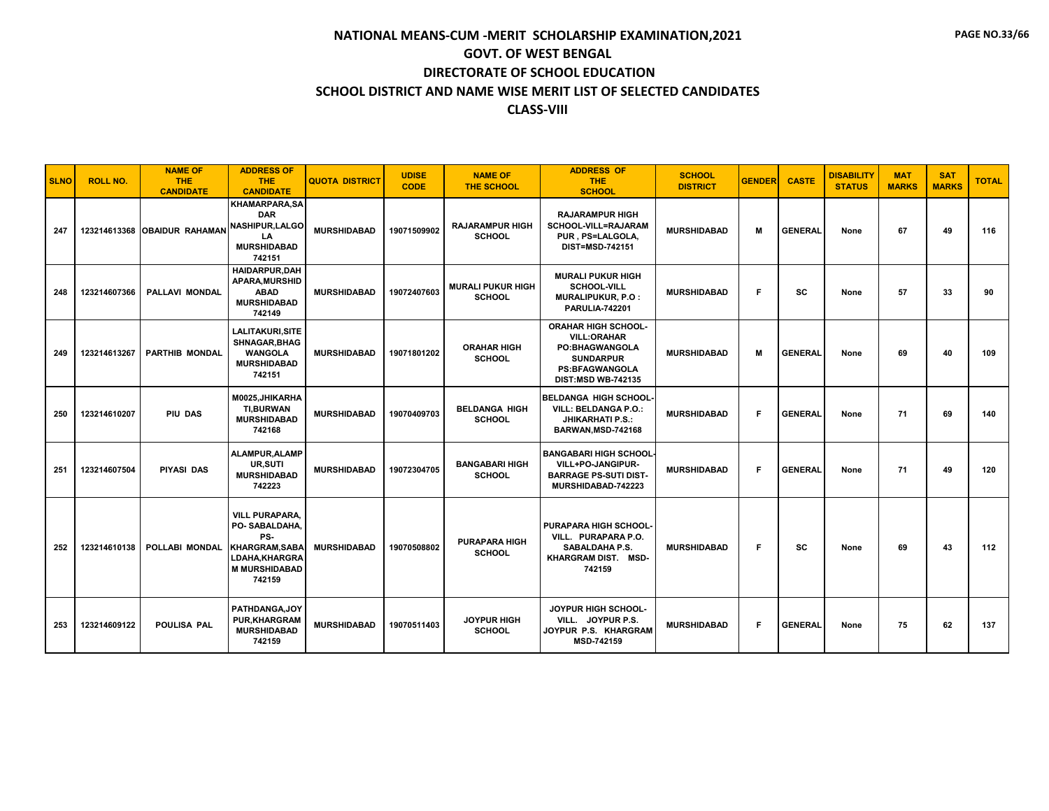# NATIONAL MEANS-CUM -MERIT SCHOLARSHIP EXAMINATION,2021

## GOVT. OF WEST BENGAL

## DIRECTORATE OF SCHOOL EDUCATION

## SCHOOL DISTRICT AND NAME WISE MERIT LIST OF SELECTED CANDIDATES

## CLASS-VIII

| SLNO | ROLL NO. | NAME OF THE CANDIDATE | ADDRESS OF THE CANDIDATE | QUOTA DISTRICT | UDISE CODE | NAME OF THE SCHOOL | ADDRESS OF THE SCHOOL | SCHOOL DISTRICT | GENDER | CASTE | DISABILITY STATUS | MAT MARKS | SAT MARKS | TOTAL |
|---|---|---|---|---|---|---|---|---|---|---|---|---|---|---|
| 247 | 123214613368 | OBAIDUR RAHAMAN | KHAMARPARA,SADAR NASHIPUR,LALGOLA MURSHIDABAD 742151 | MURSHIDABAD | 19071509902 | RAJARAMPUR HIGH SCHOOL | RAJARAMPUR HIGH SCHOOL-VILL=RAJARAMPUR , PS=LALGOLA, DIST=MSD-742151 | MURSHIDABAD | M | GENERAL | None | 67 | 49 | 116 |
| 248 | 123214607366 | PALLAVI MONDAL | HAIDARPUR,DAHAPARA,MURSHIDABAD MURSHIDABAD 742149 | MURSHIDABAD | 19072407603 | MURALI PUKUR HIGH SCHOOL | MURALI PUKUR HIGH SCHOOL-VILL MURALIPUKUR, P.O : PARULIA-742201 | MURSHIDABAD | F | SC | None | 57 | 33 | 90 |
| 249 | 123214613267 | PARTHIB MONDAL | LALITAKURI,SITESHNAGAR,BHAGWANGOLA MURSHIDABAD 742151 | MURSHIDABAD | 19071801202 | ORAHAR HIGH SCHOOL | ORAHAR HIGH SCHOOL-VILL:ORAHAR PO:BHAGWANGOLA SUNDARPUR PS:BFAGWANGOLA DIST:MSD WB-742135 | MURSHIDABAD | M | GENERAL | None | 69 | 40 | 109 |
| 250 | 123214610207 | PIU DAS | M0025,JHIKARHATI,BURWAN MURSHIDABAD 742168 | MURSHIDABAD | 19070409703 | BELDANGA HIGH SCHOOL | BELDANGA HIGH SCHOOL-VILL: BELDANGA P.O.: JHIKARHATI P.S.: BARWAN,MSD-742168 | MURSHIDABAD | F | GENERAL | None | 71 | 69 | 140 |
| 251 | 123214607504 | PIYASI DAS | ALAMPUR,ALAMPUR,SUTI MURSHIDABAD 742223 | MURSHIDABAD | 19072304705 | BANGABARI HIGH SCHOOL | BANGABARI HIGH SCHOOL-VILL+PO-JANGIPUR-BARRAGE PS-SUTI DIST-MURSHIDABAD-742223 | MURSHIDABAD | F | GENERAL | None | 71 | 49 | 120 |
| 252 | 123214610138 | POLLABI MONDAL | VILL PURAPARA, PO- SABALDAHA, PS- KHARGRAM,SABALDAHA,KHARGRAM MURSHIDABAD 742159 | MURSHIDABAD | 19070508802 | PURAPARA HIGH SCHOOL | PURAPARA HIGH SCHOOL-VILL. PURAPARA P.O. SABALDAHA P.S. KHARGRAM DIST. MSD-742159 | MURSHIDABAD | F | SC | None | 69 | 43 | 112 |
| 253 | 123214609122 | POULISA PAL | PATHDANGA,JOYPUR,KHARGRAM MURSHIDABAD 742159 | MURSHIDABAD | 19070511403 | JOYPUR HIGH SCHOOL | JOYPUR HIGH SCHOOL-VILL. JOYPUR P.S. JOYPUR P.S. KHARGRAM MSD-742159 | MURSHIDABAD | F | GENERAL | None | 75 | 62 | 137 |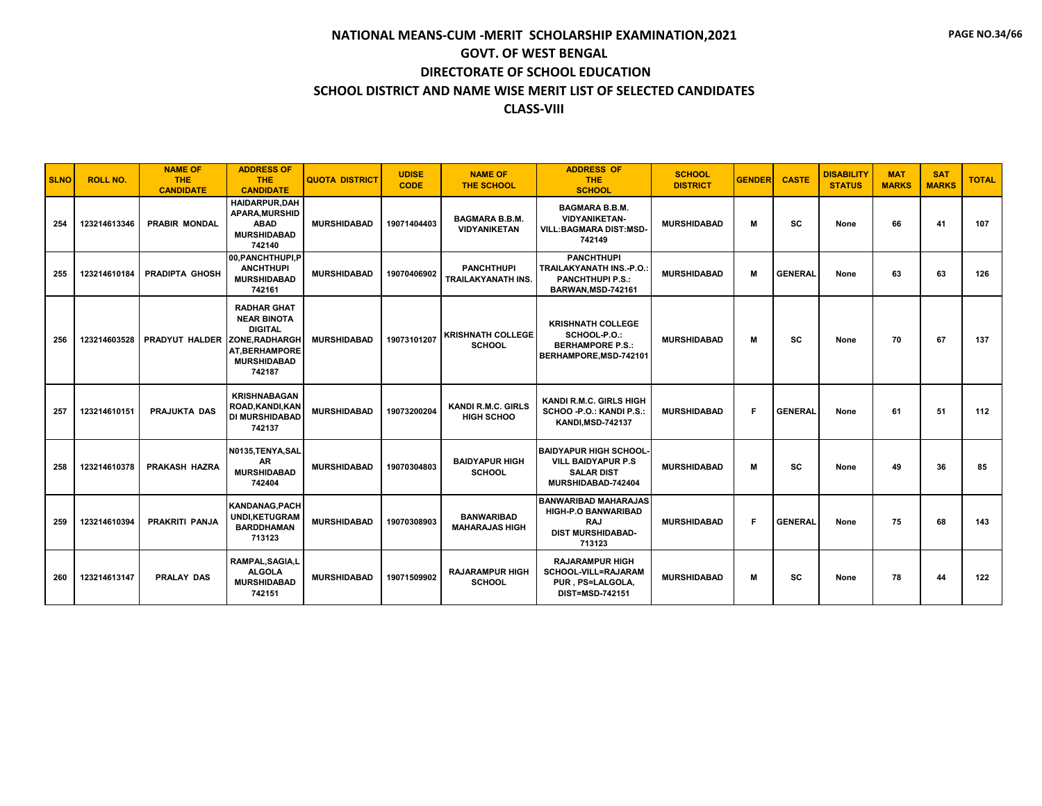# NATIONAL MEANS-CUM -MERIT SCHOLARSHIP EXAMINATION,2021

## GOVT. OF WEST BENGAL

## DIRECTORATE OF SCHOOL EDUCATION

## SCHOOL DISTRICT AND NAME WISE MERIT LIST OF SELECTED CANDIDATES

## CLASS-VIII

| SLNO | ROLL NO. | NAME OF THE CANDIDATE | ADDRESS OF THE CANDIDATE | QUOTA DISTRICT | UDISE CODE | NAME OF THE SCHOOL | ADDRESS OF THE SCHOOL | SCHOOL DISTRICT | GENDER | CASTE | DISABILITY STATUS | MAT MARKS | SAT MARKS | TOTAL |
|---|---|---|---|---|---|---|---|---|---|---|---|---|---|---|
| 254 | 123214613346 | PRABIR MONDAL | HAIDARPUR,DAHAPARA,MURSHIDABAD MURSHIDABAD 742140 | MURSHIDABAD | 19071404403 | BAGMARA B.B.M. VIDYANIKETAN | BAGMARA B.B.M. VIDYANIKETAN- VILL:BAGMARA DIST:MSD-742149 | MURSHIDABAD | M | SC | None | 66 | 41 | 107 |
| 255 | 123214610184 | PRADIPTA GHOSH | 00,PANCHTHUPI,PANCHTHUPI MURSHIDABAD 742161 | MURSHIDABAD | 19070406902 | PANCHTHUPI TRAILAKYANATH INS. | PANCHTHUPI TRAILAKYANATH INS.-P.O.: PANCHTHUPI P.S.: BARWAN,MSD-742161 | MURSHIDABAD | M | GENERAL | None | 63 | 63 | 126 |
| 256 | 123214603528 | PRADYUT HALDER | RADHAR GHAT NEAR BINOTA DIGITAL ZONE,RADHARGHAT,BERHAMPORE MURSHIDABAD 742187 | MURSHIDABAD | 19073101207 | KRISHNATH COLLEGE SCHOOL | KRISHNATH COLLEGE SCHOOL-P.O.: BERHAMPORE P.S.: BERHAMPORE,MSD-742101 | MURSHIDABAD | M | SC | None | 70 | 67 | 137 |
| 257 | 123214610151 | PRAJUKTA DAS | KRISHNABAGAN ROAD,KANDI,KANDI MURSHIDABAD 742137 | MURSHIDABAD | 19073200204 | KANDI R.M.C. GIRLS HIGH SCHOO | KANDI R.M.C. GIRLS HIGH SCHOO -P.O.: KANDI P.S.: KANDI,MSD-742137 | MURSHIDABAD | F | GENERAL | None | 61 | 51 | 112 |
| 258 | 123214610378 | PRAKASH HAZRA | N0135,TENYA,SALAR MURSHIDABAD 742404 | MURSHIDABAD | 19070304803 | BAIDYAPUR HIGH SCHOOL | BAIDYAPUR HIGH SCHOOL-VILL BAIDYAPUR P.S SALAR DIST MURSHIDABAD-742404 | MURSHIDABAD | M | SC | None | 49 | 36 | 85 |
| 259 | 123214610394 | PRAKRITI PANJA | KANDANAG,PACHUNDI,KETUGRAM BARDDHAMAN 713123 | MURSHIDABAD | 19070308903 | BANWARIBAD MAHARAJAS HIGH | BANWARIBAD MAHARAJAS HIGH-P.O BANWARIBAD RAJ DIST MURSHIDABAD-713123 | MURSHIDABAD | F | GENERAL | None | 75 | 68 | 143 |
| 260 | 123214613147 | PRALAY DAS | RAMPAL,SAGIA,LALGOLA MURSHIDABAD 742151 | MURSHIDABAD | 19071509902 | RAJARAMPUR HIGH SCHOOL | RAJARAMPUR HIGH SCHOOL-VILL=RAJARAMPUR , PS=LALGOLA, DIST=MSD-742151 | MURSHIDABAD | M | SC | None | 78 | 44 | 122 |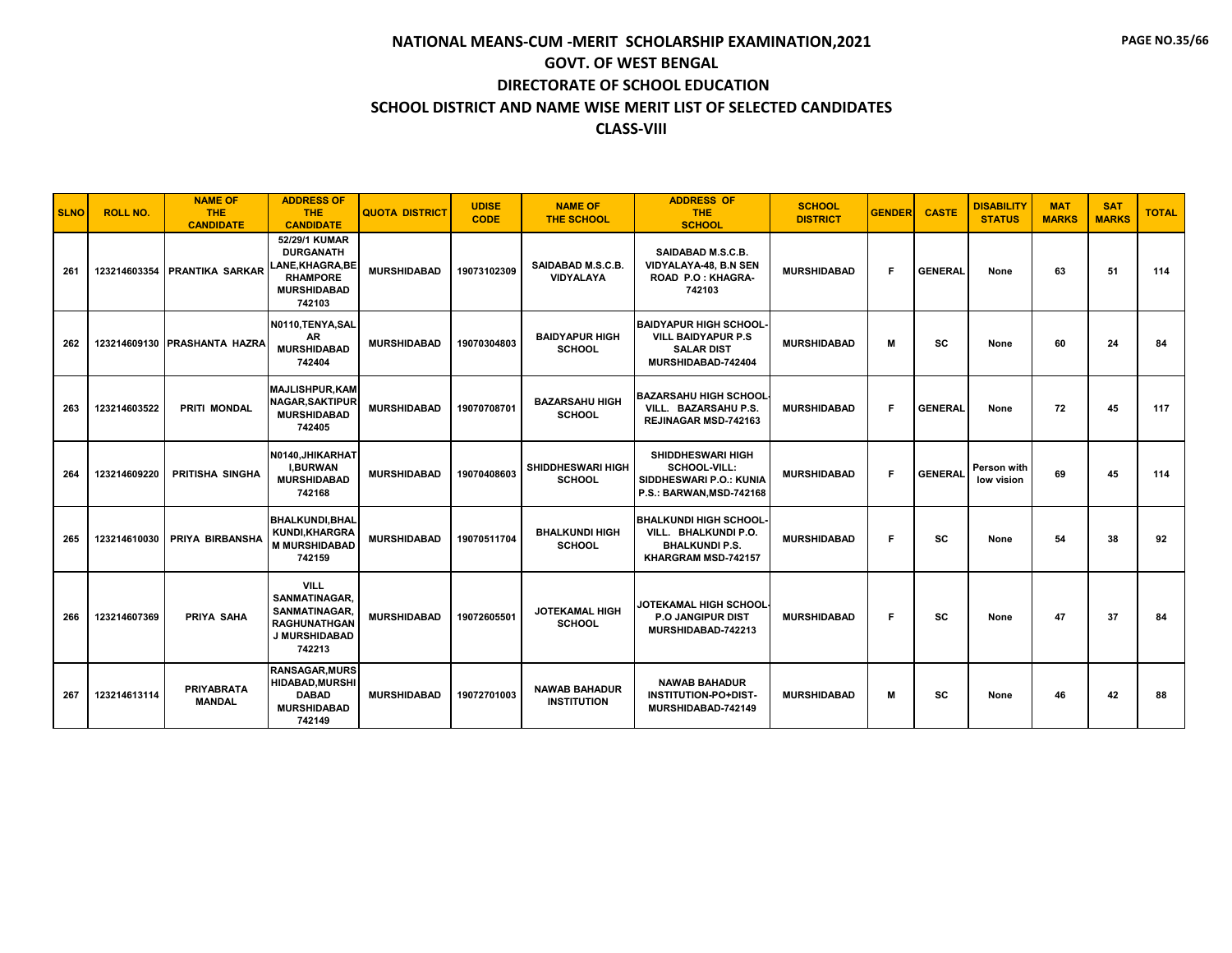# NATIONAL MEANS-CUM -MERIT SCHOLARSHIP EXAMINATION,2021

## GOVT. OF WEST BENGAL

## DIRECTORATE OF SCHOOL EDUCATION

## SCHOOL DISTRICT AND NAME WISE MERIT LIST OF SELECTED CANDIDATES

## CLASS-VIII

| SLNO | ROLL NO. | NAME OF THE CANDIDATE | ADDRESS OF THE CANDIDATE | QUOTA DISTRICT | UDISE CODE | NAME OF THE SCHOOL | ADDRESS OF THE SCHOOL | SCHOOL DISTRICT | GENDER | CASTE | DISABILITY STATUS | MAT MARKS | SAT MARKS | TOTAL |
|---|---|---|---|---|---|---|---|---|---|---|---|---|---|---|
| 261 | 123214603354 | PRANTIKA SARKAR | 52/29/1 KUMAR DURGANATH LANE,KHAGRA,BERHAMPORE MURSHIDABAD 742103 | MURSHIDABAD | 19073102309 | SAIDABAD M.S.C.B. VIDYALAYA | SAIDABAD M.S.C.B. VIDYALAYA-48, B.N SEN ROAD P.O : KHAGRA-742103 | MURSHIDABAD | F | GENERAL | None | 63 | 51 | 114 |
| 262 | 123214609130 | PRASHANTA HAZRA | N0110,TENYA,SALAR MURSHIDABAD 742404 | MURSHIDABAD | 19070304803 | BAIDYAPUR HIGH SCHOOL | BAIDYAPUR HIGH SCHOOL-VILL BAIDYAPUR P.S SALAR DIST MURSHIDABAD-742404 | MURSHIDABAD | M | SC | None | 60 | 24 | 84 |
| 263 | 123214603522 | PRITI MONDAL | MAJLISHPUR,KAMNAGAR,SAKTIPUR MURSHIDABAD 742405 | MURSHIDABAD | 19070708701 | BAZARSAHU HIGH SCHOOL | BAZARSAHU HIGH SCHOOL-VILL. BAZARSAHU P.S. REJINAGAR MSD-742163 | MURSHIDABAD | F | GENERAL | None | 72 | 45 | 117 |
| 264 | 123214609220 | PRITISHA SINGHA | N0140,JHIKARHATI,BURWAN MURSHIDABAD 742168 | MURSHIDABAD | 19070408603 | SHIDDHESWARI HIGH SCHOOL | SHIDDHESWARI HIGH SCHOOL-VILL: SIDDHESWARI P.O.: KUNIA P.S.: BARWAN,MSD-742168 | MURSHIDABAD | F | GENERAL | Person with low vision | 69 | 45 | 114 |
| 265 | 123214610030 | PRIYA BIRBANSHA | BHALKUNDI,BHALKUNDI,KHARGRAM MURSHIDABAD 742159 | MURSHIDABAD | 19070511704 | BHALKUNDI HIGH SCHOOL | BHALKUNDI HIGH SCHOOL-VILL. BHALKUNDI P.O. BHALKUNDI P.S. KHARGRAM MSD-742157 | MURSHIDABAD | F | SC | None | 54 | 38 | 92 |
| 266 | 123214607369 | PRIYA SAHA | VILL SANMATINAGAR, SANMATINAGAR, RAGHUNATHGANJ MURSHIDABAD 742213 | MURSHIDABAD | 19072605501 | JOTEKAMAL HIGH SCHOOL | JOTEKAMAL HIGH SCHOOL-P.O JANGIPUR DIST MURSHIDABAD-742213 | MURSHIDABAD | F | SC | None | 47 | 37 | 84 |
| 267 | 123214613114 | PRIYABRATA MANDAL | RANSAGAR,MURSHIDABAD,MURSHIDABAD MURSHIDABAD 742149 | MURSHIDABAD | 19072701003 | NAWAB BAHADUR INSTITUTION | NAWAB BAHADUR INSTITUTION-PO+DIST-MURSHIDABAD-742149 | MURSHIDABAD | M | SC | None | 46 | 42 | 88 |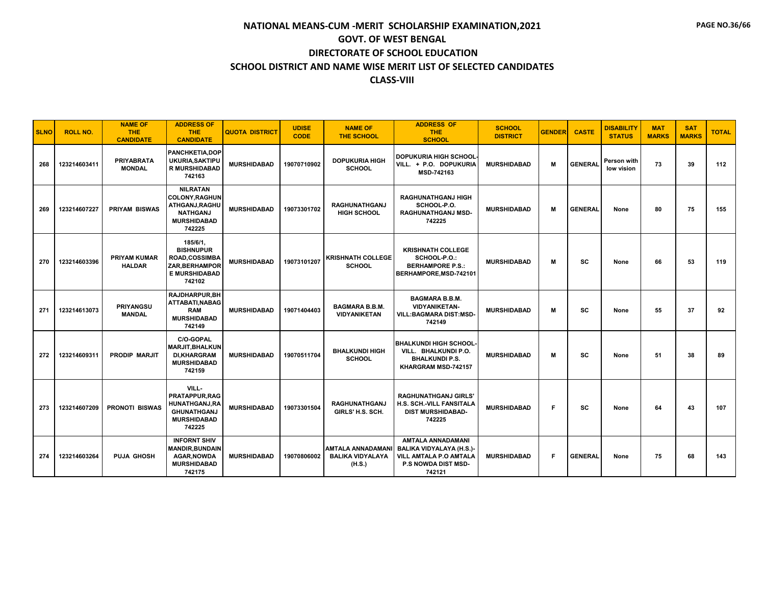# NATIONAL MEANS-CUM -MERIT SCHOLARSHIP EXAMINATION,2021

## GOVT. OF WEST BENGAL

## DIRECTORATE OF SCHOOL EDUCATION

## SCHOOL DISTRICT AND NAME WISE MERIT LIST OF SELECTED CANDIDATES

## CLASS-VIII

| SLNO | ROLL NO. | NAME OF THE CANDIDATE | ADDRESS OF THE CANDIDATE | QUOTA DISTRICT | UDISE CODE | NAME OF THE SCHOOL | ADDRESS OF THE SCHOOL | SCHOOL DISTRICT | GENDER | CASTE | DISABILITY STATUS | MAT MARKS | SAT MARKS | TOTAL |
|---|---|---|---|---|---|---|---|---|---|---|---|---|---|---|
| 268 | 123214603411 | PRIYABRATA MONDAL | PANCHKETIA,DOPUKURIA,SAKTIPUR MURSHIDABAD 742163 | MURSHIDABAD | 19070710902 | DOPUKURIA HIGH SCHOOL | DOPUKURIA HIGH SCHOOL-VILL. + P.O. DOPUKURIA MSD-742163 | MURSHIDABAD | M | GENERAL | Person with low vision | 73 | 39 | 112 |
| 269 | 123214607227 | PRIYAM BISWAS | NILRATAN COLONY,RAGHUNATHGANJ,RAGHUNATHGANJ MURSHIDABAD 742225 | MURSHIDABAD | 19073301702 | RAGHUNATHGANJ HIGH SCHOOL | RAGHUNATHGANJ HIGH SCHOOL-P.O. RAGHUNATHGANJ MSD-742225 | MURSHIDABAD | M | GENERAL | None | 80 | 75 | 155 |
| 270 | 123214603396 | PRIYAM KUMAR HALDAR | 185/6/1, BISHNUPUR ROAD,COSSIMBAZAR,BERHAMPORE MURSHIDABAD 742102 | MURSHIDABAD | 19073101207 | KRISHNATH COLLEGE SCHOOL | KRISHNATH COLLEGE SCHOOL-P.O.: BERHAMPORE P.S.: BERHAMPORE,MSD-742101 | MURSHIDABAD | M | SC | None | 66 | 53 | 119 |
| 271 | 123214613073 | PRIYANGSU MANDAL | RAJDHARPUR,BHATTABATI,NABAGRAM MURSHIDABAD 742149 | MURSHIDABAD | 19071404403 | BAGMARA B.B.M. VIDYANIKETAN | BAGMARA B.B.M. VIDYANIKETAN-VILL:BAGMARA DIST:MSD-742149 | MURSHIDABAD | M | SC | None | 55 | 37 | 92 |
| 272 | 123214609311 | PRODIP MARJIT | C/O-GOPAL MARJIT,BHALKUNDI,KHARGRAM MURSHIDABAD 742159 | MURSHIDABAD | 19070511704 | BHALKUNDI HIGH SCHOOL | BHALKUNDI HIGH SCHOOL-VILL. BHALKUNDI P.O. BHALKUNDI P.S. KHARGRAM MSD-742157 | MURSHIDABAD | M | SC | None | 51 | 38 | 89 |
| 273 | 123214607209 | PRONOTI BISWAS | VILL-PRATAPPUR,RAGHUNATHGANJ,RAGHUNATHGANJ MURSHIDABAD 742225 | MURSHIDABAD | 19073301504 | RAGHUNATHGANJ GIRLS' H.S. SCH. | RAGHUNATHGANJ GIRLS' H.S. SCH.-VILL FANSITALA DIST MURSHIDABAD-742225 | MURSHIDABAD | F | SC | None | 64 | 43 | 107 |
| 274 | 123214603264 | PUJA GHOSH | INFORNT SHIV MANDIR,BUNDAINAGAR,NOWDA MURSHIDABAD 742175 | MURSHIDABAD | 19070806002 | AMTALA ANNADAMANI BALIKA VIDYALAYA (H.S.) | AMTALA ANNADAMANI BALIKA VIDYALAYA (H.S.)-VILL AMTALA P.O AMTALA P.S NOWDA DIST MSD-742121 | MURSHIDABAD | F | GENERAL | None | 75 | 68 | 143 |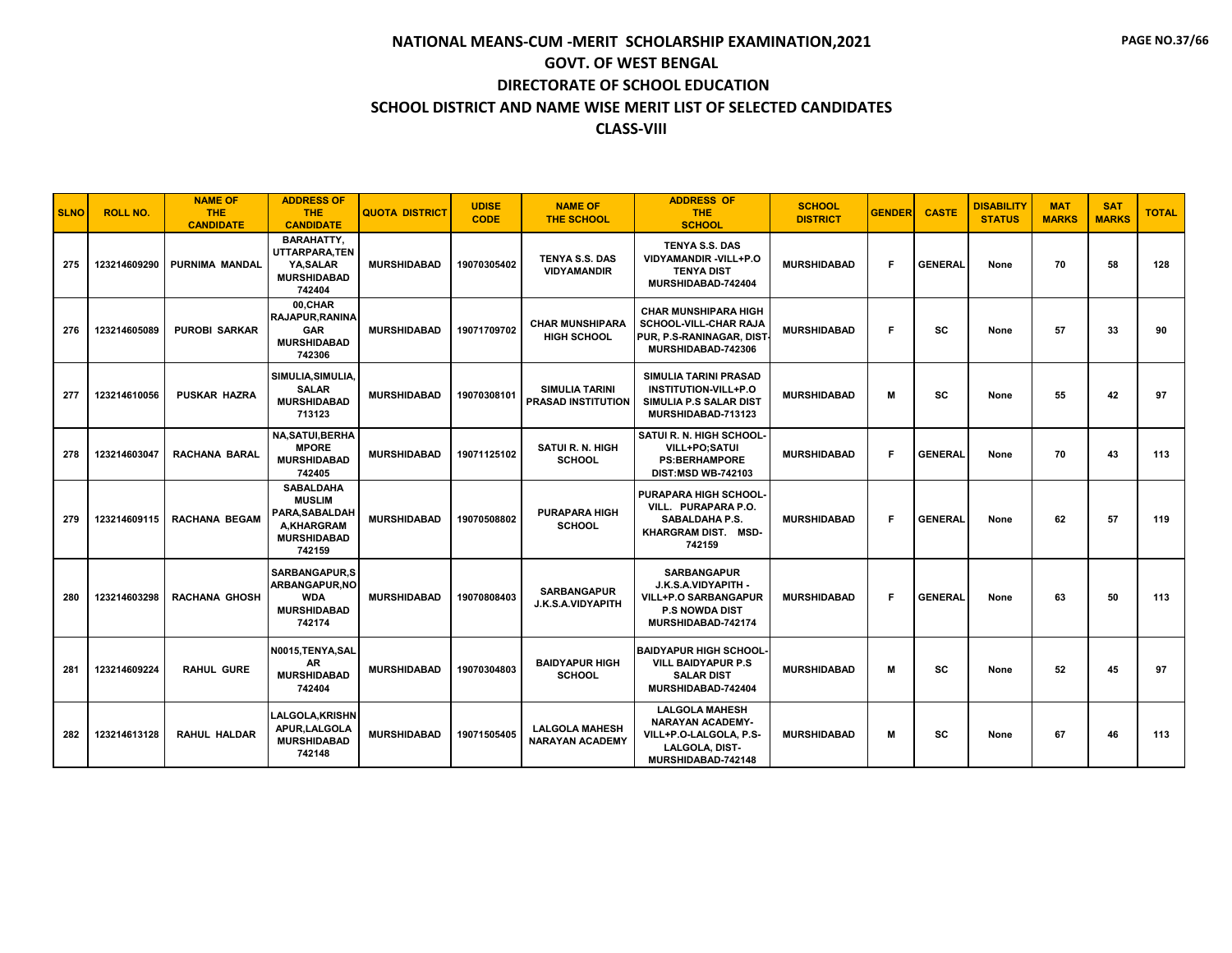# NATIONAL MEANS-CUM -MERIT SCHOLARSHIP EXAMINATION,2021

## GOVT. OF WEST BENGAL

## DIRECTORATE OF SCHOOL EDUCATION

## SCHOOL DISTRICT AND NAME WISE MERIT LIST OF SELECTED CANDIDATES

## CLASS-VIII

| SLNO | ROLL NO. | NAME OF THE CANDIDATE | ADDRESS OF THE CANDIDATE | QUOTA DISTRICT | UDISE CODE | NAME OF THE SCHOOL | ADDRESS OF THE SCHOOL | SCHOOL DISTRICT | GENDER | CASTE | DISABILITY STATUS | MAT MARKS | SAT MARKS | TOTAL |
|---|---|---|---|---|---|---|---|---|---|---|---|---|---|---|
| 275 | 123214609290 | PURNIMA MANDAL | BARAHATTY, UTTARPARA,TENYA,SALAR MURSHIDABAD 742404 | MURSHIDABAD | 19070305402 | TENYA S.S. DAS VIDYAMANDIR | TENYA S.S. DAS VIDYAMANDIR -VILL+P.O TENYA DIST MURSHIDABAD-742404 | MURSHIDABAD | F | GENERAL | None | 70 | 58 | 128 |
| 276 | 123214605089 | PUROBI SARKAR | 00,CHAR RAJAPUR,RANINAGAR MURSHIDABAD 742306 | MURSHIDABAD | 19071709702 | CHAR MUNSHIPARA HIGH SCHOOL | CHAR MUNSHIPARA HIGH SCHOOL-VILL-CHAR RAJAPUR, P.S-RANINAGAR, DIST-MURSHIDABAD-742306 | MURSHIDABAD | F | SC | None | 57 | 33 | 90 |
| 277 | 123214610056 | PUSKAR HAZRA | SIMULIA,SIMULIA,SALAR MURSHIDABAD 713123 | MURSHIDABAD | 19070308101 | SIMULIA TARINI PRASAD INSTITUTION | SIMULIA TARINI PRASAD INSTITUTION-VILL+P.O SIMULIA P.S SALAR DIST MURSHIDABAD-713123 | MURSHIDABAD | M | SC | None | 55 | 42 | 97 |
| 278 | 123214603047 | RACHANA BARAL | NA,SATUI,BERHAMPORE MURSHIDABAD 742405 | MURSHIDABAD | 19071125102 | SATUI R. N. HIGH SCHOOL | SATUI R. N. HIGH SCHOOL-VILL+PO;SATUI PS:BERHAMPORE DIST:MSD WB-742103 | MURSHIDABAD | F | GENERAL | None | 70 | 43 | 113 |
| 279 | 123214609115 | RACHANA BEGAM | SABALDAHA MUSLIM PARA,SABALDAHA,KHARGRAM MURSHIDABAD 742159 | MURSHIDABAD | 19070508802 | PURAPARA HIGH SCHOOL | PURAPARA HIGH SCHOOL-VILL. PURAPARA P.O. SABALDAHA P.S. KHARGRAM DIST. MSD-742159 | MURSHIDABAD | F | GENERAL | None | 62 | 57 | 119 |
| 280 | 123214603298 | RACHANA GHOSH | SARBANGAPUR,SARBANGAPUR,NOWDA MURSHIDABAD 742174 | MURSHIDABAD | 19070808403 | SARBANGAPUR J.K.S.A.VIDYAPITH | SARBANGAPUR J.K.S.A.VIDYAPITH -VILL+P.O SARBANGAPUR P.S NOWDA DIST MURSHIDABAD-742174 | MURSHIDABAD | F | GENERAL | None | 63 | 50 | 113 |
| 281 | 123214609224 | RAHUL GURE | N0015,TENYA,SALAR MURSHIDABAD 742404 | MURSHIDABAD | 19070304803 | BAIDYAPUR HIGH SCHOOL | BAIDYAPUR HIGH SCHOOL-VILL BAIDYAPUR P.S SALAR DIST MURSHIDABAD-742404 | MURSHIDABAD | M | SC | None | 52 | 45 | 97 |
| 282 | 123214613128 | RAHUL HALDAR | LALGOLA,KRISHNAPUR,LALGOLA MURSHIDABAD 742148 | MURSHIDABAD | 19071505405 | LALGOLA MAHESH NARAYAN ACADEMY | LALGOLA MAHESH NARAYAN ACADEMY-VILL+P.O-LALGOLA, P.S-LALGOLA, DIST-MURSHIDABAD-742148 | MURSHIDABAD | M | SC | None | 67 | 46 | 113 |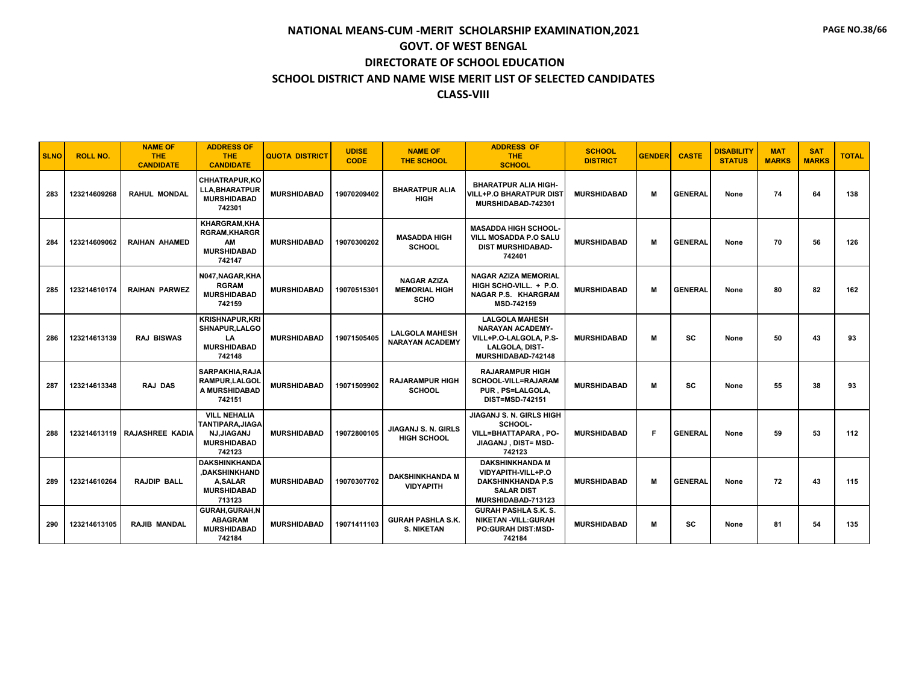# NATIONAL MEANS-CUM -MERIT SCHOLARSHIP EXAMINATION,2021

## GOVT. OF WEST BENGAL

## DIRECTORATE OF SCHOOL EDUCATION

## SCHOOL DISTRICT AND NAME WISE MERIT LIST OF SELECTED CANDIDATES

## CLASS-VIII

| SLNO | ROLL NO. | NAME OF THE CANDIDATE | ADDRESS OF THE CANDIDATE | QUOTA DISTRICT | UDISE CODE | NAME OF THE SCHOOL | ADDRESS OF THE SCHOOL | SCHOOL DISTRICT | GENDER | CASTE | DISABILITY STATUS | MAT MARKS | SAT MARKS | TOTAL |
|---|---|---|---|---|---|---|---|---|---|---|---|---|---|---|
| 283 | 123214609268 | RAHUL MONDAL | CHHATRAPUR,KOLLA,BHARATPUR MURSHIDABAD 742301 | MURSHIDABAD | 19070209402 | BHARATPUR ALIA HIGH | BHARATPUR ALIA HIGH-VILL+P.O BHARATPUR DIST MURSHIDABAD-742301 | MURSHIDABAD | M | GENERAL | None | 74 | 64 | 138 |
| 284 | 123214609062 | RAIHAN AHAMED | KHARGRAM,KHARGRAM,KHARGRAM MURSHIDABAD 742147 | MURSHIDABAD | 19070300202 | MASADDA HIGH SCHOOL | MASADDA HIGH SCHOOL-VILL MOSADDA P.O SALU DIST MURSHIDABAD-742401 | MURSHIDABAD | M | GENERAL | None | 70 | 56 | 126 |
| 285 | 123214610174 | RAIHAN PARWEZ | N047,NAGAR,KHARGRAM MURSHIDABAD 742159 | MURSHIDABAD | 19070515301 | NAGAR AZIZA MEMORIAL HIGH SCHO | NAGAR AZIZA MEMORIAL HIGH SCHO-VILL. + P.O. NAGAR P.S. KHARGRAM MSD-742159 | MURSHIDABAD | M | GENERAL | None | 80 | 82 | 162 |
| 286 | 123214613139 | RAJ BISWAS | KRISHNAPUR,KRISHNAPUR,LALGOLA MURSHIDABAD 742148 | MURSHIDABAD | 19071505405 | LALGOLA MAHESH NARAYAN ACADEMY | LALGOLA MAHESH NARAYAN ACADEMY-VILL+P.O-LALGOLA, P.S-LALGOLA, DIST-MURSHIDABAD-742148 | MURSHIDABAD | M | SC | None | 50 | 43 | 93 |
| 287 | 123214613348 | RAJ DAS | SARPAKHIA,RAJARAMPUR,LALGOLA MURSHIDABAD 742151 | MURSHIDABAD | 19071509902 | RAJARAMPUR HIGH SCHOOL | RAJARAMPUR HIGH SCHOOL-VILL=RAJARAMPUR , PS=LALGOLA, DIST=MSD-742151 | MURSHIDABAD | M | SC | None | 55 | 38 | 93 |
| 288 | 123214613119 | RAJASHREE KADIA | VILL NEHALIA TANTIPARA,JIAGANJ,JIAGANJ MURSHIDABAD 742123 | MURSHIDABAD | 19072800105 | JIAGANJ S. N. GIRLS HIGH SCHOOL | JIAGANJ S. N. GIRLS HIGH SCHOOL-VILL=BHATTAPARA , PO-JIAGANJ , DIST= MSD-742123 | MURSHIDABAD | F | GENERAL | None | 59 | 53 | 112 |
| 289 | 123214610264 | RAJDIP BALL | DAKSHINKHANDA,DAKSHINKHANDA,SALAR MURSHIDABAD 713123 | MURSHIDABAD | 19070307702 | DAKSHINKHANDA M VIDYAPITH | DAKSHINKHANDA M VIDYAPITH-VILL+P.O DAKSHINKHANDA P.S SALAR DIST MURSHIDABAD-713123 | MURSHIDABAD | M | GENERAL | None | 72 | 43 | 115 |
| 290 | 123214613105 | RAJIB MANDAL | GURAH,GURAH,NABAGRAM MURSHIDABAD 742184 | MURSHIDABAD | 19071411103 | GURAH PASHLA S.K. S. NIKETAN | GURAH PASHLA S.K. S. NIKETAN -VILL:GURAH PO:GURAH DIST:MSD-742184 | MURSHIDABAD | M | SC | None | 81 | 54 | 135 |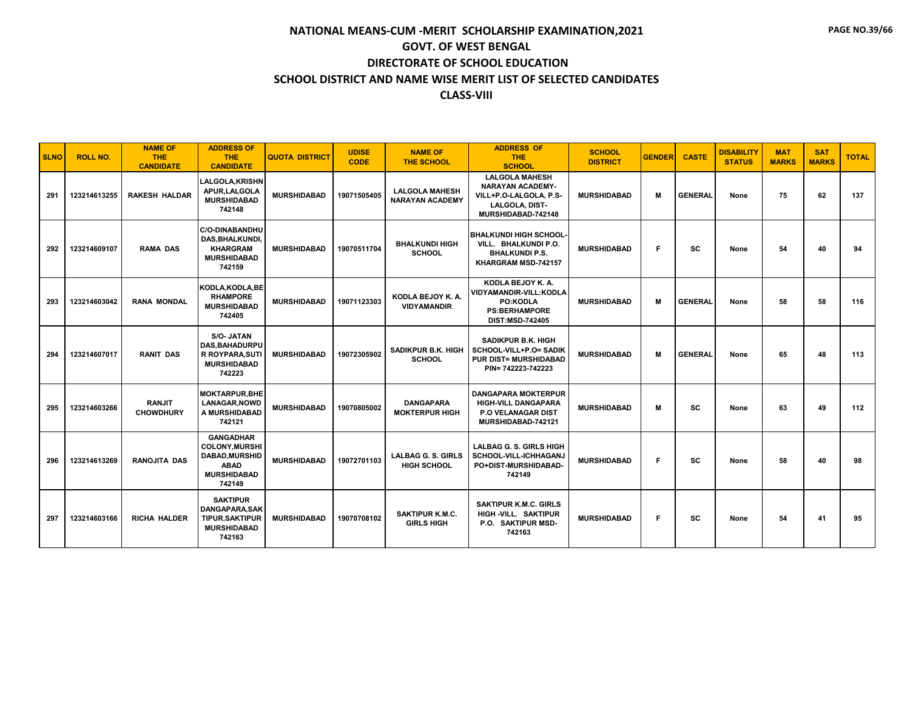# NATIONAL MEANS-CUM -MERIT SCHOLARSHIP EXAMINATION,2021
## GOVT. OF WEST BENGAL
## DIRECTORATE OF SCHOOL EDUCATION
## SCHOOL DISTRICT AND NAME WISE MERIT LIST OF SELECTED CANDIDATES
## CLASS-VIII

| SLNO | ROLL NO. | NAME OF THE CANDIDATE | ADDRESS OF THE CANDIDATE | QUOTA DISTRICT | UDISE CODE | NAME OF THE SCHOOL | ADDRESS OF THE SCHOOL | SCHOOL DISTRICT | GENDER | CASTE | DISABILITY STATUS | MAT MARKS | SAT MARKS | TOTAL |
|---|---|---|---|---|---|---|---|---|---|---|---|---|---|---|
| 291 | 123214613255 | RAKESH HALDAR | LALGOLA,KRISHNAPUR,LALGOLA MURSHIDABAD 742148 | MURSHIDABAD | 19071505405 | LALGOLA MAHESH NARAYAN ACADEMY | LALGOLA MAHESH NARAYAN ACADEMY-VILL+P.O-LALGOLA, P.S-LALGOLA, DIST-MURSHIDABAD-742148 | MURSHIDABAD | M | GENERAL | None | 75 | 62 | 137 |
| 292 | 123214609107 | RAMA DAS | C/O-DINABANDHU DAS,BHALKUNDI,KHARGRAM MURSHIDABAD 742159 | MURSHIDABAD | 19070511704 | BHALKUNDI HIGH SCHOOL | BHALKUNDI HIGH SCHOOL-VILL. BHALKUNDI P.O. BHALKUNDI P.S. KHARGRAM MSD-742157 | MURSHIDABAD | F | SC | None | 54 | 40 | 94 |
| 293 | 123214603042 | RANA MONDAL | KODLA,KODLA,BERHAMPORE MURSHIDABAD 742405 | MURSHIDABAD | 19071123303 | KODLA BEJOY K. A. VIDYAMANDIR | KODLA BEJOY K. A. VIDYAMANDIR-VILL:KODLA PO:KODLA PS:BERHAMPORE DIST:MSD-742405 | MURSHIDABAD | M | GENERAL | None | 58 | 58 | 116 |
| 294 | 123214607017 | RANIT DAS | S/O- JATAN DAS,BAHADURPUR ROYPARA,SUTI MURSHIDABAD 742223 | MURSHIDABAD | 19072305902 | SADIKPUR B.K. HIGH SCHOOL | SADIKPUR B.K. HIGH SCHOOL-VILL+P.O= SADIKPUR DIST= MURSHIDABAD PIN= 742223-742223 | MURSHIDABAD | M | GENERAL | None | 65 | 48 | 113 |
| 295 | 123214603266 | RANJIT CHOWDHURY | MOKTARPUR,BHELANAGAR,NOWDA MURSHIDABAD 742121 | MURSHIDABAD | 19070805002 | DANGAPARA MOKTERPUR HIGH | DANGAPARA MOKTERPUR HIGH-VILL DANGAPARA P.O VELANAGAR DIST MURSHIDABAD-742121 | MURSHIDABAD | M | SC | None | 63 | 49 | 112 |
| 296 | 123214613269 | RANOJITA DAS | GANGADHAR COLONY,MURSHIDABAD,MURSHIDABAD MURSHIDABAD 742149 | MURSHIDABAD | 19072701103 | LALBAG G. S. GIRLS HIGH SCHOOL | LALBAG G. S. GIRLS HIGH SCHOOL-VILL-ICHHAGANJ PO+DIST-MURSHIDABAD-742149 | MURSHIDABAD | F | SC | None | 58 | 40 | 98 |
| 297 | 123214603166 | RICHA HALDER | SAKTIPUR DANGAPARA,SAKTIPUR,SAKTIPUR MURSHIDABAD 742163 | MURSHIDABAD | 19070708102 | SAKTIPUR K.M.C. GIRLS HIGH | SAKTIPUR K.M.C. GIRLS HIGH -VILL. SAKTIPUR P.O. SAKTIPUR MSD-742163 | MURSHIDABAD | F | SC | None | 54 | 41 | 95 |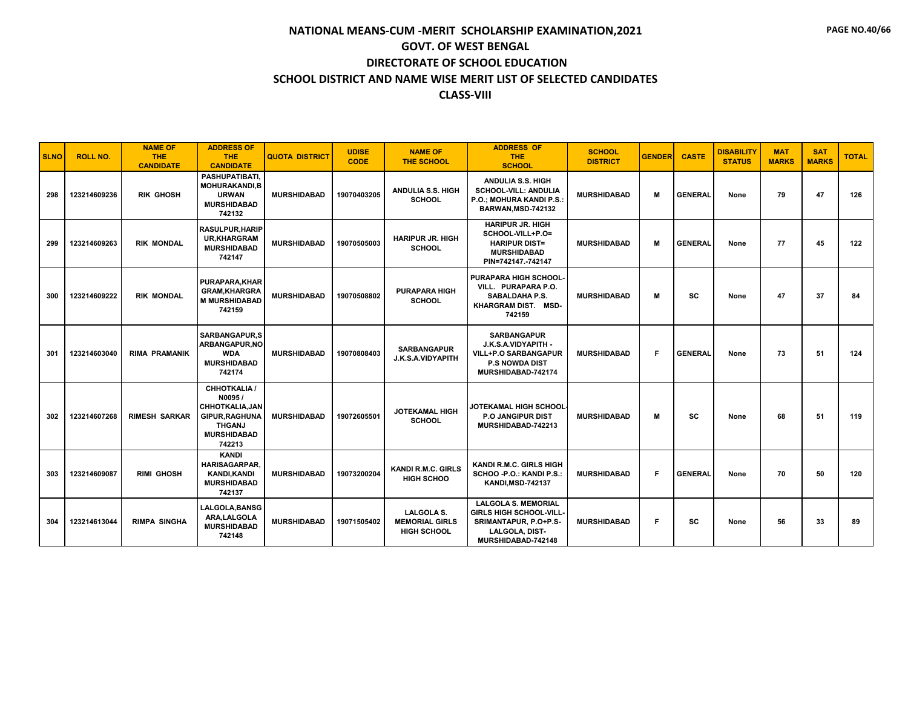# NATIONAL MEANS-CUM -MERIT SCHOLARSHIP EXAMINATION,2021

## GOVT. OF WEST BENGAL

## DIRECTORATE OF SCHOOL EDUCATION

## SCHOOL DISTRICT AND NAME WISE MERIT LIST OF SELECTED CANDIDATES

## CLASS-VIII

| SLNO | ROLL NO. | NAME OF THE CANDIDATE | ADDRESS OF THE CANDIDATE | QUOTA DISTRICT | UDISE CODE | NAME OF THE SCHOOL | ADDRESS OF THE SCHOOL | SCHOOL DISTRICT | GENDER | CASTE | DISABILITY STATUS | MAT MARKS | SAT MARKS | TOTAL |
|---|---|---|---|---|---|---|---|---|---|---|---|---|---|---|
| 298 | 123214609236 | RIK GHOSH | PASHUPATIBATI, MOHURAKANDI,BURWAN MURSHIDABAD 742132 | MURSHIDABAD | 19070403205 | ANDULIA S.S. HIGH SCHOOL | ANDULIA S.S. HIGH SCHOOL-VILL: ANDULIA P.O.; MOHURA KANDI P.S.: BARWAN,MSD-742132 | MURSHIDABAD | M | GENERAL | None | 79 | 47 | 126 |
| 299 | 123214609263 | RIK MONDAL | RASULPUR,HARIPUR,KHARGRAM MURSHIDABAD 742147 | MURSHIDABAD | 19070505003 | HARIPUR JR. HIGH SCHOOL | HARIPUR JR. HIGH SCHOOL-VILL+P.O= HARIPUR DIST= MURSHIDABAD PIN=742147.-742147 | MURSHIDABAD | M | GENERAL | None | 77 | 45 | 122 |
| 300 | 123214609222 | RIK MONDAL | PURAPARA,KHARGRAM,KHARGRAM MURSHIDABAD 742159 | MURSHIDABAD | 19070508802 | PURAPARA HIGH SCHOOL | PURAPARA HIGH SCHOOL-VILL. PURAPARA P.O. SABALDAHA P.S. KHARGRAM DIST. MSD-742159 | MURSHIDABAD | M | SC | None | 47 | 37 | 84 |
| 301 | 123214603040 | RIMA PRAMANIK | SARBANGAPUR,SARBANGAPUR,NOWDA MURSHIDABAD 742174 | MURSHIDABAD | 19070808403 | SARBANGAPUR J.K.S.A.VIDYAPITH | SARBANGAPUR J.K.S.A.VIDYAPITH - VILL+P.O SARBANGAPUR P.S NOWDA DIST MURSHIDABAD-742174 | MURSHIDABAD | F | GENERAL | None | 73 | 51 | 124 |
| 302 | 123214607268 | RIMESH SARKAR | CHHOTKALIA / N0095 / CHHOTKALIA,JANGIPUR,RAGHUNATHGANJ MURSHIDABAD 742213 | MURSHIDABAD | 19072605501 | JOTEKAMAL HIGH SCHOOL | JOTEKAMAL HIGH SCHOOL-P.O JANGIPUR DIST MURSHIDABAD-742213 | MURSHIDABAD | M | SC | None | 68 | 51 | 119 |
| 303 | 123214609087 | RIMI GHOSH | KANDI HARISAGARPAR, KANDI,KANDI MURSHIDABAD 742137 | MURSHIDABAD | 19073200204 | KANDI R.M.C. GIRLS HIGH SCHOO | KANDI R.M.C. GIRLS HIGH SCHOO -P.O.: KANDI P.S.: KANDI,MSD-742137 | MURSHIDABAD | F | GENERAL | None | 70 | 50 | 120 |
| 304 | 123214613044 | RIMPA SINGHA | LALGOLA,BANSGARA,LALGOLA MURSHIDABAD 742148 | MURSHIDABAD | 19071505402 | LALGOLA S. MEMORIAL GIRLS HIGH SCHOOL | LALGOLA S. MEMORIAL GIRLS HIGH SCHOOL-VILL-SRIMANTAPUR, P.O+P.S-LALGOLA, DIST-MURSHIDABAD-742148 | MURSHIDABAD | F | SC | None | 56 | 33 | 89 |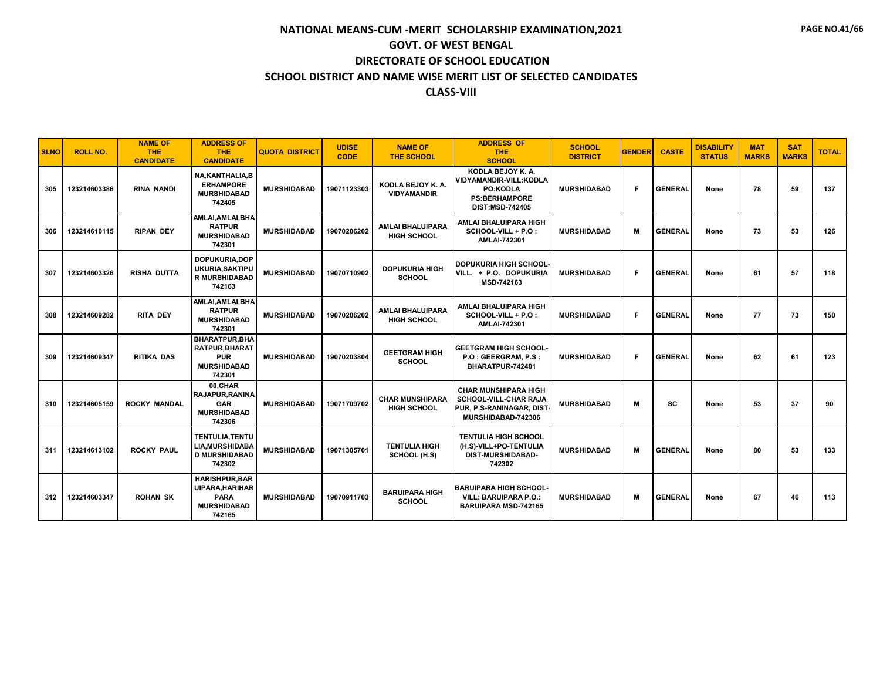# NATIONAL MEANS-CUM -MERIT SCHOLARSHIP EXAMINATION,2021

## GOVT. OF WEST BENGAL

## DIRECTORATE OF SCHOOL EDUCATION

## SCHOOL DISTRICT AND NAME WISE MERIT LIST OF SELECTED CANDIDATES

## CLASS-VIII

| SLNO | ROLL NO. | NAME OF THE CANDIDATE | ADDRESS OF THE CANDIDATE | QUOTA DISTRICT | UDISE CODE | NAME OF THE SCHOOL | ADDRESS OF THE SCHOOL | SCHOOL DISTRICT | GENDER | CASTE | DISABILITY STATUS | MAT MARKS | SAT MARKS | TOTAL |
|---|---|---|---|---|---|---|---|---|---|---|---|---|---|---|
| 305 | 123214603386 | RINA NANDI | NA,KANTHALIA,BERHAMPORE MURSHIDABAD 742405 | MURSHIDABAD | 19071123303 | KODLA BEJOY K. A. VIDYAMANDIR | KODLA BEJOY K. A. VIDYAMANDIR-VILL:KODLA PO:KODLA PS:BERHAMPORE DIST:MSD-742405 | MURSHIDABAD | F | GENERAL | None | 78 | 59 | 137 |
| 306 | 123214610115 | RIPAN DEY | AMLAI,AMLAI,BHARATPUR MURSHIDABAD 742301 | MURSHIDABAD | 19070206202 | AMLAI BHALUIPARA HIGH SCHOOL | AMLAI BHALUIPARA HIGH SCHOOL-VILL + P.O : AMLAI-742301 | MURSHIDABAD | M | GENERAL | None | 73 | 53 | 126 |
| 307 | 123214603326 | RISHA DUTTA | DOPUKURIA,DOPUKURIA,SAKTIPUR MURSHIDABAD 742163 | MURSHIDABAD | 19070710902 | DOPUKURIA HIGH SCHOOL | DOPUKURIA HIGH SCHOOL-VILL. + P.O. DOPUKURIA MSD-742163 | MURSHIDABAD | F | GENERAL | None | 61 | 57 | 118 |
| 308 | 123214609282 | RITA DEY | AMLAI,AMLAI,BHARATPUR MURSHIDABAD 742301 | MURSHIDABAD | 19070206202 | AMLAI BHALUIPARA HIGH SCHOOL | AMLAI BHALUIPARA HIGH SCHOOL-VILL + P.O : AMLAI-742301 | MURSHIDABAD | F | GENERAL | None | 77 | 73 | 150 |
| 309 | 123214609347 | RITIKA DAS | BHARATPUR,BHARATPUR,BHARATPUR MURSHIDABAD 742301 | MURSHIDABAD | 19070203804 | GEETGRAM HIGH SCHOOL | GEETGRAM HIGH SCHOOL-P.O : GEERGRAM, P.S : BHARATPUR-742401 | MURSHIDABAD | F | GENERAL | None | 62 | 61 | 123 |
| 310 | 123214605159 | ROCKY MANDAL | 00,CHAR RAJAPUR,RANINAGAR MURSHIDABAD 742306 | MURSHIDABAD | 19071709702 | CHAR MUNSHIPARA HIGH SCHOOL | CHAR MUNSHIPARA HIGH SCHOOL-VILL-CHAR RAJA PUR, P.S-RANINAGAR, DIST-MURSHIDABAD-742306 | MURSHIDABAD | M | SC | None | 53 | 37 | 90 |
| 311 | 123214613102 | ROCKY PAUL | TENTULIA,TENTULIA,MURSHIDABAD MURSHIDABAD 742302 | MURSHIDABAD | 19071305701 | TENTULIA HIGH SCHOOL (H.S) | TENTULIA HIGH SCHOOL (H.S)-VILL+PO-TENTULIA DIST-MURSHIDABAD-742302 | MURSHIDABAD | M | GENERAL | None | 80 | 53 | 133 |
| 312 | 123214603347 | ROHAN SK | HARISHPUR,BARUIPARA,HARIHARPARA MURSHIDABAD 742165 | MURSHIDABAD | 19070911703 | BARUIPARA HIGH SCHOOL | BARUIPARA HIGH SCHOOL-VILL: BARUIPARA P.O.: BARUIPARA MSD-742165 | MURSHIDABAD | M | GENERAL | None | 67 | 46 | 113 |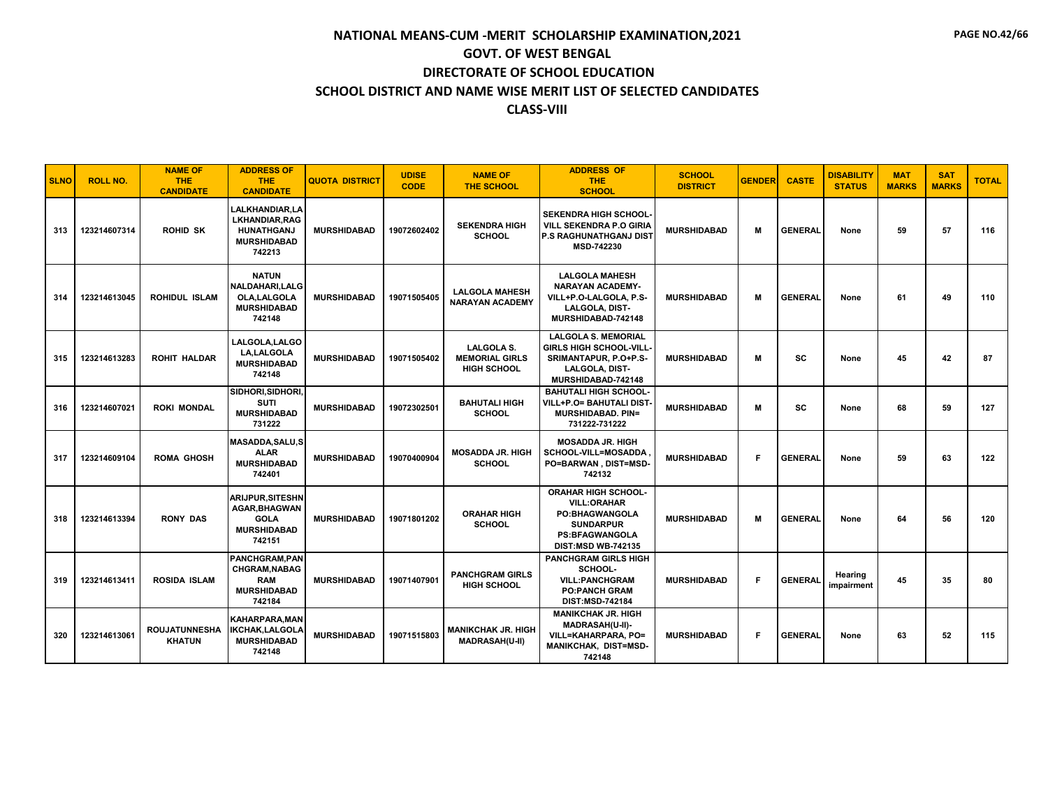# NATIONAL MEANS-CUM -MERIT SCHOLARSHIP EXAMINATION,2021
## GOVT. OF WEST BENGAL
## DIRECTORATE OF SCHOOL EDUCATION
## SCHOOL DISTRICT AND NAME WISE MERIT LIST OF SELECTED CANDIDATES
## CLASS-VIII

| SLNO | ROLL NO. | NAME OF THE CANDIDATE | ADDRESS OF THE CANDIDATE | QUOTA DISTRICT | UDISE CODE | NAME OF THE SCHOOL | ADDRESS OF THE SCHOOL | SCHOOL DISTRICT | GENDER | CASTE | DISABILITY STATUS | MAT MARKS | SAT MARKS | TOTAL |
|---|---|---|---|---|---|---|---|---|---|---|---|---|---|---|
| 313 | 123214607314 | ROHID SK | LALKHANDIAR,LALKHANDIAR,RAGHUNATHGANJ MURSHIDABAD 742213 | MURSHIDABAD | 19072602402 | SEKENDRA HIGH SCHOOL | SEKENDRA HIGH SCHOOL-VILL SEKENDRA P.O GIRIA P.S RAGHUNATHGANJ DIST MSD-742230 | MURSHIDABAD | M | GENERAL | None | 59 | 57 | 116 |
| 314 | 123214613045 | ROHIDUL ISLAM | NATUN NALDAHARI,LALGOLA,LALGOLA MURSHIDABAD 742148 | MURSHIDABAD | 19071505405 | LALGOLA MAHESH NARAYAN ACADEMY | LALGOLA MAHESH NARAYAN ACADEMY-VILL+P.O-LALGOLA, P.S-LALGOLA, DIST-MURSHIDABAD-742148 | MURSHIDABAD | M | GENERAL | None | 61 | 49 | 110 |
| 315 | 123214613283 | ROHIT HALDAR | LALGOLA,LALGOLA,LALGOLA MURSHIDABAD 742148 | MURSHIDABAD | 19071505402 | LALGOLA S. MEMORIAL GIRLS HIGH SCHOOL | LALGOLA S. MEMORIAL GIRLS HIGH SCHOOL-VILL-SRIMANTAPUR, P.O+P.S-LALGOLA, DIST-MURSHIDABAD-742148 | MURSHIDABAD | M | SC | None | 45 | 42 | 87 |
| 316 | 123214607021 | ROKI MONDAL | SIDHORI,SIDHORI,SUTI MURSHIDABAD 731222 | MURSHIDABAD | 19072302501 | BAHUTALI HIGH SCHOOL | BAHUTALI HIGH SCHOOL-VILL+P.O= BAHUTALI DIST-MURSHIDABAD. PIN= 731222-731222 | MURSHIDABAD | M | SC | None | 68 | 59 | 127 |
| 317 | 123214609104 | ROMA GHOSH | MASADDA,SALU,SALAR MURSHIDABAD 742401 | MURSHIDABAD | 19070400904 | MOSADDA JR. HIGH SCHOOL | MOSADDA JR. HIGH SCHOOL-VILL=MOSADDA , PO=BARWAN , DIST=MSD-742132 | MURSHIDABAD | F | GENERAL | None | 59 | 63 | 122 |
| 318 | 123214613394 | RONY DAS | ARIJPUR,SITESHNAGAR,BHAGWANGOLA MURSHIDABAD 742151 | MURSHIDABAD | 19071801202 | ORAHAR HIGH SCHOOL | ORAHAR HIGH SCHOOL-VILL:ORAHAR PO:BHAGWANGOLA SUNDARPUR PS:BFAGWANGOLA DIST:MSD WB-742135 | MURSHIDABAD | M | GENERAL | None | 64 | 56 | 120 |
| 319 | 123214613411 | ROSIDA ISLAM | PANCHGRAM,PANCHGRAM,NABAGRAM MURSHIDABAD 742184 | MURSHIDABAD | 19071407901 | PANCHGRAM GIRLS HIGH SCHOOL | PANCHGRAM GIRLS HIGH SCHOOL-VILL:PANCHGRAM PO:PANCH GRAM DIST:MSD-742184 | MURSHIDABAD | F | GENERAL | Hearing impairment | 45 | 35 | 80 |
| 320 | 123214613061 | ROUJATUNNESHA KHATUN | KAHARPARA,MANIKCHAK,LALGOLA MURSHIDABAD 742148 | MURSHIDABAD | 19071515803 | MANIKCHAK JR. HIGH MADRASAH(U-II) | MANIKCHAK JR. HIGH MADRASAH(U-II)-VILL=KAHARPARA, PO= MANIKCHAK, DIST=MSD-742148 | MURSHIDABAD | F | GENERAL | None | 63 | 52 | 115 |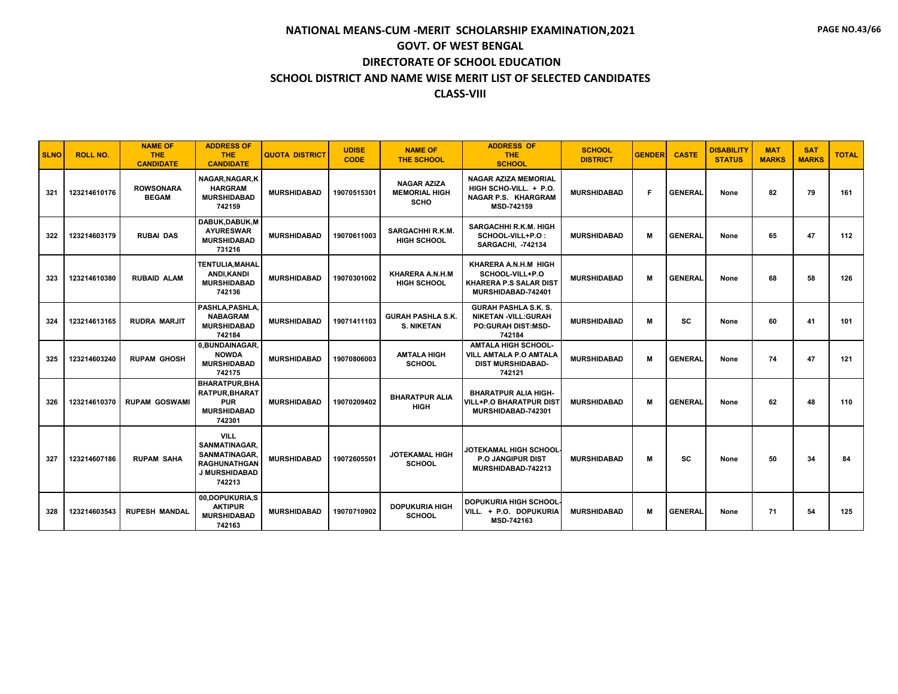# NATIONAL MEANS-CUM -MERIT SCHOLARSHIP EXAMINATION,2021

## GOVT. OF WEST BENGAL

## DIRECTORATE OF SCHOOL EDUCATION

## SCHOOL DISTRICT AND NAME WISE MERIT LIST OF SELECTED CANDIDATES

## CLASS-VIII

| SLNO | ROLL NO. | NAME OF THE CANDIDATE | ADDRESS OF THE CANDIDATE | QUOTA DISTRICT | UDISE CODE | NAME OF THE SCHOOL | ADDRESS OF THE SCHOOL | SCHOOL DISTRICT | GENDER | CASTE | DISABILITY STATUS | MAT MARKS | SAT MARKS | TOTAL |
|---|---|---|---|---|---|---|---|---|---|---|---|---|---|---|
| 321 | 123214610176 | ROWSONARA BEGAM | NAGAR,NAGAR,K HARGRAM MURSHIDABAD 742159 | MURSHIDABAD | 19070515301 | NAGAR AZIZA MEMORIAL HIGH SCHO | NAGAR AZIZA MEMORIAL HIGH SCHO-VILL. + P.O. NAGAR P.S. KHARGRAM MSD-742159 | MURSHIDABAD | F | GENERAL | None | 82 | 79 | 161 |
| 322 | 123214603179 | RUBAI DAS | DABUK,DABUK,M AYURESWAR MURSHIDABAD 731216 | MURSHIDABAD | 19070611003 | SARGACHHI R.K.M. HIGH SCHOOL | SARGACHHI R.K.M. HIGH SCHOOL-VILL+P.O : SARGACHI, -742134 | MURSHIDABAD | M | GENERAL | None | 65 | 47 | 112 |
| 323 | 123214610380 | RUBAID ALAM | TENTULIA,MAHAL ANDI,KANDI MURSHIDABAD 742136 | MURSHIDABAD | 19070301002 | KHARERA A.N.H.M HIGH SCHOOL | KHARERA A.N.H.M HIGH SCHOOL-VILL+P.O KHARERA P.S SALAR DIST MURSHIDABAD-742401 | MURSHIDABAD | M | GENERAL | None | 68 | 58 | 126 |
| 324 | 123214613165 | RUDRA MARJIT | PASHLA,PASHLA, NABAGRAM MURSHIDABAD 742184 | MURSHIDABAD | 19071411103 | GURAH PASHLA S.K. S. NIKETAN | GURAH PASHLA S.K. S. NIKETAN -VILL:GURAH PO:GURAH DIST:MSD-742184 | MURSHIDABAD | M | SC | None | 60 | 41 | 101 |
| 325 | 123214603240 | RUPAM GHOSH | 0,BUNDAINAGAR, NOWDA MURSHIDABAD 742175 | MURSHIDABAD | 19070806003 | AMTALA HIGH SCHOOL | AMTALA HIGH SCHOOL-VILL AMTALA P.O AMTALA DIST MURSHIDABAD-742121 | MURSHIDABAD | M | GENERAL | None | 74 | 47 | 121 |
| 326 | 123214610370 | RUPAM GOSWAMI | BHARATPUR,BHA RATPUR,BHARAT PUR MURSHIDABAD 742301 | MURSHIDABAD | 19070209402 | BHARATPUR ALIA HIGH | BHARATPUR ALIA HIGH-VILL+P.O BHARATPUR DIST MURSHIDABAD-742301 | MURSHIDABAD | M | GENERAL | None | 62 | 48 | 110 |
| 327 | 123214607186 | RUPAM SAHA | VILL SANMATINAGAR, SANMATINAGAR, RAGHUNATHGAN J MURSHIDABAD 742213 | MURSHIDABAD | 19072605501 | JOTEKAMAL HIGH SCHOOL | JOTEKAMAL HIGH SCHOOL-P.O JANGIPUR DIST MURSHIDABAD-742213 | MURSHIDABAD | M | SC | None | 50 | 34 | 84 |
| 328 | 123214603543 | RUPESH MANDAL | 00,DOPUKURIA,S AKTIPUR MURSHIDABAD 742163 | MURSHIDABAD | 19070710902 | DOPUKURIA HIGH SCHOOL | DOPUKURIA HIGH SCHOOL-VILL. + P.O. DOPUKURIA MSD-742163 | MURSHIDABAD | M | GENERAL | None | 71 | 54 | 125 |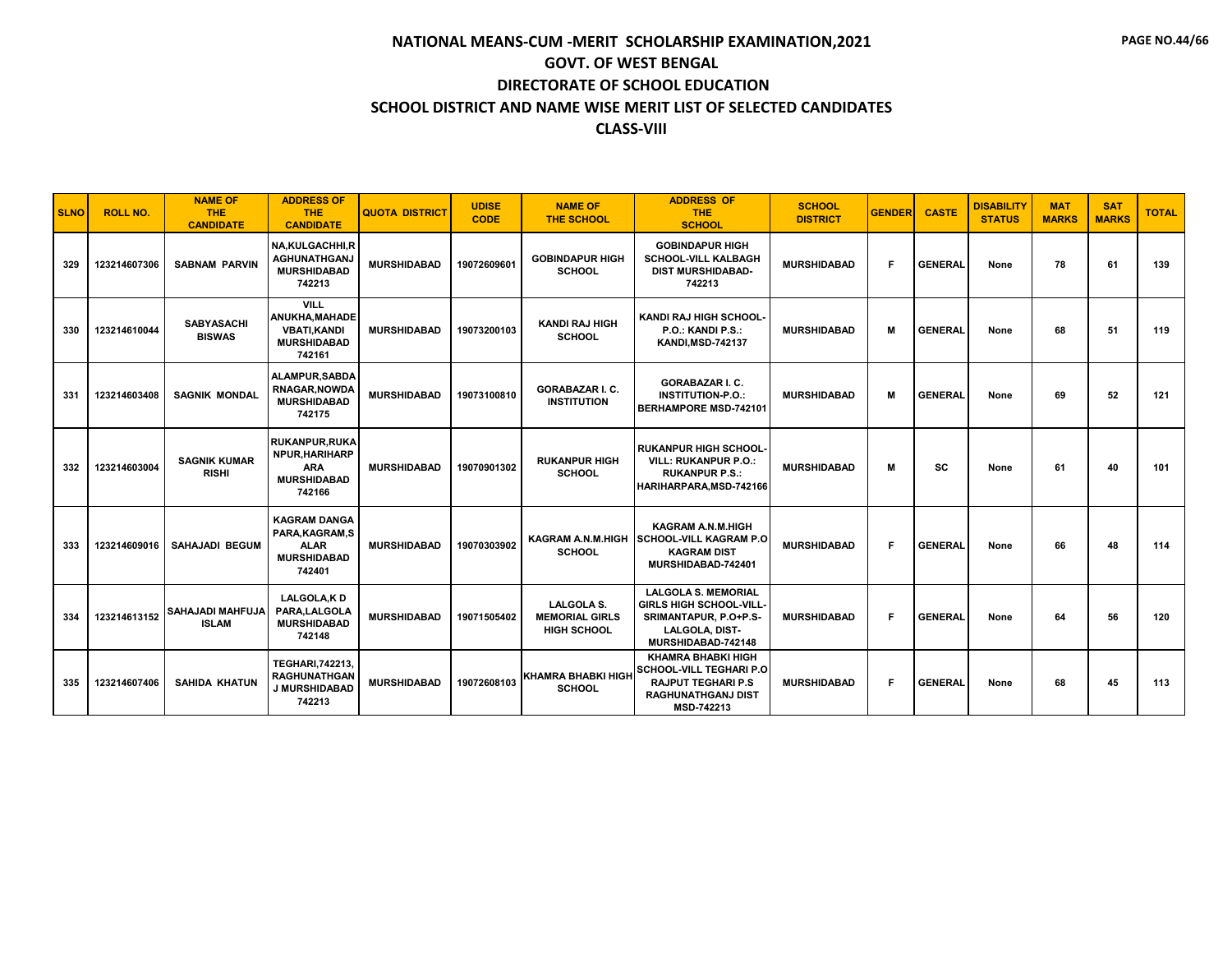# NATIONAL MEANS-CUM -MERIT SCHOLARSHIP EXAMINATION,2021

## GOVT. OF WEST BENGAL

## DIRECTORATE OF SCHOOL EDUCATION

## SCHOOL DISTRICT AND NAME WISE MERIT LIST OF SELECTED CANDIDATES

## CLASS-VIII

| SLNO | ROLL NO. | NAME OF THE CANDIDATE | ADDRESS OF THE CANDIDATE | QUOTA DISTRICT | UDISE CODE | NAME OF THE SCHOOL | ADDRESS OF THE SCHOOL | SCHOOL DISTRICT | GENDER | CASTE | DISABILITY STATUS | MAT MARKS | SAT MARKS | TOTAL |
|---|---|---|---|---|---|---|---|---|---|---|---|---|---|---|
| 329 | 123214607306 | SABNAM PARVIN | NA,KULGACHHI,RAGHUNATHGANJ MURSHIDABAD 742213 | MURSHIDABAD | 19072609601 | GOBINDAPUR HIGH SCHOOL | GOBINDAPUR HIGH SCHOOL-VILL KALBAGH DIST MURSHIDABAD-742213 | MURSHIDABAD | F | GENERAL | None | 78 | 61 | 139 |
| 330 | 123214610044 | SABYASACHI BISWAS | VILL ANUKHA,MAHADEVBATI,KANDI MURSHIDABAD 742161 | MURSHIDABAD | 19073200103 | KANDI RAJ HIGH SCHOOL | KANDI RAJ HIGH SCHOOL-P.O.: KANDI P.S.: KANDI,MSD-742137 | MURSHIDABAD | M | GENERAL | None | 68 | 51 | 119 |
| 331 | 123214603408 | SAGNIK MONDAL | ALAMPUR,SABDARNAGAR,NOWDA MURSHIDABAD 742175 | MURSHIDABAD | 19073100810 | GORABAZAR I. C. INSTITUTION | GORABAZAR I. C. INSTITUTION-P.O.: BERHAMPORE MSD-742101 | MURSHIDABAD | M | GENERAL | None | 69 | 52 | 121 |
| 332 | 123214603004 | SAGNIK KUMAR RISHI | RUKANPUR,RUKANPUR,HARIHARPARA MURSHIDABAD 742166 | MURSHIDABAD | 19070901302 | RUKANPUR HIGH SCHOOL | RUKANPUR HIGH SCHOOL-VILL: RUKANPUR P.O.: RUKANPUR P.S.: HARIHARPARA,MSD-742166 | MURSHIDABAD | M | SC | None | 61 | 40 | 101 |
| 333 | 123214609016 | SAHAJADI BEGUM | KAGRAM DANGA PARA,KAGRAM,SALAR MURSHIDABAD 742401 | MURSHIDABAD | 19070303902 | KAGRAM A.N.M.HIGH SCHOOL | KAGRAM A.N.M.HIGH SCHOOL-VILL KAGRAM P.O KAGRAM DIST MURSHIDABAD-742401 | MURSHIDABAD | F | GENERAL | None | 66 | 48 | 114 |
| 334 | 123214613152 | SAHAJADI MAHFUJA ISLAM | LALGOLA,K D PARA,LALGOLA MURSHIDABAD 742148 | MURSHIDABAD | 19071505402 | LALGOLA S. MEMORIAL GIRLS HIGH SCHOOL | LALGOLA S. MEMORIAL GIRLS HIGH SCHOOL-VILL-SRIMANTAPUR, P.O+P.S-LALGOLA, DIST-MURSHIDABAD-742148 | MURSHIDABAD | F | GENERAL | None | 64 | 56 | 120 |
| 335 | 123214607406 | SAHIDA KHATUN | TEGHARI,742213,RAGHUNATHGANJ MURSHIDABAD 742213 | MURSHIDABAD | 19072608103 | KHAMRA BHABKI HIGH SCHOOL | KHAMRA BHABKI HIGH SCHOOL-VILL TEGHARI P.O RAJPUT TEGHARI P.S RAGHUNATHGANJ DIST MSD-742213 | MURSHIDABAD | F | GENERAL | None | 68 | 45 | 113 |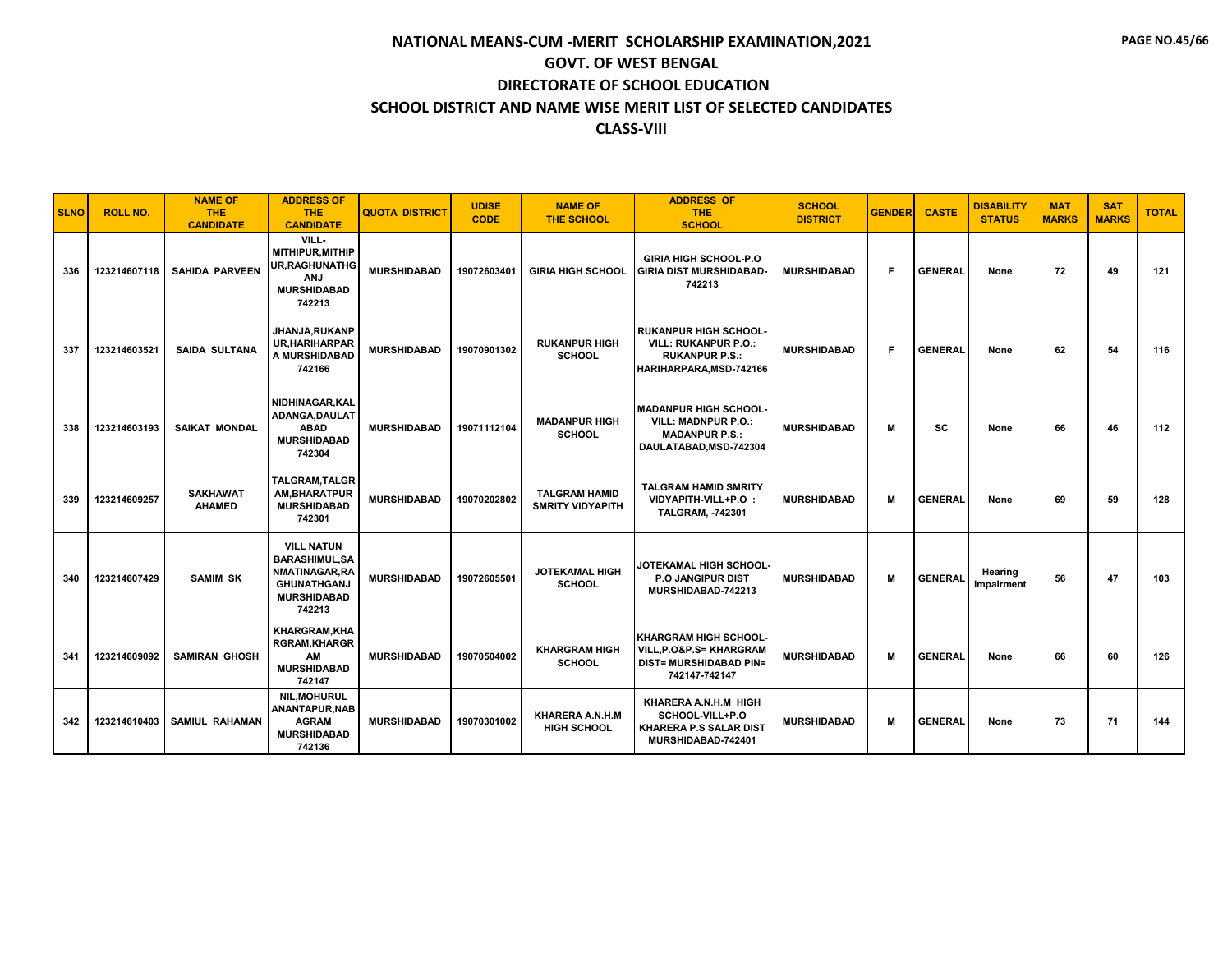# NATIONAL MEANS-CUM -MERIT SCHOLARSHIP EXAMINATION,2021

## GOVT. OF WEST BENGAL

## DIRECTORATE OF SCHOOL EDUCATION

## SCHOOL DISTRICT AND NAME WISE MERIT LIST OF SELECTED CANDIDATES

## CLASS-VIII

| SLNO | ROLL NO. | NAME OF THE CANDIDATE | ADDRESS OF THE CANDIDATE | QUOTA DISTRICT | UDISE CODE | NAME OF THE SCHOOL | ADDRESS OF THE SCHOOL | SCHOOL DISTRICT | GENDER | CASTE | DISABILITY STATUS | MAT MARKS | SAT MARKS | TOTAL |
|---|---|---|---|---|---|---|---|---|---|---|---|---|---|---|
| 336 | 123214607118 | SAHIDA PARVEEN | VILL-MITHIPUR,MITHIPUR,RAGHUNATHGANJ MURSHIDABAD 742213 | MURSHIDABAD | 19072603401 | GIRIA HIGH SCHOOL | GIRIA HIGH SCHOOL-P.O GIRIA DIST MURSHIDABAD-742213 | MURSHIDABAD | F | GENERAL | None | 72 | 49 | 121 |
| 337 | 123214603521 | SAIDA SULTANA | JHANJA,RUKANPUR,HARIHARPARA MURSHIDABAD 742166 | MURSHIDABAD | 19070901302 | RUKANPUR HIGH SCHOOL | RUKANPUR HIGH SCHOOL-VILL: RUKANPUR P.O.: RUKANPUR P.S.: HARIHARPARA,MSD-742166 | MURSHIDABAD | F | GENERAL | None | 62 | 54 | 116 |
| 338 | 123214603193 | SAIKAT MONDAL | NIDHINAGAR,KALADANGA,DAULATABAD MURSHIDABAD 742304 | MURSHIDABAD | 19071112104 | MADANPUR HIGH SCHOOL | MADANPUR HIGH SCHOOL-VILL: MADNPUR P.O.: MADANPUR P.S.: DAULATABAD,MSD-742304 | MURSHIDABAD | M | SC | None | 66 | 46 | 112 |
| 339 | 123214609257 | SAKHAWAT AHAMED | TALGRAM,TALGRAM,BHARATPUR MURSHIDABAD 742301 | MURSHIDABAD | 19070202802 | TALGRAM HAMID SMRITY VIDYAPITH | TALGRAM HAMID SMRITY VIDYAPITH-VILL+P.O : TALGRAM, -742301 | MURSHIDABAD | M | GENERAL | None | 69 | 59 | 128 |
| 340 | 123214607429 | SAMIM SK | VILL NATUN BARASHIMUL,SANMATINAGAR,RAGHUNATHGANJ MURSHIDABAD 742213 | MURSHIDABAD | 19072605501 | JOTEKAMAL HIGH SCHOOL | JOTEKAMAL HIGH SCHOOL-P.O JANGIPUR DIST MURSHIDABAD-742213 | MURSHIDABAD | M | GENERAL | Hearing impairment | 56 | 47 | 103 |
| 341 | 123214609092 | SAMIRAN GHOSH | KHARGRAM,KHARGRAM,KHARGRAM MURSHIDABAD 742147 | MURSHIDABAD | 19070504002 | KHARGRAM HIGH SCHOOL | KHARGRAM HIGH SCHOOL-VILL,P.O&P.S= KHARGRAM DIST= MURSHIDABAD PIN= 742147-742147 | MURSHIDABAD | M | GENERAL | None | 66 | 60 | 126 |
| 342 | 123214610403 | SAMIUL RAHAMAN | NIL,MOHURULANANTAPUR,NABAGRAM MURSHIDABAD 742136 | MURSHIDABAD | 19070301002 | KHARERA A.N.H.M HIGH SCHOOL | KHARERA A.N.H.M HIGH SCHOOL-VILL+P.O KHARERA P.S SALAR DIST MURSHIDABAD-742401 | MURSHIDABAD | M | GENERAL | None | 73 | 71 | 144 |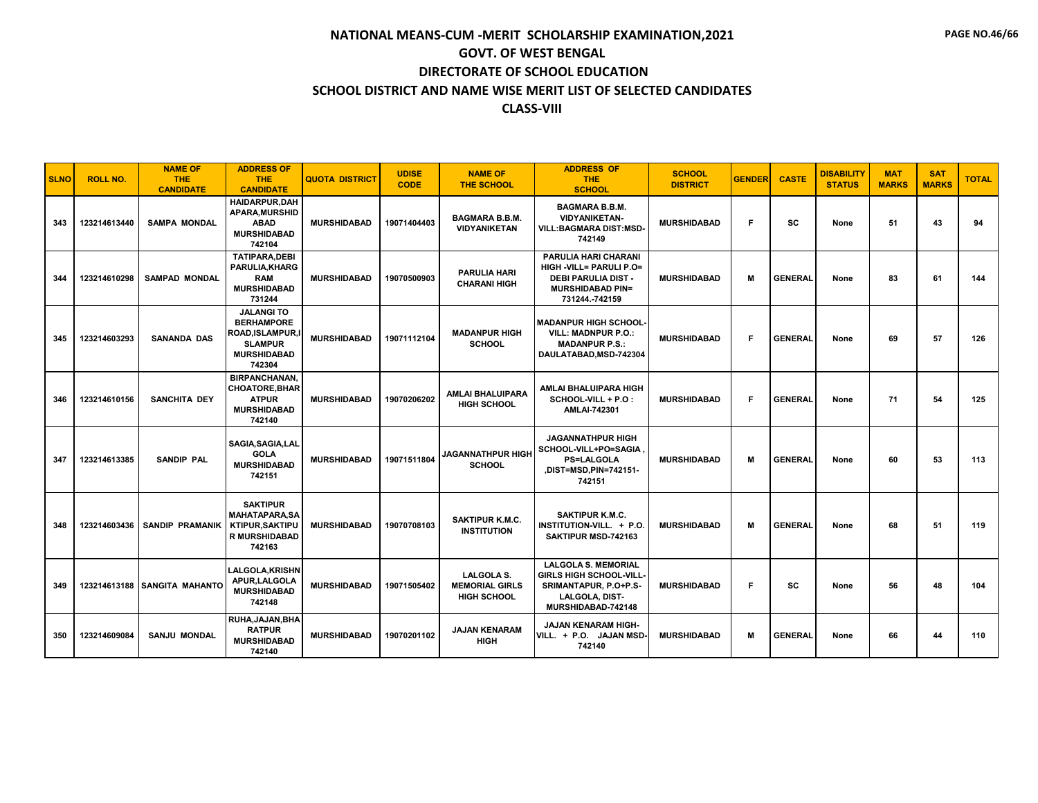# NATIONAL MEANS-CUM -MERIT SCHOLARSHIP EXAMINATION,2021

## GOVT. OF WEST BENGAL

## DIRECTORATE OF SCHOOL EDUCATION

## SCHOOL DISTRICT AND NAME WISE MERIT LIST OF SELECTED CANDIDATES

## CLASS-VIII

| SLNO | ROLL NO. | NAME OF THE CANDIDATE | ADDRESS OF THE CANDIDATE | QUOTA DISTRICT | UDISE CODE | NAME OF THE SCHOOL | ADDRESS OF THE SCHOOL | SCHOOL DISTRICT | GENDER | CASTE | DISABILITY STATUS | MAT MARKS | SAT MARKS | TOTAL |
|---|---|---|---|---|---|---|---|---|---|---|---|---|---|---|
| 343 | 123214613440 | SAMPA MONDAL | HAIDARPUR,DAHAPARA,MURSHIDABAD MURSHIDABAD 742104 | MURSHIDABAD | 19071404403 | BAGMARA B.B.M. VIDYANIKETAN | BAGMARA B.B.M. VIDYANIKETAN-VILL:BAGMARA DIST:MSD-742149 | MURSHIDABAD | F | SC | None | 51 | 43 | 94 |
| 344 | 123214610298 | SAMPAD MONDAL | TATIPARA,DEBI PARULIA,KHARGRAM MURSHIDABAD 731244 | MURSHIDABAD | 19070500903 | PARULIA HARI CHARANI HIGH | PARULIA HARI CHARANI HIGH -VILL= PARULI P.O= DEBI PARULIA DIST - MURSHIDABAD PIN= 731244.-742159 | MURSHIDABAD | M | GENERAL | None | 83 | 61 | 144 |
| 345 | 123214603293 | SANANDA DAS | JALANGI TO BERHAMPORE ROAD,ISLAMPUR,ISLAMPUR MURSHIDABAD 742304 | MURSHIDABAD | 19071112104 | MADANPUR HIGH SCHOOL | MADANPUR HIGH SCHOOL-VILL: MADNPUR P.O.: MADANPUR P.S.: DAULATABAD,MSD-742304 | MURSHIDABAD | F | GENERAL | None | 69 | 57 | 126 |
| 346 | 123214610156 | SANCHITA DEY | BIRPANCHANAN, CHOATORE,BHARATPUR MURSHIDABAD 742140 | MURSHIDABAD | 19070206202 | AMLAI BHALUIPARA HIGH SCHOOL | AMLAI BHALUIPARA HIGH SCHOOL-VILL + P.O : AMLAI-742301 | MURSHIDABAD | F | GENERAL | None | 71 | 54 | 125 |
| 347 | 123214613385 | SANDIP PAL | SAGIA,SAGIA,LALGOLA MURSHIDABAD 742151 | MURSHIDABAD | 19071511804 | JAGANNATHPUR HIGH SCHOOL | JAGANNATHPUR HIGH SCHOOL-VILL+PO=SAGIA , PS=LALGOLA ,DIST=MSD,PIN=742151-742151 | MURSHIDABAD | M | GENERAL | None | 60 | 53 | 113 |
| 348 | 123214603436 | SANDIP PRAMANIK | SAKTIPUR MAHATAPARA,SAKTIPUR,SAKTIPUR MURSHIDABAD 742163 | MURSHIDABAD | 19070708103 | SAKTIPUR K.M.C. INSTITUTION | SAKTIPUR K.M.C. INSTITUTION-VILL. + P.O. SAKTIPUR MSD-742163 | MURSHIDABAD | M | GENERAL | None | 68 | 51 | 119 |
| 349 | 123214613188 | SANGITA MAHANTO | LALGOLA,KRISHNAPUR,LALGOLA MURSHIDABAD 742148 | MURSHIDABAD | 19071505402 | LALGOLA S. MEMORIAL GIRLS HIGH SCHOOL | LALGOLA S. MEMORIAL GIRLS HIGH SCHOOL-VILL-SRIMANTAPUR, P.O+P.S-LALGOLA, DIST-MURSHIDABAD-742148 | MURSHIDABAD | F | SC | None | 56 | 48 | 104 |
| 350 | 123214609084 | SANJU MONDAL | RUHA,JAJAN,BHARATPUR MURSHIDABAD 742140 | MURSHIDABAD | 19070201102 | JAJAN KENARAM HIGH | JAJAN KENARAM HIGH-VILL. + P.O. JAJAN MSD-742140 | MURSHIDABAD | M | GENERAL | None | 66 | 44 | 110 |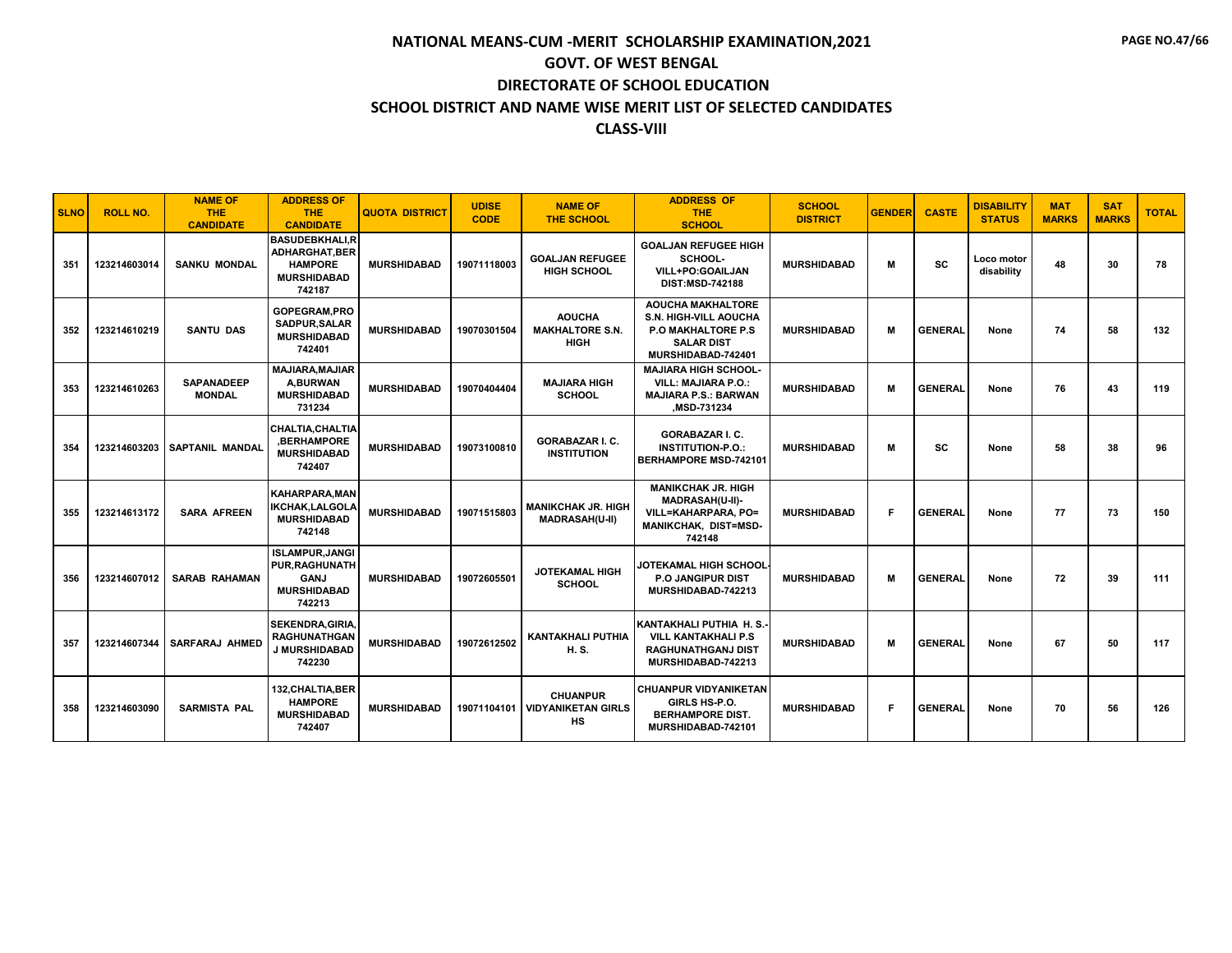# NATIONAL MEANS-CUM -MERIT SCHOLARSHIP EXAMINATION,2021

## GOVT. OF WEST BENGAL

## DIRECTORATE OF SCHOOL EDUCATION

## SCHOOL DISTRICT AND NAME WISE MERIT LIST OF SELECTED CANDIDATES

## CLASS-VIII

| SLNO | ROLL NO. | NAME OF THE CANDIDATE | ADDRESS OF THE CANDIDATE | QUOTA DISTRICT | UDISE CODE | NAME OF THE SCHOOL | ADDRESS OF THE SCHOOL | SCHOOL DISTRICT | GENDER | CASTE | DISABILITY STATUS | MAT MARKS | SAT MARKS | TOTAL |
|---|---|---|---|---|---|---|---|---|---|---|---|---|---|---|
| 351 | 123214603014 | SANKU MONDAL | BASUDEBKHALI,RADHARGHAT,BERHAMPORE MURSHIDABAD 742187 | MURSHIDABAD | 19071118003 | GOALJAN REFUGEE HIGH SCHOOL | GOALJAN REFUGEE HIGH SCHOOL-VILL+PO:GOAILJAN DIST:MSD-742188 | MURSHIDABAD | M | SC | Loco motor disability | 48 | 30 | 78 |
| 352 | 123214610219 | SANTU DAS | GOPEGRAM,PROSADPUR,SALAR MURSHIDABAD 742401 | MURSHIDABAD | 19070301504 | AOUCHA MAKHALTORE S.N. HIGH | AOUCHA MAKHALTORE S.N. HIGH-VILL AOUCHA P.O MAKHALTORE P.S SALAR DIST MURSHIDABAD-742401 | MURSHIDABAD | M | GENERAL | None | 74 | 58 | 132 |
| 353 | 123214610263 | SAPANADEEP MONDAL | MAJIARA,MAJIARA,BURWAN MURSHIDABAD 731234 | MURSHIDABAD | 19070404404 | MAJIARA HIGH SCHOOL | MAJIARA HIGH SCHOOL-VILL: MAJIARA P.O.: MAJIARA P.S.: BARWAN ,MSD-731234 | MURSHIDABAD | M | GENERAL | None | 76 | 43 | 119 |
| 354 | 123214603203 | SAPTANIL MANDAL | CHALTIA,CHALTIA,BERHAMPORE MURSHIDABAD 742407 | MURSHIDABAD | 19073100810 | GORABAZAR I. C. INSTITUTION | GORABAZAR I. C. INSTITUTION-P.O.: BERHAMPORE MSD-742101 | MURSHIDABAD | M | SC | None | 58 | 38 | 96 |
| 355 | 123214613172 | SARA AFREEN | KAHARPARA,MANIKCHAK,LALGOLA MURSHIDABAD 742148 | MURSHIDABAD | 19071515803 | MANIKCHAK JR. HIGH MADRASAH(U-II) | MANIKCHAK JR. HIGH MADRASAH(U-II)-VILL=KAHARPARA, PO=MANIKCHAK, DIST=MSD-742148 | MURSHIDABAD | F | GENERAL | None | 77 | 73 | 150 |
| 356 | 123214607012 | SARAB RAHAMAN | ISLAMPUR,JANGIPUR,RAGHUNATHGANJ MURSHIDABAD 742213 | MURSHIDABAD | 19072605501 | JOTEKAMAL HIGH SCHOOL | JOTEKAMAL HIGH SCHOOL-P.O JANGIPUR DIST MURSHIDABAD-742213 | MURSHIDABAD | M | GENERAL | None | 72 | 39 | 111 |
| 357 | 123214607344 | SARFARAJ AHMED | SEKENDRA,GIRIA,RAGHUNATHGANJ MURSHIDABAD 742230 | MURSHIDABAD | 19072612502 | KANTAKHALI PUTHIA H. S. | KANTAKHALI PUTHIA H. S.-VILL KANTAKHALI P.S RAGHUNATHGANJ DIST MURSHIDABAD-742213 | MURSHIDABAD | M | GENERAL | None | 67 | 50 | 117 |
| 358 | 123214603090 | SARMISTA PAL | 132,CHALTIA,BERHAMPORE MURSHIDABAD 742407 | MURSHIDABAD | 19071104101 | CHUANPUR VIDYANIKETAN GIRLS HS | CHUANPUR VIDYANIKETAN GIRLS HS-P.O. BERHAMPORE DIST. MURSHIDABAD-742101 | MURSHIDABAD | F | GENERAL | None | 70 | 56 | 126 |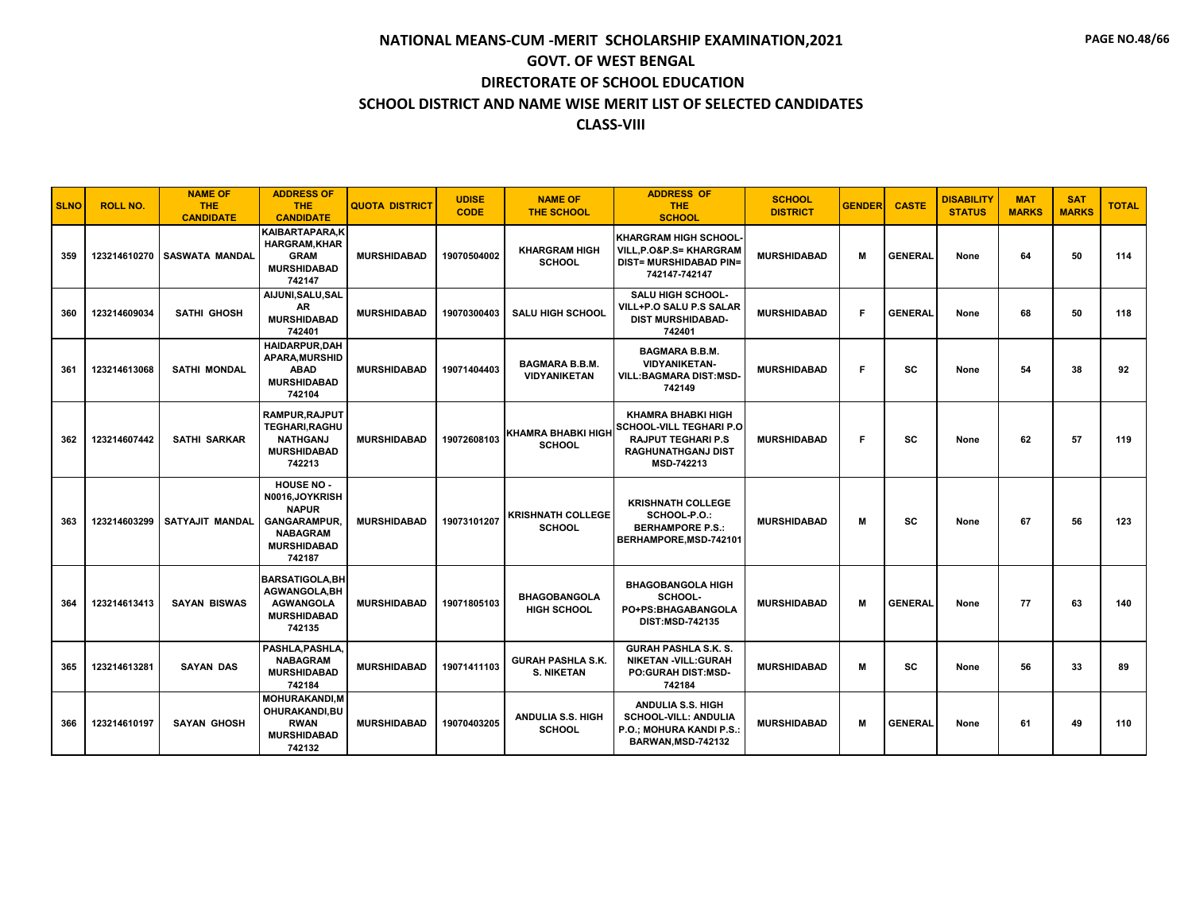# NATIONAL MEANS-CUM -MERIT SCHOLARSHIP EXAMINATION,2021

## GOVT. OF WEST BENGAL

## DIRECTORATE OF SCHOOL EDUCATION

## SCHOOL DISTRICT AND NAME WISE MERIT LIST OF SELECTED CANDIDATES

## CLASS-VIII

| SLNO | ROLL NO. | NAME OF THE CANDIDATE | ADDRESS OF THE CANDIDATE | QUOTA DISTRICT | UDISE CODE | NAME OF THE SCHOOL | ADDRESS OF THE SCHOOL | SCHOOL DISTRICT | GENDER | CASTE | DISABILITY STATUS | MAT MARKS | SAT MARKS | TOTAL |
|---|---|---|---|---|---|---|---|---|---|---|---|---|---|---|
| 359 | 123214610270 | SASWATA MANDAL | KAIBARTAPARA,KHARGRAM,KHARGRAM MURSHIDABAD 742147 | MURSHIDABAD | 19070504002 | KHARGRAM HIGH SCHOOL | KHARGRAM HIGH SCHOOL-VILL,P.O&P.S= KHARGRAM DIST= MURSHIDABAD PIN= 742147-742147 | MURSHIDABAD | M | GENERAL | None | 64 | 50 | 114 |
| 360 | 123214609034 | SATHI GHOSH | AIJUNI,SALU,SALAR MURSHIDABAD 742401 | MURSHIDABAD | 19070300403 | SALU HIGH SCHOOL | SALU HIGH SCHOOL-VILL+P.O SALU P.S SALAR DIST MURSHIDABAD-742401 | MURSHIDABAD | F | GENERAL | None | 68 | 50 | 118 |
| 361 | 123214613068 | SATHI MONDAL | HAIDARPUR,DAHAPARA,MURSHIDABAD MURSHIDABAD 742104 | MURSHIDABAD | 19071404403 | BAGMARA B.B.M. VIDYANIKETAN | BAGMARA B.B.M. VIDYANIKETAN-VILL:BAGMARA DIST:MSD-742149 | MURSHIDABAD | F | SC | None | 54 | 38 | 92 |
| 362 | 123214607442 | SATHI SARKAR | RAMPUR,RAJPUT TEGHARI,RAGHUNATHGANJ MURSHIDABAD 742213 | MURSHIDABAD | 19072608103 | KHAMRA BHABKI HIGH SCHOOL | KHAMRA BHABKI HIGH SCHOOL-VILL TEGHARI P.O RAJPUT TEGHARI P.S RAGHUNATHGANJ DIST MSD-742213 | MURSHIDABAD | F | SC | None | 62 | 57 | 119 |
| 363 | 123214603299 | SATYAJIT MANDAL | HOUSE NO - N0016,JOYKRISHNAPUR GANGARAMPUR, NABAGRAM MURSHIDABAD 742187 | MURSHIDABAD | 19073101207 | KRISHNATH COLLEGE SCHOOL | KRISHNATH COLLEGE SCHOOL-P.O.: BERHAMPORE P.S.: BERHAMPORE,MSD-742101 | MURSHIDABAD | M | SC | None | 67 | 56 | 123 |
| 364 | 123214613413 | SAYAN BISWAS | BARSATIGOLA,BHAGWANGOLA,BHAGWANGOLA MURSHIDABAD 742135 | MURSHIDABAD | 19071805103 | BHAGOBANGOLA HIGH SCHOOL | BHAGOBANGOLA HIGH SCHOOL-PO+PS:BHAGABANGOLA DIST:MSD-742135 | MURSHIDABAD | M | GENERAL | None | 77 | 63 | 140 |
| 365 | 123214613281 | SAYAN DAS | PASHLA,PASHLA,NABAGRAM MURSHIDABAD 742184 | MURSHIDABAD | 19071411103 | GURAH PASHLA S.K. S. NIKETAN | GURAH PASHLA S.K. S. NIKETAN -VILL:GURAH PO:GURAH DIST:MSD-742184 | MURSHIDABAD | M | SC | None | 56 | 33 | 89 |
| 366 | 123214610197 | SAYAN GHOSH | MOHURAKANDI,MOHURAKANDI,BURWAN MURSHIDABAD 742132 | MURSHIDABAD | 19070403205 | ANDULIA S.S. HIGH SCHOOL | ANDULIA S.S. HIGH SCHOOL-VILL: ANDULIA P.O.; MOHURA KANDI P.S.: BARWAN,MSD-742132 | MURSHIDABAD | M | GENERAL | None | 61 | 49 | 110 |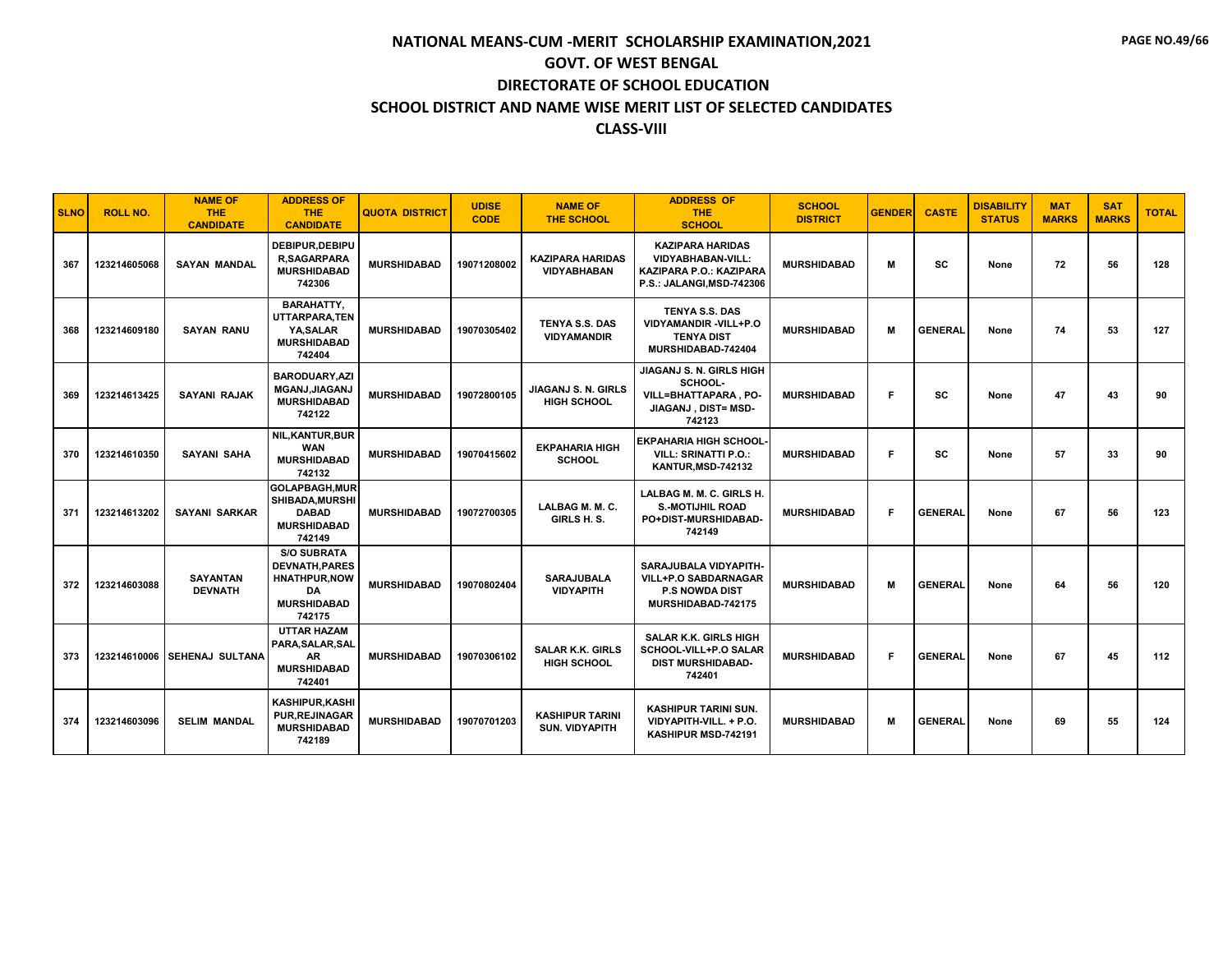# NATIONAL MEANS-CUM -MERIT SCHOLARSHIP EXAMINATION,2021
## GOVT. OF WEST BENGAL
## DIRECTORATE OF SCHOOL EDUCATION
## SCHOOL DISTRICT AND NAME WISE MERIT LIST OF SELECTED CANDIDATES
## CLASS-VIII

| SLNO | ROLL NO. | NAME OF THE CANDIDATE | ADDRESS OF THE CANDIDATE | QUOTA DISTRICT | UDISE CODE | NAME OF THE SCHOOL | ADDRESS OF THE SCHOOL | SCHOOL DISTRICT | GENDER | CASTE | DISABILITY STATUS | MAT MARKS | SAT MARKS | TOTAL |
|---|---|---|---|---|---|---|---|---|---|---|---|---|---|---|
| 367 | 123214605068 | SAYAN MANDAL | DEBIPUR,DEBIPUR,SAGARPARA MURSHIDABAD 742306 | MURSHIDABAD | 19071208002 | KAZIPARA HARIDAS VIDYABHABAN | KAZIPARA HARIDAS VIDYABHABAN-VILL: KAZIPARA P.O.: KAZIPARA P.S.: JALANGI,MSD-742306 | MURSHIDABAD | M | SC | None | 72 | 56 | 128 |
| 368 | 123214609180 | SAYAN RANU | BARAHATTY, UTTARPARA,TENYA,SALAR MURSHIDABAD 742404 | MURSHIDABAD | 19070305402 | TENYA S.S. DAS VIDYAMANDIR | TENYA S.S. DAS VIDYAMANDIR -VILL+P.O TENYA DIST MURSHIDABAD-742404 | MURSHIDABAD | M | GENERAL | None | 74 | 53 | 127 |
| 369 | 123214613425 | SAYANI RAJAK | BARODUARY,AZIMGANJ,JIAGANJ MURSHIDABAD 742122 | MURSHIDABAD | 19072800105 | JIAGANJ S. N. GIRLS HIGH SCHOOL | JIAGANJ S. N. GIRLS HIGH SCHOOL- VILL=BHATTAPARA , PO-JIAGANJ , DIST= MSD-742123 | MURSHIDABAD | F | SC | None | 47 | 43 | 90 |
| 370 | 123214610350 | SAYANI SAHA | NIL,KANTUR,BURWAN MURSHIDABAD 742132 | MURSHIDABAD | 19070415602 | EKPAHARIA HIGH SCHOOL | EKPAHARIA HIGH SCHOOL-VILL: SRINATTI P.O.: KANTUR,MSD-742132 | MURSHIDABAD | F | SC | None | 57 | 33 | 90 |
| 371 | 123214613202 | SAYANI SARKAR | GOLAPBAGH,MURSHIBADA,MURSHIDABAD MURSHIDABAD 742149 | MURSHIDABAD | 19072700305 | LALBAG M. M. C. GIRLS H. S. | LALBAG M. M. C. GIRLS H. S.-MOTIJHIL ROAD PO+DIST-MURSHIDABAD-742149 | MURSHIDABAD | F | GENERAL | None | 67 | 56 | 123 |
| 372 | 123214603088 | SAYANTAN DEVNATH | S/O SUBRATA DEVNATH,PARESHNATHPUR,NOWDA MURSHIDABAD 742175 | MURSHIDABAD | 19070802404 | SARAJUBALA VIDYAPITH | SARAJUBALA VIDYAPITH-VILL+P.O SABDARNAGAR P.S NOWDA DIST MURSHIDABAD-742175 | MURSHIDABAD | M | GENERAL | None | 64 | 56 | 120 |
| 373 | 123214610006 | SEHENAJ SULTANA | UTTAR HAZAM PARA,SALAR,SALAR MURSHIDABAD 742401 | MURSHIDABAD | 19070306102 | SALAR K.K. GIRLS HIGH SCHOOL | SALAR K.K. GIRLS HIGH SCHOOL-VILL+P.O SALAR DIST MURSHIDABAD-742401 | MURSHIDABAD | F | GENERAL | None | 67 | 45 | 112 |
| 374 | 123214603096 | SELIM MANDAL | KASHIPUR,KASHIPUR,REJINAGAR MURSHIDABAD 742189 | MURSHIDABAD | 19070701203 | KASHIPUR TARINI SUN. VIDYAPITH | KASHIPUR TARINI SUN. VIDYAPITH-VILL. + P.O. KASHIPUR MSD-742191 | MURSHIDABAD | M | GENERAL | None | 69 | 55 | 124 |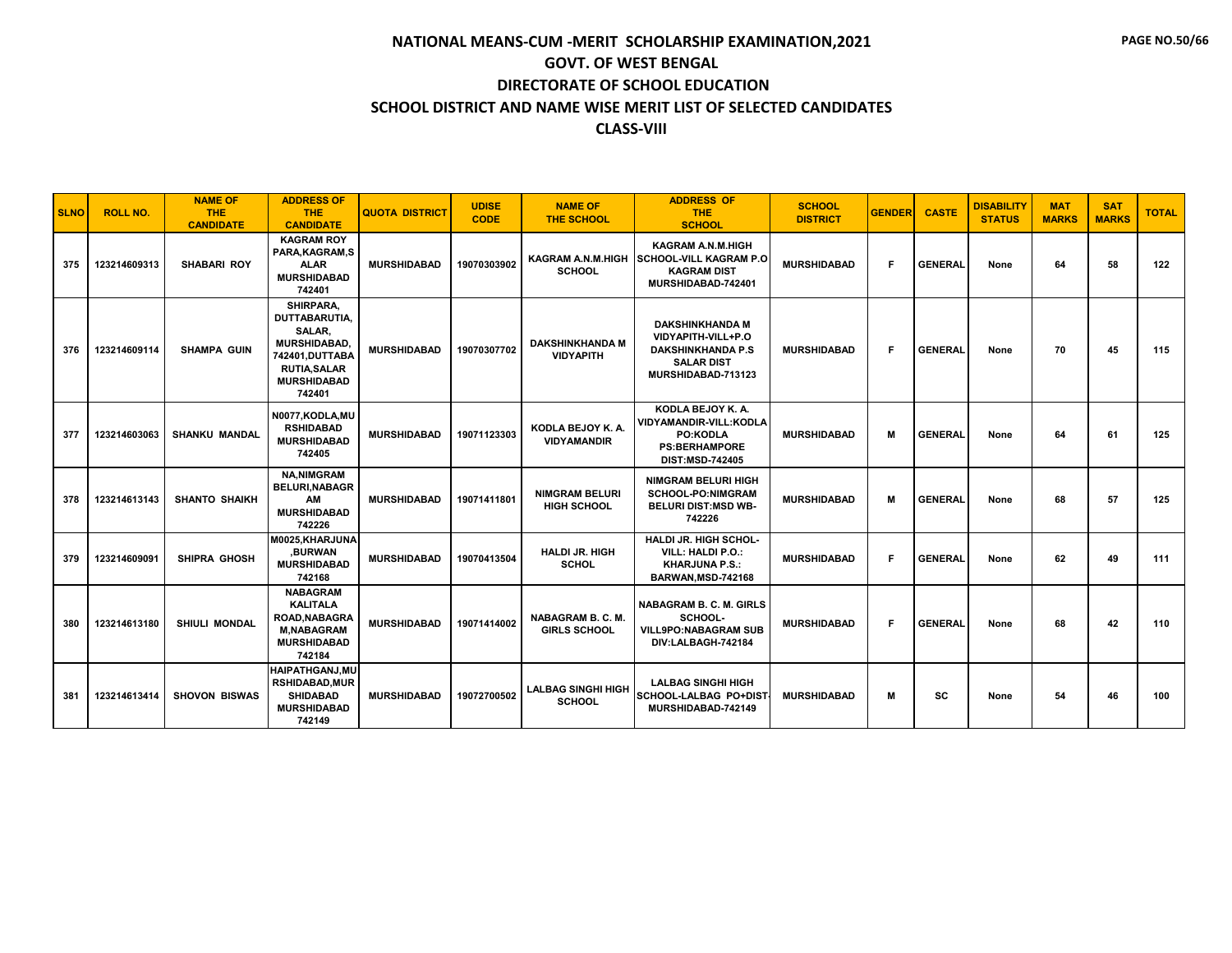# NATIONAL MEANS-CUM -MERIT SCHOLARSHIP EXAMINATION,2021
## GOVT. OF WEST BENGAL
## DIRECTORATE OF SCHOOL EDUCATION
## SCHOOL DISTRICT AND NAME WISE MERIT LIST OF SELECTED CANDIDATES
## CLASS-VIII

| SLNO | ROLL NO. | NAME OF THE CANDIDATE | ADDRESS OF THE CANDIDATE | QUOTA DISTRICT | UDISE CODE | NAME OF THE SCHOOL | ADDRESS OF THE SCHOOL | SCHOOL DISTRICT | GENDER | CASTE | DISABILITY STATUS | MAT MARKS | SAT MARKS | TOTAL |
|---|---|---|---|---|---|---|---|---|---|---|---|---|---|---|
| 375 | 123214609313 | SHABARI ROY | KAGRAM ROY PARA,KAGRAM,SALAR MURSHIDABAD 742401 | MURSHIDABAD | 19070303902 | KAGRAM A.N.M.HIGH SCHOOL | KAGRAM A.N.M.HIGH SCHOOL-VILL KAGRAM P.O KAGRAM DIST MURSHIDABAD-742401 | MURSHIDABAD | F | GENERAL | None | 64 | 58 | 122 |
| 376 | 123214609114 | SHAMPA GUIN | SHIRPARA, DUTTABARUTIA, SALAR, MURSHIDABAD, 742401,DUTTABARUTIA,SALAR MURSHIDABAD 742401 | MURSHIDABAD | 19070307702 | DAKSHINKHANDA M VIDYAPITH | DAKSHINKHANDA M VIDYAPITH-VILL+P.O DAKSHINKHANDA P.S SALAR DIST MURSHIDABAD-713123 | MURSHIDABAD | F | GENERAL | None | 70 | 45 | 115 |
| 377 | 123214603063 | SHANKU MANDAL | N0077,KODLA,MURSHIDABAD MURSHIDABAD 742405 | MURSHIDABAD | 19071123303 | KODLA BEJOY K. A. VIDYAMANDIR | KODLA BEJOY K. A. VIDYAMANDIR-VILL:KODLA PO:KODLA PS:BERHAMPORE DIST:MSD-742405 | MURSHIDABAD | M | GENERAL | None | 64 | 61 | 125 |
| 378 | 123214613143 | SHANTO SHAIKH | NA,NIMGRAM BELURI,NABAGRAM MURSHIDABAD 742226 | MURSHIDABAD | 19071411801 | NIMGRAM BELURI HIGH SCHOOL | NIMGRAM BELURI HIGH SCHOOL-PO:NIMGRAM BELURI DIST:MSD WB-742226 | MURSHIDABAD | M | GENERAL | None | 68 | 57 | 125 |
| 379 | 123214609091 | SHIPRA GHOSH | M0025,KHARJUNA,BURWAN MURSHIDABAD 742168 | MURSHIDABAD | 19070413504 | HALDI JR. HIGH SCHOL | HALDI JR. HIGH SCHOL-VILL: HALDI P.O.: KHARJUNA P.S.: BARWAN,MSD-742168 | MURSHIDABAD | F | GENERAL | None | 62 | 49 | 111 |
| 380 | 123214613180 | SHIULI MONDAL | NABAGRAM KALITALA ROAD,NABAGRAM,NABAGRAM MURSHIDABAD 742184 | MURSHIDABAD | 19071414002 | NABAGRAM B. C. M. GIRLS SCHOOL | NABAGRAM B. C. M. GIRLS SCHOOL-VILL9PO:NABAGRAM SUB DIV:LALBAGH-742184 | MURSHIDABAD | F | GENERAL | None | 68 | 42 | 110 |
| 381 | 123214613414 | SHOVON BISWAS | HAIPATHGANJ,MURSHIDABAD,MURSHIDABAD MURSHIDABAD 742149 | MURSHIDABAD | 19072700502 | LALBAG SINGHI HIGH SCHOOL | LALBAG SINGHI HIGH SCHOOL-LALBAG PO+DIST-MURSHIDABAD-742149 | MURSHIDABAD | M | SC | None | 54 | 46 | 100 |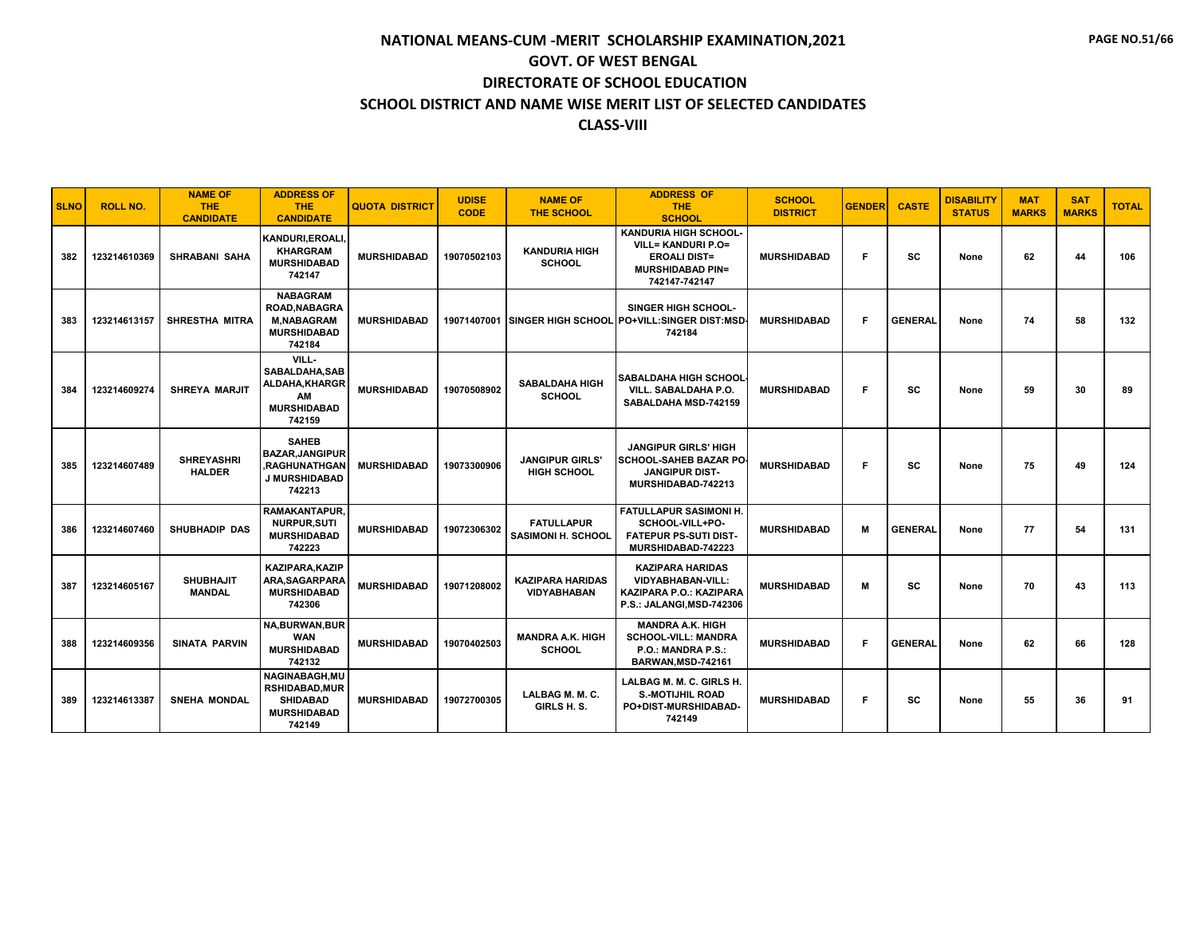# NATIONAL MEANS-CUM -MERIT SCHOLARSHIP EXAMINATION,2021
## GOVT. OF WEST BENGAL
## DIRECTORATE OF SCHOOL EDUCATION
## SCHOOL DISTRICT AND NAME WISE MERIT LIST OF SELECTED CANDIDATES
## CLASS-VIII

| SLNO | ROLL NO. | NAME OF THE CANDIDATE | ADDRESS OF THE CANDIDATE | QUOTA DISTRICT | UDISE CODE | NAME OF THE SCHOOL | ADDRESS OF THE SCHOOL | SCHOOL DISTRICT | GENDER | CASTE | DISABILITY STATUS | MAT MARKS | SAT MARKS | TOTAL |
|---|---|---|---|---|---|---|---|---|---|---|---|---|---|---|
| 382 | 123214610369 | SHRABANI SAHA | KANDURI,EROALI, KHARGRAM MURSHIDABAD 742147 | MURSHIDABAD | 19070502103 | KANDURIA HIGH SCHOOL | KANDURIA HIGH SCHOOL- VILL= KANDURI P.O= EROALI DIST= MURSHIDABAD PIN= 742147-742147 | MURSHIDABAD | F | SC | None | 62 | 44 | 106 |
| 383 | 123214613157 | SHRESTHA MITRA | NABAGRAM ROAD,NABAGRA M,NABAGRAM MURSHIDABAD 742184 | MURSHIDABAD | 19071407001 | SINGER HIGH SCHOOL | SINGER HIGH SCHOOL- PO+VILL:SINGER DIST:MSD-742184 | MURSHIDABAD | F | GENERAL | None | 74 | 58 | 132 |
| 384 | 123214609274 | SHREYA MARJIT | VILL-SABALDAHA,SAB ALDAHA,KHARGR AM MURSHIDABAD 742159 | MURSHIDABAD | 19070508902 | SABALDAHA HIGH SCHOOL | SABALDAHA HIGH SCHOOL-VILL. SABALDAHA P.O. SABALDAHA MSD-742159 | MURSHIDABAD | F | SC | None | 59 | 30 | 89 |
| 385 | 123214607489 | SHREYASHRI HALDER | SAHEB BAZAR,JANGIPUR ,RAGHUNATHGAN J MURSHIDABAD 742213 | MURSHIDABAD | 19073300906 | JANGIPUR GIRLS' HIGH SCHOOL | JANGIPUR GIRLS' HIGH SCHOOL-SAHEB BAZAR PO-JANGIPUR DIST-MURSHIDABAD-742213 | MURSHIDABAD | F | SC | None | 75 | 49 | 124 |
| 386 | 123214607460 | SHUBHADIP DAS | RAMAKANTAPUR, NURPUR,SUTI MURSHIDABAD 742223 | MURSHIDABAD | 19072306302 | FATULLAPUR SASIMONI H. SCHOOL | FATULLAPUR SASIMONI H. SCHOOL-VILL+PO-FATEPUR PS-SUTI DIST-MURSHIDABAD-742223 | MURSHIDABAD | M | GENERAL | None | 77 | 54 | 131 |
| 387 | 123214605167 | SHUBHAJIT MANDAL | KAZIPARA,KAZIP ARA,SAGARPARA MURSHIDABAD 742306 | MURSHIDABAD | 19071208002 | KAZIPARA HARIDAS VIDYABHABAN | KAZIPARA HARIDAS VIDYABHABAN-VILL: KAZIPARA P.O.: KAZIPARA P.S.: JALANGI,MSD-742306 | MURSHIDABAD | M | SC | None | 70 | 43 | 113 |
| 388 | 123214609356 | SINATA PARVIN | NA,BURWAN,BUR WAN MURSHIDABAD 742132 | MURSHIDABAD | 19070402503 | MANDRA A.K. HIGH SCHOOL | MANDRA A.K. HIGH SCHOOL-VILL: MANDRA P.O.: MANDRA P.S.: BARWAN,MSD-742161 | MURSHIDABAD | F | GENERAL | None | 62 | 66 | 128 |
| 389 | 123214613387 | SNEHA MONDAL | NAGINABAGH,MU RSHIDABAD,MUR SHIDABAD MURSHIDABAD 742149 | MURSHIDABAD | 19072700305 | LALBAG M. M. C. GIRLS H. S. | LALBAG M. M. C. GIRLS H. S.-MOTIJHIL ROAD PO+DIST-MURSHIDABAD-742149 | MURSHIDABAD | F | SC | None | 55 | 36 | 91 |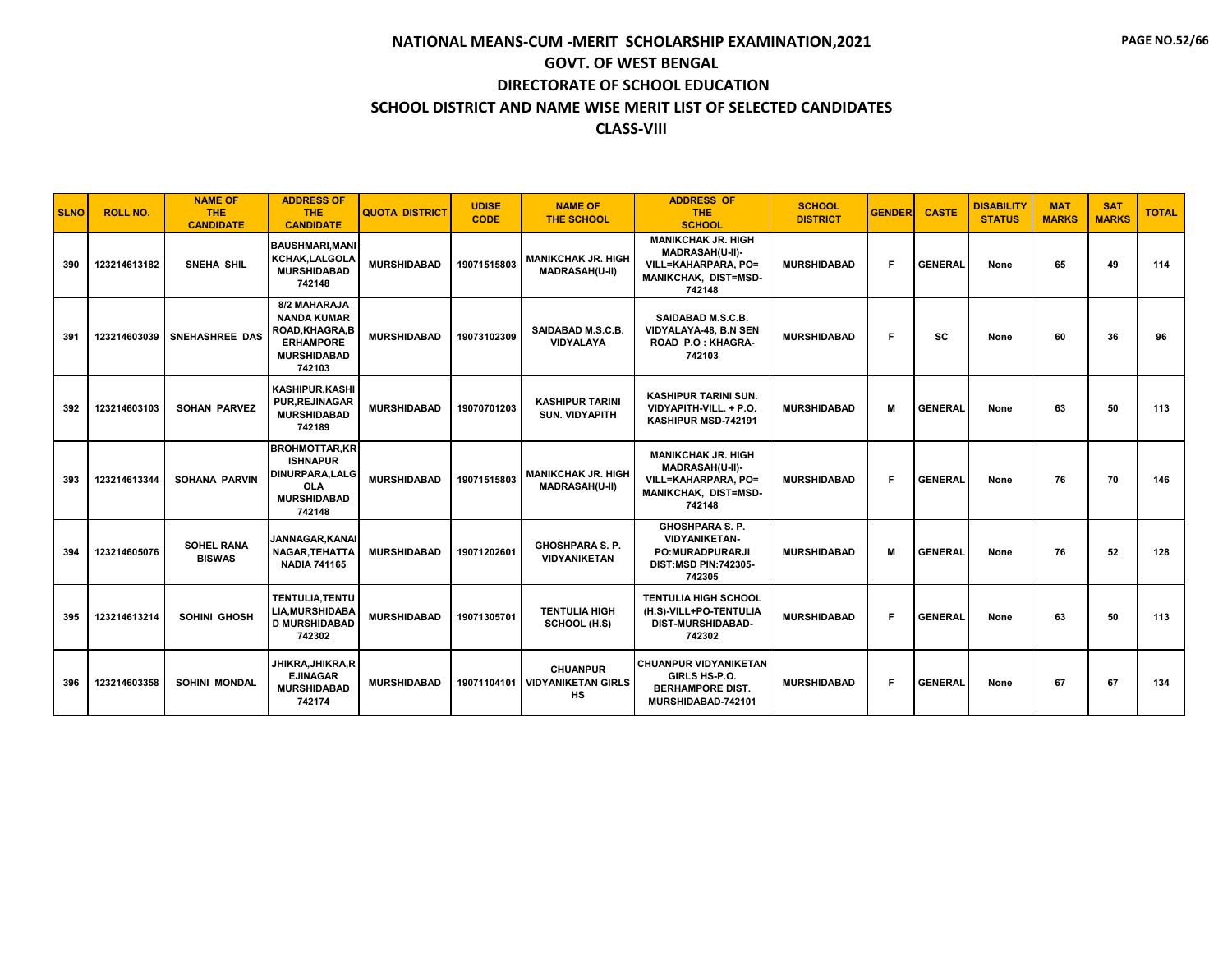# NATIONAL MEANS-CUM -MERIT SCHOLARSHIP EXAMINATION,2021
## GOVT. OF WEST BENGAL
## DIRECTORATE OF SCHOOL EDUCATION
## SCHOOL DISTRICT AND NAME WISE MERIT LIST OF SELECTED CANDIDATES
## CLASS-VIII

| SLNO | ROLL NO. | NAME OF THE CANDIDATE | ADDRESS OF THE CANDIDATE | QUOTA DISTRICT | UDISE CODE | NAME OF THE SCHOOL | ADDRESS OF THE SCHOOL | SCHOOL DISTRICT | GENDER | CASTE | DISABILITY STATUS | MAT MARKS | SAT MARKS | TOTAL |
|---|---|---|---|---|---|---|---|---|---|---|---|---|---|---|
| 390 | 123214613182 | SNEHA SHIL | BAUSHMARI,MANIKCHAK,LALGOLA MURSHIDABAD 742148 | MURSHIDABAD | 19071515803 | MANIKCHAK JR. HIGH MADRASAH(U-II) | MANIKCHAK JR. HIGH MADRASAH(U-II)- VILL=KAHARPARA, PO= MANIKCHAK, DIST=MSD-742148 | MURSHIDABAD | F | GENERAL | None | 65 | 49 | 114 |
| 391 | 123214603039 | SNEHASHREE DAS | 8/2 MAHARAJA NANDA KUMAR ROAD,KHAGRA,BERHAMPORE MURSHIDABAD 742103 | MURSHIDABAD | 19073102309 | SAIDABAD M.S.C.B. VIDYALAYA | SAIDABAD M.S.C.B. VIDYALAYA-48, B.N SEN ROAD P.O : KHAGRA-742103 | MURSHIDABAD | F | SC | None | 60 | 36 | 96 |
| 392 | 123214603103 | SOHAN PARVEZ | KASHIPUR,KASHIPUR,REJINAGAR MURSHIDABAD 742189 | MURSHIDABAD | 19070701203 | KASHIPUR TARINI SUN. VIDYAPITH | KASHIPUR TARINI SUN. VIDYAPITH-VILL. + P.O. KASHIPUR MSD-742191 | MURSHIDABAD | M | GENERAL | None | 63 | 50 | 113 |
| 393 | 123214613344 | SOHANA PARVIN | BROHMOTTAR,KRISHNAPUR DINURPARA,LALGOLA MURSHIDABAD 742148 | MURSHIDABAD | 19071515803 | MANIKCHAK JR. HIGH MADRASAH(U-II) | MANIKCHAK JR. HIGH MADRASAH(U-II)- VILL=KAHARPARA, PO= MANIKCHAK, DIST=MSD-742148 | MURSHIDABAD | F | GENERAL | None | 76 | 70 | 146 |
| 394 | 123214605076 | SOHEL RANA BISWAS | JANNAGAR,KANAINAGAR,TEHATTA NADIA 741165 | MURSHIDABAD | 19071202601 | GHOSHPARA S. P. VIDYANIKETAN | GHOSHPARA S. P. VIDYANIKETAN- PO:MURADPURARJI DIST:MSD PIN:742305-742305 | MURSHIDABAD | M | GENERAL | None | 76 | 52 | 128 |
| 395 | 123214613214 | SOHINI GHOSH | TENTULIA,TENTULIA,MURSHIDABAD MURSHIDABAD 742302 | MURSHIDABAD | 19071305701 | TENTULIA HIGH SCHOOL (H.S) | TENTULIA HIGH SCHOOL (H.S)-VILL+PO-TENTULIA DIST-MURSHIDABAD-742302 | MURSHIDABAD | F | GENERAL | None | 63 | 50 | 113 |
| 396 | 123214603358 | SOHINI MONDAL | JHIKRA,JHIKRA,REJINAGAR MURSHIDABAD 742174 | MURSHIDABAD | 19071104101 | CHUANPUR VIDYANIKETAN GIRLS HS | CHUANPUR VIDYANIKETAN GIRLS HS-P.O. BERHAMPORE DIST. MURSHIDABAD-742101 | MURSHIDABAD | F | GENERAL | None | 67 | 67 | 134 |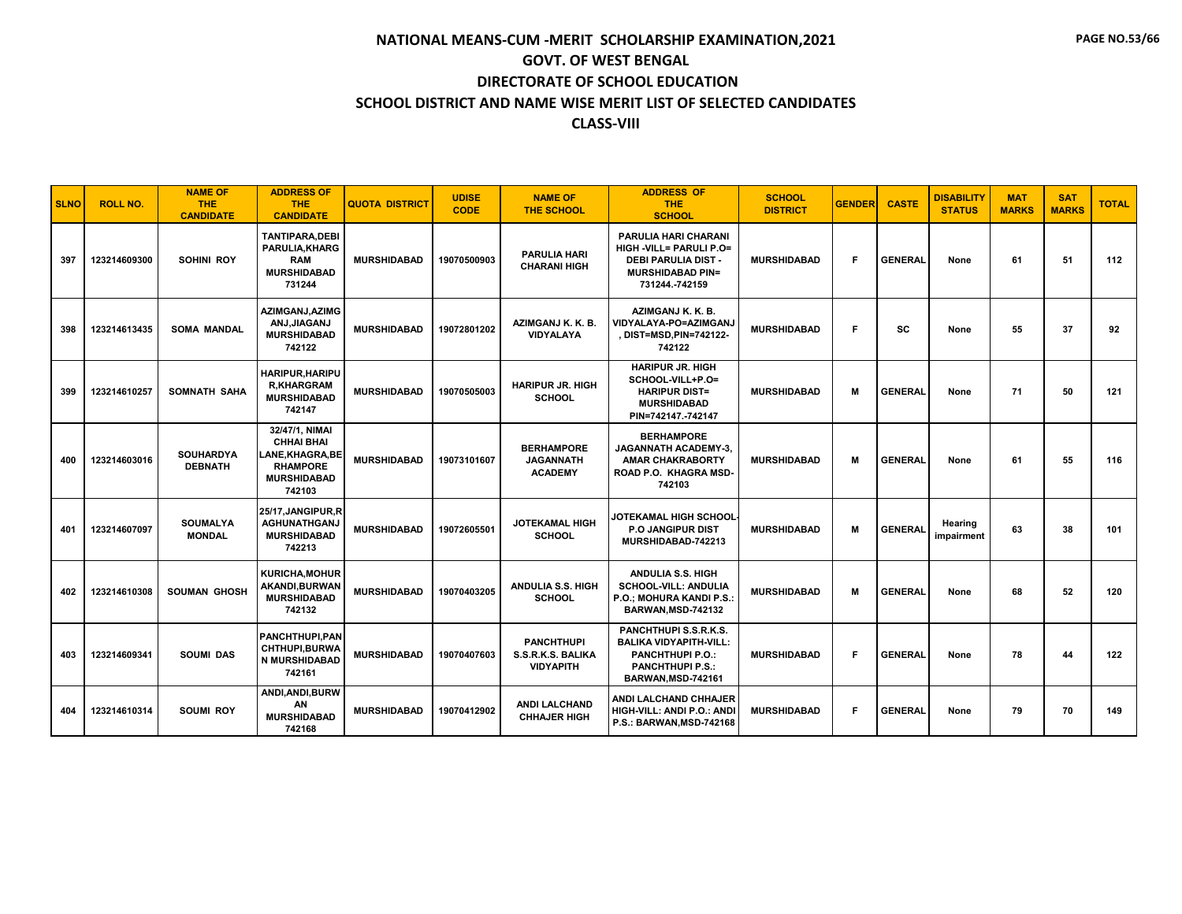# NATIONAL MEANS-CUM -MERIT SCHOLARSHIP EXAMINATION,2021

## GOVT. OF WEST BENGAL

## DIRECTORATE OF SCHOOL EDUCATION

## SCHOOL DISTRICT AND NAME WISE MERIT LIST OF SELECTED CANDIDATES

## CLASS-VIII

| SLNO | ROLL NO. | NAME OF THE CANDIDATE | ADDRESS OF THE CANDIDATE | QUOTA DISTRICT | UDISE CODE | NAME OF THE SCHOOL | ADDRESS OF THE SCHOOL | SCHOOL DISTRICT | GENDER | CASTE | DISABILITY STATUS | MAT MARKS | SAT MARKS | TOTAL |
|---|---|---|---|---|---|---|---|---|---|---|---|---|---|---|
| 397 | 123214609300 | SOHINI ROY | TANTIPARA,DEBI PARULIA,KHARG RAM MURSHIDABAD 731244 | MURSHIDABAD | 19070500903 | PARULIA HARI CHARANI HIGH | PARULIA HARI CHARANI HIGH -VILL= PARULI P.O= DEBI PARULIA DIST - MURSHIDABAD PIN= 731244.-742159 | MURSHIDABAD | F | GENERAL | None | 61 | 51 | 112 |
| 398 | 123214613435 | SOMA MANDAL | AZIMGANJ,AZIMG ANJ,JIAGANJ MURSHIDABAD 742122 | MURSHIDABAD | 19072801202 | AZIMGANJ K. K. B. VIDYALAYA | AZIMGANJ K. K. B. VIDYALAYA-PO=AZIMGANJ , DIST=MSD,PIN=742122-742122 | MURSHIDABAD | F | SC | None | 55 | 37 | 92 |
| 399 | 123214610257 | SOMNATH SAHA | HARIPUR,HARIPU R,KHARGRAM MURSHIDABAD 742147 | MURSHIDABAD | 19070505003 | HARIPUR JR. HIGH SCHOOL | HARIPUR JR. HIGH SCHOOL-VILL+P.O= HARIPUR DIST= MURSHIDABAD PIN=742147.-742147 | MURSHIDABAD | M | GENERAL | None | 71 | 50 | 121 |
| 400 | 123214603016 | SOUHARDYA DEBNATH | 32/47/1, NIMAI CHHAI BHAI LANE,KHAGRA,BE RHAMPORE MURSHIDABAD 742103 | MURSHIDABAD | 19073101607 | BERHAMPORE JAGANNATH ACADEMY | BERHAMPORE JAGANNATH ACADEMY-3, AMAR CHAKRABORTY ROAD P.O. KHAGRA MSD-742103 | MURSHIDABAD | M | GENERAL | None | 61 | 55 | 116 |
| 401 | 123214607097 | SOUMALYA MONDAL | 25/17,JANGIPUR,R AGHUNATHGANJ MURSHIDABAD 742213 | MURSHIDABAD | 19072605501 | JOTEKAMAL HIGH SCHOOL | JOTEKAMAL HIGH SCHOOL-P.O JANGIPUR DIST MURSHIDABAD-742213 | MURSHIDABAD | M | GENERAL | Hearing impairment | 63 | 38 | 101 |
| 402 | 123214610308 | SOUMAN GHOSH | KURICHA,MOHUR AKANDI,BURWAN MURSHIDABAD 742132 | MURSHIDABAD | 19070403205 | ANDULIA S.S. HIGH SCHOOL | ANDULIA S.S. HIGH SCHOOL-VILL: ANDULIA P.O.; MOHURA KANDI P.S.: BARWAN,MSD-742132 | MURSHIDABAD | M | GENERAL | None | 68 | 52 | 120 |
| 403 | 123214609341 | SOUMI DAS | PANCHTHUPI,PAN CHTHUPI,BURWA N MURSHIDABAD 742161 | MURSHIDABAD | 19070407603 | PANCHTHUPI S.S.R.K.S. BALIKA VIDYAPITH | PANCHTHUPI S.S.R.K.S. BALIKA VIDYAPITH-VILL: PANCHTHUPI P.O.: PANCHTHUPI P.S.: BARWAN,MSD-742161 | MURSHIDABAD | F | GENERAL | None | 78 | 44 | 122 |
| 404 | 123214610314 | SOUMI ROY | ANDI,ANDI,BURW AN MURSHIDABAD 742168 | MURSHIDABAD | 19070412902 | ANDI LALCHAND CHHAJER HIGH | ANDI LALCHAND CHHAJER HIGH-VILL: ANDI P.O.: ANDI P.S.: BARWAN,MSD-742168 | MURSHIDABAD | F | GENERAL | None | 79 | 70 | 149 |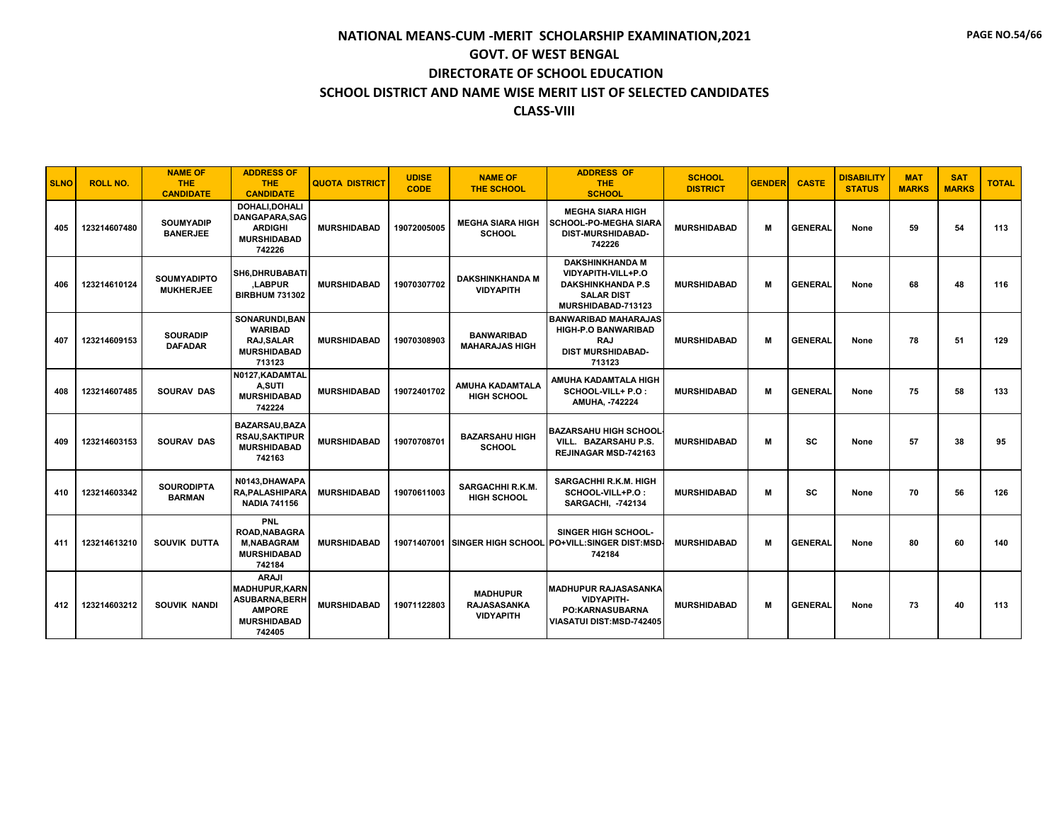# NATIONAL MEANS-CUM -MERIT SCHOLARSHIP EXAMINATION,2021
## GOVT. OF WEST BENGAL
## DIRECTORATE OF SCHOOL EDUCATION
## SCHOOL DISTRICT AND NAME WISE MERIT LIST OF SELECTED CANDIDATES
## CLASS-VIII

| SLNO | ROLL NO. | NAME OF THE CANDIDATE | ADDRESS OF THE CANDIDATE | QUOTA DISTRICT | UDISE CODE | NAME OF THE SCHOOL | ADDRESS OF THE SCHOOL | SCHOOL DISTRICT | GENDER | CASTE | DISABILITY STATUS | MAT MARKS | SAT MARKS | TOTAL |
|---|---|---|---|---|---|---|---|---|---|---|---|---|---|---|
| 405 | 123214607480 | SOUMYADIP BANERJEE | DOHALI,DOHALI DANGAPARA,SAGARDIGHI MURSHIDABAD 742226 | MURSHIDABAD | 19072005005 | MEGHA SIARA HIGH SCHOOL | MEGHA SIARA HIGH SCHOOL-PO-MEGHA SIARA DIST-MURSHIDABAD-742226 | MURSHIDABAD | M | GENERAL | None | 59 | 54 | 113 |
| 406 | 123214610124 | SOUMYADIPTO MUKHERJEE | SH6,DHRUBABATI,LABPUR BIRBHUM 731302 | MURSHIDABAD | 19070307702 | DAKSHINKHANDA M VIDYAPITH | DAKSHINKHANDA M VIDYAPITH-VILL+P.O DAKSHINKHANDA P.S SALAR DIST MURSHIDABAD-713123 | MURSHIDABAD | M | GENERAL | None | 68 | 48 | 116 |
| 407 | 123214609153 | SOURADIP DAFADAR | SONARUNDI,BANWARIBAD RAJ,SALAR MURSHIDABAD 713123 | MURSHIDABAD | 19070308903 | BANWARIBAD MAHARAJAS HIGH | BANWARIBAD MAHARAJAS HIGH-P.O BANWARIBAD RAJ DIST MURSHIDABAD-713123 | MURSHIDABAD | M | GENERAL | None | 78 | 51 | 129 |
| 408 | 123214607485 | SOURAV DAS | N0127,KADAMTALA,SUTI MURSHIDABAD 742224 | MURSHIDABAD | 19072401702 | AMUHA KADAMTALA HIGH SCHOOL | AMUHA KADAMTALA HIGH SCHOOL-VILL+ P.O : AMUHA, -742224 | MURSHIDABAD | M | GENERAL | None | 75 | 58 | 133 |
| 409 | 123214603153 | SOURAV DAS | BAZARSAU,BAZARSAU,SAKTIPUR MURSHIDABAD 742163 | MURSHIDABAD | 19070708701 | BAZARSAHU HIGH SCHOOL | BAZARSAHU HIGH SCHOOL-VILL. BAZARSAHU P.S. REJINAGAR MSD-742163 | MURSHIDABAD | M | SC | None | 57 | 38 | 95 |
| 410 | 123214603342 | SOURODIPTA BARMAN | N0143,DHAWAPARA,PALASHIPARA NADIA 741156 | MURSHIDABAD | 19070611003 | SARGACHHI R.K.M. HIGH SCHOOL | SARGACHHI R.K.M. HIGH SCHOOL-VILL+P.O : SARGACHI, -742134 | MURSHIDABAD | M | SC | None | 70 | 56 | 126 |
| 411 | 123214613210 | SOUVIK DUTTA | PNL ROAD,NABAGRAM,NABAGRAM MURSHIDABAD 742184 | MURSHIDABAD | 19071407001 | SINGER HIGH SCHOOL | SINGER HIGH SCHOOL-PO+VILL:SINGER DIST:MSD-742184 | MURSHIDABAD | M | GENERAL | None | 80 | 60 | 140 |
| 412 | 123214603212 | SOUVIK NANDI | ARAJI MADHUPUR,KARNASUBARNA,BERHAMPORE MURSHIDABAD 742405 | MURSHIDABAD | 19071122803 | MADHUPUR RAJASASANKA VIDYAPITH | MADHUPUR RAJASASANKA VIDYAPITH-PO:KARNASUBARNA VIASATUI DIST:MSD-742405 | MURSHIDABAD | M | GENERAL | None | 73 | 40 | 113 |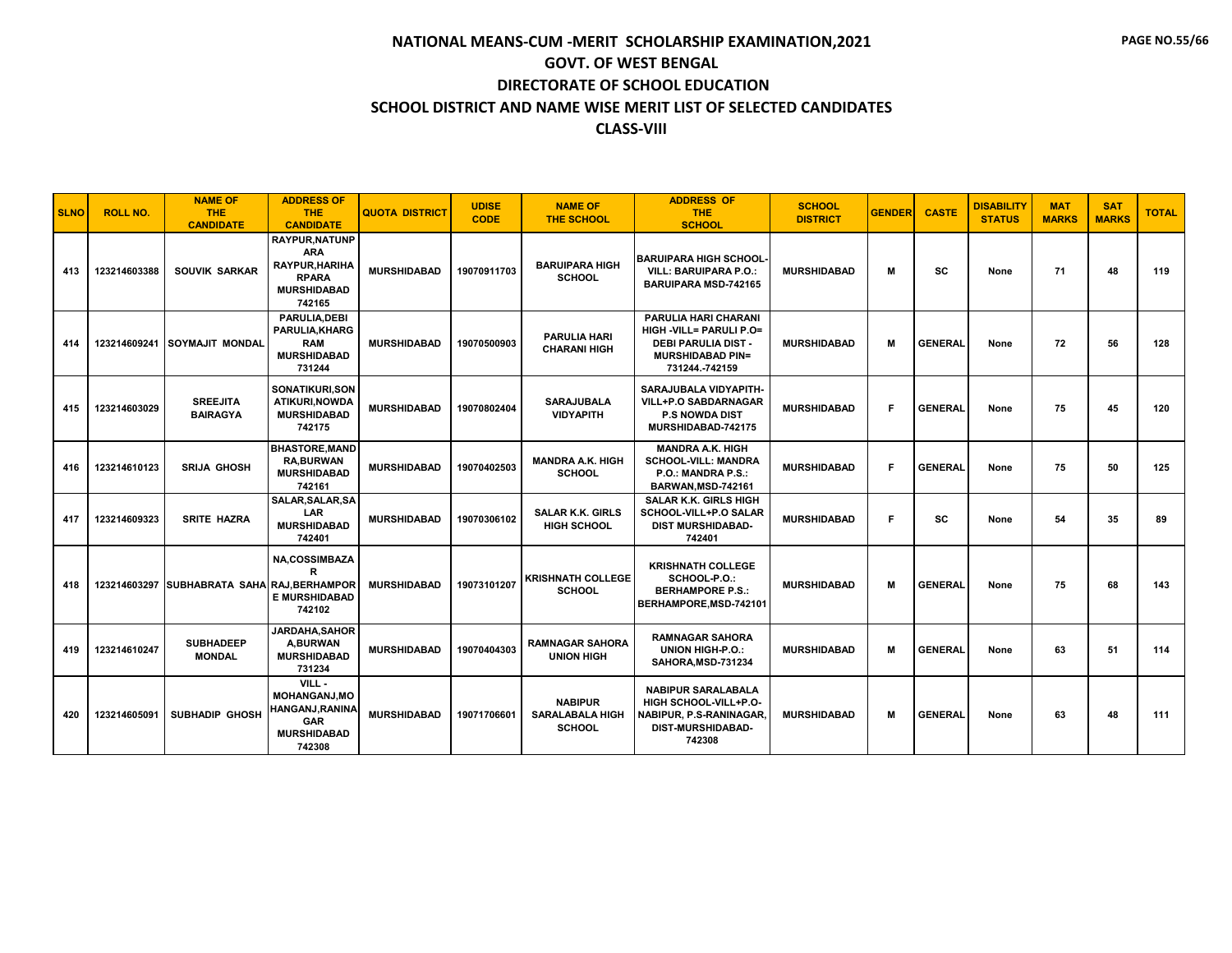# NATIONAL MEANS-CUM -MERIT SCHOLARSHIP EXAMINATION,2021
## GOVT. OF WEST BENGAL
## DIRECTORATE OF SCHOOL EDUCATION
## SCHOOL DISTRICT AND NAME WISE MERIT LIST OF SELECTED CANDIDATES
## CLASS-VIII

| SLNO | ROLL NO. | NAME OF THE CANDIDATE | ADDRESS OF THE CANDIDATE | QUOTA DISTRICT | UDISE CODE | NAME OF THE SCHOOL | ADDRESS OF THE SCHOOL | SCHOOL DISTRICT | GENDER | CASTE | DISABILITY STATUS | MAT MARKS | SAT MARKS | TOTAL |
|---|---|---|---|---|---|---|---|---|---|---|---|---|---|---|
| 413 | 123214603388 | SOUVIK SARKAR | RAYPUR,NATUNPARA RAYPUR,HARIHARPARA MURSHIDABAD 742165 | MURSHIDABAD | 19070911703 | BARUIPARA HIGH SCHOOL | BARUIPARA HIGH SCHOOL-VILL: BARUIPARA P.O.: BARUIPARA MSD-742165 | MURSHIDABAD | M | SC | None | 71 | 48 | 119 |
| 414 | 123214609241 | SOYMAJIT MONDAL | PARULIA,DEBI PARULIA,KHARGRAM MURSHIDABAD 731244 | MURSHIDABAD | 19070500903 | PARULIA HARI CHARANI HIGH | PARULIA HARI CHARANI HIGH -VILL= PARULI P.O= DEBI PARULIA DIST - MURSHIDABAD PIN= 731244.-742159 | MURSHIDABAD | M | GENERAL | None | 72 | 56 | 128 |
| 415 | 123214603029 | SREEJITA BAIRAGYA | SONATIKURI,SONATIKURI,NOWDA MURSHIDABAD 742175 | MURSHIDABAD | 19070802404 | SARAJUBALA VIDYAPITH | SARAJUBALA VIDYAPITH-VILL+P.O SABDARNAGAR P.S NOWDA DIST MURSHIDABAD-742175 | MURSHIDABAD | F | GENERAL | None | 75 | 45 | 120 |
| 416 | 123214610123 | SRIJA GHOSH | BHASTORE,MANDRA,BURWAN MURSHIDABAD 742161 | MURSHIDABAD | 19070402503 | MANDRA A.K. HIGH SCHOOL | MANDRA A.K. HIGH SCHOOL-VILL: MANDRA P.O.: MANDRA P.S.: BARWAN,MSD-742161 | MURSHIDABAD | F | GENERAL | None | 75 | 50 | 125 |
| 417 | 123214609323 | SRITE HAZRA | SALAR,SALAR,SALAR MURSHIDABAD 742401 | MURSHIDABAD | 19070306102 | SALAR K.K. GIRLS HIGH SCHOOL | SALAR K.K. GIRLS HIGH SCHOOL-VILL+P.O SALAR DIST MURSHIDABAD-742401 | MURSHIDABAD | F | SC | None | 54 | 35 | 89 |
| 418 | 123214603297 | SUBHABRATA SAHA | NA,COSSIMBAZAR RAJ,BERHAMPORE MURSHIDABAD 742102 | MURSHIDABAD | 19073101207 | KRISHNATH COLLEGE SCHOOL | KRISHNATH COLLEGE SCHOOL-P.O.: BERHAMPORE P.S.: BERHAMPORE,MSD-742101 | MURSHIDABAD | M | GENERAL | None | 75 | 68 | 143 |
| 419 | 123214610247 | SUBHADEEP MONDAL | JARDAHA,SAHORA,BURWAN MURSHIDABAD 731234 | MURSHIDABAD | 19070404303 | RAMNAGAR SAHORA UNION HIGH | RAMNAGAR SAHORA UNION HIGH-P.O.: SAHORA,MSD-731234 | MURSHIDABAD | M | GENERAL | None | 63 | 51 | 114 |
| 420 | 123214605091 | SUBHADIP GHOSH | VILL - MOHANGANJ,MOHANGANJ,RANINAGAR MURSHIDABAD 742308 | MURSHIDABAD | 19071706601 | NABIPUR SARALABALA HIGH SCHOOL | NABIPUR SARALABALA HIGH SCHOOL-VILL+P.O-NABIPUR, P.S-RANINAGAR, DIST-MURSHIDABAD-742308 | MURSHIDABAD | M | GENERAL | None | 63 | 48 | 111 |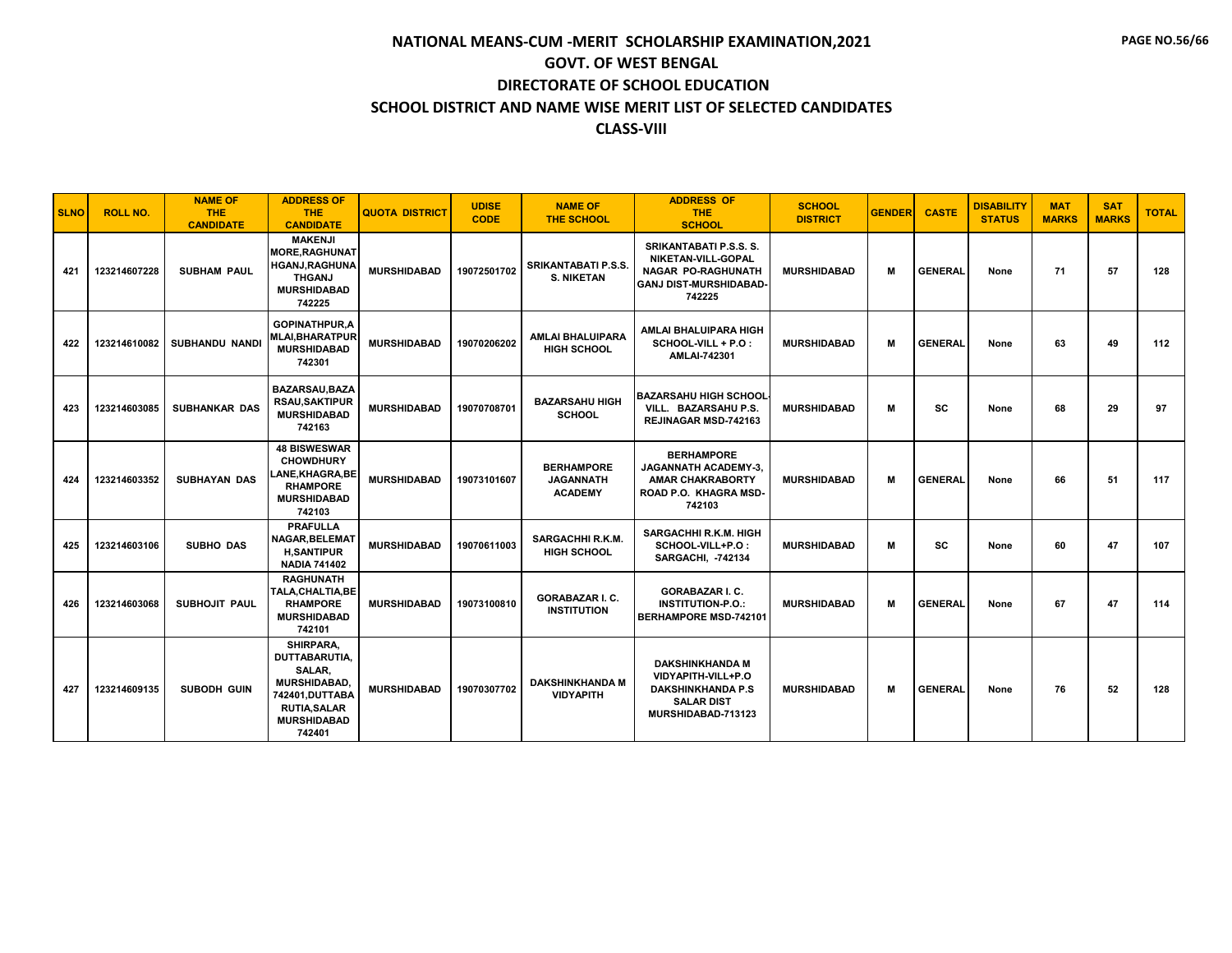# NATIONAL MEANS-CUM -MERIT SCHOLARSHIP EXAMINATION,2021
## GOVT. OF WEST BENGAL
## DIRECTORATE OF SCHOOL EDUCATION
## SCHOOL DISTRICT AND NAME WISE MERIT LIST OF SELECTED CANDIDATES
## CLASS-VIII

| SLNO | ROLL NO. | NAME OF THE CANDIDATE | ADDRESS OF THE CANDIDATE | QUOTA DISTRICT | UDISE CODE | NAME OF THE SCHOOL | ADDRESS OF THE SCHOOL | SCHOOL DISTRICT | GENDER | CASTE | DISABILITY STATUS | MAT MARKS | SAT MARKS | TOTAL |
|---|---|---|---|---|---|---|---|---|---|---|---|---|---|---|
| 421 | 123214607228 | SUBHAM PAUL | MAKENJI MORE,RAGHUNATHGANJ,RAGHUNATHGANJ MURSHIDABAD 742225 | MURSHIDABAD | 19072501702 | SRIKANTABATI P.S.S. S. NIKETAN | SRIKANTABATI P.S.S. S. NIKETAN-VILL-GOPAL NAGAR PO-RAGHUNATH GANJ DIST-MURSHIDABAD-742225 | MURSHIDABAD | M | GENERAL | None | 71 | 57 | 128 |
| 422 | 123214610082 | SUBHANDU NANDI | GOPINATHPUR,AMLAI,BHARATPUR MURSHIDABAD 742301 | MURSHIDABAD | 19070206202 | AMLAI BHALUIPARA HIGH SCHOOL | AMLAI BHALUIPARA HIGH SCHOOL-VILL + P.O : AMLAI-742301 | MURSHIDABAD | M | GENERAL | None | 63 | 49 | 112 |
| 423 | 123214603085 | SUBHANKAR DAS | BAZARSAU,BAZARSAU,SAKTIPUR MURSHIDABAD 742163 | MURSHIDABAD | 19070708701 | BAZARSAHU HIGH SCHOOL | BAZARSAHU HIGH SCHOOL-VILL. BAZARSAHU P.S. REJINAGAR MSD-742163 | MURSHIDABAD | M | SC | None | 68 | 29 | 97 |
| 424 | 123214603352 | SUBHAYAN DAS | 48 BISWESWAR CHOWDHURY LANE,KHAGRA,BERHAMPORE MURSHIDABAD 742103 | MURSHIDABAD | 19073101607 | BERHAMPORE JAGANNATH ACADEMY | BERHAMPORE JAGANNATH ACADEMY-3, AMAR CHAKRABORTY ROAD P.O. KHAGRA MSD-742103 | MURSHIDABAD | M | GENERAL | None | 66 | 51 | 117 |
| 425 | 123214603106 | SUBHO DAS | PRAFULLA NAGAR,BELEMATH,SANTIPUR NADIA 741402 | MURSHIDABAD | 19070611003 | SARGACHHI R.K.M. HIGH SCHOOL | SARGACHHI R.K.M. HIGH SCHOOL-VILL+P.O : SARGACHI, -742134 | MURSHIDABAD | M | SC | None | 60 | 47 | 107 |
| 426 | 123214603068 | SUBHOJIT PAUL | RAGHUNATH TALA,CHALTIA,BERHAMPORE MURSHIDABAD 742101 | MURSHIDABAD | 19073100810 | GORABAZAR I. C. INSTITUTION | GORABAZAR I. C. INSTITUTION-P.O.: BERHAMPORE MSD-742101 | MURSHIDABAD | M | GENERAL | None | 67 | 47 | 114 |
| 427 | 123214609135 | SUBODH GUIN | SHIRPARA, DUTTABARUTIA, SALAR, MURSHIDABAD, 742401,DUTTABARUTIA,SALAR MURSHIDABAD 742401 | MURSHIDABAD | 19070307702 | DAKSHINKHANDA M VIDYAPITH | DAKSHINKHANDA M VIDYAPITH-VILL+P.O DAKSHINKHANDA P.S SALAR DIST MURSHIDABAD-713123 | MURSHIDABAD | M | GENERAL | None | 76 | 52 | 128 |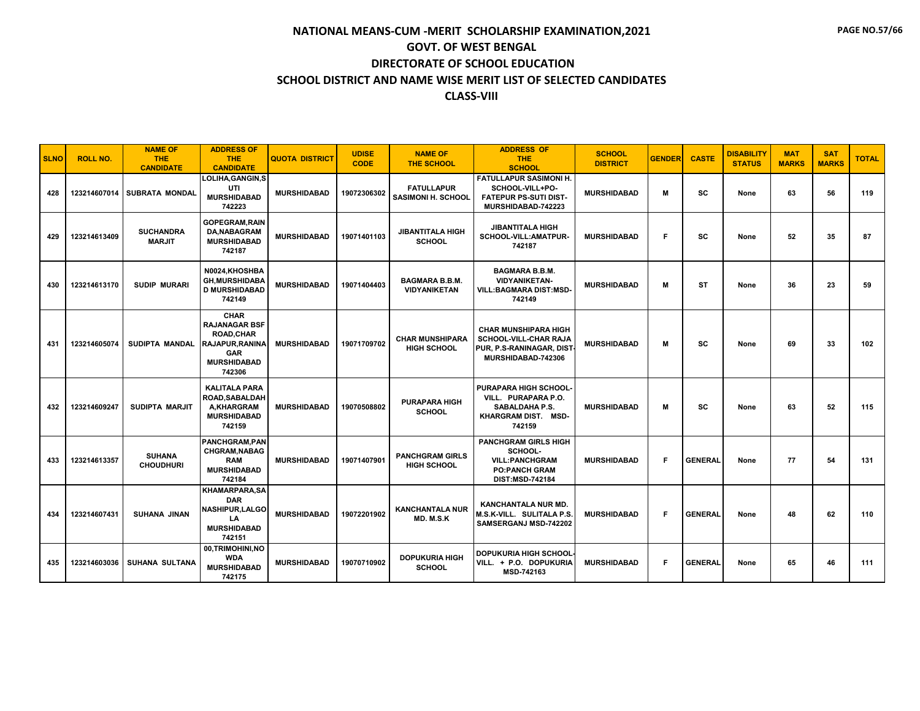# NATIONAL MEANS-CUM -MERIT SCHOLARSHIP EXAMINATION,2021
## GOVT. OF WEST BENGAL
## DIRECTORATE OF SCHOOL EDUCATION
## SCHOOL DISTRICT AND NAME WISE MERIT LIST OF SELECTED CANDIDATES
## CLASS-VIII

| SLNO | ROLL NO. | NAME OF THE CANDIDATE | ADDRESS OF THE CANDIDATE | QUOTA DISTRICT | UDISE CODE | NAME OF THE SCHOOL | ADDRESS OF THE SCHOOL | SCHOOL DISTRICT | GENDER | CASTE | DISABILITY STATUS | MAT MARKS | SAT MARKS | TOTAL |
|---|---|---|---|---|---|---|---|---|---|---|---|---|---|---|
| 428 | 123214607014 | SUBRATA MONDAL | LOLIHA,GANGIN,SUTI MURSHIDABAD 742223 | MURSHIDABAD | 19072306302 | FATULLAPUR SASIMONI H. SCHOOL | FATULLAPUR SASIMONI H. SCHOOL-VILL+PO-FATEPUR PS-SUTI DIST-MURSHIDABAD-742223 | MURSHIDABAD | M | SC | None | 63 | 56 | 119 |
| 429 | 123214613409 | SUCHANDRA MARJIT | GOPEGRAM,RAINDA,NABAGRAM MURSHIDABAD 742187 | MURSHIDABAD | 19071401103 | JIBANTITALA HIGH SCHOOL | JIBANTITALA HIGH SCHOOL-VILL:AMATPUR-742187 | MURSHIDABAD | F | SC | None | 52 | 35 | 87 |
| 430 | 123214613170 | SUDIP MURARI | N0024,KHOSHBAGH,MURSHIDABAD MURSHIDABAD 742149 | MURSHIDABAD | 19071404403 | BAGMARA B.B.M. VIDYANIKETAN | BAGMARA B.B.M. VIDYANIKETAN-VILL:BAGMARA DIST:MSD-742149 | MURSHIDABAD | M | ST | None | 36 | 23 | 59 |
| 431 | 123214605074 | SUDIPTA MANDAL | CHAR RAJANAGAR BSF ROAD,CHAR RAJAPUR,RANINAGAR MURSHIDABAD 742306 | MURSHIDABAD | 19071709702 | CHAR MUNSHIPARA HIGH SCHOOL | CHAR MUNSHIPARA HIGH SCHOOL-VILL-CHAR RAJA PUR, P.S-RANINAGAR, DIST-MURSHIDABAD-742306 | MURSHIDABAD | M | SC | None | 69 | 33 | 102 |
| 432 | 123214609247 | SUDIPTA MARJIT | KALITALA PARA ROAD,SABALDAHA,KHARGRAM MURSHIDABAD 742159 | MURSHIDABAD | 19070508802 | PURAPARA HIGH SCHOOL | PURAPARA HIGH SCHOOL-VILL. PURAPARA P.O. SABALDAHA P.S. KHARGRAM DIST. MSD-742159 | MURSHIDABAD | M | SC | None | 63 | 52 | 115 |
| 433 | 123214613357 | SUHANA CHOUDHURI | PANCHGRAM,PANCHGRAM,NABAGRAM MURSHIDABAD 742184 | MURSHIDABAD | 19071407901 | PANCHGRAM GIRLS HIGH SCHOOL | PANCHGRAM GIRLS HIGH SCHOOL-VILL:PANCHGRAM PO:PANCH GRAM DIST:MSD-742184 | MURSHIDABAD | F | GENERAL | None | 77 | 54 | 131 |
| 434 | 123214607431 | SUHANA JINAN | KHAMARPARA,SADAR NASHIPUR,LALGOLA MURSHIDABAD 742151 | MURSHIDABAD | 19072201902 | KANCHANTALA NUR MD. M.S.K | KANCHANTALA NUR MD. M.S.K-VILL. SULITALA P.S. SAMSERGANJ MSD-742202 | MURSHIDABAD | F | GENERAL | None | 48 | 62 | 110 |
| 435 | 123214603036 | SUHANA SULTANA | 00,TRIMOHINI,NOWDA MURSHIDABAD 742175 | MURSHIDABAD | 19070710902 | DOPUKURIA HIGH SCHOOL | DOPUKURIA HIGH SCHOOL-VILL. + P.O. DOPUKURIA MSD-742163 | MURSHIDABAD | F | GENERAL | None | 65 | 46 | 111 |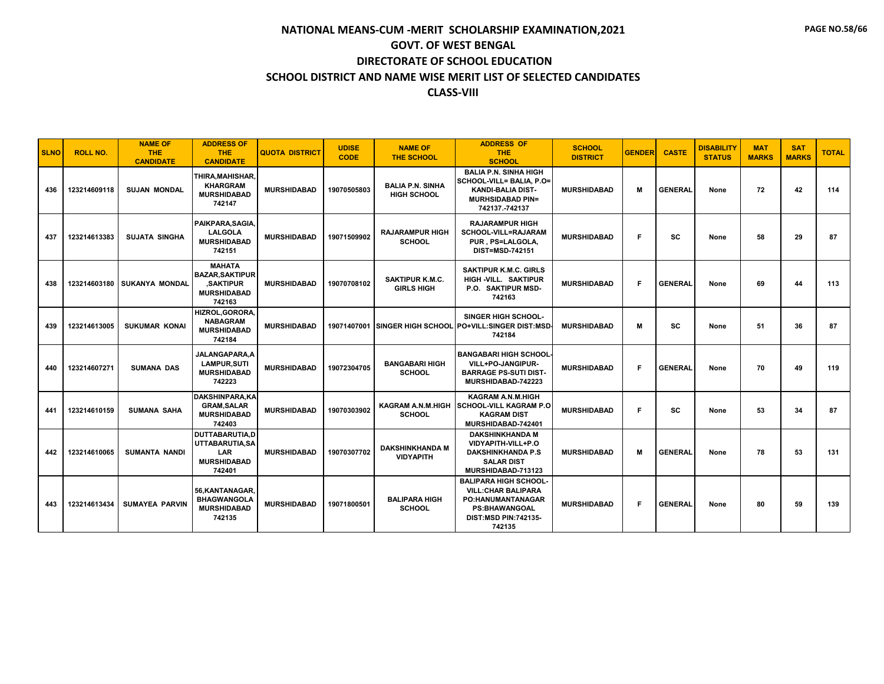# NATIONAL MEANS-CUM -MERIT SCHOLARSHIP EXAMINATION,2021

## GOVT. OF WEST BENGAL

## DIRECTORATE OF SCHOOL EDUCATION

## SCHOOL DISTRICT AND NAME WISE MERIT LIST OF SELECTED CANDIDATES

## CLASS-VIII

| SLNO | ROLL NO. | NAME OF THE CANDIDATE | ADDRESS OF THE CANDIDATE | QUOTA DISTRICT | UDISE CODE | NAME OF THE SCHOOL | ADDRESS OF THE SCHOOL | SCHOOL DISTRICT | GENDER | CASTE | DISABILITY STATUS | MAT MARKS | SAT MARKS | TOTAL |
|---|---|---|---|---|---|---|---|---|---|---|---|---|---|---|
| 436 | 123214609118 | SUJAN MONDAL | THIRA,MAHISHAR, KHARGRAM MURSHIDABAD 742147 | MURSHIDABAD | 19070505803 | BALIA P.N. SINHA HIGH SCHOOL | BALIA P.N. SINHA HIGH SCHOOL-VILL= BALIA, P.O= KANDI-BALIA DIST- MURHSIDABAD PIN= 742137.-742137 | MURSHIDABAD | M | GENERAL | None | 72 | 42 | 114 |
| 437 | 123214613383 | SUJATA SINGHA | PAIKPARA,SAGIA, LALGOLA MURSHIDABAD 742151 | MURSHIDABAD | 19071509902 | RAJARAMPUR HIGH SCHOOL | RAJARAMPUR HIGH SCHOOL-VILL=RAJARAM PUR , PS=LALGOLA, DIST=MSD-742151 | MURSHIDABAD | F | SC | None | 58 | 29 | 87 |
| 438 | 123214603180 | SUKANYA MONDAL | MAHATA BAZAR,SAKTIPUR ,SAKTIPUR MURSHIDABAD 742163 | MURSHIDABAD | 19070708102 | SAKTIPUR K.M.C. GIRLS HIGH | SAKTIPUR K.M.C. GIRLS HIGH -VILL. SAKTIPUR P.O. SAKTIPUR MSD-742163 | MURSHIDABAD | F | GENERAL | None | 69 | 44 | 113 |
| 439 | 123214613005 | SUKUMAR KONAI | HIZROL,GORORA, NABAGRAM MURSHIDABAD 742184 | MURSHIDABAD | 19071407001 | SINGER HIGH SCHOOL | SINGER HIGH SCHOOL-PO+VILL:SINGER DIST:MSD-742184 | MURSHIDABAD | M | SC | None | 51 | 36 | 87 |
| 440 | 123214607271 | SUMANA DAS | JALANGAPARA,A LAMPUR,SUTI MURSHIDABAD 742223 | MURSHIDABAD | 19072304705 | BANGABARI HIGH SCHOOL | BANGABARI HIGH SCHOOL-VILL+PO-JANGIPUR-BARRAGE PS-SUTI DIST-MURSHIDABAD-742223 | MURSHIDABAD | F | GENERAL | None | 70 | 49 | 119 |
| 441 | 123214610159 | SUMANA SAHA | DAKSHINPARA,KA GRAM,SALAR MURSHIDABAD 742403 | MURSHIDABAD | 19070303902 | KAGRAM A.N.M.HIGH SCHOOL | KAGRAM A.N.M.HIGH SCHOOL-VILL KAGRAM P.O KAGRAM DIST MURSHIDABAD-742401 | MURSHIDABAD | F | SC | None | 53 | 34 | 87 |
| 442 | 123214610065 | SUMANTA NANDI | DUTTABARUTIA,D UTTABARUTIA,SA LAR MURSHIDABAD 742401 | MURSHIDABAD | 19070307702 | DAKSHINKHANDA M VIDYAPITH | DAKSHINKHANDA M VIDYAPITH-VILL+P.O DAKSHINKHANDA P.S SALAR DIST MURSHIDABAD-713123 | MURSHIDABAD | M | GENERAL | None | 78 | 53 | 131 |
| 443 | 123214613434 | SUMAYEA PARVIN | 56,KANTANAGAR, BHAGWANGOLA MURSHIDABAD 742135 | MURSHIDABAD | 19071800501 | BALIPARA HIGH SCHOOL | BALIPARA HIGH SCHOOL-VILL:CHAR BALIPARA PO:HANUMANTANAGAR PS:BHAWANGOAL DIST:MSD PIN:742135-742135 | MURSHIDABAD | F | GENERAL | None | 80 | 59 | 139 |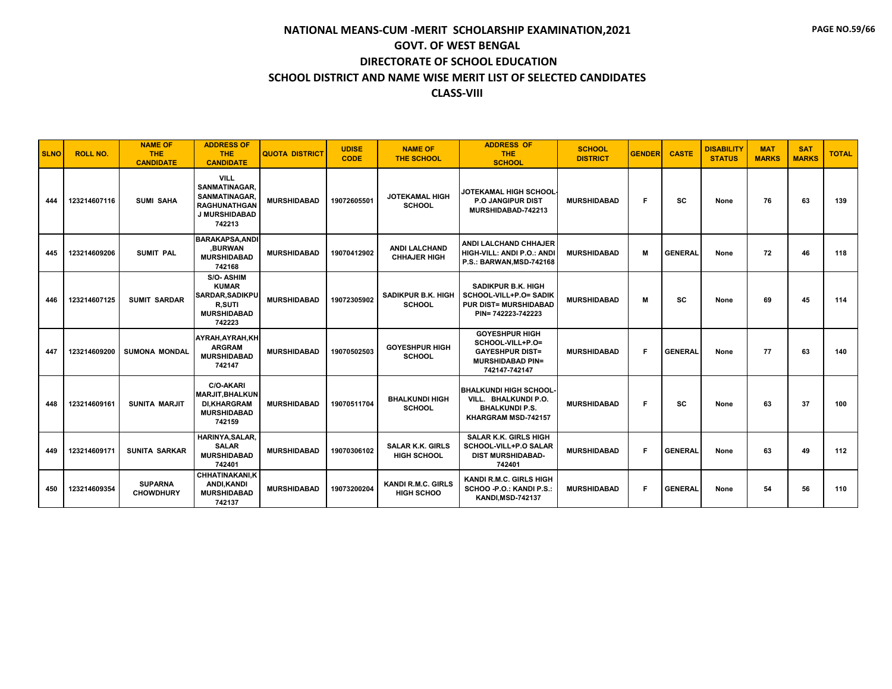# NATIONAL MEANS-CUM -MERIT SCHOLARSHIP EXAMINATION,2021

## GOVT. OF WEST BENGAL

## DIRECTORATE OF SCHOOL EDUCATION

## SCHOOL DISTRICT AND NAME WISE MERIT LIST OF SELECTED CANDIDATES

## CLASS-VIII

| SLNO | ROLL NO. | NAME OF THE CANDIDATE | ADDRESS OF THE CANDIDATE | QUOTA DISTRICT | UDISE CODE | NAME OF THE SCHOOL | ADDRESS OF THE SCHOOL | SCHOOL DISTRICT | GENDER | CASTE | DISABILITY STATUS | MAT MARKS | SAT MARKS | TOTAL |
|---|---|---|---|---|---|---|---|---|---|---|---|---|---|---|
| 444 | 123214607116 | SUMI SAHA | VILL SANMATINAGAR, SANMATINAGAR, RAGHUNATHGANJ MURSHIDABAD 742213 | MURSHIDABAD | 19072605501 | JOTEKAMAL HIGH SCHOOL | JOTEKAMAL HIGH SCHOOL-P.O JANGIPUR DIST MURSHIDABAD-742213 | MURSHIDABAD | F | SC | None | 76 | 63 | 139 |
| 445 | 123214609206 | SUMIT PAL | BARAKAPSA,ANDI,BURWAN MURSHIDABAD 742168 | MURSHIDABAD | 19070412902 | ANDI LALCHAND CHHAJER HIGH | ANDI LALCHAND CHHAJER HIGH-VILL: ANDI P.O.: ANDI P.S.: BARWAN,MSD-742168 | MURSHIDABAD | M | GENERAL | None | 72 | 46 | 118 |
| 446 | 123214607125 | SUMIT SARDAR | S/O- ASHIM KUMAR SARDAR,SADIKPUR,SUTI MURSHIDABAD 742223 | MURSHIDABAD | 19072305902 | SADIKPUR B.K. HIGH SCHOOL | SADIKPUR B.K. HIGH SCHOOL-VILL+P.O= SADIKPUR DIST= MURSHIDABAD PIN= 742223-742223 | MURSHIDABAD | M | SC | None | 69 | 45 | 114 |
| 447 | 123214609200 | SUMONA MONDAL | AYRAH,AYRAH,KHARGRAM MURSHIDABAD 742147 | MURSHIDABAD | 19070502503 | GOYESHPUR HIGH SCHOOL | GOYESHPUR HIGH SCHOOL-VILL+P.O= GAYESHPUR DIST= MURSHIDABAD PIN= 742147-742147 | MURSHIDABAD | F | GENERAL | None | 77 | 63 | 140 |
| 448 | 123214609161 | SUNITA MARJIT | C/O-AKARI MARJIT,BHALKUNDI,KHARGRAM MURSHIDABAD 742159 | MURSHIDABAD | 19070511704 | BHALKUNDI HIGH SCHOOL | BHALKUNDI HIGH SCHOOL-VILL. BHALKUNDI P.O. BHALKUNDI P.S. KHARGRAM MSD-742157 | MURSHIDABAD | F | SC | None | 63 | 37 | 100 |
| 449 | 123214609171 | SUNITA SARKAR | HARINYA,SALAR, SALAR MURSHIDABAD 742401 | MURSHIDABAD | 19070306102 | SALAR K.K. GIRLS HIGH SCHOOL | SALAR K.K. GIRLS HIGH SCHOOL-VILL+P.O SALAR DIST MURSHIDABAD-742401 | MURSHIDABAD | F | GENERAL | None | 63 | 49 | 112 |
| 450 | 123214609354 | SUPARNA CHOWDHURY | CHHATINAKANI,KANDI,KANDI MURSHIDABAD 742137 | MURSHIDABAD | 19073200204 | KANDI R.M.C. GIRLS HIGH SCHOO | KANDI R.M.C. GIRLS HIGH SCHOO -P.O.: KANDI P.S.: KANDI,MSD-742137 | MURSHIDABAD | F | GENERAL | None | 54 | 56 | 110 |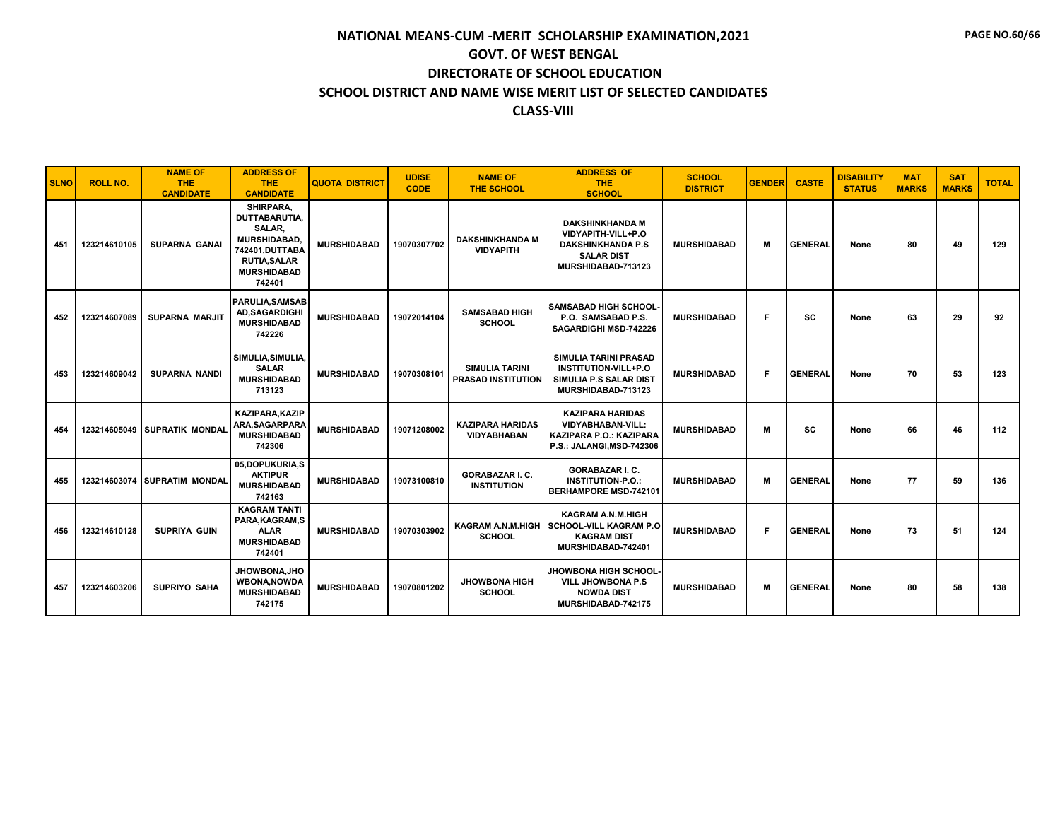# NATIONAL MEANS-CUM -MERIT SCHOLARSHIP EXAMINATION,2021

## GOVT. OF WEST BENGAL

## DIRECTORATE OF SCHOOL EDUCATION

## SCHOOL DISTRICT AND NAME WISE MERIT LIST OF SELECTED CANDIDATES

## CLASS-VIII

| SLNO | ROLL NO. | NAME OF THE CANDIDATE | ADDRESS OF THE CANDIDATE | QUOTA DISTRICT | UDISE CODE | NAME OF THE SCHOOL | ADDRESS OF THE SCHOOL | SCHOOL DISTRICT | GENDER | CASTE | DISABILITY STATUS | MAT MARKS | SAT MARKS | TOTAL |
|---|---|---|---|---|---|---|---|---|---|---|---|---|---|---|
| 451 | 123214610105 | SUPARNA GANAI | SHIRPARA, DUTTABARUTIA, SALAR, MURSHIDABAD, 742401,DUTTABA RUTIA,SALAR MURSHIDABAD 742401 | MURSHIDABAD | 19070307702 | DAKSHINKHANDA M VIDYAPITH | DAKSHINKHANDA M VIDYAPITH-VILL+P.O DAKSHINKHANDA P.S SALAR DIST MURSHIDABAD-713123 | MURSHIDABAD | M | GENERAL | None | 80 | 49 | 129 |
| 452 | 123214607089 | SUPARNA MARJIT | PARULIA,SAMSAB AD,SAGARDIGHI MURSHIDABAD 742226 | MURSHIDABAD | 19072014104 | SAMSABAD HIGH SCHOOL | SAMSABAD HIGH SCHOOL-P.O. SAMSABAD P.S. SAGARDIGHI MSD-742226 | MURSHIDABAD | F | SC | None | 63 | 29 | 92 |
| 453 | 123214609042 | SUPARNA NANDI | SIMULIA,SIMULIA, SALAR MURSHIDABAD 713123 | MURSHIDABAD | 19070308101 | SIMULIA TARINI PRASAD INSTITUTION | SIMULIA TARINI PRASAD INSTITUTION-VILL+P.O SIMULIA P.S SALAR DIST MURSHIDABAD-713123 | MURSHIDABAD | F | GENERAL | None | 70 | 53 | 123 |
| 454 | 123214605049 | SUPRATIK MONDAL | KAZIPARA,KAZIP ARA,SAGARPARA MURSHIDABAD 742306 | MURSHIDABAD | 19071208002 | KAZIPARA HARIDAS VIDYABHABAN | KAZIPARA HARIDAS VIDYABHABAN-VILL: KAZIPARA P.O.: KAZIPARA P.S.: JALANGI,MSD-742306 | MURSHIDABAD | M | SC | None | 66 | 46 | 112 |
| 455 | 123214603074 | SUPRATIM MONDAL | 05,DOPUKURIA,S AKTIPUR MURSHIDABAD 742163 | MURSHIDABAD | 19073100810 | GORABAZAR I. C. INSTITUTION | GORABAZAR I. C. INSTITUTION-P.O.: BERHAMPORE MSD-742101 | MURSHIDABAD | M | GENERAL | None | 77 | 59 | 136 |
| 456 | 123214610128 | SUPRIYA GUIN | KAGRAM TANTI PARA,KAGRAM,S ALAR MURSHIDABAD 742401 | MURSHIDABAD | 19070303902 | KAGRAM A.N.M.HIGH SCHOOL | KAGRAM A.N.M.HIGH SCHOOL-VILL KAGRAM P.O KAGRAM DIST MURSHIDABAD-742401 | MURSHIDABAD | F | GENERAL | None | 73 | 51 | 124 |
| 457 | 123214603206 | SUPRIYO SAHA | JHOWBONA,JHO WBONA,NOWDA MURSHIDABAD 742175 | MURSHIDABAD | 19070801202 | JHOWBONA HIGH SCHOOL | JHOWBONA HIGH SCHOOL-VILL JHOWBONA P.S NOWDA DIST MURSHIDABAD-742175 | MURSHIDABAD | M | GENERAL | None | 80 | 58 | 138 |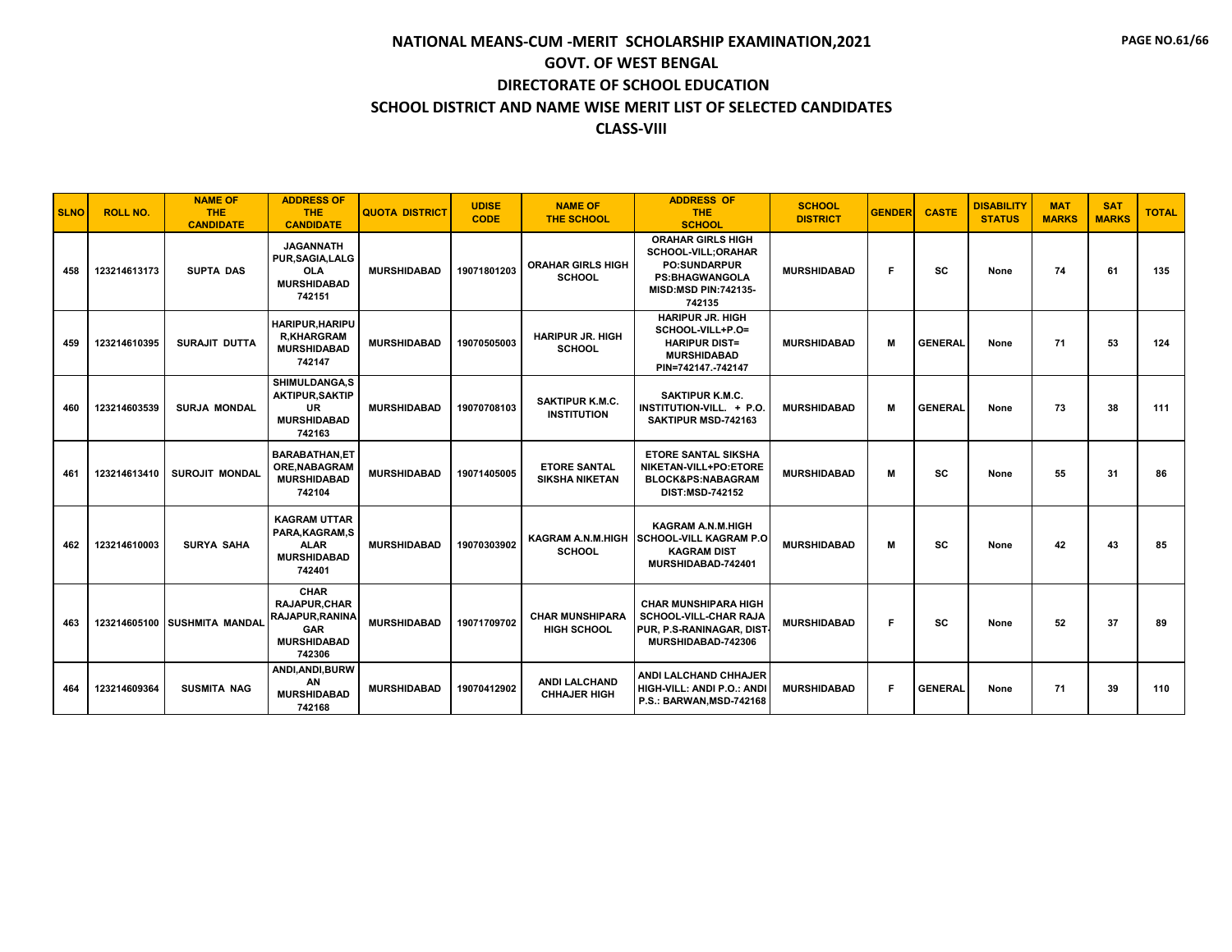# NATIONAL MEANS-CUM -MERIT SCHOLARSHIP EXAMINATION,2021

## GOVT. OF WEST BENGAL

## DIRECTORATE OF SCHOOL EDUCATION

## SCHOOL DISTRICT AND NAME WISE MERIT LIST OF SELECTED CANDIDATES

## CLASS-VIII

| SLNO | ROLL NO. | NAME OF THE CANDIDATE | ADDRESS OF THE CANDIDATE | QUOTA DISTRICT | UDISE CODE | NAME OF THE SCHOOL | ADDRESS OF THE SCHOOL | SCHOOL DISTRICT | GENDER | CASTE | DISABILITY STATUS | MAT MARKS | SAT MARKS | TOTAL |
|---|---|---|---|---|---|---|---|---|---|---|---|---|---|---|
| 458 | 123214613173 | SUPTA DAS | JAGANNATH PUR,SAGIA,LALG OLA MURSHIDABAD 742151 | MURSHIDABAD | 19071801203 | ORAHAR GIRLS HIGH SCHOOL | ORAHAR GIRLS HIGH SCHOOL-VILL;ORAHAR PO:SUNDARPUR PS:BHAGWANGOLA MISD:MSD PIN:742135-742135 | MURSHIDABAD | F | SC | None | 74 | 61 | 135 |
| 459 | 123214610395 | SURAJIT DUTTA | HARIPUR,HARIPU R,KHARGRAM MURSHIDABAD 742147 | MURSHIDABAD | 19070505003 | HARIPUR JR. HIGH SCHOOL | HARIPUR JR. HIGH SCHOOL-VILL+P.O= HARIPUR DIST= MURSHIDABAD PIN=742147.-742147 | MURSHIDABAD | M | GENERAL | None | 71 | 53 | 124 |
| 460 | 123214603539 | SURJA MONDAL | SHIMULDANGA,S AKTIPUR,SAKTIP UR MURSHIDABAD 742163 | MURSHIDABAD | 19070708103 | SAKTIPUR K.M.C. INSTITUTION | SAKTIPUR K.M.C. INSTITUTION-VILL. + P.O. SAKTIPUR MSD-742163 | MURSHIDABAD | M | GENERAL | None | 73 | 38 | 111 |
| 461 | 123214613410 | SUROJIT MONDAL | BARABATHAN,ET ORE,NABAGRAM MURSHIDABAD 742104 | MURSHIDABAD | 19071405005 | ETORE SANTAL SIKSHA NIKETAN | ETORE SANTAL SIKSHA NIKETAN-VILL+PO:ETORE BLOCK&PS:NABAGRAM DIST:MSD-742152 | MURSHIDABAD | M | SC | None | 55 | 31 | 86 |
| 462 | 123214610003 | SURYA SAHA | KAGRAM UTTAR PARA,KAGRAM,S ALAR MURSHIDABAD 742401 | MURSHIDABAD | 19070303902 | KAGRAM A.N.M.HIGH SCHOOL | KAGRAM A.N.M.HIGH SCHOOL-VILL KAGRAM P.O KAGRAM DIST MURSHIDABAD-742401 | MURSHIDABAD | M | SC | None | 42 | 43 | 85 |
| 463 | 123214605100 | SUSHMITA MANDAL | CHAR RAJAPUR,CHAR RAJAPUR,RANINA GAR MURSHIDABAD 742306 | MURSHIDABAD | 19071709702 | CHAR MUNSHIPARA HIGH SCHOOL | CHAR MUNSHIPARA HIGH SCHOOL-VILL-CHAR RAJA PUR, P.S-RANINAGAR, DIST-MURSHIDABAD-742306 | MURSHIDABAD | F | SC | None | 52 | 37 | 89 |
| 464 | 123214609364 | SUSMITA NAG | ANDI,ANDI,BURW AN MURSHIDABAD 742168 | MURSHIDABAD | 19070412902 | ANDI LALCHAND CHHAJER HIGH | ANDI LALCHAND CHHAJER HIGH-VILL: ANDI P.O.: ANDI P.S.: BARWAN,MSD-742168 | MURSHIDABAD | F | GENERAL | None | 71 | 39 | 110 |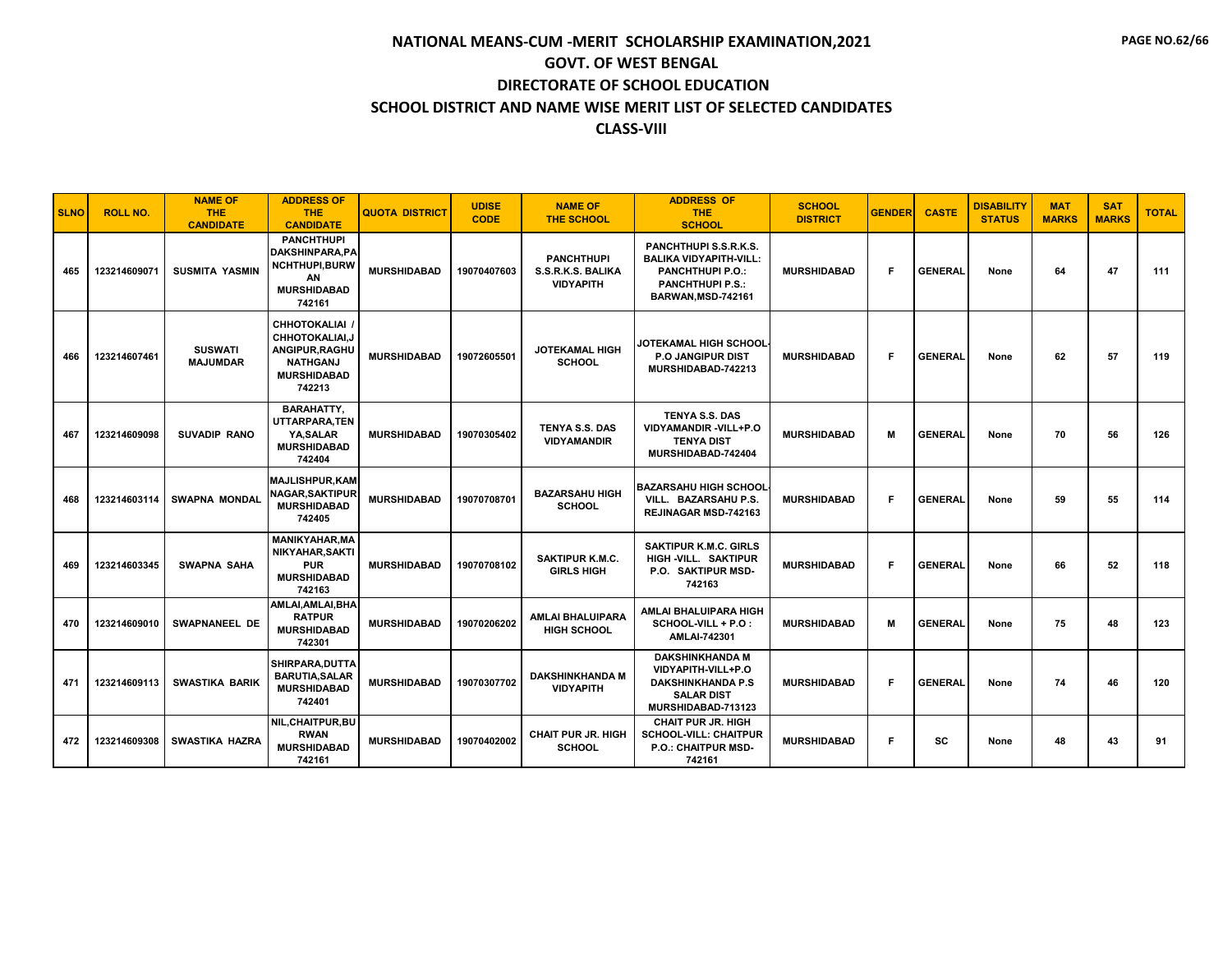# NATIONAL MEANS-CUM -MERIT SCHOLARSHIP EXAMINATION,2021

## GOVT. OF WEST BENGAL

## DIRECTORATE OF SCHOOL EDUCATION

## SCHOOL DISTRICT AND NAME WISE MERIT LIST OF SELECTED CANDIDATES

## CLASS-VIII

| SLNO | ROLL NO. | NAME OF THE CANDIDATE | ADDRESS OF THE CANDIDATE | QUOTA DISTRICT | UDISE CODE | NAME OF THE SCHOOL | ADDRESS OF THE SCHOOL | SCHOOL DISTRICT | GENDER | CASTE | DISABILITY STATUS | MAT MARKS | SAT MARKS | TOTAL |
|---|---|---|---|---|---|---|---|---|---|---|---|---|---|---|
| 465 | 123214609071 | SUSMITA YASMIN | PANCHTHUPI DAKSHINPARA,PANCHTHUPI,BURWAN MURSHIDABAD 742161 | MURSHIDABAD | 19070407603 | PANCHTHUPI S.S.R.K.S. BALIKA VIDYAPITH | PANCHTHUPI S.S.R.K.S. BALIKA VIDYAPITH-VILL: PANCHTHUPI P.O.: PANCHTHUPI P.S.: BARWAN,MSD-742161 | MURSHIDABAD | F | GENERAL | None | 64 | 47 | 111 |
| 466 | 123214607461 | SUSWATI MAJUMDAR | CHHOTOKALIAI / CHHOTOKALIAI,JANGIPUR,RAGHUNATHGANJ MURSHIDABAD 742213 | MURSHIDABAD | 19072605501 | JOTEKAMAL HIGH SCHOOL | JOTEKAMAL HIGH SCHOOL-P.O JANGIPUR DIST MURSHIDABAD-742213 | MURSHIDABAD | F | GENERAL | None | 62 | 57 | 119 |
| 467 | 123214609098 | SUVADIP RANO | BARAHATTY, UTTARPARA,TENYA,SALAR MURSHIDABAD 742404 | MURSHIDABAD | 19070305402 | TENYA S.S. DAS VIDYAMANDIR | TENYA S.S. DAS VIDYAMANDIR -VILL+P.O TENYA DIST MURSHIDABAD-742404 | MURSHIDABAD | M | GENERAL | None | 70 | 56 | 126 |
| 468 | 123214603114 | SWAPNA MONDAL | MAJLISHPUR,KAMNAGAR,SAKTIPUR MURSHIDABAD 742405 | MURSHIDABAD | 19070708701 | BAZARSAHU HIGH SCHOOL | BAZARSAHU HIGH SCHOOL-VILL. BAZARSAHU P.S. REJINAGAR MSD-742163 | MURSHIDABAD | F | GENERAL | None | 59 | 55 | 114 |
| 469 | 123214603345 | SWAPNA SAHA | MANIKYAHAR,MANIKYAHAR,SAKTIPUR MURSHIDABAD 742163 | MURSHIDABAD | 19070708102 | SAKTIPUR K.M.C. GIRLS HIGH | SAKTIPUR K.M.C. GIRLS HIGH -VILL. SAKTIPUR P.O. SAKTIPUR MSD-742163 | MURSHIDABAD | F | GENERAL | None | 66 | 52 | 118 |
| 470 | 123214609010 | SWAPNANEEL DE | AMLAI,AMLAI,BHARATPUR MURSHIDABAD 742301 | MURSHIDABAD | 19070206202 | AMLAI BHALUIPARA HIGH SCHOOL | AMLAI BHALUIPARA HIGH SCHOOL-VILL + P.O : AMLAI-742301 | MURSHIDABAD | M | GENERAL | None | 75 | 48 | 123 |
| 471 | 123214609113 | SWASTIKA BARIK | SHIRPARA,DUTTABARUTIA,SALAR MURSHIDABAD 742401 | MURSHIDABAD | 19070307702 | DAKSHINKHANDA M VIDYAPITH | DAKSHINKHANDA M VIDYAPITH-VILL+P.O DAKSHINKHANDA P.S SALAR DIST MURSHIDABAD-713123 | MURSHIDABAD | F | GENERAL | None | 74 | 46 | 120 |
| 472 | 123214609308 | SWASTIKA HAZRA | NIL,CHAITPUR,BURWAN MURSHIDABAD 742161 | MURSHIDABAD | 19070402002 | CHAIT PUR JR. HIGH SCHOOL | CHAIT PUR JR. HIGH SCHOOL-VILL: CHAITPUR P.O.: CHAITPUR MSD-742161 | MURSHIDABAD | F | SC | None | 48 | 43 | 91 |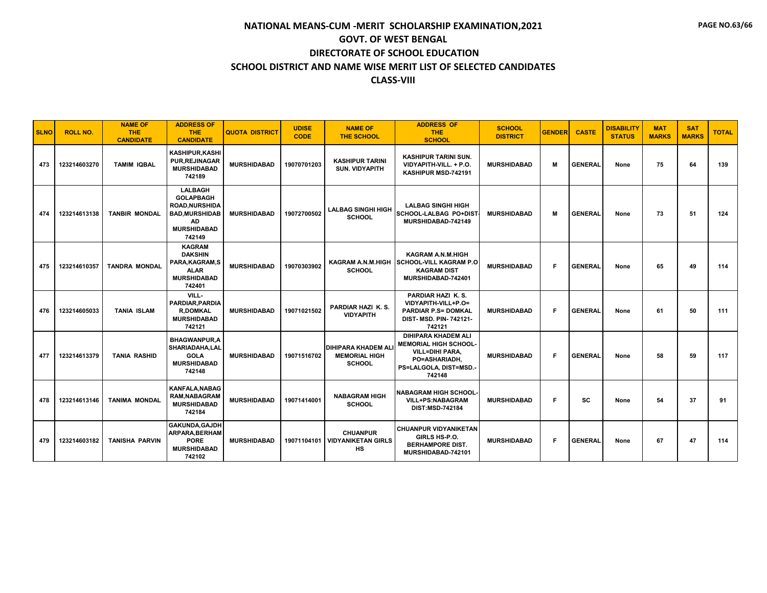# NATIONAL MEANS-CUM -MERIT SCHOLARSHIP EXAMINATION,2021

## GOVT. OF WEST BENGAL

## DIRECTORATE OF SCHOOL EDUCATION

## SCHOOL DISTRICT AND NAME WISE MERIT LIST OF SELECTED CANDIDATES

## CLASS-VIII

| SLNO | ROLL NO. | NAME OF THE CANDIDATE | ADDRESS OF THE CANDIDATE | QUOTA DISTRICT | UDISE CODE | NAME OF THE SCHOOL | ADDRESS OF THE SCHOOL | SCHOOL DISTRICT | GENDER | CASTE | DISABILITY STATUS | MAT MARKS | SAT MARKS | TOTAL |
|---|---|---|---|---|---|---|---|---|---|---|---|---|---|---|
| 473 | 123214603270 | TAMIM IQBAL | KASHIPUR,KASHIPUR,REJINAGAR MURSHIDABAD 742189 | MURSHIDABAD | 19070701203 | KASHIPUR TARINI SUN. VIDYAPITH | KASHIPUR TARINI SUN. VIDYAPITH-VILL. + P.O. KASHIPUR MSD-742191 | MURSHIDABAD | M | GENERAL | None | 75 | 64 | 139 |
| 474 | 123214613138 | TANBIR MONDAL | LALBAGH GOLAPBAGH ROAD,NURSHIDABAD,MURSHIDABAD MURSHIDABAD 742149 | MURSHIDABAD | 19072700502 | LALBAG SINGHI HIGH SCHOOL | LALBAG SINGHI HIGH SCHOOL-LALBAG PO+DIST-MURSHIDABAD-742149 | MURSHIDABAD | M | GENERAL | None | 73 | 51 | 124 |
| 475 | 123214610357 | TANDRA MONDAL | KAGRAM DAKSHIN PARA,KAGRAM,SALAR MURSHIDABAD 742401 | MURSHIDABAD | 19070303902 | KAGRAM A.N.M.HIGH SCHOOL | KAGRAM A.N.M.HIGH SCHOOL-VILL KAGRAM P.O KAGRAM DIST MURSHIDABAD-742401 | MURSHIDABAD | F | GENERAL | None | 65 | 49 | 114 |
| 476 | 123214605033 | TANIA ISLAM | VILL-PARDIAR,PARDIAR,DOMKAL MURSHIDABAD 742121 | MURSHIDABAD | 19071021502 | PARDIAR HAZI K. S. VIDYAPITH | PARDIAR HAZI K. S. VIDYAPITH-VILL+P.O= PARDIAR P.S= DOMKAL DIST- MSD. PIN- 742121-742121 | MURSHIDABAD | F | GENERAL | None | 61 | 50 | 111 |
| 477 | 123214613379 | TANIA RASHID | BHAGWANPUR,ASHARIADAHA,LALGOLA MURSHIDABAD 742148 | MURSHIDABAD | 19071516702 | DIHIPARA KHADEM ALI MEMORIAL HIGH SCHOOL | DIHIPARA KHADEM ALI MEMORIAL HIGH SCHOOL-VILL=DIHI PARA, PO=ASHARIADH, PS=LALGOLA, DIST=MSD.-742148 | MURSHIDABAD | F | GENERAL | None | 58 | 59 | 117 |
| 478 | 123214613146 | TANIMA MONDAL | KANFALA,NABAGRAM,NABAGRAM MURSHIDABAD 742184 | MURSHIDABAD | 19071414001 | NABAGRAM HIGH SCHOOL | NABAGRAM HIGH SCHOOL-VILL+PS:NABAGRAM DIST:MSD-742184 | MURSHIDABAD | F | SC | None | 54 | 37 | 91 |
| 479 | 123214603182 | TANISHA PARVIN | GAKUNDA,GAJDHARPARA,BERHAMPORE MURSHIDABAD 742102 | MURSHIDABAD | 19071104101 | CHUANPUR VIDYANIKETAN GIRLS HS | CHUANPUR VIDYANIKETAN GIRLS HS-P.O. BERHAMPORE DIST. MURSHIDABAD-742101 | MURSHIDABAD | F | GENERAL | None | 67 | 47 | 114 |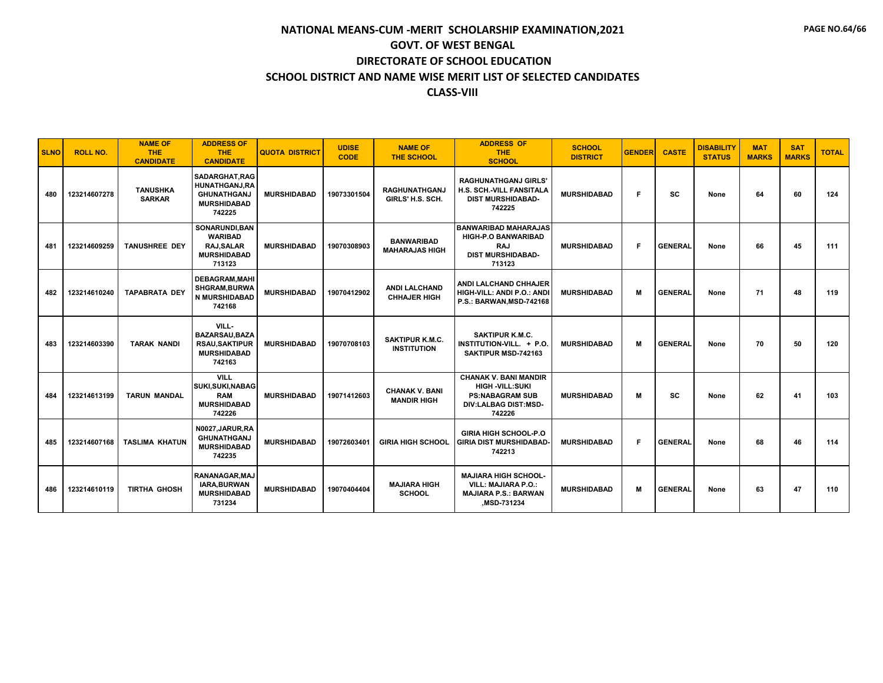# NATIONAL MEANS-CUM -MERIT SCHOLARSHIP EXAMINATION,2021

## GOVT. OF WEST BENGAL

## DIRECTORATE OF SCHOOL EDUCATION

## SCHOOL DISTRICT AND NAME WISE MERIT LIST OF SELECTED CANDIDATES

## CLASS-VIII

| SLNO | ROLL NO. | NAME OF THE CANDIDATE | ADDRESS OF THE CANDIDATE | QUOTA DISTRICT | UDISE CODE | NAME OF THE SCHOOL | ADDRESS OF THE SCHOOL | SCHOOL DISTRICT | GENDER | CASTE | DISABILITY STATUS | MAT MARKS | SAT MARKS | TOTAL |
|---|---|---|---|---|---|---|---|---|---|---|---|---|---|---|
| 480 | 123214607278 | TANUSHKA SARKAR | SADARGHAT,RAGHUNATHGANJ,RAGHUNATHGANJ MURSHIDABAD 742225 | MURSHIDABAD | 19073301504 | RAGHUNATHGANJ GIRLS' H.S. SCH. | RAGHUNATHGANJ GIRLS' H.S. SCH.-VILL FANSITALA DIST MURSHIDABAD-742225 | MURSHIDABAD | F | SC | None | 64 | 60 | 124 |
| 481 | 123214609259 | TANUSHREE DEY | SONARUNDI,BANWARIBAD RAJ,SALAR MURSHIDABAD 713123 | MURSHIDABAD | 19070308903 | BANWARIBAD MAHARAJAS HIGH | BANWARIBAD MAHARAJAS HIGH-P.O BANWARIBAD RAJ DIST MURSHIDABAD-713123 | MURSHIDABAD | F | GENERAL | None | 66 | 45 | 111 |
| 482 | 123214610240 | TAPABRATA DEY | DEBAGRAM,MAHISHGRAM,BURWAN MURSHIDABAD 742168 | MURSHIDABAD | 19070412902 | ANDI LALCHAND CHHAJER HIGH | ANDI LALCHAND CHHAJER HIGH-VILL: ANDI P.O.: ANDI P.S.: BARWAN,MSD-742168 | MURSHIDABAD | M | GENERAL | None | 71 | 48 | 119 |
| 483 | 123214603390 | TARAK NANDI | VILL-BAZARSAU,BAZARSAU,SAKTIPUR MURSHIDABAD 742163 | MURSHIDABAD | 19070708103 | SAKTIPUR K.M.C. INSTITUTION | SAKTIPUR K.M.C. INSTITUTION-VILL. + P.O. SAKTIPUR MSD-742163 | MURSHIDABAD | M | GENERAL | None | 70 | 50 | 120 |
| 484 | 123214613199 | TARUN MANDAL | VILL SUKI,SUKI,NABAGRAM MURSHIDABAD 742226 | MURSHIDABAD | 19071412603 | CHANAK V. BANI MANDIR HIGH | CHANAK V. BANI MANDIR HIGH -VILL:SUKI PS:NABAGRAM SUB DIV:LALBAG DIST:MSD-742226 | MURSHIDABAD | M | SC | None | 62 | 41 | 103 |
| 485 | 123214607168 | TASLIMA KHATUN | N0027,JARUR,RAGHUNATHGANJ MURSHIDABAD 742235 | MURSHIDABAD | 19072603401 | GIRIA HIGH SCHOOL | GIRIA HIGH SCHOOL-P.O GIRIA DIST MURSHIDABAD-742213 | MURSHIDABAD | F | GENERAL | None | 68 | 46 | 114 |
| 486 | 123214610119 | TIRTHA GHOSH | RANANAGAR,MAJIARA,BURWAN MURSHIDABAD 731234 | MURSHIDABAD | 19070404404 | MAJIARA HIGH SCHOOL | MAJIARA HIGH SCHOOL-VILL: MAJIARA P.O.: MAJIARA P.S.: BARWAN ,MSD-731234 | MURSHIDABAD | M | GENERAL | None | 63 | 47 | 110 |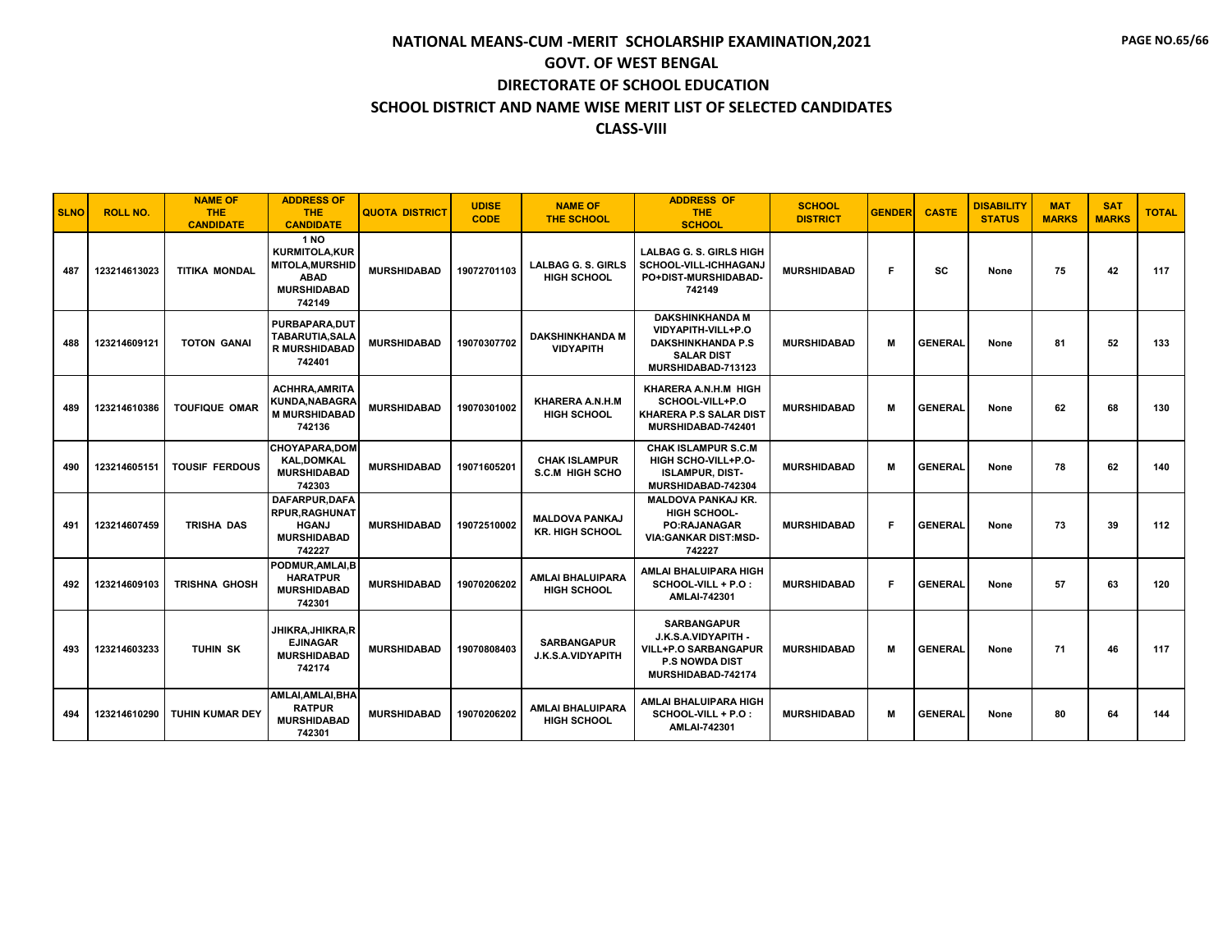# NATIONAL MEANS-CUM -MERIT SCHOLARSHIP EXAMINATION,2021
## GOVT. OF WEST BENGAL
## DIRECTORATE OF SCHOOL EDUCATION
## SCHOOL DISTRICT AND NAME WISE MERIT LIST OF SELECTED CANDIDATES
## CLASS-VIII

| SLNO | ROLL NO. | NAME OF THE CANDIDATE | ADDRESS OF THE CANDIDATE | QUOTA DISTRICT | UDISE CODE | NAME OF THE SCHOOL | ADDRESS OF THE SCHOOL | SCHOOL DISTRICT | GENDER | CASTE | DISABILITY STATUS | MAT MARKS | SAT MARKS | TOTAL |
|---|---|---|---|---|---|---|---|---|---|---|---|---|---|---|
| 487 | 123214613023 | TITIKA MONDAL | 1 NO KURMITOLA,KURMITOLA,MURSHIDABAD MURSHIDABAD 742149 | MURSHIDABAD | 19072701103 | LALBAG G. S. GIRLS HIGH SCHOOL | LALBAG G. S. GIRLS HIGH SCHOOL-VILL-ICHHAGANJ PO+DIST-MURSHIDABAD-742149 | MURSHIDABAD | F | SC | None | 75 | 42 | 117 |
| 488 | 123214609121 | TOTON GANAI | PURBAPARA,DUTTABARUTIA,SALAR MURSHIDABAD 742401 | MURSHIDABAD | 19070307702 | DAKSHINKHANDA M VIDYAPITH | DAKSHINKHANDA M VIDYAPITH-VILL+P.O DAKSHINKHANDA P.S SALAR DIST MURSHIDABAD-713123 | MURSHIDABAD | M | GENERAL | None | 81 | 52 | 133 |
| 489 | 123214610386 | TOUFIQUE OMAR | ACHHRA,AMRITAKUNDA,NABAGRAM MURSHIDABAD 742136 | MURSHIDABAD | 19070301002 | KHARERA A.N.H.M HIGH SCHOOL | KHARERA A.N.H.M HIGH SCHOOL-VILL+P.O KHARERA P.S SALAR DIST MURSHIDABAD-742401 | MURSHIDABAD | M | GENERAL | None | 62 | 68 | 130 |
| 490 | 123214605151 | TOUSIF FERDOUS | CHOYAPARA,DOMKAL,DOMKAL MURSHIDABAD 742303 | MURSHIDABAD | 19071605201 | CHAK ISLAMPUR S.C.M HIGH SCHO | CHAK ISLAMPUR S.C.M HIGH SCHO-VILL+P.O-ISLAMPUR, DIST-MURSHIDABAD-742304 | MURSHIDABAD | M | GENERAL | None | 78 | 62 | 140 |
| 491 | 123214607459 | TRISHA DAS | DAFARPUR,DAFARPUR,RAGHUNATHGANJ MURSHIDABAD 742227 | MURSHIDABAD | 19072510002 | MALDOVA PANKAJ KR. HIGH SCHOOL | MALDOVA PANKAJ KR. HIGH SCHOOL-PO:RAJANAGAR VIA:GANKAR DIST:MSD-742227 | MURSHIDABAD | F | GENERAL | None | 73 | 39 | 112 |
| 492 | 123214609103 | TRISHNA GHOSH | PODMUR,AMLAI,BHARATPUR MURSHIDABAD 742301 | MURSHIDABAD | 19070206202 | AMLAI BHALUIPARA HIGH SCHOOL | AMLAI BHALUIPARA HIGH SCHOOL-VILL + P.O : AMLAI-742301 | MURSHIDABAD | F | GENERAL | None | 57 | 63 | 120 |
| 493 | 123214603233 | TUHIN SK | JHIKRA,JHIKRA,REJINAGAR MURSHIDABAD 742174 | MURSHIDABAD | 19070808403 | SARBANGAPUR J.K.S.A.VIDYAPITH | SARBANGAPUR J.K.S.A.VIDYAPITH - VILL+P.O SARBANGAPUR P.S NOWDA DIST MURSHIDABAD-742174 | MURSHIDABAD | M | GENERAL | None | 71 | 46 | 117 |
| 494 | 123214610290 | TUHIN KUMAR DEY | AMLAI,AMLAI,BHARATPUR MURSHIDABAD 742301 | MURSHIDABAD | 19070206202 | AMLAI BHALUIPARA HIGH SCHOOL | AMLAI BHALUIPARA HIGH SCHOOL-VILL + P.O : AMLAI-742301 | MURSHIDABAD | M | GENERAL | None | 80 | 64 | 144 |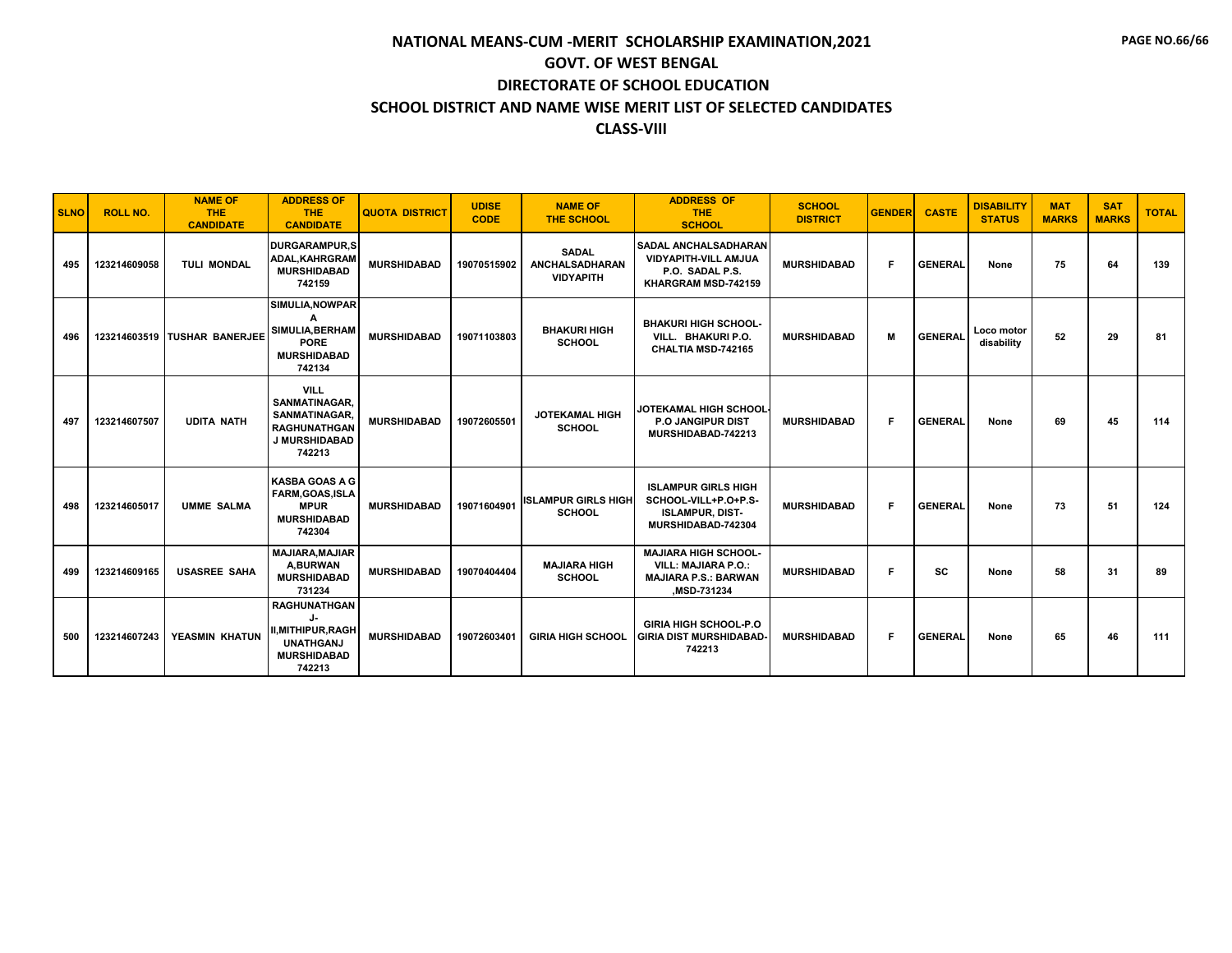# NATIONAL MEANS-CUM -MERIT SCHOLARSHIP EXAMINATION,2021

## GOVT. OF WEST BENGAL

## DIRECTORATE OF SCHOOL EDUCATION

## SCHOOL DISTRICT AND NAME WISE MERIT LIST OF SELECTED CANDIDATES

## CLASS-VIII

| SLNO | ROLL NO. | NAME OF THE CANDIDATE | ADDRESS OF THE CANDIDATE | QUOTA DISTRICT | UDISE CODE | NAME OF THE SCHOOL | ADDRESS OF THE SCHOOL | SCHOOL DISTRICT | GENDER | CASTE | DISABILITY STATUS | MAT MARKS | SAT MARKS | TOTAL |
|---|---|---|---|---|---|---|---|---|---|---|---|---|---|---|
| 495 | 123214609058 | TULI MONDAL | DURGARAMPUR,SADAL,KAHRGRAM MURSHIDABAD 742159 | MURSHIDABAD | 19070515902 | SADAL ANCHALSADHARAN VIDYAPITH | SADAL ANCHALSADHARAN VIDYAPITH-VILL AMJUA P.O. SADAL P.S. KHARGRAM MSD-742159 | MURSHIDABAD | F | GENERAL | None | 75 | 64 | 139 |
| 496 | 123214603519 | TUSHAR BANERJEE | SIMULIA,NOWPARA SIMULIA,BERHAMPORE MURSHIDABAD 742134 | MURSHIDABAD | 19071103803 | BHAKURI HIGH SCHOOL | BHAKURI HIGH SCHOOL- VILL. BHAKURI P.O. CHALTIA MSD-742165 | MURSHIDABAD | M | GENERAL | Loco motor disability | 52 | 29 | 81 |
| 497 | 123214607507 | UDITA NATH | VILL SANMATINAGAR, SANMATINAGAR, RAGHUNATHGANJ MURSHIDABAD 742213 | MURSHIDABAD | 19072605501 | JOTEKAMAL HIGH SCHOOL | JOTEKAMAL HIGH SCHOOL-P.O JANGIPUR DIST MURSHIDABAD-742213 | MURSHIDABAD | F | GENERAL | None | 69 | 45 | 114 |
| 498 | 123214605017 | UMME SALMA | KASBA GOAS A G FARM,GOAS,ISLAMPUR MURSHIDABAD 742304 | MURSHIDABAD | 19071604901 | ISLAMPUR GIRLS HIGH SCHOOL | ISLAMPUR GIRLS HIGH SCHOOL-VILL+P.O+P.S-ISLAMPUR, DIST-MURSHIDABAD-742304 | MURSHIDABAD | F | GENERAL | None | 73 | 51 | 124 |
| 499 | 123214609165 | USASREE SAHA | MAJIARA,MAJIARA,BURWAN MURSHIDABAD 731234 | MURSHIDABAD | 19070404404 | MAJIARA HIGH SCHOOL | MAJIARA HIGH SCHOOL- VILL: MAJIARA P.O.: MAJIARA P.S.: BARWAN ,MSD-731234 | MURSHIDABAD | F | SC | None | 58 | 31 | 89 |
| 500 | 123214607243 | YEASMIN KHATUN | RAGHUNATHGANJ-II,MITHIPUR,RAGHUNATHGANJ MURSHIDABAD 742213 | MURSHIDABAD | 19072603401 | GIRIA HIGH SCHOOL | GIRIA HIGH SCHOOL-P.O GIRIA DIST MURSHIDABAD-742213 | MURSHIDABAD | F | GENERAL | None | 65 | 46 | 111 |